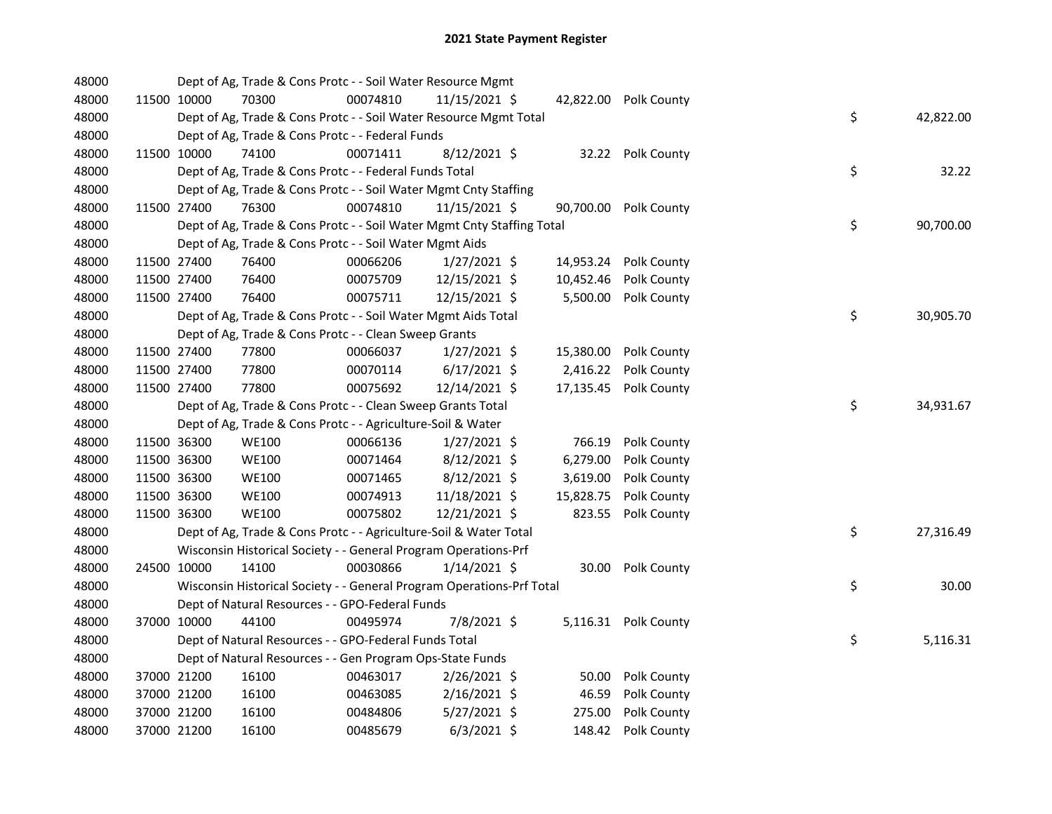# 2021 State Payment Register

| | | | | | | | | | |
|---|---|---|---|---|---|---|---|---|---|
| 48000 | | | Dept of Ag, Trade & Cons Protc - - Soil Water Resource Mgmt | | | | | | |
| 48000 | 11500 | 10000 | 70300 | 00074810 | 11/15/2021 $ | 42,822.00 | Polk County | | |
| 48000 | | | Dept of Ag, Trade & Cons Protc - - Soil Water Resource Mgmt Total | | | | | $ | 42,822.00 |
| 48000 | | | Dept of Ag, Trade & Cons Protc - - Federal Funds | | | | | | |
| 48000 | 11500 | 10000 | 74100 | 00071411 | 8/12/2021 $ | 32.22 | Polk County | | |
| 48000 | | | Dept of Ag, Trade & Cons Protc - - Federal Funds Total | | | | | $ | 32.22 |
| 48000 | | | Dept of Ag, Trade & Cons Protc - - Soil Water Mgmt Cnty Staffing | | | | | | |
| 48000 | 11500 | 27400 | 76300 | 00074810 | 11/15/2021 $ | 90,700.00 | Polk County | | |
| 48000 | | | Dept of Ag, Trade & Cons Protc - - Soil Water Mgmt Cnty Staffing Total | | | | | $ | 90,700.00 |
| 48000 | | | Dept of Ag, Trade & Cons Protc - - Soil Water Mgmt Aids | | | | | | |
| 48000 | 11500 | 27400 | 76400 | 00066206 | 1/27/2021 $ | 14,953.24 | Polk County | | |
| 48000 | 11500 | 27400 | 76400 | 00075709 | 12/15/2021 $ | 10,452.46 | Polk County | | |
| 48000 | 11500 | 27400 | 76400 | 00075711 | 12/15/2021 $ | 5,500.00 | Polk County | | |
| 48000 | | | Dept of Ag, Trade & Cons Protc - - Soil Water Mgmt Aids Total | | | | | $ | 30,905.70 |
| 48000 | | | Dept of Ag, Trade & Cons Protc - - Clean Sweep Grants | | | | | | |
| 48000 | 11500 | 27400 | 77800 | 00066037 | 1/27/2021 $ | 15,380.00 | Polk County | | |
| 48000 | 11500 | 27400 | 77800 | 00070114 | 6/17/2021 $ | 2,416.22 | Polk County | | |
| 48000 | 11500 | 27400 | 77800 | 00075692 | 12/14/2021 $ | 17,135.45 | Polk County | | |
| 48000 | | | Dept of Ag, Trade & Cons Protc - - Clean Sweep Grants Total | | | | | $ | 34,931.67 |
| 48000 | | | Dept of Ag, Trade & Cons Protc - - Agriculture-Soil & Water | | | | | | |
| 48000 | 11500 | 36300 | WE100 | 00066136 | 1/27/2021 $ | 766.19 | Polk County | | |
| 48000 | 11500 | 36300 | WE100 | 00071464 | 8/12/2021 $ | 6,279.00 | Polk County | | |
| 48000 | 11500 | 36300 | WE100 | 00071465 | 8/12/2021 $ | 3,619.00 | Polk County | | |
| 48000 | 11500 | 36300 | WE100 | 00074913 | 11/18/2021 $ | 15,828.75 | Polk County | | |
| 48000 | 11500 | 36300 | WE100 | 00075802 | 12/21/2021 $ | 823.55 | Polk County | | |
| 48000 | | | Dept of Ag, Trade & Cons Protc - - Agriculture-Soil & Water Total | | | | | $ | 27,316.49 |
| 48000 | | | Wisconsin Historical Society - - General Program Operations-Prf | | | | | | |
| 48000 | 24500 | 10000 | 14100 | 00030866 | 1/14/2021 $ | 30.00 | Polk County | | |
| 48000 | | | Wisconsin Historical Society - - General Program Operations-Prf Total | | | | | $ | 30.00 |
| 48000 | | | Dept of Natural Resources - - GPO-Federal Funds | | | | | | |
| 48000 | 37000 | 10000 | 44100 | 00495974 | 7/8/2021 $ | 5,116.31 | Polk County | | |
| 48000 | | | Dept of Natural Resources - - GPO-Federal Funds Total | | | | | $ | 5,116.31 |
| 48000 | | | Dept of Natural Resources - - Gen Program Ops-State Funds | | | | | | |
| 48000 | 37000 | 21200 | 16100 | 00463017 | 2/26/2021 $ | 50.00 | Polk County | | |
| 48000 | 37000 | 21200 | 16100 | 00463085 | 2/16/2021 $ | 46.59 | Polk County | | |
| 48000 | 37000 | 21200 | 16100 | 00484806 | 5/27/2021 $ | 275.00 | Polk County | | |
| 48000 | 37000 | 21200 | 16100 | 00485679 | 6/3/2021 $ | 148.42 | Polk County | | |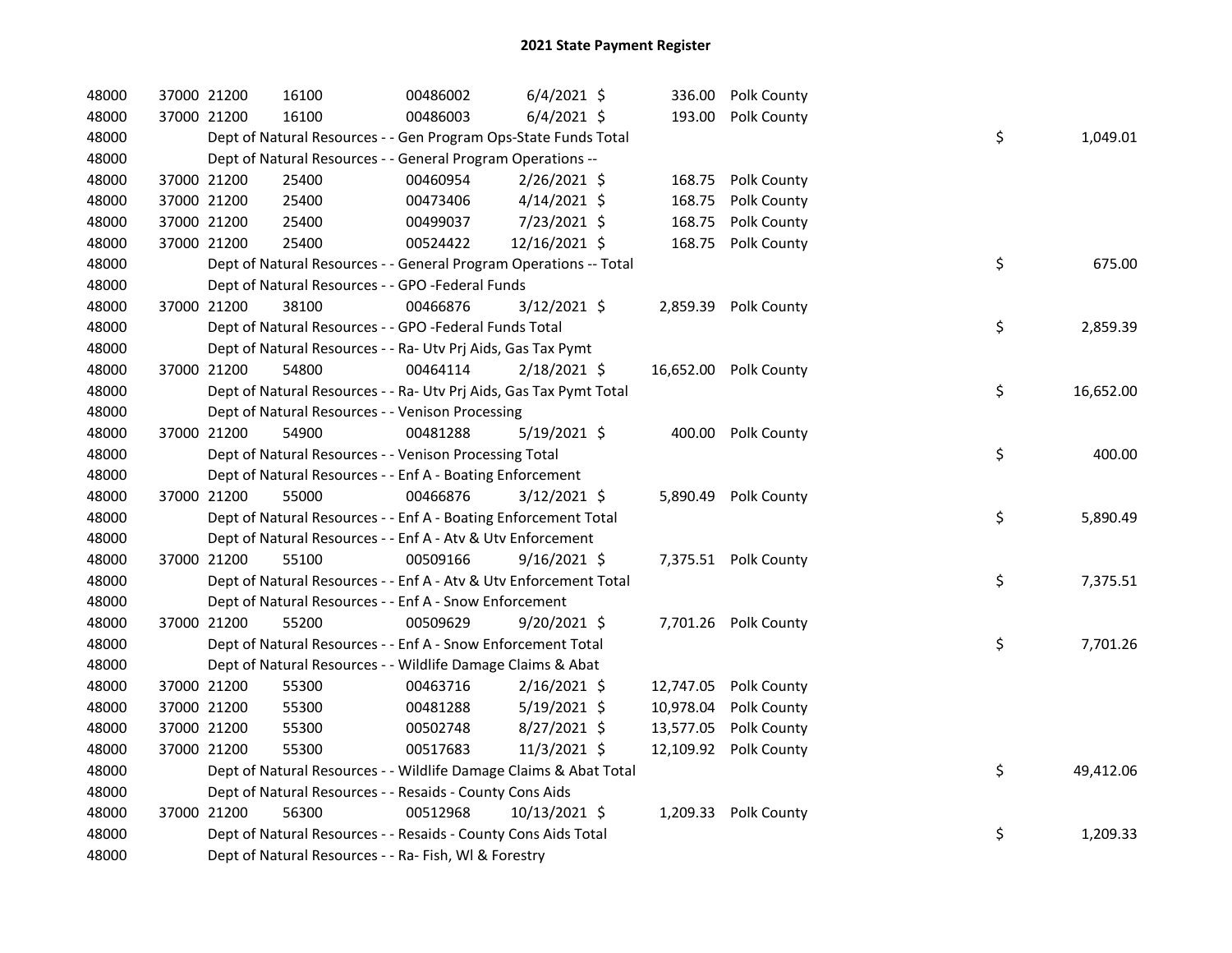# 2021 State Payment Register

| | | | | | | | | | |
|---|---|---|---|---|---|---|---|---|---|
| 48000 | 37000 | 21200 | 16100 | 00486002 | 6/4/2021 | $ 336.00 | Polk County | | |
| 48000 | 37000 | 21200 | 16100 | 00486003 | 6/4/2021 | $ 193.00 | Polk County | | |
| 48000 | | Dept of Natural Resources - - Gen Program Ops-State Funds Total | | | | | | $ | 1,049.01 |
| 48000 | | Dept of Natural Resources - - General Program Operations -- | | | | | | | |
| 48000 | 37000 | 21200 | 25400 | 00460954 | 2/26/2021 | $ 168.75 | Polk County | | |
| 48000 | 37000 | 21200 | 25400 | 00473406 | 4/14/2021 | $ 168.75 | Polk County | | |
| 48000 | 37000 | 21200 | 25400 | 00499037 | 7/23/2021 | $ 168.75 | Polk County | | |
| 48000 | 37000 | 21200 | 25400 | 00524422 | 12/16/2021 | $ 168.75 | Polk County | | |
| 48000 | | Dept of Natural Resources - - General Program Operations -- Total | | | | | | $ | 675.00 |
| 48000 | | Dept of Natural Resources - - GPO -Federal Funds | | | | | | | |
| 48000 | 37000 | 21200 | 38100 | 00466876 | 3/12/2021 | $ 2,859.39 | Polk County | | |
| 48000 | | Dept of Natural Resources - - GPO -Federal Funds Total | | | | | | $ | 2,859.39 |
| 48000 | | Dept of Natural Resources - - Ra- Utv Prj Aids, Gas Tax Pymt | | | | | | | |
| 48000 | 37000 | 21200 | 54800 | 00464114 | 2/18/2021 | $ 16,652.00 | Polk County | | |
| 48000 | | Dept of Natural Resources - - Ra- Utv Prj Aids, Gas Tax Pymt Total | | | | | | $ | 16,652.00 |
| 48000 | | Dept of Natural Resources - - Venison Processing | | | | | | | |
| 48000 | 37000 | 21200 | 54900 | 00481288 | 5/19/2021 | $ 400.00 | Polk County | | |
| 48000 | | Dept of Natural Resources - - Venison Processing Total | | | | | | $ | 400.00 |
| 48000 | | Dept of Natural Resources - - Enf A - Boating Enforcement | | | | | | | |
| 48000 | 37000 | 21200 | 55000 | 00466876 | 3/12/2021 | $ 5,890.49 | Polk County | | |
| 48000 | | Dept of Natural Resources - - Enf A - Boating Enforcement Total | | | | | | $ | 5,890.49 |
| 48000 | | Dept of Natural Resources - - Enf A - Atv & Utv Enforcement | | | | | | | |
| 48000 | 37000 | 21200 | 55100 | 00509166 | 9/16/2021 | $ 7,375.51 | Polk County | | |
| 48000 | | Dept of Natural Resources - - Enf A - Atv & Utv Enforcement Total | | | | | | $ | 7,375.51 |
| 48000 | | Dept of Natural Resources - - Enf A - Snow Enforcement | | | | | | | |
| 48000 | 37000 | 21200 | 55200 | 00509629 | 9/20/2021 | $ 7,701.26 | Polk County | | |
| 48000 | | Dept of Natural Resources - - Enf A - Snow Enforcement Total | | | | | | $ | 7,701.26 |
| 48000 | | Dept of Natural Resources - - Wildlife Damage Claims & Abat | | | | | | | |
| 48000 | 37000 | 21200 | 55300 | 00463716 | 2/16/2021 | $ 12,747.05 | Polk County | | |
| 48000 | 37000 | 21200 | 55300 | 00481288 | 5/19/2021 | $ 10,978.04 | Polk County | | |
| 48000 | 37000 | 21200 | 55300 | 00502748 | 8/27/2021 | $ 13,577.05 | Polk County | | |
| 48000 | 37000 | 21200 | 55300 | 00517683 | 11/3/2021 | $ 12,109.92 | Polk County | | |
| 48000 | | Dept of Natural Resources - - Wildlife Damage Claims & Abat Total | | | | | | $ | 49,412.06 |
| 48000 | | Dept of Natural Resources - - Resaids - County Cons Aids | | | | | | | |
| 48000 | 37000 | 21200 | 56300 | 00512968 | 10/13/2021 | $ 1,209.33 | Polk County | | |
| 48000 | | Dept of Natural Resources - - Resaids - County Cons Aids Total | | | | | | $ | 1,209.33 |
| 48000 | | Dept of Natural Resources - - Ra- Fish, Wl & Forestry | | | | | | | |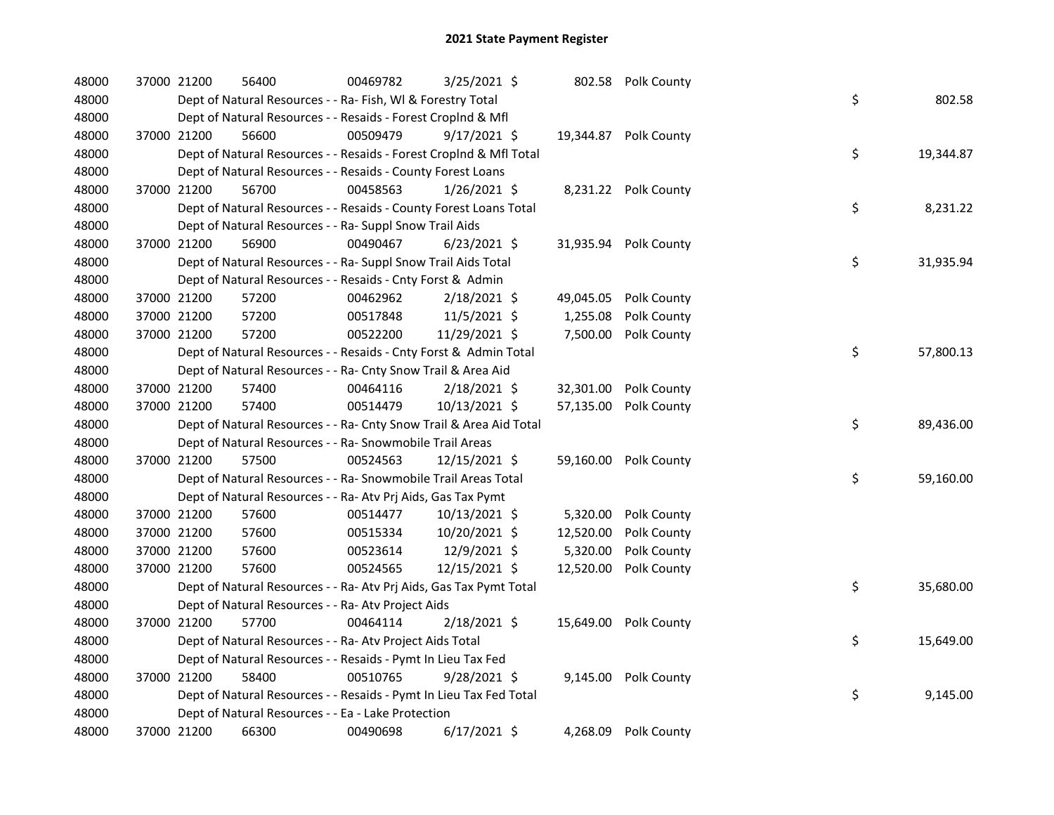# 2021 State Payment Register

| | | | | | | | | |
|---|---|---|---|---|---|---|---|---|
| 48000 | 37000 21200 | 56400 | 00469782 | 3/25/2021 $ | 802.58 | Polk County | | |
| 48000 | Dept of Natural Resources - - Ra- Fish, Wl & Forestry Total | | | | | | $ | 802.58 |
| 48000 | Dept of Natural Resources - - Resaids - Forest Croplnd & Mfl | | | | | | | |
| 48000 | 37000 21200 | 56600 | 00509479 | 9/17/2021 $ | 19,344.87 | Polk County | | |
| 48000 | Dept of Natural Resources - - Resaids - Forest Croplnd & Mfl Total | | | | | | $ | 19,344.87 |
| 48000 | Dept of Natural Resources - - Resaids - County Forest Loans | | | | | | | |
| 48000 | 37000 21200 | 56700 | 00458563 | 1/26/2021 $ | 8,231.22 | Polk County | | |
| 48000 | Dept of Natural Resources - - Resaids - County Forest Loans Total | | | | | | $ | 8,231.22 |
| 48000 | Dept of Natural Resources - - Ra- Suppl Snow Trail Aids | | | | | | | |
| 48000 | 37000 21200 | 56900 | 00490467 | 6/23/2021 $ | 31,935.94 | Polk County | | |
| 48000 | Dept of Natural Resources - - Ra- Suppl Snow Trail Aids Total | | | | | | $ | 31,935.94 |
| 48000 | Dept of Natural Resources - - Resaids - Cnty Forst & Admin | | | | | | | |
| 48000 | 37000 21200 | 57200 | 00462962 | 2/18/2021 $ | 49,045.05 | Polk County | | |
| 48000 | 37000 21200 | 57200 | 00517848 | 11/5/2021 $ | 1,255.08 | Polk County | | |
| 48000 | 37000 21200 | 57200 | 00522200 | 11/29/2021 $ | 7,500.00 | Polk County | | |
| 48000 | Dept of Natural Resources - - Resaids - Cnty Forst & Admin Total | | | | | | $ | 57,800.13 |
| 48000 | Dept of Natural Resources - - Ra- Cnty Snow Trail & Area Aid | | | | | | | |
| 48000 | 37000 21200 | 57400 | 00464116 | 2/18/2021 $ | 32,301.00 | Polk County | | |
| 48000 | 37000 21200 | 57400 | 00514479 | 10/13/2021 $ | 57,135.00 | Polk County | | |
| 48000 | Dept of Natural Resources - - Ra- Cnty Snow Trail & Area Aid Total | | | | | | $ | 89,436.00 |
| 48000 | Dept of Natural Resources - - Ra- Snowmobile Trail Areas | | | | | | | |
| 48000 | 37000 21200 | 57500 | 00524563 | 12/15/2021 $ | 59,160.00 | Polk County | | |
| 48000 | Dept of Natural Resources - - Ra- Snowmobile Trail Areas Total | | | | | | $ | 59,160.00 |
| 48000 | Dept of Natural Resources - - Ra- Atv Prj Aids, Gas Tax Pymt | | | | | | | |
| 48000 | 37000 21200 | 57600 | 00514477 | 10/13/2021 $ | 5,320.00 | Polk County | | |
| 48000 | 37000 21200 | 57600 | 00515334 | 10/20/2021 $ | 12,520.00 | Polk County | | |
| 48000 | 37000 21200 | 57600 | 00523614 | 12/9/2021 $ | 5,320.00 | Polk County | | |
| 48000 | 37000 21200 | 57600 | 00524565 | 12/15/2021 $ | 12,520.00 | Polk County | | |
| 48000 | Dept of Natural Resources - - Ra- Atv Prj Aids, Gas Tax Pymt Total | | | | | | $ | 35,680.00 |
| 48000 | Dept of Natural Resources - - Ra- Atv Project Aids | | | | | | | |
| 48000 | 37000 21200 | 57700 | 00464114 | 2/18/2021 $ | 15,649.00 | Polk County | | |
| 48000 | Dept of Natural Resources - - Ra- Atv Project Aids Total | | | | | | $ | 15,649.00 |
| 48000 | Dept of Natural Resources - - Resaids - Pymt In Lieu Tax Fed | | | | | | | |
| 48000 | 37000 21200 | 58400 | 00510765 | 9/28/2021 $ | 9,145.00 | Polk County | | |
| 48000 | Dept of Natural Resources - - Resaids - Pymt In Lieu Tax Fed Total | | | | | | $ | 9,145.00 |
| 48000 | Dept of Natural Resources - - Ea - Lake Protection | | | | | | | |
| 48000 | 37000 21200 | 66300 | 00490698 | 6/17/2021 $ | 4,268.09 | Polk County | | |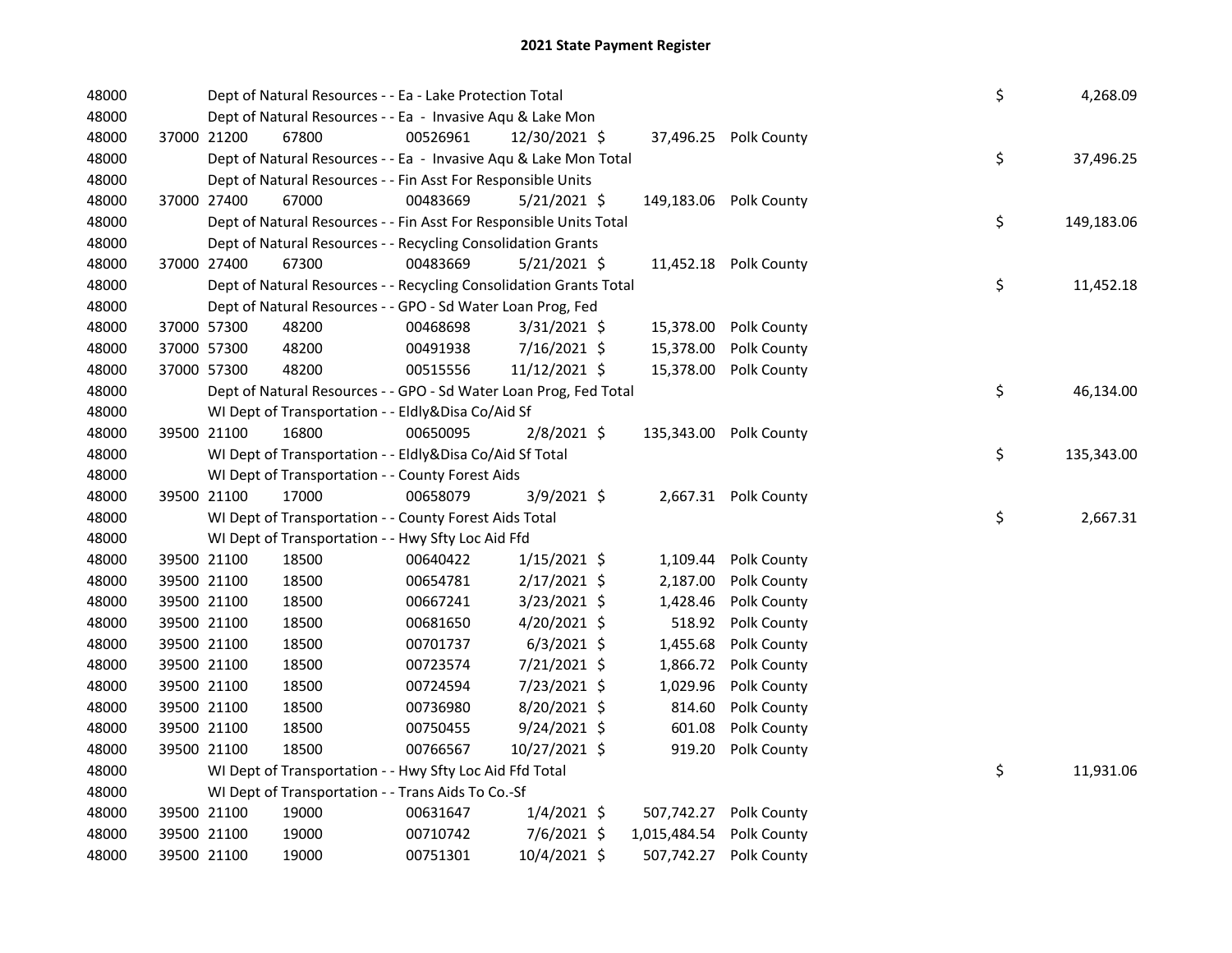# 2021 State Payment Register

| | | | | | | | | | |
|---|---|---|---|---|---|---|---|---|---|
| 48000 | | Dept of Natural Resources - - Ea - Lake Protection Total | | | | | | $ | 4,268.09 |
| 48000 | | Dept of Natural Resources - - Ea - Invasive Aqu & Lake Mon | | | | | | | |
| 48000 | 37000 21200 | 67800 | 00526961 | 12/30/2021 $ | 37,496.25 | Polk County | | | |
| 48000 | | Dept of Natural Resources - - Ea - Invasive Aqu & Lake Mon Total | | | | | | $ | 37,496.25 |
| 48000 | | Dept of Natural Resources - - Fin Asst For Responsible Units | | | | | | | |
| 48000 | 37000 27400 | 67000 | 00483669 | 5/21/2021 $ | 149,183.06 | Polk County | | | |
| 48000 | | Dept of Natural Resources - - Fin Asst For Responsible Units Total | | | | | | $ | 149,183.06 |
| 48000 | | Dept of Natural Resources - - Recycling Consolidation Grants | | | | | | | |
| 48000 | 37000 27400 | 67300 | 00483669 | 5/21/2021 $ | 11,452.18 | Polk County | | | |
| 48000 | | Dept of Natural Resources - - Recycling Consolidation Grants Total | | | | | | $ | 11,452.18 |
| 48000 | | Dept of Natural Resources - - GPO - Sd Water Loan Prog, Fed | | | | | | | |
| 48000 | 37000 57300 | 48200 | 00468698 | 3/31/2021 $ | 15,378.00 | Polk County | | | |
| 48000 | 37000 57300 | 48200 | 00491938 | 7/16/2021 $ | 15,378.00 | Polk County | | | |
| 48000 | 37000 57300 | 48200 | 00515556 | 11/12/2021 $ | 15,378.00 | Polk County | | | |
| 48000 | | Dept of Natural Resources - - GPO - Sd Water Loan Prog, Fed Total | | | | | | $ | 46,134.00 |
| 48000 | | WI Dept of Transportation - - Eldly&Disa Co/Aid Sf | | | | | | | |
| 48000 | 39500 21100 | 16800 | 00650095 | 2/8/2021 $ | 135,343.00 | Polk County | | | |
| 48000 | | WI Dept of Transportation - - Eldly&Disa Co/Aid Sf Total | | | | | | $ | 135,343.00 |
| 48000 | | WI Dept of Transportation - - County Forest Aids | | | | | | | |
| 48000 | 39500 21100 | 17000 | 00658079 | 3/9/2021 $ | 2,667.31 | Polk County | | | |
| 48000 | | WI Dept of Transportation - - County Forest Aids Total | | | | | | $ | 2,667.31 |
| 48000 | | WI Dept of Transportation - - Hwy Sfty Loc Aid Ffd | | | | | | | |
| 48000 | 39500 21100 | 18500 | 00640422 | 1/15/2021 $ | 1,109.44 | Polk County | | | |
| 48000 | 39500 21100 | 18500 | 00654781 | 2/17/2021 $ | 2,187.00 | Polk County | | | |
| 48000 | 39500 21100 | 18500 | 00667241 | 3/23/2021 $ | 1,428.46 | Polk County | | | |
| 48000 | 39500 21100 | 18500 | 00681650 | 4/20/2021 $ | 518.92 | Polk County | | | |
| 48000 | 39500 21100 | 18500 | 00701737 | 6/3/2021 $ | 1,455.68 | Polk County | | | |
| 48000 | 39500 21100 | 18500 | 00723574 | 7/21/2021 $ | 1,866.72 | Polk County | | | |
| 48000 | 39500 21100 | 18500 | 00724594 | 7/23/2021 $ | 1,029.96 | Polk County | | | |
| 48000 | 39500 21100 | 18500 | 00736980 | 8/20/2021 $ | 814.60 | Polk County | | | |
| 48000 | 39500 21100 | 18500 | 00750455 | 9/24/2021 $ | 601.08 | Polk County | | | |
| 48000 | 39500 21100 | 18500 | 00766567 | 10/27/2021 $ | 919.20 | Polk County | | | |
| 48000 | | WI Dept of Transportation - - Hwy Sfty Loc Aid Ffd Total | | | | | | $ | 11,931.06 |
| 48000 | | WI Dept of Transportation - - Trans Aids To Co.-Sf | | | | | | | |
| 48000 | 39500 21100 | 19000 | 00631647 | 1/4/2021 $ | 507,742.27 | Polk County | | | |
| 48000 | 39500 21100 | 19000 | 00710742 | 7/6/2021 $ | 1,015,484.54 | Polk County | | | |
| 48000 | 39500 21100 | 19000 | 00751301 | 10/4/2021 $ | 507,742.27 | Polk County | | | |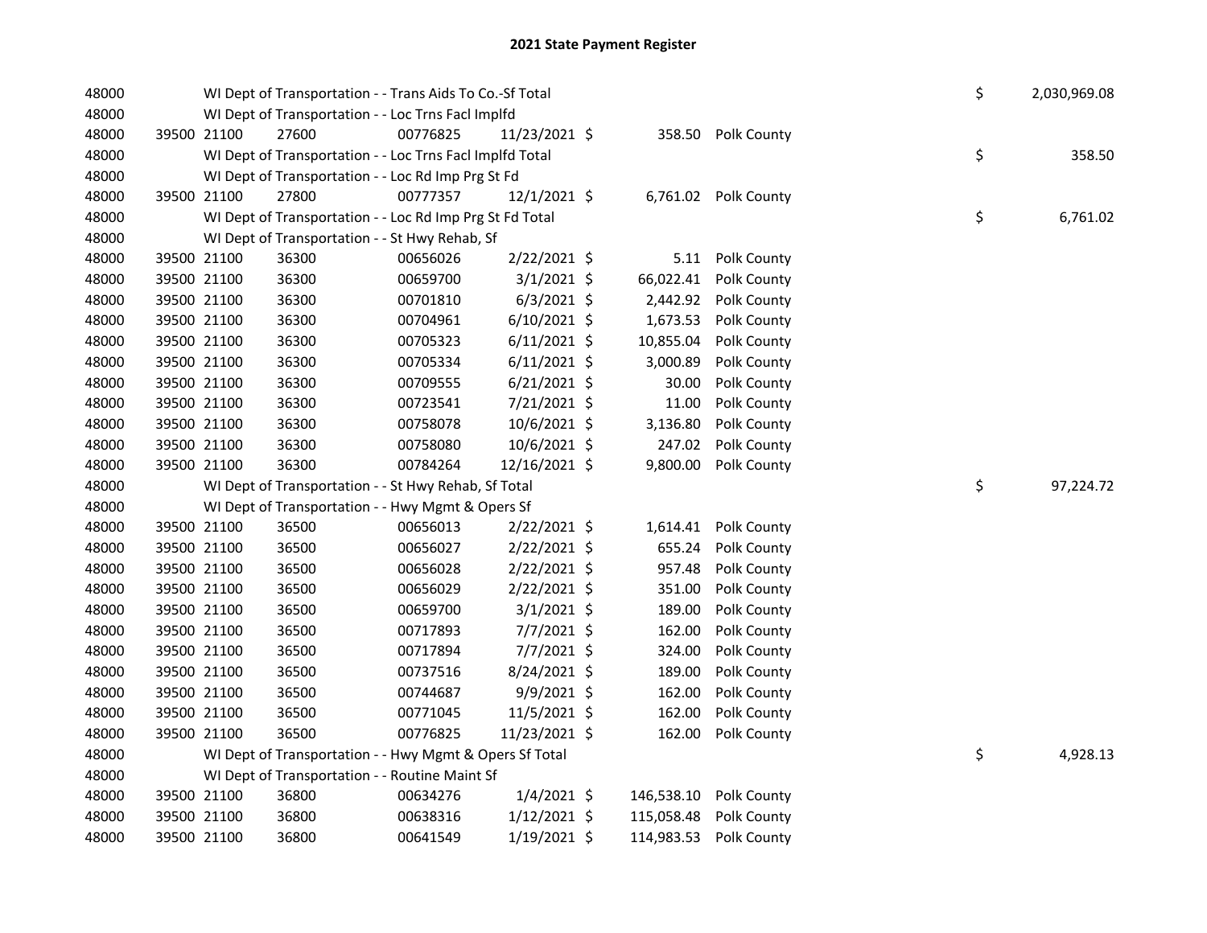## 2021 State Payment Register

| | | | | | | | | | |
|---|---|---|---|---|---|---|---|---|---|
| 48000 | | WI Dept of Transportation - - Trans Aids To Co.-Sf Total | | | | | | $ | 2,030,969.08 |
| 48000 | | WI Dept of Transportation - - Loc Trns Facl Implfd | | | | | | | |
| 48000 | 39500 21100 | 27600 | 00776825 | 11/23/2021 | $ | 358.50 | Polk County | | |
| 48000 | | WI Dept of Transportation - - Loc Trns Facl Implfd Total | | | | | | $ | 358.50 |
| 48000 | | WI Dept of Transportation - - Loc Rd Imp Prg St Fd | | | | | | | |
| 48000 | 39500 21100 | 27800 | 00777357 | 12/1/2021 | $ | 6,761.02 | Polk County | | |
| 48000 | | WI Dept of Transportation - - Loc Rd Imp Prg St Fd Total | | | | | | $ | 6,761.02 |
| 48000 | | WI Dept of Transportation - - St Hwy Rehab, Sf | | | | | | | |
| 48000 | 39500 21100 | 36300 | 00656026 | 2/22/2021 | $ | 5.11 | Polk County | | |
| 48000 | 39500 21100 | 36300 | 00659700 | 3/1/2021 | $ | 66,022.41 | Polk County | | |
| 48000 | 39500 21100 | 36300 | 00701810 | 6/3/2021 | $ | 2,442.92 | Polk County | | |
| 48000 | 39500 21100 | 36300 | 00704961 | 6/10/2021 | $ | 1,673.53 | Polk County | | |
| 48000 | 39500 21100 | 36300 | 00705323 | 6/11/2021 | $ | 10,855.04 | Polk County | | |
| 48000 | 39500 21100 | 36300 | 00705334 | 6/11/2021 | $ | 3,000.89 | Polk County | | |
| 48000 | 39500 21100 | 36300 | 00709555 | 6/21/2021 | $ | 30.00 | Polk County | | |
| 48000 | 39500 21100 | 36300 | 00723541 | 7/21/2021 | $ | 11.00 | Polk County | | |
| 48000 | 39500 21100 | 36300 | 00758078 | 10/6/2021 | $ | 3,136.80 | Polk County | | |
| 48000 | 39500 21100 | 36300 | 00758080 | 10/6/2021 | $ | 247.02 | Polk County | | |
| 48000 | 39500 21100 | 36300 | 00784264 | 12/16/2021 | $ | 9,800.00 | Polk County | | |
| 48000 | | WI Dept of Transportation - - St Hwy Rehab, Sf Total | | | | | | $ | 97,224.72 |
| 48000 | | WI Dept of Transportation - - Hwy Mgmt & Opers Sf | | | | | | | |
| 48000 | 39500 21100 | 36500 | 00656013 | 2/22/2021 | $ | 1,614.41 | Polk County | | |
| 48000 | 39500 21100 | 36500 | 00656027 | 2/22/2021 | $ | 655.24 | Polk County | | |
| 48000 | 39500 21100 | 36500 | 00656028 | 2/22/2021 | $ | 957.48 | Polk County | | |
| 48000 | 39500 21100 | 36500 | 00656029 | 2/22/2021 | $ | 351.00 | Polk County | | |
| 48000 | 39500 21100 | 36500 | 00659700 | 3/1/2021 | $ | 189.00 | Polk County | | |
| 48000 | 39500 21100 | 36500 | 00717893 | 7/7/2021 | $ | 162.00 | Polk County | | |
| 48000 | 39500 21100 | 36500 | 00717894 | 7/7/2021 | $ | 324.00 | Polk County | | |
| 48000 | 39500 21100 | 36500 | 00737516 | 8/24/2021 | $ | 189.00 | Polk County | | |
| 48000 | 39500 21100 | 36500 | 00744687 | 9/9/2021 | $ | 162.00 | Polk County | | |
| 48000 | 39500 21100 | 36500 | 00771045 | 11/5/2021 | $ | 162.00 | Polk County | | |
| 48000 | 39500 21100 | 36500 | 00776825 | 11/23/2021 | $ | 162.00 | Polk County | | |
| 48000 | | WI Dept of Transportation - - Hwy Mgmt & Opers Sf Total | | | | | | $ | 4,928.13 |
| 48000 | | WI Dept of Transportation - - Routine Maint Sf | | | | | | | |
| 48000 | 39500 21100 | 36800 | 00634276 | 1/4/2021 | $ | 146,538.10 | Polk County | | |
| 48000 | 39500 21100 | 36800 | 00638316 | 1/12/2021 | $ | 115,058.48 | Polk County | | |
| 48000 | 39500 21100 | 36800 | 00641549 | 1/19/2021 | $ | 114,983.53 | Polk County | | |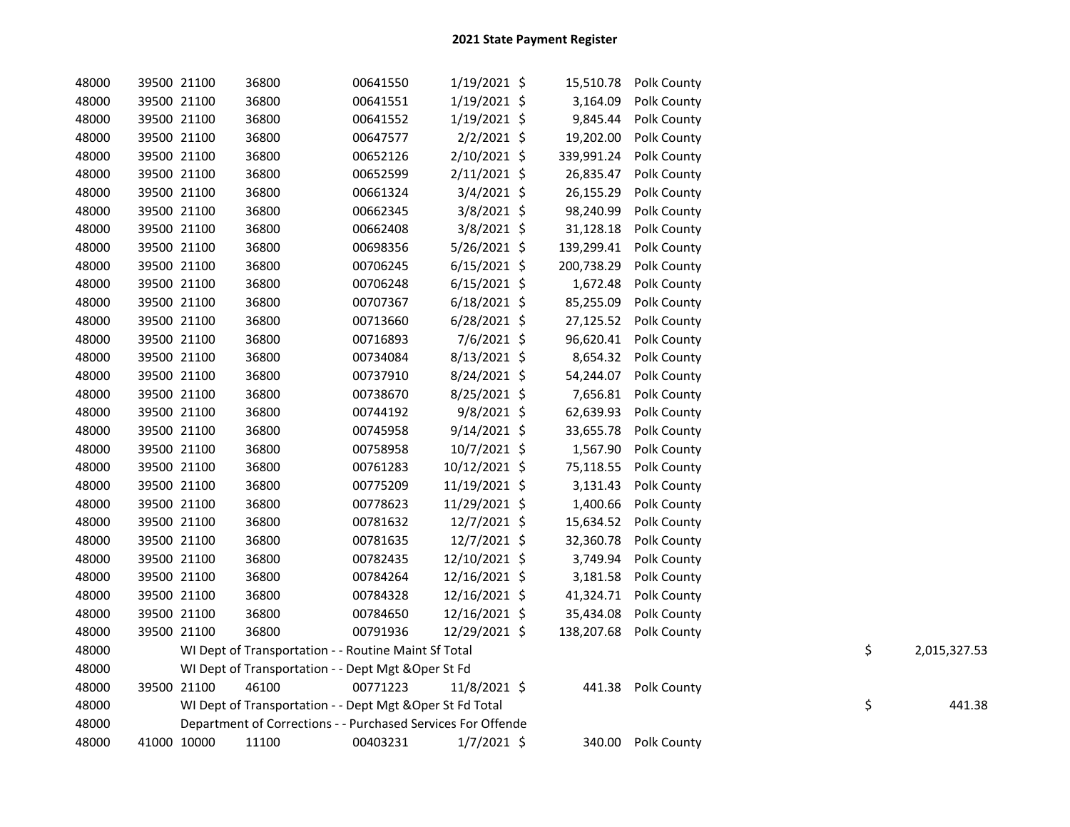# 2021 State Payment Register

| | | | | | | | | | |
|---|---|---|---|---|---|---|---|---|---|
| 48000 | 39500 | 21100 | 36800 | 00641550 | 1/19/2021 | $ 15,510.78 | Polk County | | |
| 48000 | 39500 | 21100 | 36800 | 00641551 | 1/19/2021 | $ 3,164.09 | Polk County | | |
| 48000 | 39500 | 21100 | 36800 | 00641552 | 1/19/2021 | $ 9,845.44 | Polk County | | |
| 48000 | 39500 | 21100 | 36800 | 00647577 | 2/2/2021 | $ 19,202.00 | Polk County | | |
| 48000 | 39500 | 21100 | 36800 | 00652126 | 2/10/2021 | $ 339,991.24 | Polk County | | |
| 48000 | 39500 | 21100 | 36800 | 00652599 | 2/11/2021 | $ 26,835.47 | Polk County | | |
| 48000 | 39500 | 21100 | 36800 | 00661324 | 3/4/2021 | $ 26,155.29 | Polk County | | |
| 48000 | 39500 | 21100 | 36800 | 00662345 | 3/8/2021 | $ 98,240.99 | Polk County | | |
| 48000 | 39500 | 21100 | 36800 | 00662408 | 3/8/2021 | $ 31,128.18 | Polk County | | |
| 48000 | 39500 | 21100 | 36800 | 00698356 | 5/26/2021 | $ 139,299.41 | Polk County | | |
| 48000 | 39500 | 21100 | 36800 | 00706245 | 6/15/2021 | $ 200,738.29 | Polk County | | |
| 48000 | 39500 | 21100 | 36800 | 00706248 | 6/15/2021 | $ 1,672.48 | Polk County | | |
| 48000 | 39500 | 21100 | 36800 | 00707367 | 6/18/2021 | $ 85,255.09 | Polk County | | |
| 48000 | 39500 | 21100 | 36800 | 00713660 | 6/28/2021 | $ 27,125.52 | Polk County | | |
| 48000 | 39500 | 21100 | 36800 | 00716893 | 7/6/2021 | $ 96,620.41 | Polk County | | |
| 48000 | 39500 | 21100 | 36800 | 00734084 | 8/13/2021 | $ 8,654.32 | Polk County | | |
| 48000 | 39500 | 21100 | 36800 | 00737910 | 8/24/2021 | $ 54,244.07 | Polk County | | |
| 48000 | 39500 | 21100 | 36800 | 00738670 | 8/25/2021 | $ 7,656.81 | Polk County | | |
| 48000 | 39500 | 21100 | 36800 | 00744192 | 9/8/2021 | $ 62,639.93 | Polk County | | |
| 48000 | 39500 | 21100 | 36800 | 00745958 | 9/14/2021 | $ 33,655.78 | Polk County | | |
| 48000 | 39500 | 21100 | 36800 | 00758958 | 10/7/2021 | $ 1,567.90 | Polk County | | |
| 48000 | 39500 | 21100 | 36800 | 00761283 | 10/12/2021 | $ 75,118.55 | Polk County | | |
| 48000 | 39500 | 21100 | 36800 | 00775209 | 11/19/2021 | $ 3,131.43 | Polk County | | |
| 48000 | 39500 | 21100 | 36800 | 00778623 | 11/29/2021 | $ 1,400.66 | Polk County | | |
| 48000 | 39500 | 21100 | 36800 | 00781632 | 12/7/2021 | $ 15,634.52 | Polk County | | |
| 48000 | 39500 | 21100 | 36800 | 00781635 | 12/7/2021 | $ 32,360.78 | Polk County | | |
| 48000 | 39500 | 21100 | 36800 | 00782435 | 12/10/2021 | $ 3,749.94 | Polk County | | |
| 48000 | 39500 | 21100 | 36800 | 00784264 | 12/16/2021 | $ 3,181.58 | Polk County | | |
| 48000 | 39500 | 21100 | 36800 | 00784328 | 12/16/2021 | $ 41,324.71 | Polk County | | |
| 48000 | 39500 | 21100 | 36800 | 00784650 | 12/16/2021 | $ 35,434.08 | Polk County | | |
| 48000 | 39500 | 21100 | 36800 | 00791936 | 12/29/2021 | $ 138,207.68 | Polk County | | |
| 48000 | WI Dept of Transportation - - Routine Maint Sf Total | | | | | | | $ | 2,015,327.53 |
| 48000 | WI Dept of Transportation - - Dept Mgt &Oper St Fd | | | | | | | | |
| 48000 | 39500 | 21100 | 46100 | 00771223 | 11/8/2021 | $ 441.38 | Polk County | | |
| 48000 | WI Dept of Transportation - - Dept Mgt &Oper St Fd Total | | | | | | | $ | 441.38 |
| 48000 | Department of Corrections - - Purchased Services For Offende | | | | | | | | |
| 48000 | 41000 | 10000 | 11100 | 00403231 | 1/7/2021 | $ 340.00 | Polk County | | |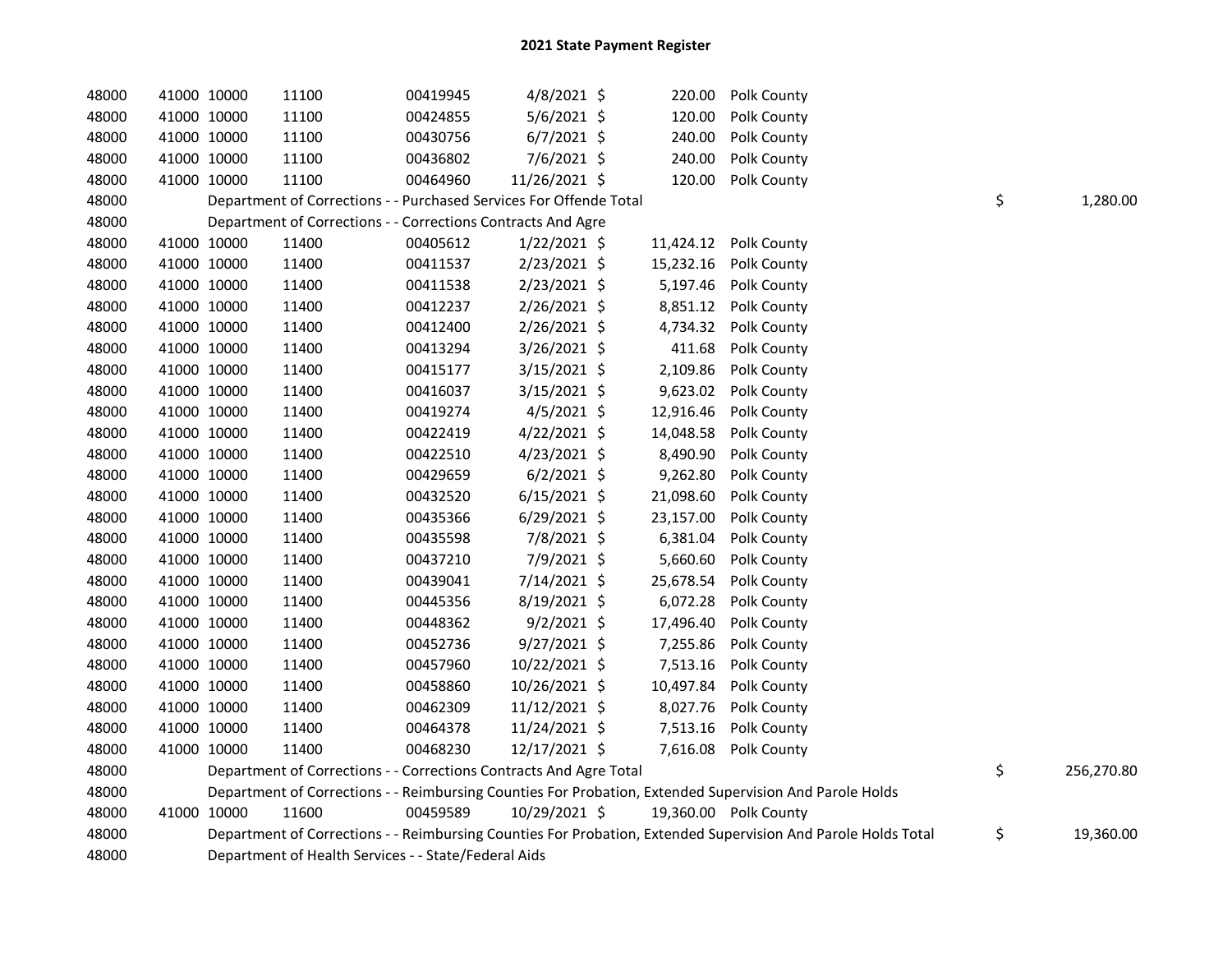# 2021 State Payment Register

| | | | | | | | | | |
|---|---|---|---|---|---|---|---|---|---|
| 48000 | 41000 | 10000 | 11100 | 00419945 | 4/8/2021 | $ 220.00 | Polk County | | |
| 48000 | 41000 | 10000 | 11100 | 00424855 | 5/6/2021 | $ 120.00 | Polk County | | |
| 48000 | 41000 | 10000 | 11100 | 00430756 | 6/7/2021 | $ 240.00 | Polk County | | |
| 48000 | 41000 | 10000 | 11100 | 00436802 | 7/6/2021 | $ 240.00 | Polk County | | |
| 48000 | 41000 | 10000 | 11100 | 00464960 | 11/26/2021 | $ 120.00 | Polk County | | |
| 48000 | | Department of Corrections - - Purchased Services For Offende Total | | | | | | $ | 1,280.00 |
| 48000 | | Department of Corrections - - Corrections Contracts And Agre | | | | | | | |
| 48000 | 41000 | 10000 | 11400 | 00405612 | 1/22/2021 | $ 11,424.12 | Polk County | | |
| 48000 | 41000 | 10000 | 11400 | 00411537 | 2/23/2021 | $ 15,232.16 | Polk County | | |
| 48000 | 41000 | 10000 | 11400 | 00411538 | 2/23/2021 | $ 5,197.46 | Polk County | | |
| 48000 | 41000 | 10000 | 11400 | 00412237 | 2/26/2021 | $ 8,851.12 | Polk County | | |
| 48000 | 41000 | 10000 | 11400 | 00412400 | 2/26/2021 | $ 4,734.32 | Polk County | | |
| 48000 | 41000 | 10000 | 11400 | 00413294 | 3/26/2021 | $ 411.68 | Polk County | | |
| 48000 | 41000 | 10000 | 11400 | 00415177 | 3/15/2021 | $ 2,109.86 | Polk County | | |
| 48000 | 41000 | 10000 | 11400 | 00416037 | 3/15/2021 | $ 9,623.02 | Polk County | | |
| 48000 | 41000 | 10000 | 11400 | 00419274 | 4/5/2021 | $ 12,916.46 | Polk County | | |
| 48000 | 41000 | 10000 | 11400 | 00422419 | 4/22/2021 | $ 14,048.58 | Polk County | | |
| 48000 | 41000 | 10000 | 11400 | 00422510 | 4/23/2021 | $ 8,490.90 | Polk County | | |
| 48000 | 41000 | 10000 | 11400 | 00429659 | 6/2/2021 | $ 9,262.80 | Polk County | | |
| 48000 | 41000 | 10000 | 11400 | 00432520 | 6/15/2021 | $ 21,098.60 | Polk County | | |
| 48000 | 41000 | 10000 | 11400 | 00435366 | 6/29/2021 | $ 23,157.00 | Polk County | | |
| 48000 | 41000 | 10000 | 11400 | 00435598 | 7/8/2021 | $ 6,381.04 | Polk County | | |
| 48000 | 41000 | 10000 | 11400 | 00437210 | 7/9/2021 | $ 5,660.60 | Polk County | | |
| 48000 | 41000 | 10000 | 11400 | 00439041 | 7/14/2021 | $ 25,678.54 | Polk County | | |
| 48000 | 41000 | 10000 | 11400 | 00445356 | 8/19/2021 | $ 6,072.28 | Polk County | | |
| 48000 | 41000 | 10000 | 11400 | 00448362 | 9/2/2021 | $ 17,496.40 | Polk County | | |
| 48000 | 41000 | 10000 | 11400 | 00452736 | 9/27/2021 | $ 7,255.86 | Polk County | | |
| 48000 | 41000 | 10000 | 11400 | 00457960 | 10/22/2021 | $ 7,513.16 | Polk County | | |
| 48000 | 41000 | 10000 | 11400 | 00458860 | 10/26/2021 | $ 10,497.84 | Polk County | | |
| 48000 | 41000 | 10000 | 11400 | 00462309 | 11/12/2021 | $ 8,027.76 | Polk County | | |
| 48000 | 41000 | 10000 | 11400 | 00464378 | 11/24/2021 | $ 7,513.16 | Polk County | | |
| 48000 | 41000 | 10000 | 11400 | 00468230 | 12/17/2021 | $ 7,616.08 | Polk County | | |
| 48000 | | Department of Corrections - - Corrections Contracts And Agre Total | | | | | | $ | 256,270.80 |
| 48000 | | Department of Corrections - - Reimbursing Counties For Probation, Extended Supervision And Parole Holds | | | | | | | |
| 48000 | 41000 | 10000 | 11600 | 00459589 | 10/29/2021 | $ 19,360.00 | Polk County | | |
| 48000 | | Department of Corrections - - Reimbursing Counties For Probation, Extended Supervision And Parole Holds Total | | | | | | $ | 19,360.00 |
| 48000 | | Department of Health Services - - State/Federal Aids | | | | | | | |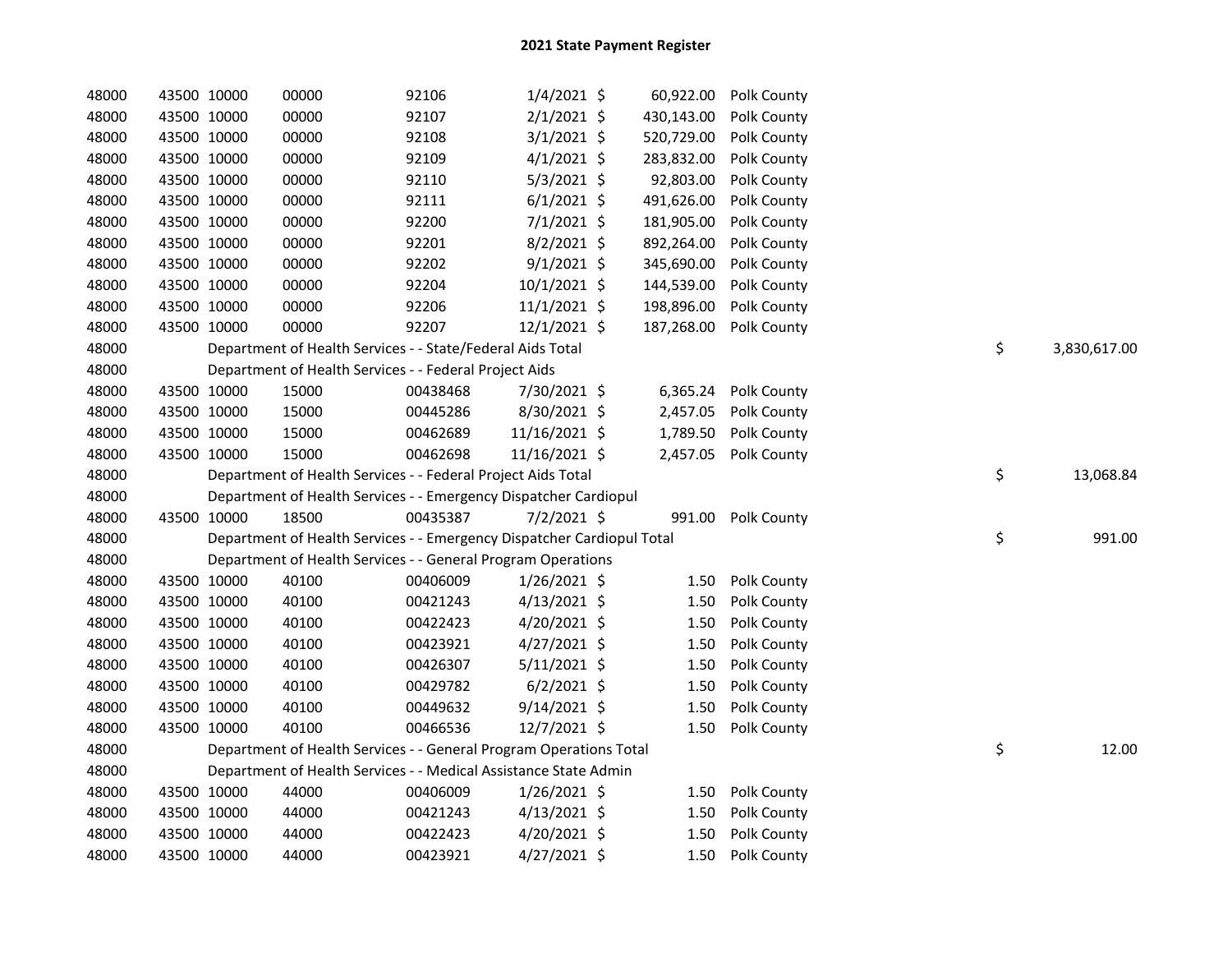# 2021 State Payment Register

| | | | | | | | | | |
|---|---|---|---|---|---|---|---|---|---|
| 48000 | 43500 | 10000 | 00000 | 92106 | 1/4/2021 | $ 60,922.00 | Polk County | | |
| 48000 | 43500 | 10000 | 00000 | 92107 | 2/1/2021 | $ 430,143.00 | Polk County | | |
| 48000 | 43500 | 10000 | 00000 | 92108 | 3/1/2021 | $ 520,729.00 | Polk County | | |
| 48000 | 43500 | 10000 | 00000 | 92109 | 4/1/2021 | $ 283,832.00 | Polk County | | |
| 48000 | 43500 | 10000 | 00000 | 92110 | 5/3/2021 | $ 92,803.00 | Polk County | | |
| 48000 | 43500 | 10000 | 00000 | 92111 | 6/1/2021 | $ 491,626.00 | Polk County | | |
| 48000 | 43500 | 10000 | 00000 | 92200 | 7/1/2021 | $ 181,905.00 | Polk County | | |
| 48000 | 43500 | 10000 | 00000 | 92201 | 8/2/2021 | $ 892,264.00 | Polk County | | |
| 48000 | 43500 | 10000 | 00000 | 92202 | 9/1/2021 | $ 345,690.00 | Polk County | | |
| 48000 | 43500 | 10000 | 00000 | 92204 | 10/1/2021 | $ 144,539.00 | Polk County | | |
| 48000 | 43500 | 10000 | 00000 | 92206 | 11/1/2021 | $ 198,896.00 | Polk County | | |
| 48000 | 43500 | 10000 | 00000 | 92207 | 12/1/2021 | $ 187,268.00 | Polk County | | |
| 48000 | | Department of Health Services - - State/Federal Aids Total | | | | | | $ | 3,830,617.00 |
| 48000 | | Department of Health Services - - Federal Project Aids | | | | | | | |
| 48000 | 43500 | 10000 | 15000 | 00438468 | 7/30/2021 | $ 6,365.24 | Polk County | | |
| 48000 | 43500 | 10000 | 15000 | 00445286 | 8/30/2021 | $ 2,457.05 | Polk County | | |
| 48000 | 43500 | 10000 | 15000 | 00462689 | 11/16/2021 | $ 1,789.50 | Polk County | | |
| 48000 | 43500 | 10000 | 15000 | 00462698 | 11/16/2021 | $ 2,457.05 | Polk County | | |
| 48000 | | Department of Health Services - - Federal Project Aids Total | | | | | | $ | 13,068.84 |
| 48000 | | Department of Health Services - - Emergency Dispatcher Cardiopul | | | | | | | |
| 48000 | 43500 | 10000 | 18500 | 00435387 | 7/2/2021 | $ 991.00 | Polk County | | |
| 48000 | | Department of Health Services - - Emergency Dispatcher Cardiopul Total | | | | | | $ | 991.00 |
| 48000 | | Department of Health Services - - General Program Operations | | | | | | | |
| 48000 | 43500 | 10000 | 40100 | 00406009 | 1/26/2021 | $ 1.50 | Polk County | | |
| 48000 | 43500 | 10000 | 40100 | 00421243 | 4/13/2021 | $ 1.50 | Polk County | | |
| 48000 | 43500 | 10000 | 40100 | 00422423 | 4/20/2021 | $ 1.50 | Polk County | | |
| 48000 | 43500 | 10000 | 40100 | 00423921 | 4/27/2021 | $ 1.50 | Polk County | | |
| 48000 | 43500 | 10000 | 40100 | 00426307 | 5/11/2021 | $ 1.50 | Polk County | | |
| 48000 | 43500 | 10000 | 40100 | 00429782 | 6/2/2021 | $ 1.50 | Polk County | | |
| 48000 | 43500 | 10000 | 40100 | 00449632 | 9/14/2021 | $ 1.50 | Polk County | | |
| 48000 | 43500 | 10000 | 40100 | 00466536 | 12/7/2021 | $ 1.50 | Polk County | | |
| 48000 | | Department of Health Services - - General Program Operations Total | | | | | | $ | 12.00 |
| 48000 | | Department of Health Services - - Medical Assistance State Admin | | | | | | | |
| 48000 | 43500 | 10000 | 44000 | 00406009 | 1/26/2021 | $ 1.50 | Polk County | | |
| 48000 | 43500 | 10000 | 44000 | 00421243 | 4/13/2021 | $ 1.50 | Polk County | | |
| 48000 | 43500 | 10000 | 44000 | 00422423 | 4/20/2021 | $ 1.50 | Polk County | | |
| 48000 | 43500 | 10000 | 44000 | 00423921 | 4/27/2021 | $ 1.50 | Polk County | | |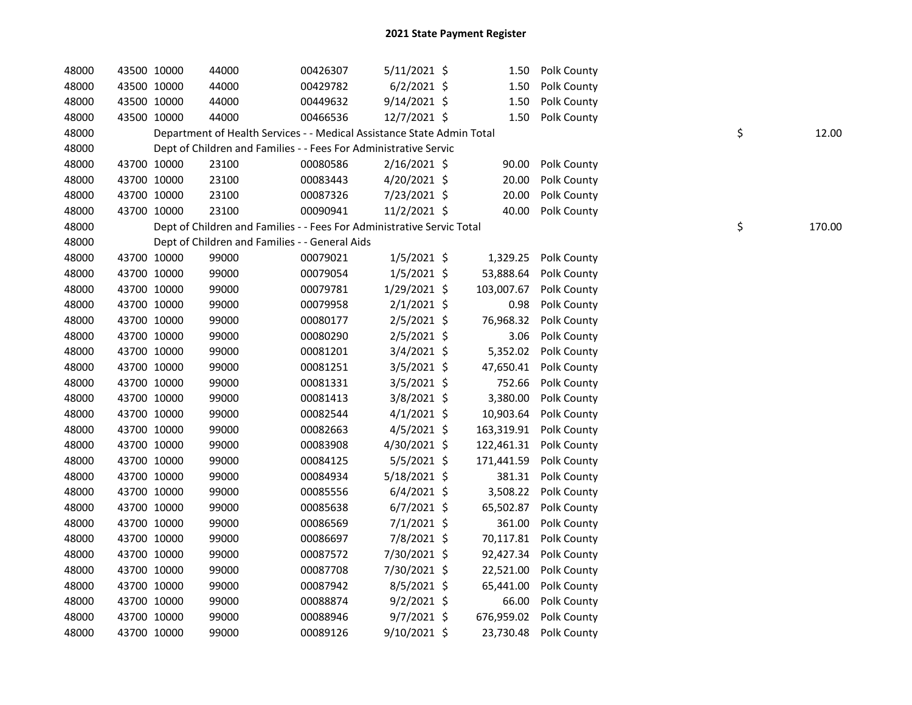# 2021 State Payment Register

| | | | | | | | | | | |
|---|---|---|---|---|---|---|---|---|---|---|
| 48000 | 43500 | 10000 | 44000 | 00426307 | 5/11/2021 | $ | 1.50 | Polk County | | |
| 48000 | 43500 | 10000 | 44000 | 00429782 | 6/2/2021 | $ | 1.50 | Polk County | | |
| 48000 | 43500 | 10000 | 44000 | 00449632 | 9/14/2021 | $ | 1.50 | Polk County | | |
| 48000 | 43500 | 10000 | 44000 | 00466536 | 12/7/2021 | $ | 1.50 | Polk County | | |
| 48000 | | Department of Health Services - - Medical Assistance State Admin Total | | | | | | | $ | 12.00 |
| 48000 | | Dept of Children and Families - - Fees For Administrative Servic | | | | | | | | |
| 48000 | 43700 | 10000 | 23100 | 00080586 | 2/16/2021 | $ | 90.00 | Polk County | | |
| 48000 | 43700 | 10000 | 23100 | 00083443 | 4/20/2021 | $ | 20.00 | Polk County | | |
| 48000 | 43700 | 10000 | 23100 | 00087326 | 7/23/2021 | $ | 20.00 | Polk County | | |
| 48000 | 43700 | 10000 | 23100 | 00090941 | 11/2/2021 | $ | 40.00 | Polk County | | |
| 48000 | | Dept of Children and Families - - Fees For Administrative Servic Total | | | | | | | $ | 170.00 |
| 48000 | | Dept of Children and Families - - General Aids | | | | | | | | |
| 48000 | 43700 | 10000 | 99000 | 00079021 | 1/5/2021 | $ | 1,329.25 | Polk County | | |
| 48000 | 43700 | 10000 | 99000 | 00079054 | 1/5/2021 | $ | 53,888.64 | Polk County | | |
| 48000 | 43700 | 10000 | 99000 | 00079781 | 1/29/2021 | $ | 103,007.67 | Polk County | | |
| 48000 | 43700 | 10000 | 99000 | 00079958 | 2/1/2021 | $ | 0.98 | Polk County | | |
| 48000 | 43700 | 10000 | 99000 | 00080177 | 2/5/2021 | $ | 76,968.32 | Polk County | | |
| 48000 | 43700 | 10000 | 99000 | 00080290 | 2/5/2021 | $ | 3.06 | Polk County | | |
| 48000 | 43700 | 10000 | 99000 | 00081201 | 3/4/2021 | $ | 5,352.02 | Polk County | | |
| 48000 | 43700 | 10000 | 99000 | 00081251 | 3/5/2021 | $ | 47,650.41 | Polk County | | |
| 48000 | 43700 | 10000 | 99000 | 00081331 | 3/5/2021 | $ | 752.66 | Polk County | | |
| 48000 | 43700 | 10000 | 99000 | 00081413 | 3/8/2021 | $ | 3,380.00 | Polk County | | |
| 48000 | 43700 | 10000 | 99000 | 00082544 | 4/1/2021 | $ | 10,903.64 | Polk County | | |
| 48000 | 43700 | 10000 | 99000 | 00082663 | 4/5/2021 | $ | 163,319.91 | Polk County | | |
| 48000 | 43700 | 10000 | 99000 | 00083908 | 4/30/2021 | $ | 122,461.31 | Polk County | | |
| 48000 | 43700 | 10000 | 99000 | 00084125 | 5/5/2021 | $ | 171,441.59 | Polk County | | |
| 48000 | 43700 | 10000 | 99000 | 00084934 | 5/18/2021 | $ | 381.31 | Polk County | | |
| 48000 | 43700 | 10000 | 99000 | 00085556 | 6/4/2021 | $ | 3,508.22 | Polk County | | |
| 48000 | 43700 | 10000 | 99000 | 00085638 | 6/7/2021 | $ | 65,502.87 | Polk County | | |
| 48000 | 43700 | 10000 | 99000 | 00086569 | 7/1/2021 | $ | 361.00 | Polk County | | |
| 48000 | 43700 | 10000 | 99000 | 00086697 | 7/8/2021 | $ | 70,117.81 | Polk County | | |
| 48000 | 43700 | 10000 | 99000 | 00087572 | 7/30/2021 | $ | 92,427.34 | Polk County | | |
| 48000 | 43700 | 10000 | 99000 | 00087708 | 7/30/2021 | $ | 22,521.00 | Polk County | | |
| 48000 | 43700 | 10000 | 99000 | 00087942 | 8/5/2021 | $ | 65,441.00 | Polk County | | |
| 48000 | 43700 | 10000 | 99000 | 00088874 | 9/2/2021 | $ | 66.00 | Polk County | | |
| 48000 | 43700 | 10000 | 99000 | 00088946 | 9/7/2021 | $ | 676,959.02 | Polk County | | |
| 48000 | 43700 | 10000 | 99000 | 00089126 | 9/10/2021 | $ | 23,730.48 | Polk County | | |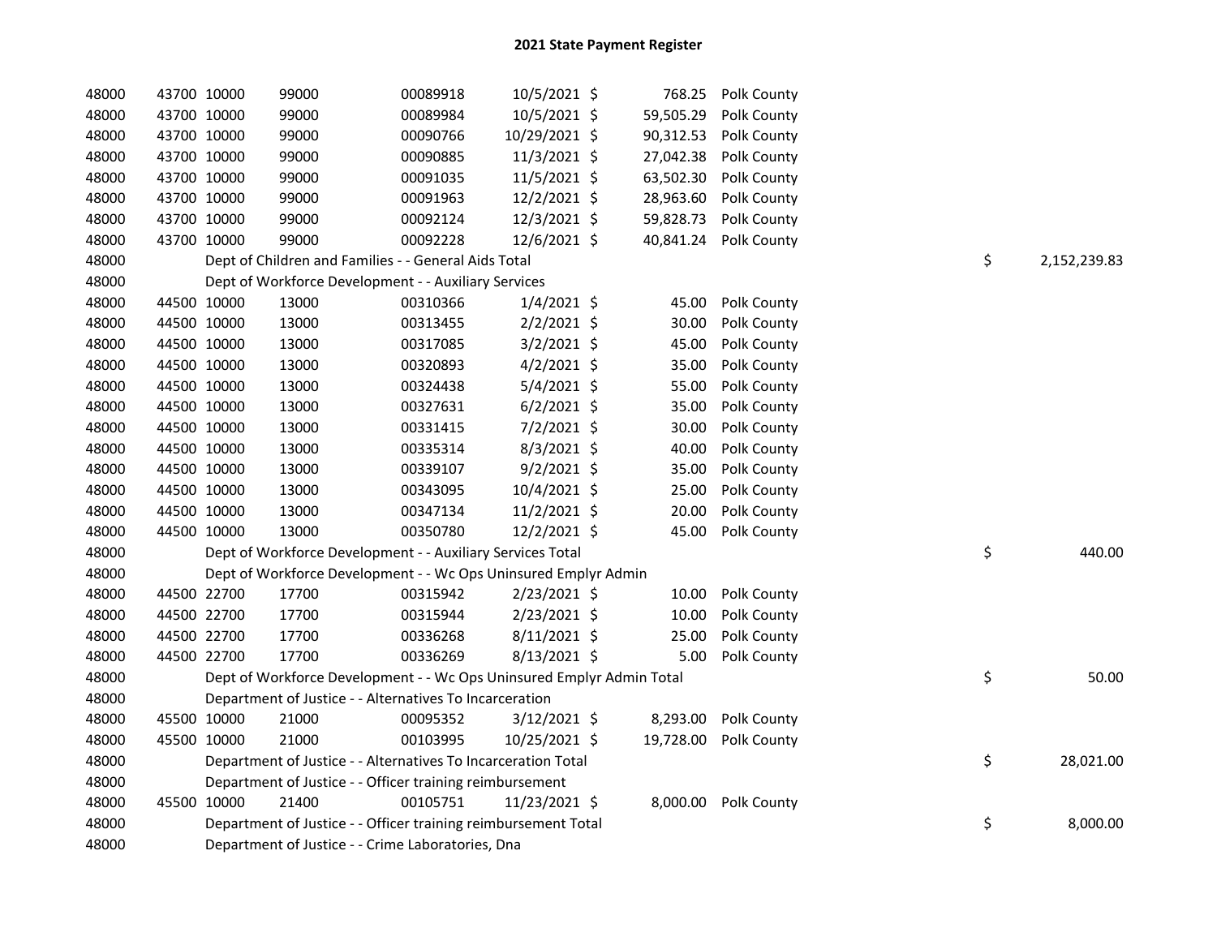## 2021 State Payment Register

| | | | | | | | | | |
|---|---|---|---|---|---|---|---|---|---|
| 48000 | 43700 | 10000 | 99000 | 00089918 | 10/5/2021 | $ 768.25 | Polk County | | |
| 48000 | 43700 | 10000 | 99000 | 00089984 | 10/5/2021 | $ 59,505.29 | Polk County | | |
| 48000 | 43700 | 10000 | 99000 | 00090766 | 10/29/2021 | $ 90,312.53 | Polk County | | |
| 48000 | 43700 | 10000 | 99000 | 00090885 | 11/3/2021 | $ 27,042.38 | Polk County | | |
| 48000 | 43700 | 10000 | 99000 | 00091035 | 11/5/2021 | $ 63,502.30 | Polk County | | |
| 48000 | 43700 | 10000 | 99000 | 00091963 | 12/2/2021 | $ 28,963.60 | Polk County | | |
| 48000 | 43700 | 10000 | 99000 | 00092124 | 12/3/2021 | $ 59,828.73 | Polk County | | |
| 48000 | 43700 | 10000 | 99000 | 00092228 | 12/6/2021 | $ 40,841.24 | Polk County | | |
| 48000 | | Dept of Children and Families - - General Aids Total | | | | | | $ | 2,152,239.83 |
| 48000 | | Dept of Workforce Development - - Auxiliary Services | | | | | | | |
| 48000 | 44500 | 10000 | 13000 | 00310366 | 1/4/2021 | $ 45.00 | Polk County | | |
| 48000 | 44500 | 10000 | 13000 | 00313455 | 2/2/2021 | $ 30.00 | Polk County | | |
| 48000 | 44500 | 10000 | 13000 | 00317085 | 3/2/2021 | $ 45.00 | Polk County | | |
| 48000 | 44500 | 10000 | 13000 | 00320893 | 4/2/2021 | $ 35.00 | Polk County | | |
| 48000 | 44500 | 10000 | 13000 | 00324438 | 5/4/2021 | $ 55.00 | Polk County | | |
| 48000 | 44500 | 10000 | 13000 | 00327631 | 6/2/2021 | $ 35.00 | Polk County | | |
| 48000 | 44500 | 10000 | 13000 | 00331415 | 7/2/2021 | $ 30.00 | Polk County | | |
| 48000 | 44500 | 10000 | 13000 | 00335314 | 8/3/2021 | $ 40.00 | Polk County | | |
| 48000 | 44500 | 10000 | 13000 | 00339107 | 9/2/2021 | $ 35.00 | Polk County | | |
| 48000 | 44500 | 10000 | 13000 | 00343095 | 10/4/2021 | $ 25.00 | Polk County | | |
| 48000 | 44500 | 10000 | 13000 | 00347134 | 11/2/2021 | $ 20.00 | Polk County | | |
| 48000 | 44500 | 10000 | 13000 | 00350780 | 12/2/2021 | $ 45.00 | Polk County | | |
| 48000 | | Dept of Workforce Development - - Auxiliary Services Total | | | | | | $ | 440.00 |
| 48000 | | Dept of Workforce Development - - Wc Ops Uninsured Emplyr Admin | | | | | | | |
| 48000 | 44500 | 22700 | 17700 | 00315942 | 2/23/2021 | $ 10.00 | Polk County | | |
| 48000 | 44500 | 22700 | 17700 | 00315944 | 2/23/2021 | $ 10.00 | Polk County | | |
| 48000 | 44500 | 22700 | 17700 | 00336268 | 8/11/2021 | $ 25.00 | Polk County | | |
| 48000 | 44500 | 22700 | 17700 | 00336269 | 8/13/2021 | $ 5.00 | Polk County | | |
| 48000 | | Dept of Workforce Development - - Wc Ops Uninsured Emplyr Admin Total | | | | | | $ | 50.00 |
| 48000 | | Department of Justice - - Alternatives To Incarceration | | | | | | | |
| 48000 | 45500 | 10000 | 21000 | 00095352 | 3/12/2021 | $ 8,293.00 | Polk County | | |
| 48000 | 45500 | 10000 | 21000 | 00103995 | 10/25/2021 | $ 19,728.00 | Polk County | | |
| 48000 | | Department of Justice - - Alternatives To Incarceration Total | | | | | | $ | 28,021.00 |
| 48000 | | Department of Justice - - Officer training reimbursement | | | | | | | |
| 48000 | 45500 | 10000 | 21400 | 00105751 | 11/23/2021 | $ 8,000.00 | Polk County | | |
| 48000 | | Department of Justice - - Officer training reimbursement Total | | | | | | $ | 8,000.00 |
| 48000 | | Department of Justice - - Crime Laboratories, Dna | | | | | | | |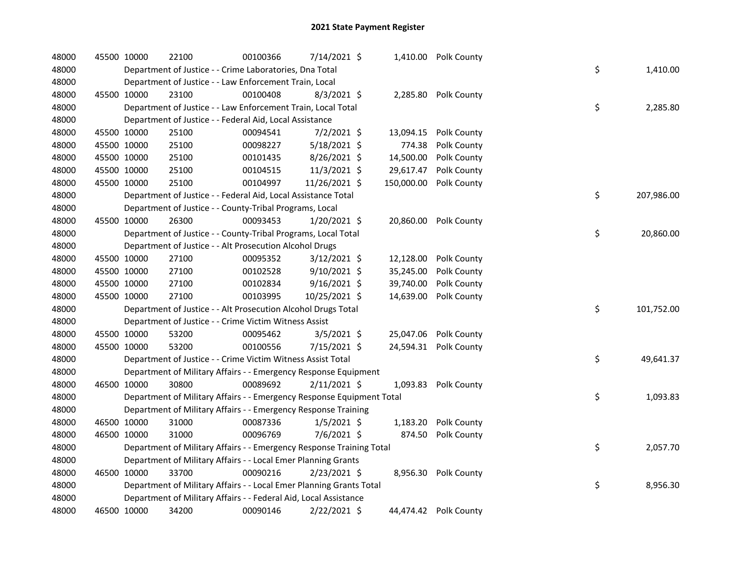# 2021 State Payment Register

| | | | | | | | | | |
|---|---|---|---|---|---|---|---|---|---|
| 48000 | 45500 | 10000 | 22100 | 00100366 | 7/14/2021 | $ 1,410.00 | Polk County | | |
| 48000 | | Department of Justice - - Crime Laboratories, Dna Total | | | | | | $ | 1,410.00 |
| 48000 | | Department of Justice - - Law Enforcement Train, Local | | | | | | | |
| 48000 | 45500 | 10000 | 23100 | 00100408 | 8/3/2021 | $ 2,285.80 | Polk County | | |
| 48000 | | Department of Justice - - Law Enforcement Train, Local Total | | | | | | $ | 2,285.80 |
| 48000 | | Department of Justice - - Federal Aid, Local Assistance | | | | | | | |
| 48000 | 45500 | 10000 | 25100 | 00094541 | 7/2/2021 | $ 13,094.15 | Polk County | | |
| 48000 | 45500 | 10000 | 25100 | 00098227 | 5/18/2021 | $ 774.38 | Polk County | | |
| 48000 | 45500 | 10000 | 25100 | 00101435 | 8/26/2021 | $ 14,500.00 | Polk County | | |
| 48000 | 45500 | 10000 | 25100 | 00104515 | 11/3/2021 | $ 29,617.47 | Polk County | | |
| 48000 | 45500 | 10000 | 25100 | 00104997 | 11/26/2021 | $ 150,000.00 | Polk County | | |
| 48000 | | Department of Justice - - Federal Aid, Local Assistance Total | | | | | | $ | 207,986.00 |
| 48000 | | Department of Justice - - County-Tribal Programs, Local | | | | | | | |
| 48000 | 45500 | 10000 | 26300 | 00093453 | 1/20/2021 | $ 20,860.00 | Polk County | | |
| 48000 | | Department of Justice - - County-Tribal Programs, Local Total | | | | | | $ | 20,860.00 |
| 48000 | | Department of Justice - - Alt Prosecution Alcohol Drugs | | | | | | | |
| 48000 | 45500 | 10000 | 27100 | 00095352 | 3/12/2021 | $ 12,128.00 | Polk County | | |
| 48000 | 45500 | 10000 | 27100 | 00102528 | 9/10/2021 | $ 35,245.00 | Polk County | | |
| 48000 | 45500 | 10000 | 27100 | 00102834 | 9/16/2021 | $ 39,740.00 | Polk County | | |
| 48000 | 45500 | 10000 | 27100 | 00103995 | 10/25/2021 | $ 14,639.00 | Polk County | | |
| 48000 | | Department of Justice - - Alt Prosecution Alcohol Drugs Total | | | | | | $ | 101,752.00 |
| 48000 | | Department of Justice - - Crime Victim Witness Assist | | | | | | | |
| 48000 | 45500 | 10000 | 53200 | 00095462 | 3/5/2021 | $ 25,047.06 | Polk County | | |
| 48000 | 45500 | 10000 | 53200 | 00100556 | 7/15/2021 | $ 24,594.31 | Polk County | | |
| 48000 | | Department of Justice - - Crime Victim Witness Assist Total | | | | | | $ | 49,641.37 |
| 48000 | | Department of Military Affairs - - Emergency Response Equipment | | | | | | | |
| 48000 | 46500 | 10000 | 30800 | 00089692 | 2/11/2021 | $ 1,093.83 | Polk County | | |
| 48000 | | Department of Military Affairs - - Emergency Response Equipment Total | | | | | | $ | 1,093.83 |
| 48000 | | Department of Military Affairs - - Emergency Response Training | | | | | | | |
| 48000 | 46500 | 10000 | 31000 | 00087336 | 1/5/2021 | $ 1,183.20 | Polk County | | |
| 48000 | 46500 | 10000 | 31000 | 00096769 | 7/6/2021 | $ 874.50 | Polk County | | |
| 48000 | | Department of Military Affairs - - Emergency Response Training Total | | | | | | $ | 2,057.70 |
| 48000 | | Department of Military Affairs - - Local Emer Planning Grants | | | | | | | |
| 48000 | 46500 | 10000 | 33700 | 00090216 | 2/23/2021 | $ 8,956.30 | Polk County | | |
| 48000 | | Department of Military Affairs - - Local Emer Planning Grants Total | | | | | | $ | 8,956.30 |
| 48000 | | Department of Military Affairs - - Federal Aid, Local Assistance | | | | | | | |
| 48000 | 46500 | 10000 | 34200 | 00090146 | 2/22/2021 | $ 44,474.42 | Polk County | | |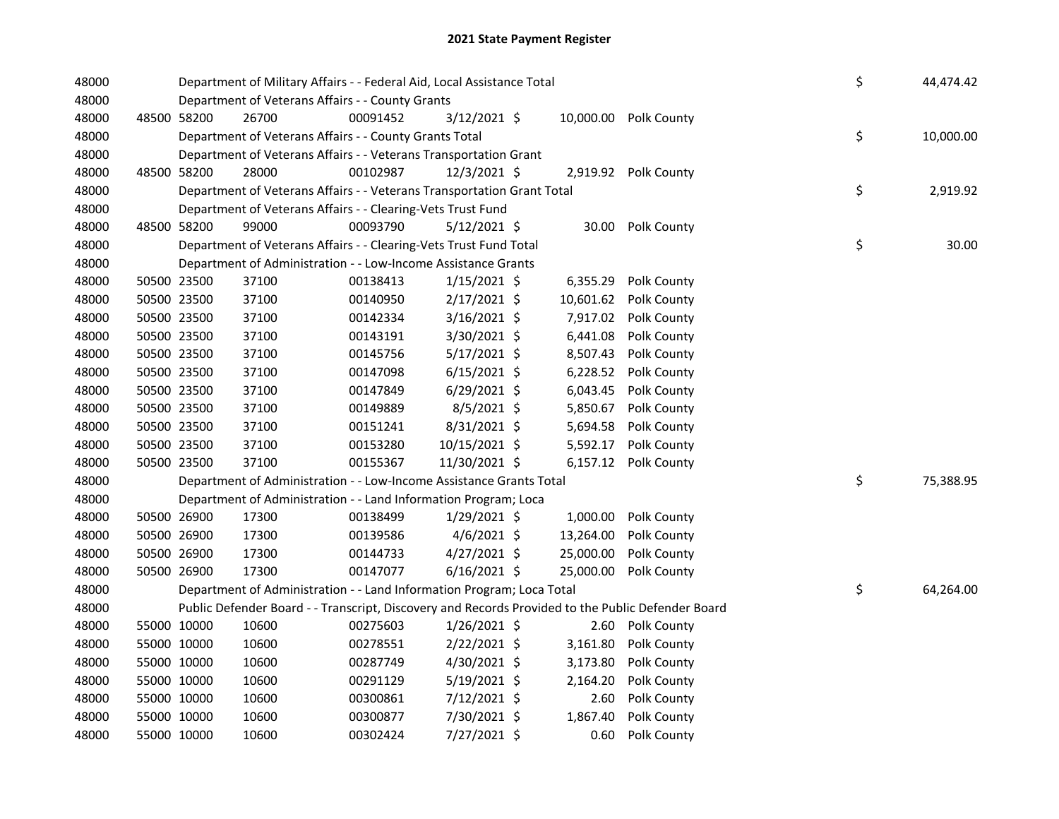# 2021 State Payment Register

| | | | | | | | | | |
|---|---|---|---|---|---|---|---|---|---|
| 48000 | | Department of Military Affairs - - Federal Aid, Local Assistance Total | | | | | | $ | 44,474.42 |
| 48000 | | Department of Veterans Affairs - - County Grants | | | | | | | |
| 48000 | 48500 58200 | 26700 | 00091452 | 3/12/2021 | $ | 10,000.00 | Polk County | | |
| 48000 | | Department of Veterans Affairs - - County Grants Total | | | | | | $ | 10,000.00 |
| 48000 | | Department of Veterans Affairs - - Veterans Transportation Grant | | | | | | | |
| 48000 | 48500 58200 | 28000 | 00102987 | 12/3/2021 | $ | 2,919.92 | Polk County | | |
| 48000 | | Department of Veterans Affairs - - Veterans Transportation Grant Total | | | | | | $ | 2,919.92 |
| 48000 | | Department of Veterans Affairs - - Clearing-Vets Trust Fund | | | | | | | |
| 48000 | 48500 58200 | 99000 | 00093790 | 5/12/2021 | $ | 30.00 | Polk County | | |
| 48000 | | Department of Veterans Affairs - - Clearing-Vets Trust Fund Total | | | | | | $ | 30.00 |
| 48000 | | Department of Administration - - Low-Income Assistance Grants | | | | | | | |
| 48000 | 50500 23500 | 37100 | 00138413 | 1/15/2021 | $ | 6,355.29 | Polk County | | |
| 48000 | 50500 23500 | 37100 | 00140950 | 2/17/2021 | $ | 10,601.62 | Polk County | | |
| 48000 | 50500 23500 | 37100 | 00142334 | 3/16/2021 | $ | 7,917.02 | Polk County | | |
| 48000 | 50500 23500 | 37100 | 00143191 | 3/30/2021 | $ | 6,441.08 | Polk County | | |
| 48000 | 50500 23500 | 37100 | 00145756 | 5/17/2021 | $ | 8,507.43 | Polk County | | |
| 48000 | 50500 23500 | 37100 | 00147098 | 6/15/2021 | $ | 6,228.52 | Polk County | | |
| 48000 | 50500 23500 | 37100 | 00147849 | 6/29/2021 | $ | 6,043.45 | Polk County | | |
| 48000 | 50500 23500 | 37100 | 00149889 | 8/5/2021 | $ | 5,850.67 | Polk County | | |
| 48000 | 50500 23500 | 37100 | 00151241 | 8/31/2021 | $ | 5,694.58 | Polk County | | |
| 48000 | 50500 23500 | 37100 | 00153280 | 10/15/2021 | $ | 5,592.17 | Polk County | | |
| 48000 | 50500 23500 | 37100 | 00155367 | 11/30/2021 | $ | 6,157.12 | Polk County | | |
| 48000 | | Department of Administration - - Low-Income Assistance Grants Total | | | | | | $ | 75,388.95 |
| 48000 | | Department of Administration - - Land Information Program; Loca | | | | | | | |
| 48000 | 50500 26900 | 17300 | 00138499 | 1/29/2021 | $ | 1,000.00 | Polk County | | |
| 48000 | 50500 26900 | 17300 | 00139586 | 4/6/2021 | $ | 13,264.00 | Polk County | | |
| 48000 | 50500 26900 | 17300 | 00144733 | 4/27/2021 | $ | 25,000.00 | Polk County | | |
| 48000 | 50500 26900 | 17300 | 00147077 | 6/16/2021 | $ | 25,000.00 | Polk County | | |
| 48000 | | Department of Administration - - Land Information Program; Loca Total | | | | | | $ | 64,264.00 |
| 48000 | | Public Defender Board - - Transcript, Discovery and Records Provided to the Public Defender Board | | | | | | | |
| 48000 | 55000 10000 | 10600 | 00275603 | 1/26/2021 | $ | 2.60 | Polk County | | |
| 48000 | 55000 10000 | 10600 | 00278551 | 2/22/2021 | $ | 3,161.80 | Polk County | | |
| 48000 | 55000 10000 | 10600 | 00287749 | 4/30/2021 | $ | 3,173.80 | Polk County | | |
| 48000 | 55000 10000 | 10600 | 00291129 | 5/19/2021 | $ | 2,164.20 | Polk County | | |
| 48000 | 55000 10000 | 10600 | 00300861 | 7/12/2021 | $ | 2.60 | Polk County | | |
| 48000 | 55000 10000 | 10600 | 00300877 | 7/30/2021 | $ | 1,867.40 | Polk County | | |
| 48000 | 55000 10000 | 10600 | 00302424 | 7/27/2021 | $ | 0.60 | Polk County | | |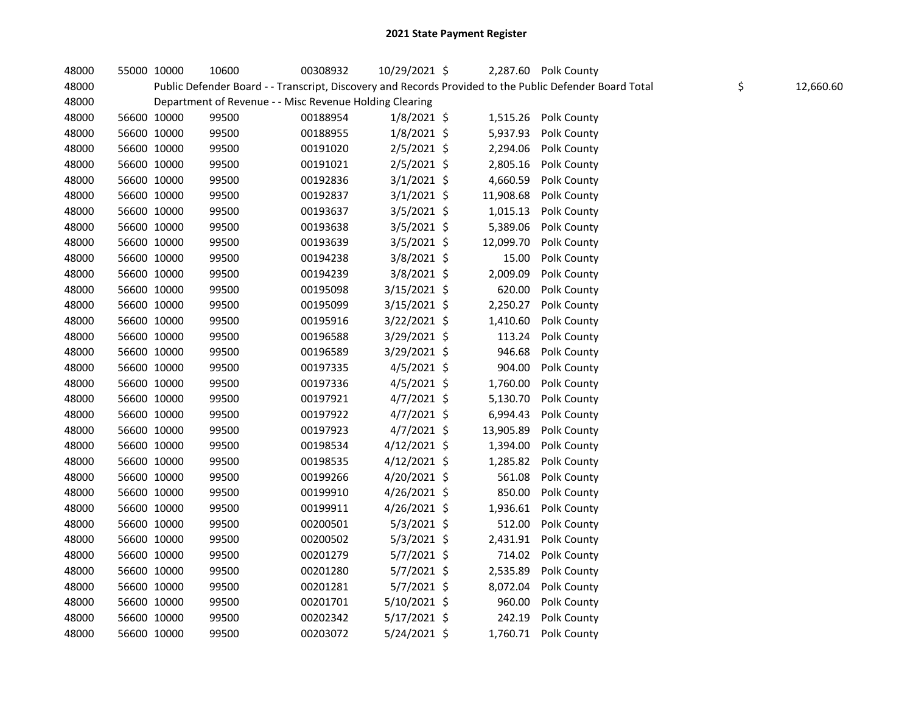# 2021 State Payment Register

| | | | | | | | | | |
|---|---|---|---|---|---|---|---|---|---|
| 48000 | 55000 | 10000 | 10600 | 00308932 | 10/29/2021 | $ | 2,287.60 | Polk County | |
| 48000 | Public Defender Board - - Transcript, Discovery and Records Provided to the Public Defender Board Total | | | | | | | | $ 12,660.60 |
| 48000 | Department of Revenue - - Misc Revenue Holding Clearing | | | | | | | | |
| 48000 | 56600 | 10000 | 99500 | 00188954 | 1/8/2021 | $ | 1,515.26 | Polk County | |
| 48000 | 56600 | 10000 | 99500 | 00188955 | 1/8/2021 | $ | 5,937.93 | Polk County | |
| 48000 | 56600 | 10000 | 99500 | 00191020 | 2/5/2021 | $ | 2,294.06 | Polk County | |
| 48000 | 56600 | 10000 | 99500 | 00191021 | 2/5/2021 | $ | 2,805.16 | Polk County | |
| 48000 | 56600 | 10000 | 99500 | 00192836 | 3/1/2021 | $ | 4,660.59 | Polk County | |
| 48000 | 56600 | 10000 | 99500 | 00192837 | 3/1/2021 | $ | 11,908.68 | Polk County | |
| 48000 | 56600 | 10000 | 99500 | 00193637 | 3/5/2021 | $ | 1,015.13 | Polk County | |
| 48000 | 56600 | 10000 | 99500 | 00193638 | 3/5/2021 | $ | 5,389.06 | Polk County | |
| 48000 | 56600 | 10000 | 99500 | 00193639 | 3/5/2021 | $ | 12,099.70 | Polk County | |
| 48000 | 56600 | 10000 | 99500 | 00194238 | 3/8/2021 | $ | 15.00 | Polk County | |
| 48000 | 56600 | 10000 | 99500 | 00194239 | 3/8/2021 | $ | 2,009.09 | Polk County | |
| 48000 | 56600 | 10000 | 99500 | 00195098 | 3/15/2021 | $ | 620.00 | Polk County | |
| 48000 | 56600 | 10000 | 99500 | 00195099 | 3/15/2021 | $ | 2,250.27 | Polk County | |
| 48000 | 56600 | 10000 | 99500 | 00195916 | 3/22/2021 | $ | 1,410.60 | Polk County | |
| 48000 | 56600 | 10000 | 99500 | 00196588 | 3/29/2021 | $ | 113.24 | Polk County | |
| 48000 | 56600 | 10000 | 99500 | 00196589 | 3/29/2021 | $ | 946.68 | Polk County | |
| 48000 | 56600 | 10000 | 99500 | 00197335 | 4/5/2021 | $ | 904.00 | Polk County | |
| 48000 | 56600 | 10000 | 99500 | 00197336 | 4/5/2021 | $ | 1,760.00 | Polk County | |
| 48000 | 56600 | 10000 | 99500 | 00197921 | 4/7/2021 | $ | 5,130.70 | Polk County | |
| 48000 | 56600 | 10000 | 99500 | 00197922 | 4/7/2021 | $ | 6,994.43 | Polk County | |
| 48000 | 56600 | 10000 | 99500 | 00197923 | 4/7/2021 | $ | 13,905.89 | Polk County | |
| 48000 | 56600 | 10000 | 99500 | 00198534 | 4/12/2021 | $ | 1,394.00 | Polk County | |
| 48000 | 56600 | 10000 | 99500 | 00198535 | 4/12/2021 | $ | 1,285.82 | Polk County | |
| 48000 | 56600 | 10000 | 99500 | 00199266 | 4/20/2021 | $ | 561.08 | Polk County | |
| 48000 | 56600 | 10000 | 99500 | 00199910 | 4/26/2021 | $ | 850.00 | Polk County | |
| 48000 | 56600 | 10000 | 99500 | 00199911 | 4/26/2021 | $ | 1,936.61 | Polk County | |
| 48000 | 56600 | 10000 | 99500 | 00200501 | 5/3/2021 | $ | 512.00 | Polk County | |
| 48000 | 56600 | 10000 | 99500 | 00200502 | 5/3/2021 | $ | 2,431.91 | Polk County | |
| 48000 | 56600 | 10000 | 99500 | 00201279 | 5/7/2021 | $ | 714.02 | Polk County | |
| 48000 | 56600 | 10000 | 99500 | 00201280 | 5/7/2021 | $ | 2,535.89 | Polk County | |
| 48000 | 56600 | 10000 | 99500 | 00201281 | 5/7/2021 | $ | 8,072.04 | Polk County | |
| 48000 | 56600 | 10000 | 99500 | 00201701 | 5/10/2021 | $ | 960.00 | Polk County | |
| 48000 | 56600 | 10000 | 99500 | 00202342 | 5/17/2021 | $ | 242.19 | Polk County | |
| 48000 | 56600 | 10000 | 99500 | 00203072 | 5/24/2021 | $ | 1,760.71 | Polk County | |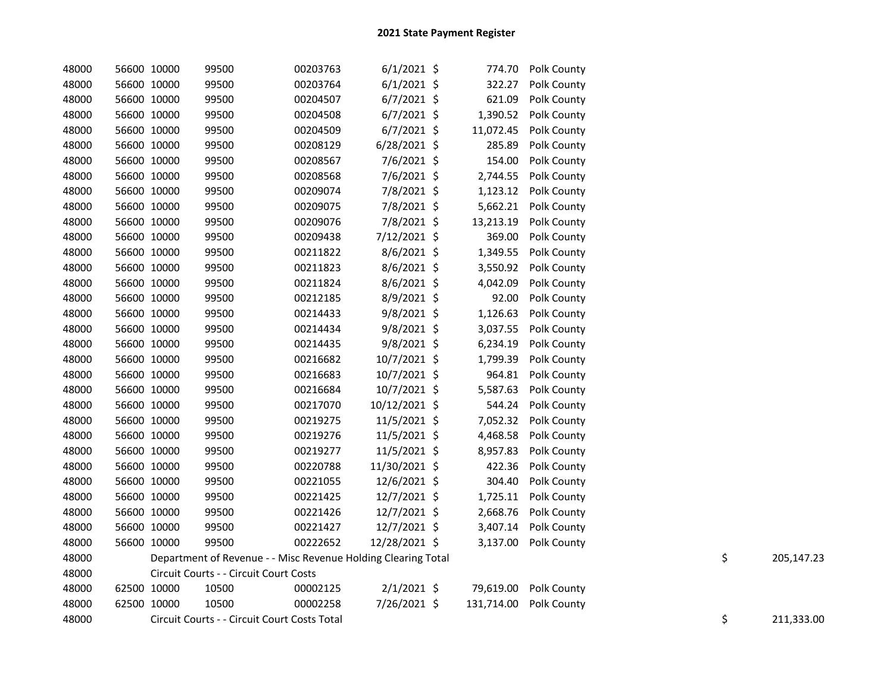# 2021 State Payment Register

| | | | | | | | | | |
|---|---|---|---|---|---|---|---|---|---|
| 48000 | 56600 | 10000 | 99500 | 00203763 | 6/1/2021 | $ 774.70 | Polk County | | |
| 48000 | 56600 | 10000 | 99500 | 00203764 | 6/1/2021 | $ 322.27 | Polk County | | |
| 48000 | 56600 | 10000 | 99500 | 00204507 | 6/7/2021 | $ 621.09 | Polk County | | |
| 48000 | 56600 | 10000 | 99500 | 00204508 | 6/7/2021 | $ 1,390.52 | Polk County | | |
| 48000 | 56600 | 10000 | 99500 | 00204509 | 6/7/2021 | $ 11,072.45 | Polk County | | |
| 48000 | 56600 | 10000 | 99500 | 00208129 | 6/28/2021 | $ 285.89 | Polk County | | |
| 48000 | 56600 | 10000 | 99500 | 00208567 | 7/6/2021 | $ 154.00 | Polk County | | |
| 48000 | 56600 | 10000 | 99500 | 00208568 | 7/6/2021 | $ 2,744.55 | Polk County | | |
| 48000 | 56600 | 10000 | 99500 | 00209074 | 7/8/2021 | $ 1,123.12 | Polk County | | |
| 48000 | 56600 | 10000 | 99500 | 00209075 | 7/8/2021 | $ 5,662.21 | Polk County | | |
| 48000 | 56600 | 10000 | 99500 | 00209076 | 7/8/2021 | $ 13,213.19 | Polk County | | |
| 48000 | 56600 | 10000 | 99500 | 00209438 | 7/12/2021 | $ 369.00 | Polk County | | |
| 48000 | 56600 | 10000 | 99500 | 00211822 | 8/6/2021 | $ 1,349.55 | Polk County | | |
| 48000 | 56600 | 10000 | 99500 | 00211823 | 8/6/2021 | $ 3,550.92 | Polk County | | |
| 48000 | 56600 | 10000 | 99500 | 00211824 | 8/6/2021 | $ 4,042.09 | Polk County | | |
| 48000 | 56600 | 10000 | 99500 | 00212185 | 8/9/2021 | $ 92.00 | Polk County | | |
| 48000 | 56600 | 10000 | 99500 | 00214433 | 9/8/2021 | $ 1,126.63 | Polk County | | |
| 48000 | 56600 | 10000 | 99500 | 00214434 | 9/8/2021 | $ 3,037.55 | Polk County | | |
| 48000 | 56600 | 10000 | 99500 | 00214435 | 9/8/2021 | $ 6,234.19 | Polk County | | |
| 48000 | 56600 | 10000 | 99500 | 00216682 | 10/7/2021 | $ 1,799.39 | Polk County | | |
| 48000 | 56600 | 10000 | 99500 | 00216683 | 10/7/2021 | $ 964.81 | Polk County | | |
| 48000 | 56600 | 10000 | 99500 | 00216684 | 10/7/2021 | $ 5,587.63 | Polk County | | |
| 48000 | 56600 | 10000 | 99500 | 00217070 | 10/12/2021 | $ 544.24 | Polk County | | |
| 48000 | 56600 | 10000 | 99500 | 00219275 | 11/5/2021 | $ 7,052.32 | Polk County | | |
| 48000 | 56600 | 10000 | 99500 | 00219276 | 11/5/2021 | $ 4,468.58 | Polk County | | |
| 48000 | 56600 | 10000 | 99500 | 00219277 | 11/5/2021 | $ 8,957.83 | Polk County | | |
| 48000 | 56600 | 10000 | 99500 | 00220788 | 11/30/2021 | $ 422.36 | Polk County | | |
| 48000 | 56600 | 10000 | 99500 | 00221055 | 12/6/2021 | $ 304.40 | Polk County | | |
| 48000 | 56600 | 10000 | 99500 | 00221425 | 12/7/2021 | $ 1,725.11 | Polk County | | |
| 48000 | 56600 | 10000 | 99500 | 00221426 | 12/7/2021 | $ 2,668.76 | Polk County | | |
| 48000 | 56600 | 10000 | 99500 | 00221427 | 12/7/2021 | $ 3,407.14 | Polk County | | |
| 48000 | 56600 | 10000 | 99500 | 00222652 | 12/28/2021 | $ 3,137.00 | Polk County | | |
| 48000 | | Department of Revenue - - Misc Revenue Holding Clearing Total | | | | | | $ | 205,147.23 |
| 48000 | | Circuit Courts - - Circuit Court Costs | | | | | | | |
| 48000 | 62500 | 10000 | 10500 | 00002125 | 2/1/2021 | $ 79,619.00 | Polk County | | |
| 48000 | 62500 | 10000 | 10500 | 00002258 | 7/26/2021 | $ 131,714.00 | Polk County | | |
| 48000 | | Circuit Courts - - Circuit Court Costs Total | | | | | | $ | 211,333.00 |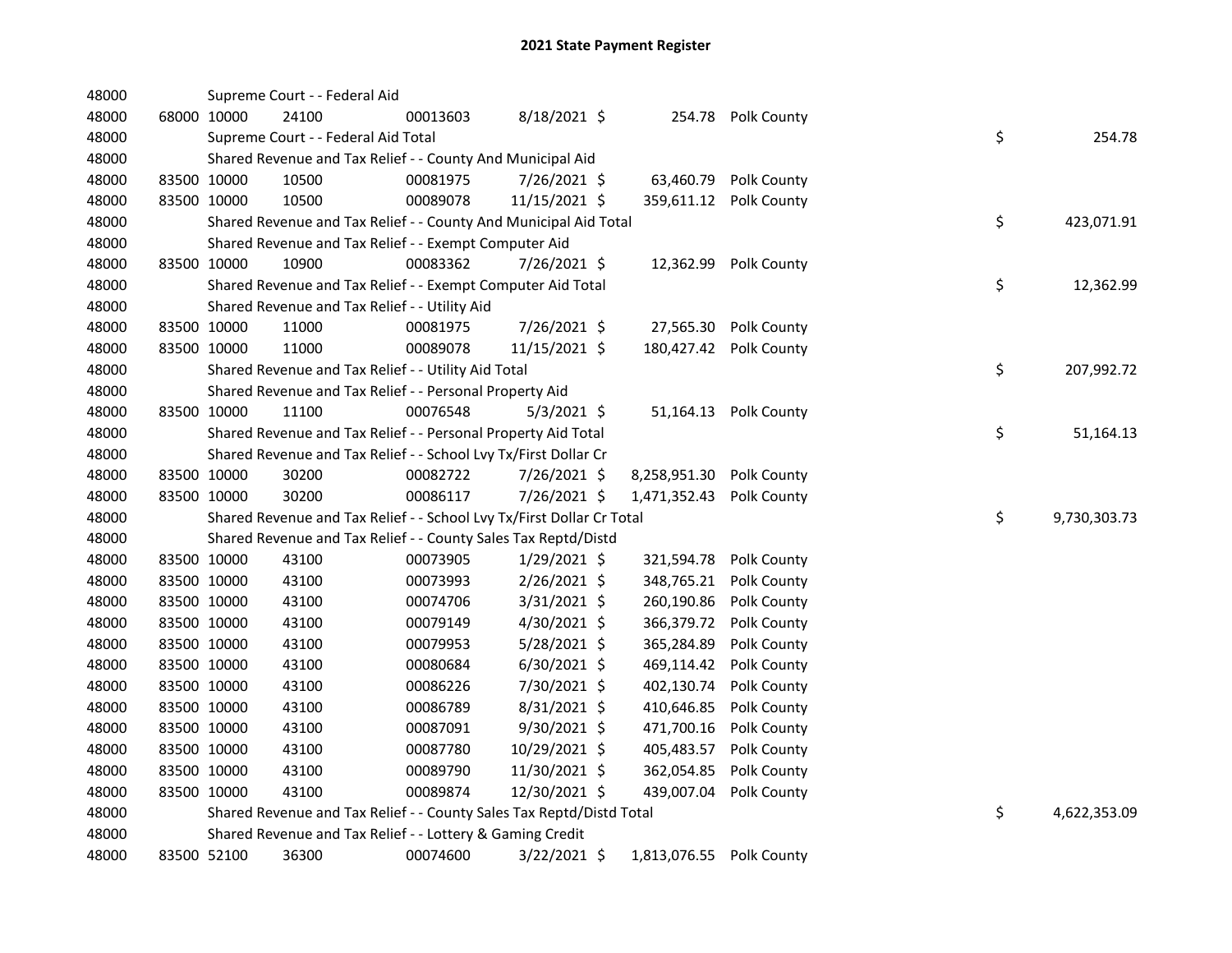# 2021 State Payment Register

| | | | | | | | | | |
|---|---|---|---|---|---|---|---|---|---|
| 48000 | | | Supreme Court - - Federal Aid | | | | | | |
| 48000 | 68000 | 10000 | 24100 | 00013603 | 8/18/2021 | $ | 254.78 | Polk County | |
| 48000 | | | Supreme Court - - Federal Aid Total | | | | | | $ 254.78 |
| 48000 | | | Shared Revenue and Tax Relief - - County And Municipal Aid | | | | | | |
| 48000 | 83500 | 10000 | 10500 | 00081975 | 7/26/2021 | $ | 63,460.79 | Polk County | |
| 48000 | 83500 | 10000 | 10500 | 00089078 | 11/15/2021 | $ | 359,611.12 | Polk County | |
| 48000 | | | Shared Revenue and Tax Relief - - County And Municipal Aid Total | | | | | | $ 423,071.91 |
| 48000 | | | Shared Revenue and Tax Relief - - Exempt Computer Aid | | | | | | |
| 48000 | 83500 | 10000 | 10900 | 00083362 | 7/26/2021 | $ | 12,362.99 | Polk County | |
| 48000 | | | Shared Revenue and Tax Relief - - Exempt Computer Aid Total | | | | | | $ 12,362.99 |
| 48000 | | | Shared Revenue and Tax Relief - - Utility Aid | | | | | | |
| 48000 | 83500 | 10000 | 11000 | 00081975 | 7/26/2021 | $ | 27,565.30 | Polk County | |
| 48000 | 83500 | 10000 | 11000 | 00089078 | 11/15/2021 | $ | 180,427.42 | Polk County | |
| 48000 | | | Shared Revenue and Tax Relief - - Utility Aid Total | | | | | | $ 207,992.72 |
| 48000 | | | Shared Revenue and Tax Relief - - Personal Property Aid | | | | | | |
| 48000 | 83500 | 10000 | 11100 | 00076548 | 5/3/2021 | $ | 51,164.13 | Polk County | |
| 48000 | | | Shared Revenue and Tax Relief - - Personal Property Aid Total | | | | | | $ 51,164.13 |
| 48000 | | | Shared Revenue and Tax Relief - - School Lvy Tx/First Dollar Cr | | | | | | |
| 48000 | 83500 | 10000 | 30200 | 00082722 | 7/26/2021 | $ | 8,258,951.30 | Polk County | |
| 48000 | 83500 | 10000 | 30200 | 00086117 | 7/26/2021 | $ | 1,471,352.43 | Polk County | |
| 48000 | | | Shared Revenue and Tax Relief - - School Lvy Tx/First Dollar Cr Total | | | | | | $ 9,730,303.73 |
| 48000 | | | Shared Revenue and Tax Relief - - County Sales Tax Reptd/Distd | | | | | | |
| 48000 | 83500 | 10000 | 43100 | 00073905 | 1/29/2021 | $ | 321,594.78 | Polk County | |
| 48000 | 83500 | 10000 | 43100 | 00073993 | 2/26/2021 | $ | 348,765.21 | Polk County | |
| 48000 | 83500 | 10000 | 43100 | 00074706 | 3/31/2021 | $ | 260,190.86 | Polk County | |
| 48000 | 83500 | 10000 | 43100 | 00079149 | 4/30/2021 | $ | 366,379.72 | Polk County | |
| 48000 | 83500 | 10000 | 43100 | 00079953 | 5/28/2021 | $ | 365,284.89 | Polk County | |
| 48000 | 83500 | 10000 | 43100 | 00080684 | 6/30/2021 | $ | 469,114.42 | Polk County | |
| 48000 | 83500 | 10000 | 43100 | 00086226 | 7/30/2021 | $ | 402,130.74 | Polk County | |
| 48000 | 83500 | 10000 | 43100 | 00086789 | 8/31/2021 | $ | 410,646.85 | Polk County | |
| 48000 | 83500 | 10000 | 43100 | 00087091 | 9/30/2021 | $ | 471,700.16 | Polk County | |
| 48000 | 83500 | 10000 | 43100 | 00087780 | 10/29/2021 | $ | 405,483.57 | Polk County | |
| 48000 | 83500 | 10000 | 43100 | 00089790 | 11/30/2021 | $ | 362,054.85 | Polk County | |
| 48000 | 83500 | 10000 | 43100 | 00089874 | 12/30/2021 | $ | 439,007.04 | Polk County | |
| 48000 | | | Shared Revenue and Tax Relief - - County Sales Tax Reptd/Distd Total | | | | | | $ 4,622,353.09 |
| 48000 | | | Shared Revenue and Tax Relief - - Lottery & Gaming Credit | | | | | | |
| 48000 | 83500 | 52100 | 36300 | 00074600 | 3/22/2021 | $ | 1,813,076.55 | Polk County | |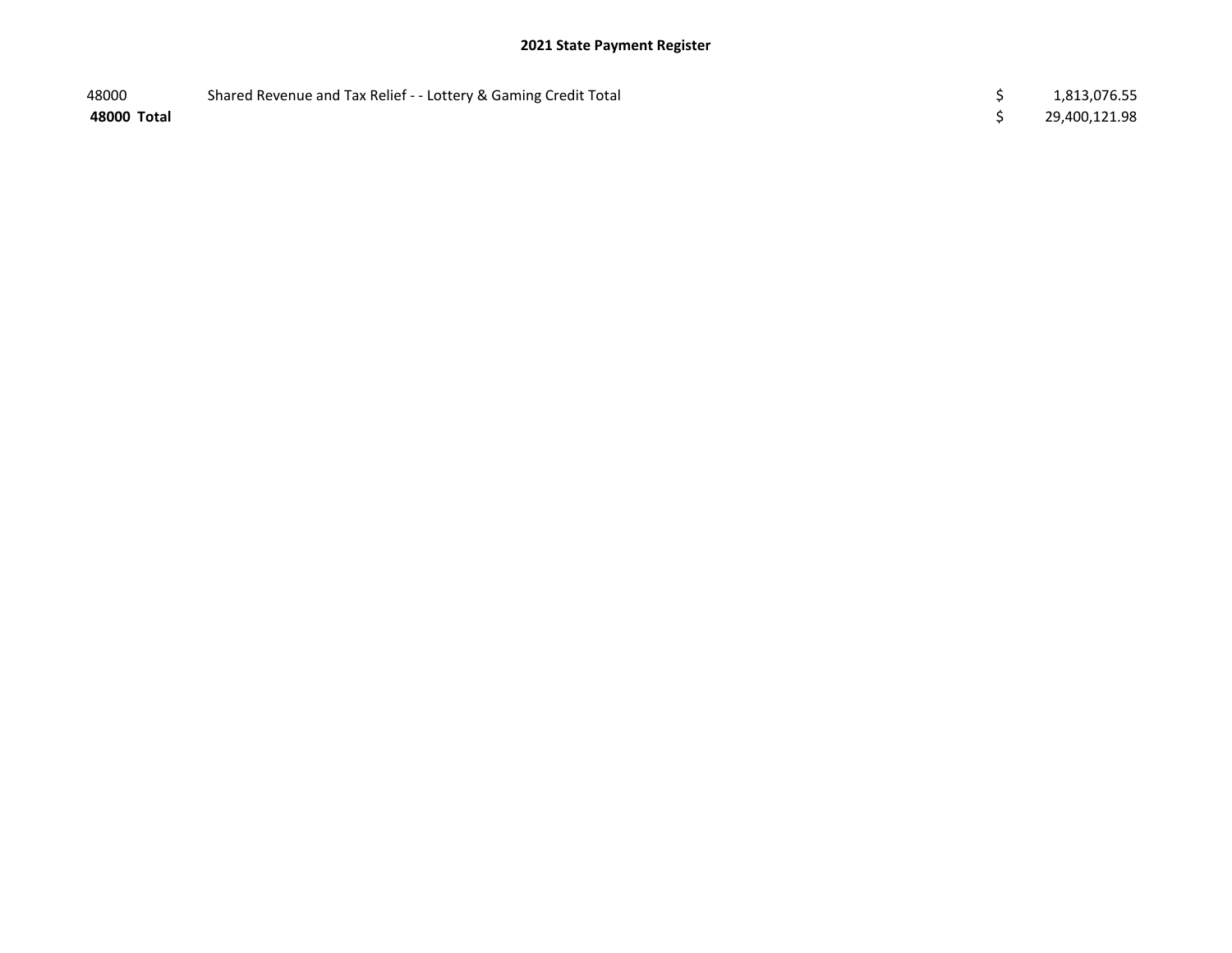## 2021 State Payment Register

| | | | |
|---|---|---|---|
| 48000 | Shared Revenue and Tax Relief - - Lottery & Gaming Credit Total | $ | 1,813,076.55 |
| **48000 Total** | | $ | 29,400,121.98 |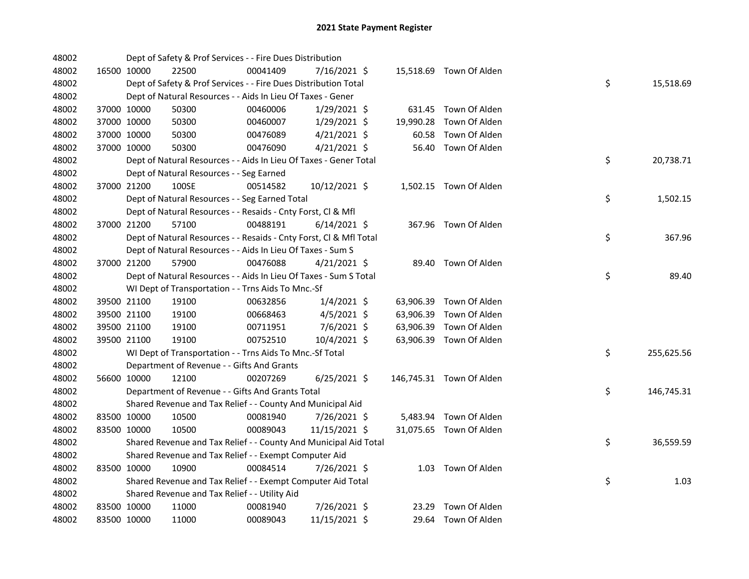# 2021 State Payment Register

| | | | | | | | | | |
|---|---|---|---|---|---|---|---|---|---|
| 48002 | | | Dept of Safety & Prof Services - - Fire Dues Distribution | | | | | | |
| 48002 | 16500 | 10000 | 22500 | 00041409 | 7/16/2021 | $ 15,518.69 | Town Of Alden | | |
| 48002 | | | Dept of Safety & Prof Services - - Fire Dues Distribution Total | | | | | $ | 15,518.69 |
| 48002 | | | Dept of Natural Resources - - Aids In Lieu Of Taxes - Gener | | | | | | |
| 48002 | 37000 | 10000 | 50300 | 00460006 | 1/29/2021 | $ 631.45 | Town Of Alden | | |
| 48002 | 37000 | 10000 | 50300 | 00460007 | 1/29/2021 | $ 19,990.28 | Town Of Alden | | |
| 48002 | 37000 | 10000 | 50300 | 00476089 | 4/21/2021 | $ 60.58 | Town Of Alden | | |
| 48002 | 37000 | 10000 | 50300 | 00476090 | 4/21/2021 | $ 56.40 | Town Of Alden | | |
| 48002 | | | Dept of Natural Resources - - Aids In Lieu Of Taxes - Gener Total | | | | | $ | 20,738.71 |
| 48002 | | | Dept of Natural Resources - - Seg Earned | | | | | | |
| 48002 | 37000 | 21200 | 100SE | 00514582 | 10/12/2021 | $ 1,502.15 | Town Of Alden | | |
| 48002 | | | Dept of Natural Resources - - Seg Earned Total | | | | | $ | 1,502.15 |
| 48002 | | | Dept of Natural Resources - - Resaids - Cnty Forst, Cl & Mfl | | | | | | |
| 48002 | 37000 | 21200 | 57100 | 00488191 | 6/14/2021 | $ 367.96 | Town Of Alden | | |
| 48002 | | | Dept of Natural Resources - - Resaids - Cnty Forst, Cl & Mfl Total | | | | | $ | 367.96 |
| 48002 | | | Dept of Natural Resources - - Aids In Lieu Of Taxes - Sum S | | | | | | |
| 48002 | 37000 | 21200 | 57900 | 00476088 | 4/21/2021 | $ 89.40 | Town Of Alden | | |
| 48002 | | | Dept of Natural Resources - - Aids In Lieu Of Taxes - Sum S Total | | | | | $ | 89.40 |
| 48002 | | | WI Dept of Transportation - - Trns Aids To Mnc.-Sf | | | | | | |
| 48002 | 39500 | 21100 | 19100 | 00632856 | 1/4/2021 | $ 63,906.39 | Town Of Alden | | |
| 48002 | 39500 | 21100 | 19100 | 00668463 | 4/5/2021 | $ 63,906.39 | Town Of Alden | | |
| 48002 | 39500 | 21100 | 19100 | 00711951 | 7/6/2021 | $ 63,906.39 | Town Of Alden | | |
| 48002 | 39500 | 21100 | 19100 | 00752510 | 10/4/2021 | $ 63,906.39 | Town Of Alden | | |
| 48002 | | | WI Dept of Transportation - - Trns Aids To Mnc.-Sf Total | | | | | $ | 255,625.56 |
| 48002 | | | Department of Revenue - - Gifts And Grants | | | | | | |
| 48002 | 56600 | 10000 | 12100 | 00207269 | 6/25/2021 | $ 146,745.31 | Town Of Alden | | |
| 48002 | | | Department of Revenue - - Gifts And Grants Total | | | | | $ | 146,745.31 |
| 48002 | | | Shared Revenue and Tax Relief - - County And Municipal Aid | | | | | | |
| 48002 | 83500 | 10000 | 10500 | 00081940 | 7/26/2021 | $ 5,483.94 | Town Of Alden | | |
| 48002 | 83500 | 10000 | 10500 | 00089043 | 11/15/2021 | $ 31,075.65 | Town Of Alden | | |
| 48002 | | | Shared Revenue and Tax Relief - - County And Municipal Aid Total | | | | | $ | 36,559.59 |
| 48002 | | | Shared Revenue and Tax Relief - - Exempt Computer Aid | | | | | | |
| 48002 | 83500 | 10000 | 10900 | 00084514 | 7/26/2021 | $ 1.03 | Town Of Alden | | |
| 48002 | | | Shared Revenue and Tax Relief - - Exempt Computer Aid Total | | | | | $ | 1.03 |
| 48002 | | | Shared Revenue and Tax Relief - - Utility Aid | | | | | | |
| 48002 | 83500 | 10000 | 11000 | 00081940 | 7/26/2021 | $ 23.29 | Town Of Alden | | |
| 48002 | 83500 | 10000 | 11000 | 00089043 | 11/15/2021 | $ 29.64 | Town Of Alden | | |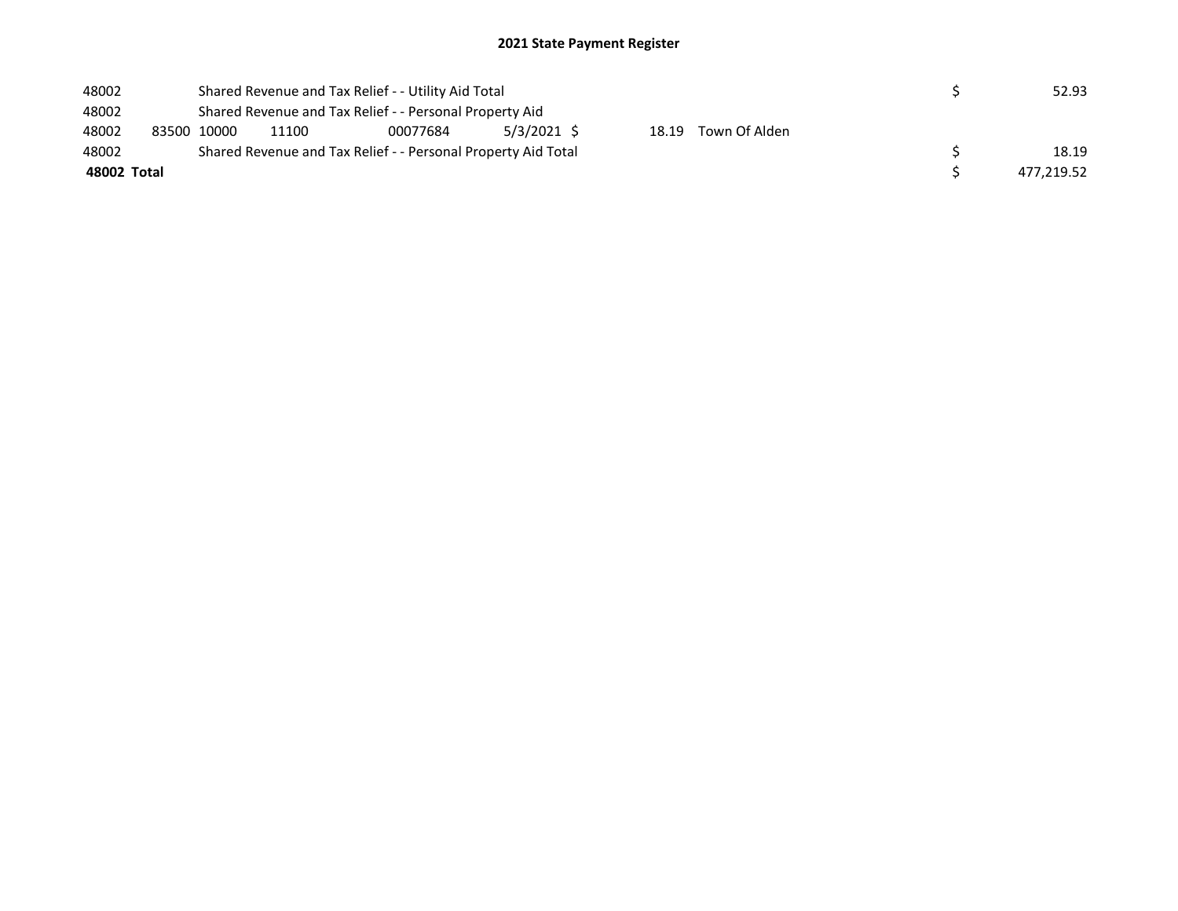## 2021 State Payment Register

| | | | | | | | | | |
|---|---|---|---|---|---|---|---|---|---|
| 48002 | | Shared Revenue and Tax Relief - - Utility Aid Total | | | | | | $ | 52.93 |
| 48002 | | Shared Revenue and Tax Relief - - Personal Property Aid | | | | | | | |
| 48002 | 83500 | 10000 | 11100 | 00077684 | 5/3/2021 | $ 18.19 | Town Of Alden | | |
| 48002 | | Shared Revenue and Tax Relief - - Personal Property Aid Total | | | | | | $ | 18.19 |
| **48002 Total** | | | | | | | | $ | 477,219.52 |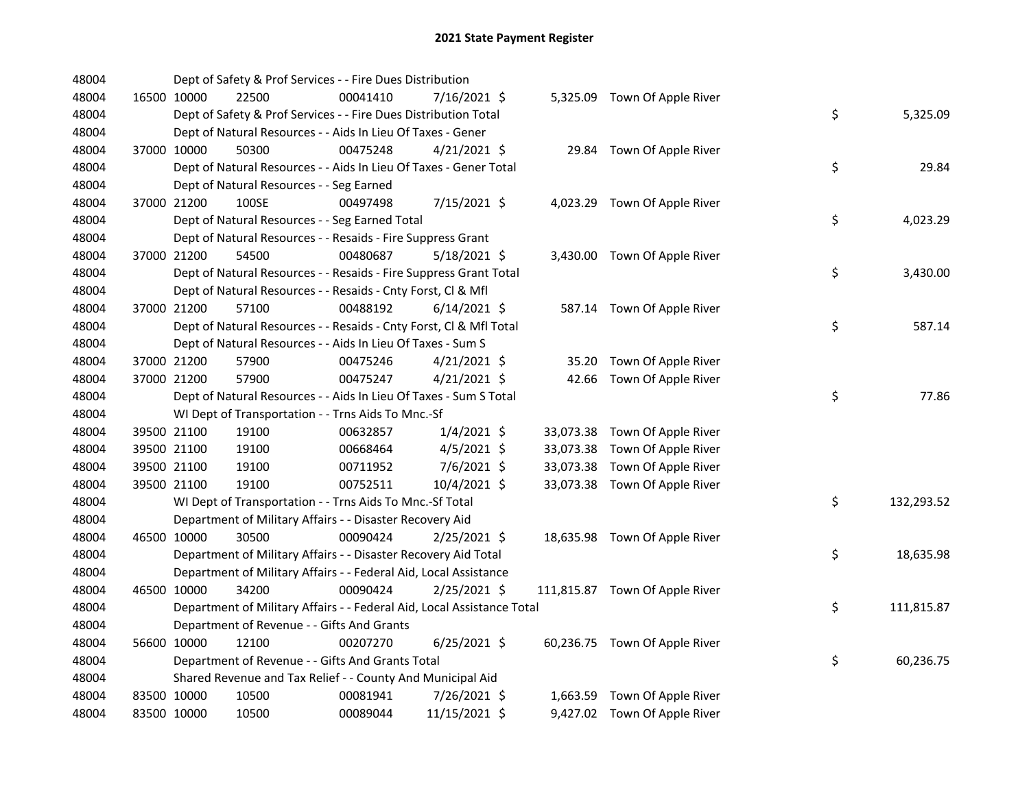# 2021 State Payment Register

| | | | | | | | | | |
|---|---|---|---|---|---|---|---|---|---|
| 48004 | | | Dept of Safety & Prof Services - - Fire Dues Distribution | | | | | | |
| 48004 | 16500 | 10000 | 22500 | 00041410 | 7/16/2021 | $ | 5,325.09 | Town Of Apple River | |
| 48004 | | | Dept of Safety & Prof Services - - Fire Dues Distribution Total | | | | | | $ 5,325.09 |
| 48004 | | | Dept of Natural Resources - - Aids In Lieu Of Taxes - Gener | | | | | | |
| 48004 | 37000 | 10000 | 50300 | 00475248 | 4/21/2021 | $ | 29.84 | Town Of Apple River | |
| 48004 | | | Dept of Natural Resources - - Aids In Lieu Of Taxes - Gener Total | | | | | | $ 29.84 |
| 48004 | | | Dept of Natural Resources - - Seg Earned | | | | | | |
| 48004 | 37000 | 21200 | 100SE | 00497498 | 7/15/2021 | $ | 4,023.29 | Town Of Apple River | |
| 48004 | | | Dept of Natural Resources - - Seg Earned Total | | | | | | $ 4,023.29 |
| 48004 | | | Dept of Natural Resources - - Resaids - Fire Suppress Grant | | | | | | |
| 48004 | 37000 | 21200 | 54500 | 00480687 | 5/18/2021 | $ | 3,430.00 | Town Of Apple River | |
| 48004 | | | Dept of Natural Resources - - Resaids - Fire Suppress Grant Total | | | | | | $ 3,430.00 |
| 48004 | | | Dept of Natural Resources - - Resaids - Cnty Forst, Cl & Mfl | | | | | | |
| 48004 | 37000 | 21200 | 57100 | 00488192 | 6/14/2021 | $ | 587.14 | Town Of Apple River | |
| 48004 | | | Dept of Natural Resources - - Resaids - Cnty Forst, Cl & Mfl Total | | | | | | $ 587.14 |
| 48004 | | | Dept of Natural Resources - - Aids In Lieu Of Taxes - Sum S | | | | | | |
| 48004 | 37000 | 21200 | 57900 | 00475246 | 4/21/2021 | $ | 35.20 | Town Of Apple River | |
| 48004 | 37000 | 21200 | 57900 | 00475247 | 4/21/2021 | $ | 42.66 | Town Of Apple River | |
| 48004 | | | Dept of Natural Resources - - Aids In Lieu Of Taxes - Sum S Total | | | | | | $ 77.86 |
| 48004 | | | WI Dept of Transportation - - Trns Aids To Mnc.-Sf | | | | | | |
| 48004 | 39500 | 21100 | 19100 | 00632857 | 1/4/2021 | $ | 33,073.38 | Town Of Apple River | |
| 48004 | 39500 | 21100 | 19100 | 00668464 | 4/5/2021 | $ | 33,073.38 | Town Of Apple River | |
| 48004 | 39500 | 21100 | 19100 | 00711952 | 7/6/2021 | $ | 33,073.38 | Town Of Apple River | |
| 48004 | 39500 | 21100 | 19100 | 00752511 | 10/4/2021 | $ | 33,073.38 | Town Of Apple River | |
| 48004 | | | WI Dept of Transportation - - Trns Aids To Mnc.-Sf Total | | | | | | $ 132,293.52 |
| 48004 | | | Department of Military Affairs - - Disaster Recovery Aid | | | | | | |
| 48004 | 46500 | 10000 | 30500 | 00090424 | 2/25/2021 | $ | 18,635.98 | Town Of Apple River | |
| 48004 | | | Department of Military Affairs - - Disaster Recovery Aid Total | | | | | | $ 18,635.98 |
| 48004 | | | Department of Military Affairs - - Federal Aid, Local Assistance | | | | | | |
| 48004 | 46500 | 10000 | 34200 | 00090424 | 2/25/2021 | $ | 111,815.87 | Town Of Apple River | |
| 48004 | | | Department of Military Affairs - - Federal Aid, Local Assistance Total | | | | | | $ 111,815.87 |
| 48004 | | | Department of Revenue - - Gifts And Grants | | | | | | |
| 48004 | 56600 | 10000 | 12100 | 00207270 | 6/25/2021 | $ | 60,236.75 | Town Of Apple River | |
| 48004 | | | Department of Revenue - - Gifts And Grants Total | | | | | | $ 60,236.75 |
| 48004 | | | Shared Revenue and Tax Relief - - County And Municipal Aid | | | | | | |
| 48004 | 83500 | 10000 | 10500 | 00081941 | 7/26/2021 | $ | 1,663.59 | Town Of Apple River | |
| 48004 | 83500 | 10000 | 10500 | 00089044 | 11/15/2021 | $ | 9,427.02 | Town Of Apple River | |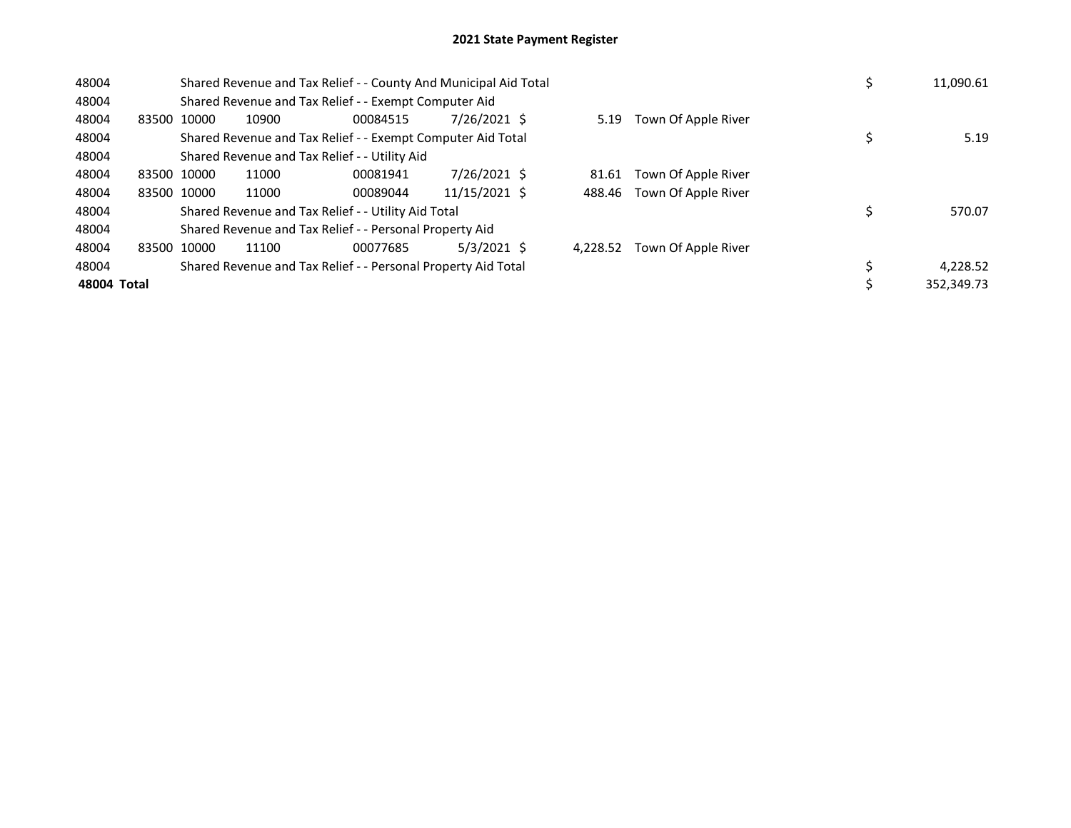# 2021 State Payment Register

| | | | | | | | | | |
|---|---|---|---|---|---|---|---|---|---|
| 48004 | | Shared Revenue and Tax Relief - - County And Municipal Aid Total | | | | | | $ | 11,090.61 |
| 48004 | | Shared Revenue and Tax Relief - - Exempt Computer Aid | | | | | | | |
| 48004 | 83500 | 10000 | 10900 | 00084515 | 7/26/2021 | $ 5.19 | Town Of Apple River | | |
| 48004 | | Shared Revenue and Tax Relief - - Exempt Computer Aid Total | | | | | | $ | 5.19 |
| 48004 | | Shared Revenue and Tax Relief - - Utility Aid | | | | | | | |
| 48004 | 83500 | 10000 | 11000 | 00081941 | 7/26/2021 | $ 81.61 | Town Of Apple River | | |
| 48004 | 83500 | 10000 | 11000 | 00089044 | 11/15/2021 | $ 488.46 | Town Of Apple River | | |
| 48004 | | Shared Revenue and Tax Relief - - Utility Aid Total | | | | | | $ | 570.07 |
| 48004 | | Shared Revenue and Tax Relief - - Personal Property Aid | | | | | | | |
| 48004 | 83500 | 10000 | 11100 | 00077685 | 5/3/2021 | $ 4,228.52 | Town Of Apple River | | |
| 48004 | | Shared Revenue and Tax Relief - - Personal Property Aid Total | | | | | | $ | 4,228.52 |
| **48004 Total** | | | | | | | | $ | 352,349.73 |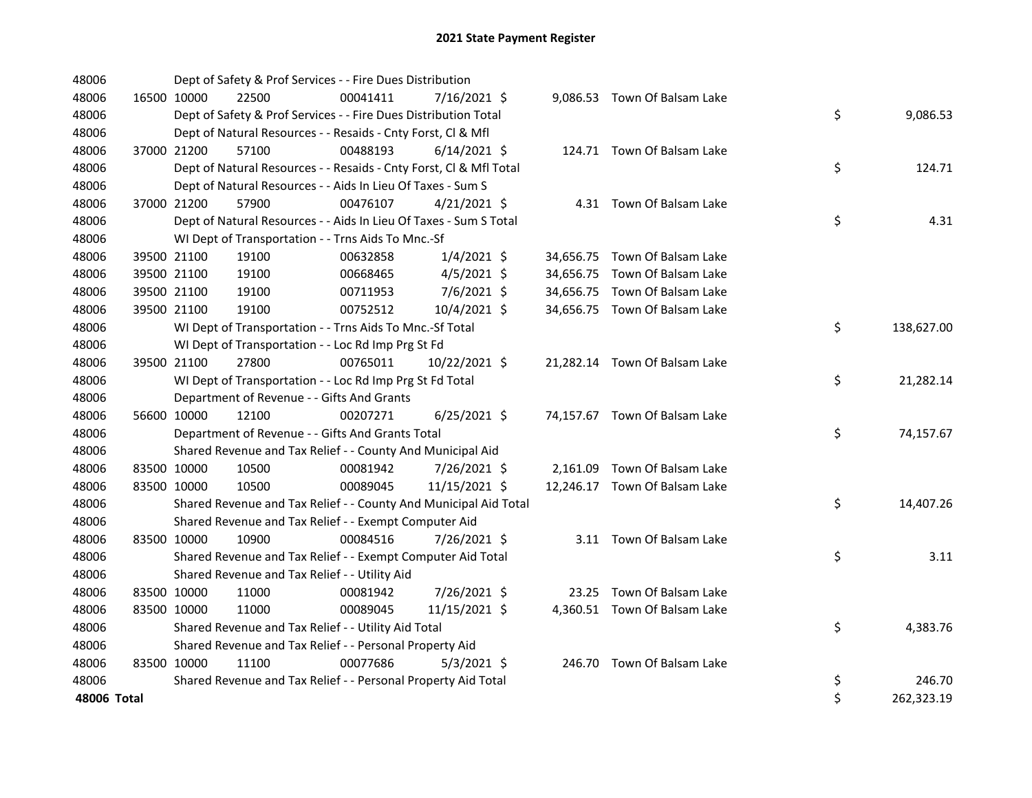# 2021 State Payment Register

| | | | | | | | | | |
|---|---|---|---|---|---|---|---|---|---|
| 48006 | | | Dept of Safety & Prof Services - - Fire Dues Distribution | | | | | | |
| 48006 | 16500 | 10000 | 22500 | 00041411 | 7/16/2021 | $ | 9,086.53 | Town Of Balsam Lake | |
| 48006 | | | Dept of Safety & Prof Services - - Fire Dues Distribution Total | | | | | | $ 9,086.53 |
| 48006 | | | Dept of Natural Resources - - Resaids - Cnty Forst, Cl & Mfl | | | | | | |
| 48006 | 37000 | 21200 | 57100 | 00488193 | 6/14/2021 | $ | 124.71 | Town Of Balsam Lake | |
| 48006 | | | Dept of Natural Resources - - Resaids - Cnty Forst, Cl & Mfl Total | | | | | | $ 124.71 |
| 48006 | | | Dept of Natural Resources - - Aids In Lieu Of Taxes - Sum S | | | | | | |
| 48006 | 37000 | 21200 | 57900 | 00476107 | 4/21/2021 | $ | 4.31 | Town Of Balsam Lake | |
| 48006 | | | Dept of Natural Resources - - Aids In Lieu Of Taxes - Sum S Total | | | | | | $ 4.31 |
| 48006 | | | WI Dept of Transportation - - Trns Aids To Mnc.-Sf | | | | | | |
| 48006 | 39500 | 21100 | 19100 | 00632858 | 1/4/2021 | $ | 34,656.75 | Town Of Balsam Lake | |
| 48006 | 39500 | 21100 | 19100 | 00668465 | 4/5/2021 | $ | 34,656.75 | Town Of Balsam Lake | |
| 48006 | 39500 | 21100 | 19100 | 00711953 | 7/6/2021 | $ | 34,656.75 | Town Of Balsam Lake | |
| 48006 | 39500 | 21100 | 19100 | 00752512 | 10/4/2021 | $ | 34,656.75 | Town Of Balsam Lake | |
| 48006 | | | WI Dept of Transportation - - Trns Aids To Mnc.-Sf Total | | | | | | $ 138,627.00 |
| 48006 | | | WI Dept of Transportation - - Loc Rd Imp Prg St Fd | | | | | | |
| 48006 | 39500 | 21100 | 27800 | 00765011 | 10/22/2021 | $ | 21,282.14 | Town Of Balsam Lake | |
| 48006 | | | WI Dept of Transportation - - Loc Rd Imp Prg St Fd Total | | | | | | $ 21,282.14 |
| 48006 | | | Department of Revenue - - Gifts And Grants | | | | | | |
| 48006 | 56600 | 10000 | 12100 | 00207271 | 6/25/2021 | $ | 74,157.67 | Town Of Balsam Lake | |
| 48006 | | | Department of Revenue - - Gifts And Grants Total | | | | | | $ 74,157.67 |
| 48006 | | | Shared Revenue and Tax Relief - - County And Municipal Aid | | | | | | |
| 48006 | 83500 | 10000 | 10500 | 00081942 | 7/26/2021 | $ | 2,161.09 | Town Of Balsam Lake | |
| 48006 | 83500 | 10000 | 10500 | 00089045 | 11/15/2021 | $ | 12,246.17 | Town Of Balsam Lake | |
| 48006 | | | Shared Revenue and Tax Relief - - County And Municipal Aid Total | | | | | | $ 14,407.26 |
| 48006 | | | Shared Revenue and Tax Relief - - Exempt Computer Aid | | | | | | |
| 48006 | 83500 | 10000 | 10900 | 00084516 | 7/26/2021 | $ | 3.11 | Town Of Balsam Lake | |
| 48006 | | | Shared Revenue and Tax Relief - - Exempt Computer Aid Total | | | | | | $ 3.11 |
| 48006 | | | Shared Revenue and Tax Relief - - Utility Aid | | | | | | |
| 48006 | 83500 | 10000 | 11000 | 00081942 | 7/26/2021 | $ | 23.25 | Town Of Balsam Lake | |
| 48006 | 83500 | 10000 | 11000 | 00089045 | 11/15/2021 | $ | 4,360.51 | Town Of Balsam Lake | |
| 48006 | | | Shared Revenue and Tax Relief - - Utility Aid Total | | | | | | $ 4,383.76 |
| 48006 | | | Shared Revenue and Tax Relief - - Personal Property Aid | | | | | | |
| 48006 | 83500 | 10000 | 11100 | 00077686 | 5/3/2021 | $ | 246.70 | Town Of Balsam Lake | |
| 48006 | | | Shared Revenue and Tax Relief - - Personal Property Aid Total | | | | | | $ 246.70 |
| **48006 Total** | | | | | | | | | $ 262,323.19 |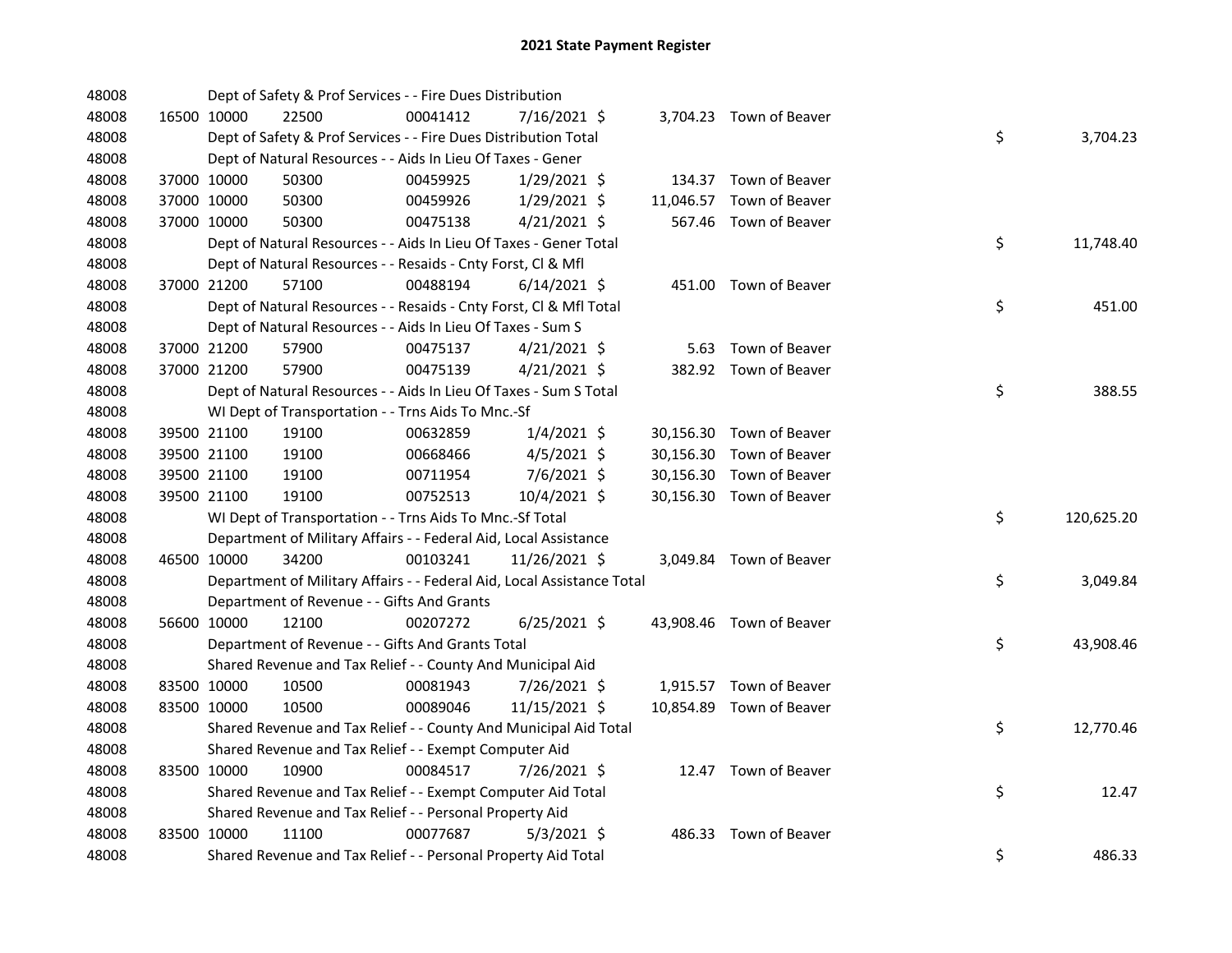# 2021 State Payment Register

| | | | | | | | | | |
|---|---|---|---|---|---|---|---|---|---|
| 48008 | | | Dept of Safety & Prof Services - - Fire Dues Distribution | | | | | | |
| 48008 | 16500 | 10000 | 22500 | 00041412 | 7/16/2021 | $ | 3,704.23 | Town of Beaver | |
| 48008 | | | Dept of Safety & Prof Services - - Fire Dues Distribution Total | | | | | | $ 3,704.23 |
| 48008 | | | Dept of Natural Resources - - Aids In Lieu Of Taxes - Gener | | | | | | |
| 48008 | 37000 | 10000 | 50300 | 00459925 | 1/29/2021 | $ | 134.37 | Town of Beaver | |
| 48008 | 37000 | 10000 | 50300 | 00459926 | 1/29/2021 | $ | 11,046.57 | Town of Beaver | |
| 48008 | 37000 | 10000 | 50300 | 00475138 | 4/21/2021 | $ | 567.46 | Town of Beaver | |
| 48008 | | | Dept of Natural Resources - - Aids In Lieu Of Taxes - Gener Total | | | | | | $ 11,748.40 |
| 48008 | | | Dept of Natural Resources - - Resaids - Cnty Forst, Cl & Mfl | | | | | | |
| 48008 | 37000 | 21200 | 57100 | 00488194 | 6/14/2021 | $ | 451.00 | Town of Beaver | |
| 48008 | | | Dept of Natural Resources - - Resaids - Cnty Forst, Cl & Mfl Total | | | | | | $ 451.00 |
| 48008 | | | Dept of Natural Resources - - Aids In Lieu Of Taxes - Sum S | | | | | | |
| 48008 | 37000 | 21200 | 57900 | 00475137 | 4/21/2021 | $ | 5.63 | Town of Beaver | |
| 48008 | 37000 | 21200 | 57900 | 00475139 | 4/21/2021 | $ | 382.92 | Town of Beaver | |
| 48008 | | | Dept of Natural Resources - - Aids In Lieu Of Taxes - Sum S Total | | | | | | $ 388.55 |
| 48008 | | | WI Dept of Transportation - - Trns Aids To Mnc.-Sf | | | | | | |
| 48008 | 39500 | 21100 | 19100 | 00632859 | 1/4/2021 | $ | 30,156.30 | Town of Beaver | |
| 48008 | 39500 | 21100 | 19100 | 00668466 | 4/5/2021 | $ | 30,156.30 | Town of Beaver | |
| 48008 | 39500 | 21100 | 19100 | 00711954 | 7/6/2021 | $ | 30,156.30 | Town of Beaver | |
| 48008 | 39500 | 21100 | 19100 | 00752513 | 10/4/2021 | $ | 30,156.30 | Town of Beaver | |
| 48008 | | | WI Dept of Transportation - - Trns Aids To Mnc.-Sf Total | | | | | | $ 120,625.20 |
| 48008 | | | Department of Military Affairs - - Federal Aid, Local Assistance | | | | | | |
| 48008 | 46500 | 10000 | 34200 | 00103241 | 11/26/2021 | $ | 3,049.84 | Town of Beaver | |
| 48008 | | | Department of Military Affairs - - Federal Aid, Local Assistance Total | | | | | | $ 3,049.84 |
| 48008 | | | Department of Revenue - - Gifts And Grants | | | | | | |
| 48008 | 56600 | 10000 | 12100 | 00207272 | 6/25/2021 | $ | 43,908.46 | Town of Beaver | |
| 48008 | | | Department of Revenue - - Gifts And Grants Total | | | | | | $ 43,908.46 |
| 48008 | | | Shared Revenue and Tax Relief - - County And Municipal Aid | | | | | | |
| 48008 | 83500 | 10000 | 10500 | 00081943 | 7/26/2021 | $ | 1,915.57 | Town of Beaver | |
| 48008 | 83500 | 10000 | 10500 | 00089046 | 11/15/2021 | $ | 10,854.89 | Town of Beaver | |
| 48008 | | | Shared Revenue and Tax Relief - - County And Municipal Aid Total | | | | | | $ 12,770.46 |
| 48008 | | | Shared Revenue and Tax Relief - - Exempt Computer Aid | | | | | | |
| 48008 | 83500 | 10000 | 10900 | 00084517 | 7/26/2021 | $ | 12.47 | Town of Beaver | |
| 48008 | | | Shared Revenue and Tax Relief - - Exempt Computer Aid Total | | | | | | $ 12.47 |
| 48008 | | | Shared Revenue and Tax Relief - - Personal Property Aid | | | | | | |
| 48008 | 83500 | 10000 | 11100 | 00077687 | 5/3/2021 | $ | 486.33 | Town of Beaver | |
| 48008 | | | Shared Revenue and Tax Relief - - Personal Property Aid Total | | | | | | $ 486.33 |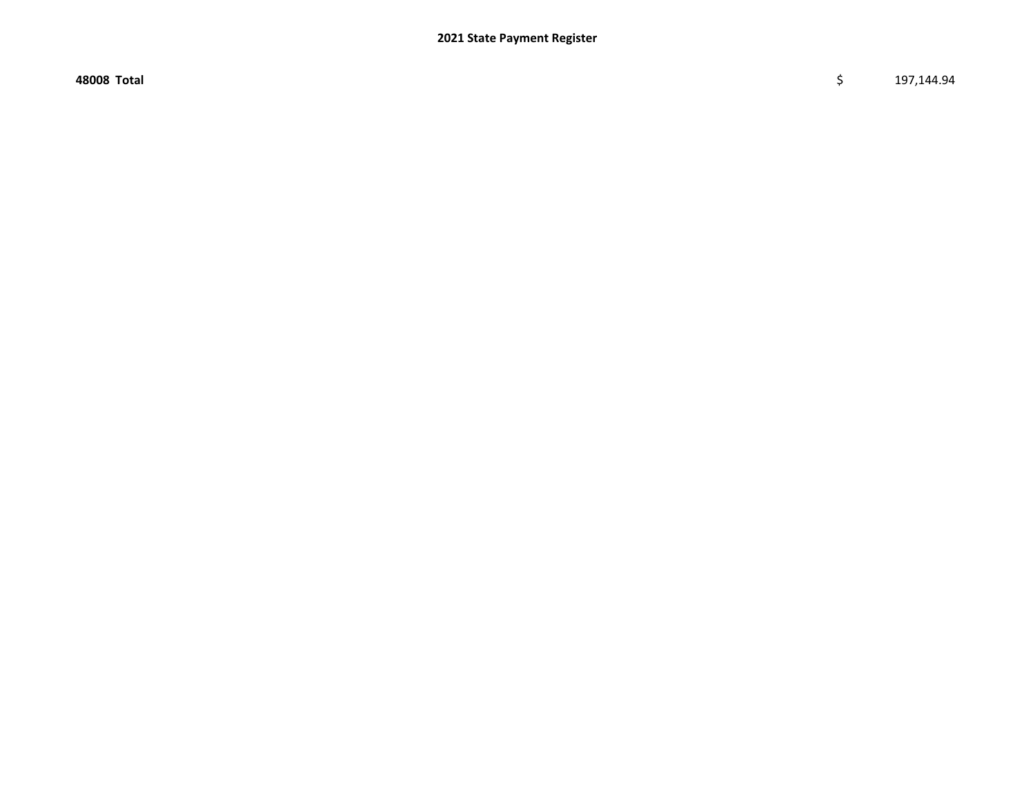| **48008 Total** | $ | 197,144.94 |
|---|---|---|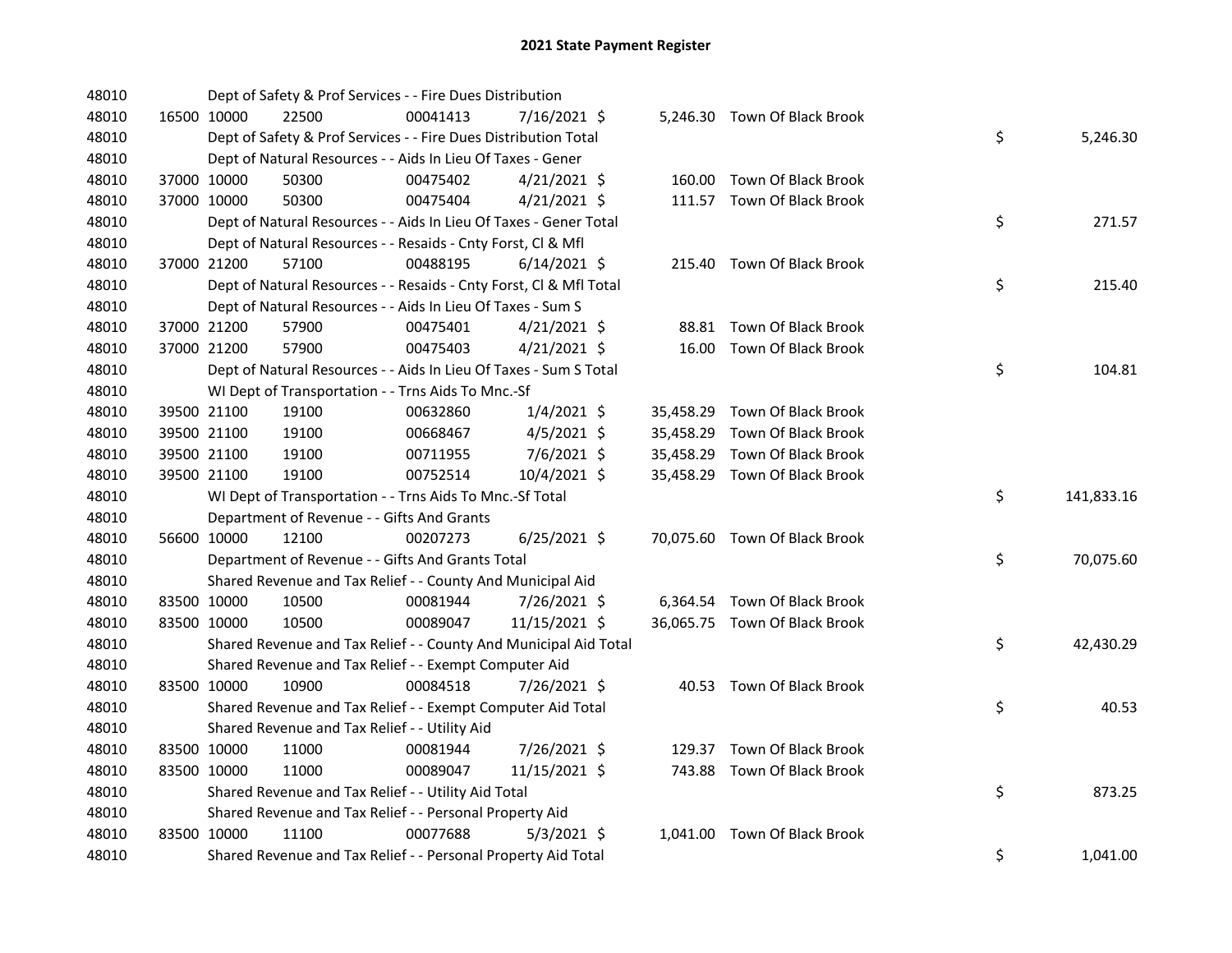# 2021 State Payment Register

| | | | | | | | | | |
|---|---|---|---|---|---|---|---|---|---|
| 48010 | | Dept of Safety & Prof Services - - Fire Dues Distribution | | | | | | | |
| 48010 | 16500 | 10000 | 22500 | 00041413 | 7/16/2021 | $ 5,246.30 | Town Of Black Brook | | |
| 48010 | | Dept of Safety & Prof Services - - Fire Dues Distribution Total | | | | | | $ | 5,246.30 |
| 48010 | | Dept of Natural Resources - - Aids In Lieu Of Taxes - Gener | | | | | | | |
| 48010 | 37000 | 10000 | 50300 | 00475402 | 4/21/2021 | $ 160.00 | Town Of Black Brook | | |
| 48010 | 37000 | 10000 | 50300 | 00475404 | 4/21/2021 | $ 111.57 | Town Of Black Brook | | |
| 48010 | | Dept of Natural Resources - - Aids In Lieu Of Taxes - Gener Total | | | | | | $ | 271.57 |
| 48010 | | Dept of Natural Resources - - Resaids - Cnty Forst, Cl & Mfl | | | | | | | |
| 48010 | 37000 | 21200 | 57100 | 00488195 | 6/14/2021 | $ 215.40 | Town Of Black Brook | | |
| 48010 | | Dept of Natural Resources - - Resaids - Cnty Forst, Cl & Mfl Total | | | | | | $ | 215.40 |
| 48010 | | Dept of Natural Resources - - Aids In Lieu Of Taxes - Sum S | | | | | | | |
| 48010 | 37000 | 21200 | 57900 | 00475401 | 4/21/2021 | $ 88.81 | Town Of Black Brook | | |
| 48010 | 37000 | 21200 | 57900 | 00475403 | 4/21/2021 | $ 16.00 | Town Of Black Brook | | |
| 48010 | | Dept of Natural Resources - - Aids In Lieu Of Taxes - Sum S Total | | | | | | $ | 104.81 |
| 48010 | | WI Dept of Transportation - - Trns Aids To Mnc.-Sf | | | | | | | |
| 48010 | 39500 | 21100 | 19100 | 00632860 | 1/4/2021 | $ 35,458.29 | Town Of Black Brook | | |
| 48010 | 39500 | 21100 | 19100 | 00668467 | 4/5/2021 | $ 35,458.29 | Town Of Black Brook | | |
| 48010 | 39500 | 21100 | 19100 | 00711955 | 7/6/2021 | $ 35,458.29 | Town Of Black Brook | | |
| 48010 | 39500 | 21100 | 19100 | 00752514 | 10/4/2021 | $ 35,458.29 | Town Of Black Brook | | |
| 48010 | | WI Dept of Transportation - - Trns Aids To Mnc.-Sf Total | | | | | | $ | 141,833.16 |
| 48010 | | Department of Revenue - - Gifts And Grants | | | | | | | |
| 48010 | 56600 | 10000 | 12100 | 00207273 | 6/25/2021 | $ 70,075.60 | Town Of Black Brook | | |
| 48010 | | Department of Revenue - - Gifts And Grants Total | | | | | | $ | 70,075.60 |
| 48010 | | Shared Revenue and Tax Relief - - County And Municipal Aid | | | | | | | |
| 48010 | 83500 | 10000 | 10500 | 00081944 | 7/26/2021 | $ 6,364.54 | Town Of Black Brook | | |
| 48010 | 83500 | 10000 | 10500 | 00089047 | 11/15/2021 | $ 36,065.75 | Town Of Black Brook | | |
| 48010 | | Shared Revenue and Tax Relief - - County And Municipal Aid Total | | | | | | $ | 42,430.29 |
| 48010 | | Shared Revenue and Tax Relief - - Exempt Computer Aid | | | | | | | |
| 48010 | 83500 | 10000 | 10900 | 00084518 | 7/26/2021 | $ 40.53 | Town Of Black Brook | | |
| 48010 | | Shared Revenue and Tax Relief - - Exempt Computer Aid Total | | | | | | $ | 40.53 |
| 48010 | | Shared Revenue and Tax Relief - - Utility Aid | | | | | | | |
| 48010 | 83500 | 10000 | 11000 | 00081944 | 7/26/2021 | $ 129.37 | Town Of Black Brook | | |
| 48010 | 83500 | 10000 | 11000 | 00089047 | 11/15/2021 | $ 743.88 | Town Of Black Brook | | |
| 48010 | | Shared Revenue and Tax Relief - - Utility Aid Total | | | | | | $ | 873.25 |
| 48010 | | Shared Revenue and Tax Relief - - Personal Property Aid | | | | | | | |
| 48010 | 83500 | 10000 | 11100 | 00077688 | 5/3/2021 | $ 1,041.00 | Town Of Black Brook | | |
| 48010 | | Shared Revenue and Tax Relief - - Personal Property Aid Total | | | | | | $ | 1,041.00 |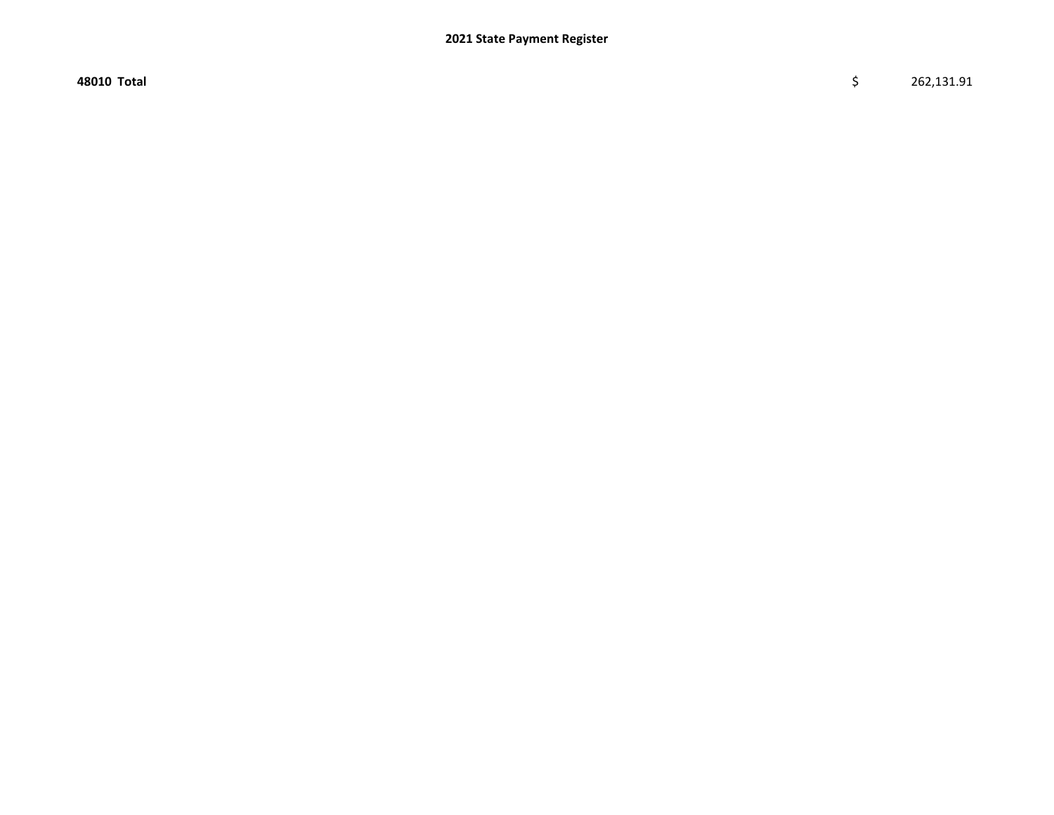**2021 State Payment Register**

| | | |
|---|---|---|
| **48010 Total** | $ | 262,131.91 |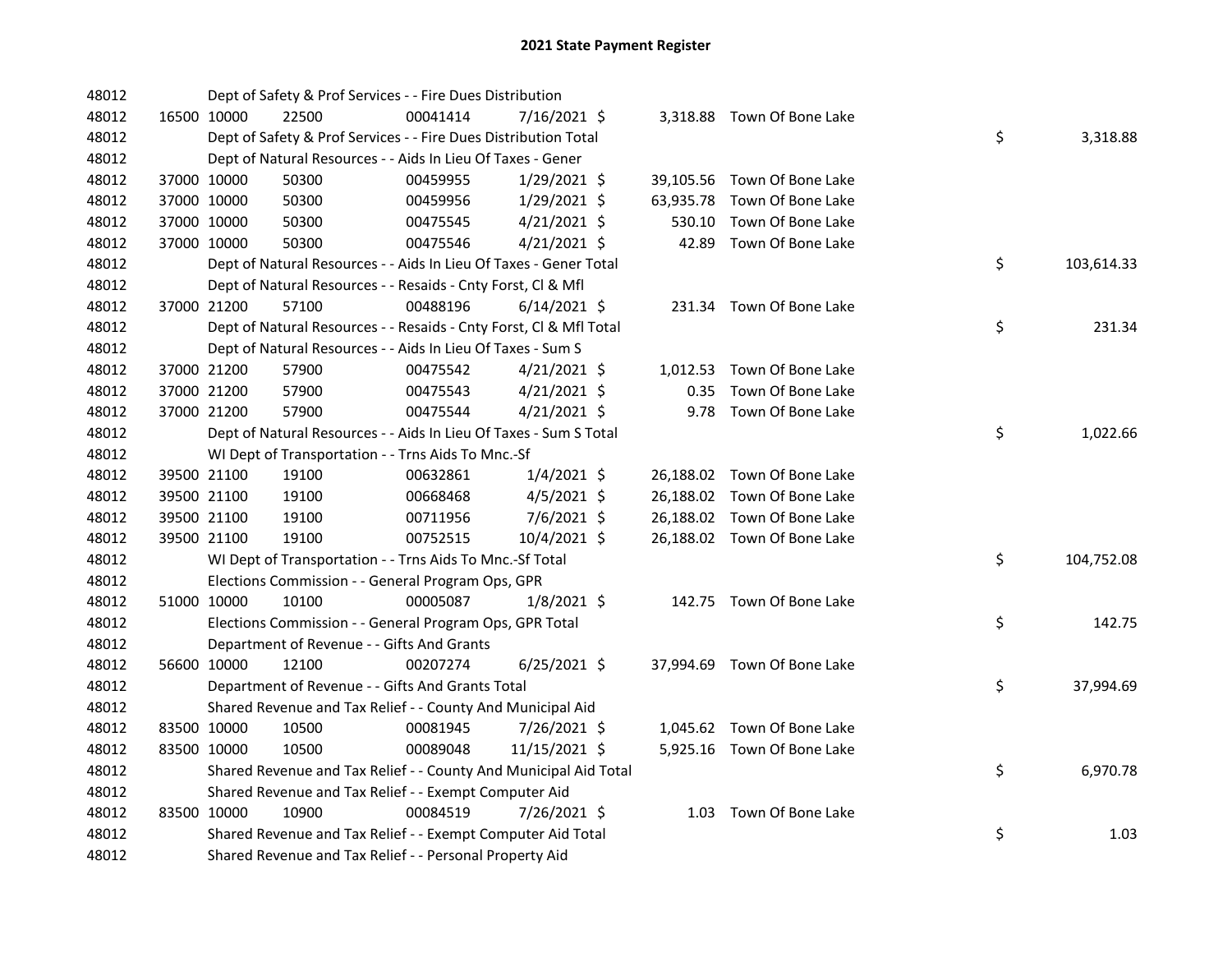# 2021 State Payment Register

| | | | | | | | | | |
|---|---|---|---|---|---|---|---|---|---|
| 48012 | | | Dept of Safety & Prof Services - - Fire Dues Distribution | | | | | | |
| 48012 | 16500 | 10000 | 22500 | 00041414 | 7/16/2021 $ | 3,318.88 | Town Of Bone Lake | | |
| 48012 | | | Dept of Safety & Prof Services - - Fire Dues Distribution Total | | | | | $ | 3,318.88 |
| 48012 | | | Dept of Natural Resources - - Aids In Lieu Of Taxes - Gener | | | | | | |
| 48012 | 37000 | 10000 | 50300 | 00459955 | 1/29/2021 $ | 39,105.56 | Town Of Bone Lake | | |
| 48012 | 37000 | 10000 | 50300 | 00459956 | 1/29/2021 $ | 63,935.78 | Town Of Bone Lake | | |
| 48012 | 37000 | 10000 | 50300 | 00475545 | 4/21/2021 $ | 530.10 | Town Of Bone Lake | | |
| 48012 | 37000 | 10000 | 50300 | 00475546 | 4/21/2021 $ | 42.89 | Town Of Bone Lake | | |
| 48012 | | | Dept of Natural Resources - - Aids In Lieu Of Taxes - Gener Total | | | | | $ | 103,614.33 |
| 48012 | | | Dept of Natural Resources - - Resaids - Cnty Forst, Cl & Mfl | | | | | | |
| 48012 | 37000 | 21200 | 57100 | 00488196 | 6/14/2021 $ | 231.34 | Town Of Bone Lake | | |
| 48012 | | | Dept of Natural Resources - - Resaids - Cnty Forst, Cl & Mfl Total | | | | | $ | 231.34 |
| 48012 | | | Dept of Natural Resources - - Aids In Lieu Of Taxes - Sum S | | | | | | |
| 48012 | 37000 | 21200 | 57900 | 00475542 | 4/21/2021 $ | 1,012.53 | Town Of Bone Lake | | |
| 48012 | 37000 | 21200 | 57900 | 00475543 | 4/21/2021 $ | 0.35 | Town Of Bone Lake | | |
| 48012 | 37000 | 21200 | 57900 | 00475544 | 4/21/2021 $ | 9.78 | Town Of Bone Lake | | |
| 48012 | | | Dept of Natural Resources - - Aids In Lieu Of Taxes - Sum S Total | | | | | $ | 1,022.66 |
| 48012 | | | WI Dept of Transportation - - Trns Aids To Mnc.-Sf | | | | | | |
| 48012 | 39500 | 21100 | 19100 | 00632861 | 1/4/2021 $ | 26,188.02 | Town Of Bone Lake | | |
| 48012 | 39500 | 21100 | 19100 | 00668468 | 4/5/2021 $ | 26,188.02 | Town Of Bone Lake | | |
| 48012 | 39500 | 21100 | 19100 | 00711956 | 7/6/2021 $ | 26,188.02 | Town Of Bone Lake | | |
| 48012 | 39500 | 21100 | 19100 | 00752515 | 10/4/2021 $ | 26,188.02 | Town Of Bone Lake | | |
| 48012 | | | WI Dept of Transportation - - Trns Aids To Mnc.-Sf Total | | | | | $ | 104,752.08 |
| 48012 | | | Elections Commission - - General Program Ops, GPR | | | | | | |
| 48012 | 51000 | 10000 | 10100 | 00005087 | 1/8/2021 $ | 142.75 | Town Of Bone Lake | | |
| 48012 | | | Elections Commission - - General Program Ops, GPR Total | | | | | $ | 142.75 |
| 48012 | | | Department of Revenue - - Gifts And Grants | | | | | | |
| 48012 | 56600 | 10000 | 12100 | 00207274 | 6/25/2021 $ | 37,994.69 | Town Of Bone Lake | | |
| 48012 | | | Department of Revenue - - Gifts And Grants Total | | | | | $ | 37,994.69 |
| 48012 | | | Shared Revenue and Tax Relief - - County And Municipal Aid | | | | | | |
| 48012 | 83500 | 10000 | 10500 | 00081945 | 7/26/2021 $ | 1,045.62 | Town Of Bone Lake | | |
| 48012 | 83500 | 10000 | 10500 | 00089048 | 11/15/2021 $ | 5,925.16 | Town Of Bone Lake | | |
| 48012 | | | Shared Revenue and Tax Relief - - County And Municipal Aid Total | | | | | $ | 6,970.78 |
| 48012 | | | Shared Revenue and Tax Relief - - Exempt Computer Aid | | | | | | |
| 48012 | 83500 | 10000 | 10900 | 00084519 | 7/26/2021 $ | 1.03 | Town Of Bone Lake | | |
| 48012 | | | Shared Revenue and Tax Relief - - Exempt Computer Aid Total | | | | | $ | 1.03 |
| 48012 | | | Shared Revenue and Tax Relief - - Personal Property Aid | | | | | | |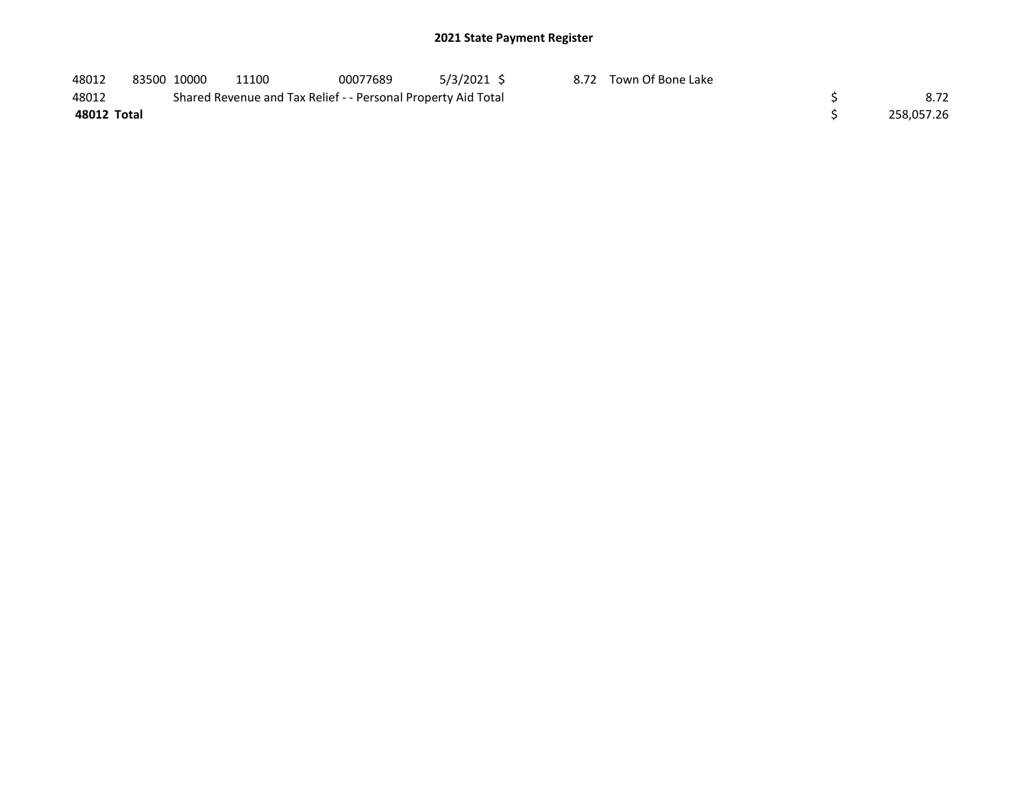# 2021 State Payment Register

| | | | | | | | | | |
|---|---|---|---|---|---|---|---|---|---|
| 48012 | 83500 | 10000 | 11100 | 00077689 | 5/3/2021 | $ 8.72 | Town Of Bone Lake | | |
| 48012 | | Shared Revenue and Tax Relief - - Personal Property Aid Total | | | | | | $ | 8.72 |
| **48012 Total** | | | | | | | | $ | 258,057.26 |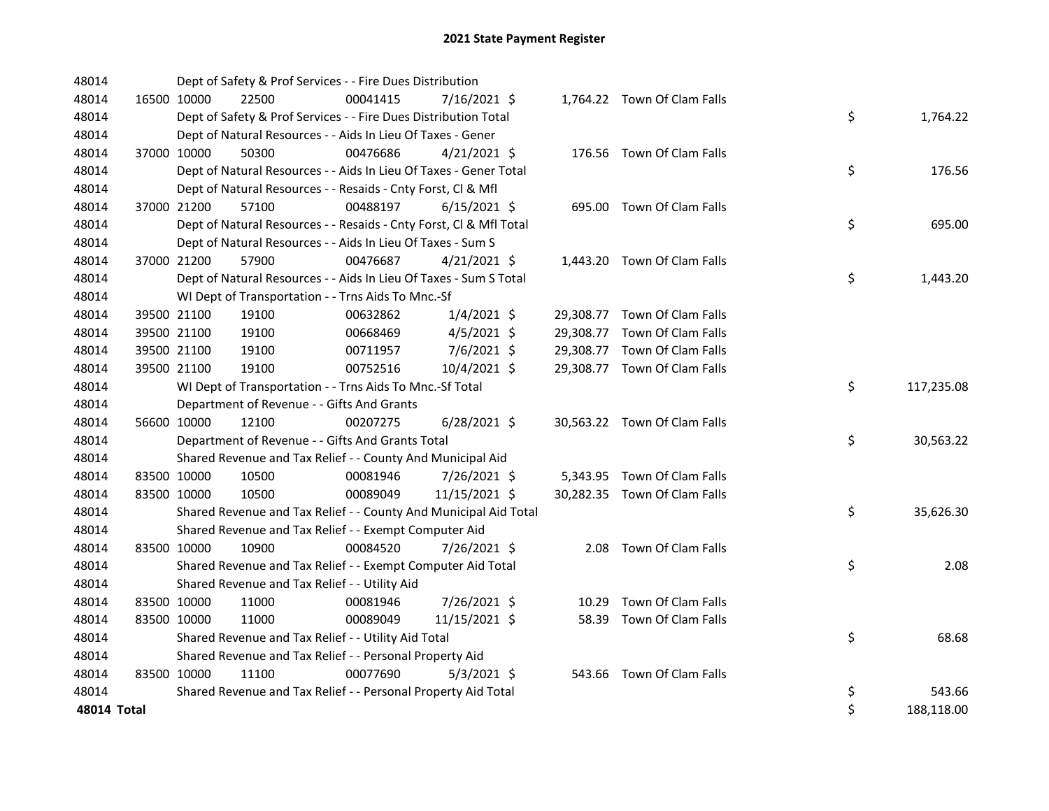# 2021 State Payment Register

| | | | | | | | | | |
|---|---|---|---|---|---|---|---|---|---|
| 48014 | | | Dept of Safety & Prof Services - - Fire Dues Distribution | | | | | | |
| 48014 | 16500 | 10000 | 22500 | 00041415 | 7/16/2021 | $ 1,764.22 | Town Of Clam Falls | | |
| 48014 | | | Dept of Safety & Prof Services - - Fire Dues Distribution Total | | | | | $ | 1,764.22 |
| 48014 | | | Dept of Natural Resources - - Aids In Lieu Of Taxes - Gener | | | | | | |
| 48014 | 37000 | 10000 | 50300 | 00476686 | 4/21/2021 | $ 176.56 | Town Of Clam Falls | | |
| 48014 | | | Dept of Natural Resources - - Aids In Lieu Of Taxes - Gener Total | | | | | $ | 176.56 |
| 48014 | | | Dept of Natural Resources - - Resaids - Cnty Forst, Cl & Mfl | | | | | | |
| 48014 | 37000 | 21200 | 57100 | 00488197 | 6/15/2021 | $ 695.00 | Town Of Clam Falls | | |
| 48014 | | | Dept of Natural Resources - - Resaids - Cnty Forst, Cl & Mfl Total | | | | | $ | 695.00 |
| 48014 | | | Dept of Natural Resources - - Aids In Lieu Of Taxes - Sum S | | | | | | |
| 48014 | 37000 | 21200 | 57900 | 00476687 | 4/21/2021 | $ 1,443.20 | Town Of Clam Falls | | |
| 48014 | | | Dept of Natural Resources - - Aids In Lieu Of Taxes - Sum S Total | | | | | $ | 1,443.20 |
| 48014 | | | WI Dept of Transportation - - Trns Aids To Mnc.-Sf | | | | | | |
| 48014 | 39500 | 21100 | 19100 | 00632862 | 1/4/2021 | $ 29,308.77 | Town Of Clam Falls | | |
| 48014 | 39500 | 21100 | 19100 | 00668469 | 4/5/2021 | $ 29,308.77 | Town Of Clam Falls | | |
| 48014 | 39500 | 21100 | 19100 | 00711957 | 7/6/2021 | $ 29,308.77 | Town Of Clam Falls | | |
| 48014 | 39500 | 21100 | 19100 | 00752516 | 10/4/2021 | $ 29,308.77 | Town Of Clam Falls | | |
| 48014 | | | WI Dept of Transportation - - Trns Aids To Mnc.-Sf Total | | | | | $ | 117,235.08 |
| 48014 | | | Department of Revenue - - Gifts And Grants | | | | | | |
| 48014 | 56600 | 10000 | 12100 | 00207275 | 6/28/2021 | $ 30,563.22 | Town Of Clam Falls | | |
| 48014 | | | Department of Revenue - - Gifts And Grants Total | | | | | $ | 30,563.22 |
| 48014 | | | Shared Revenue and Tax Relief - - County And Municipal Aid | | | | | | |
| 48014 | 83500 | 10000 | 10500 | 00081946 | 7/26/2021 | $ 5,343.95 | Town Of Clam Falls | | |
| 48014 | 83500 | 10000 | 10500 | 00089049 | 11/15/2021 | $ 30,282.35 | Town Of Clam Falls | | |
| 48014 | | | Shared Revenue and Tax Relief - - County And Municipal Aid Total | | | | | $ | 35,626.30 |
| 48014 | | | Shared Revenue and Tax Relief - - Exempt Computer Aid | | | | | | |
| 48014 | 83500 | 10000 | 10900 | 00084520 | 7/26/2021 | $ 2.08 | Town Of Clam Falls | | |
| 48014 | | | Shared Revenue and Tax Relief - - Exempt Computer Aid Total | | | | | $ | 2.08 |
| 48014 | | | Shared Revenue and Tax Relief - - Utility Aid | | | | | | |
| 48014 | 83500 | 10000 | 11000 | 00081946 | 7/26/2021 | $ 10.29 | Town Of Clam Falls | | |
| 48014 | 83500 | 10000 | 11000 | 00089049 | 11/15/2021 | $ 58.39 | Town Of Clam Falls | | |
| 48014 | | | Shared Revenue and Tax Relief - - Utility Aid Total | | | | | $ | 68.68 |
| 48014 | | | Shared Revenue and Tax Relief - - Personal Property Aid | | | | | | |
| 48014 | 83500 | 10000 | 11100 | 00077690 | 5/3/2021 | $ 543.66 | Town Of Clam Falls | | |
| 48014 | | | Shared Revenue and Tax Relief - - Personal Property Aid Total | | | | | $ | 543.66 |
| **48014 Total** | | | | | | | | $ | 188,118.00 |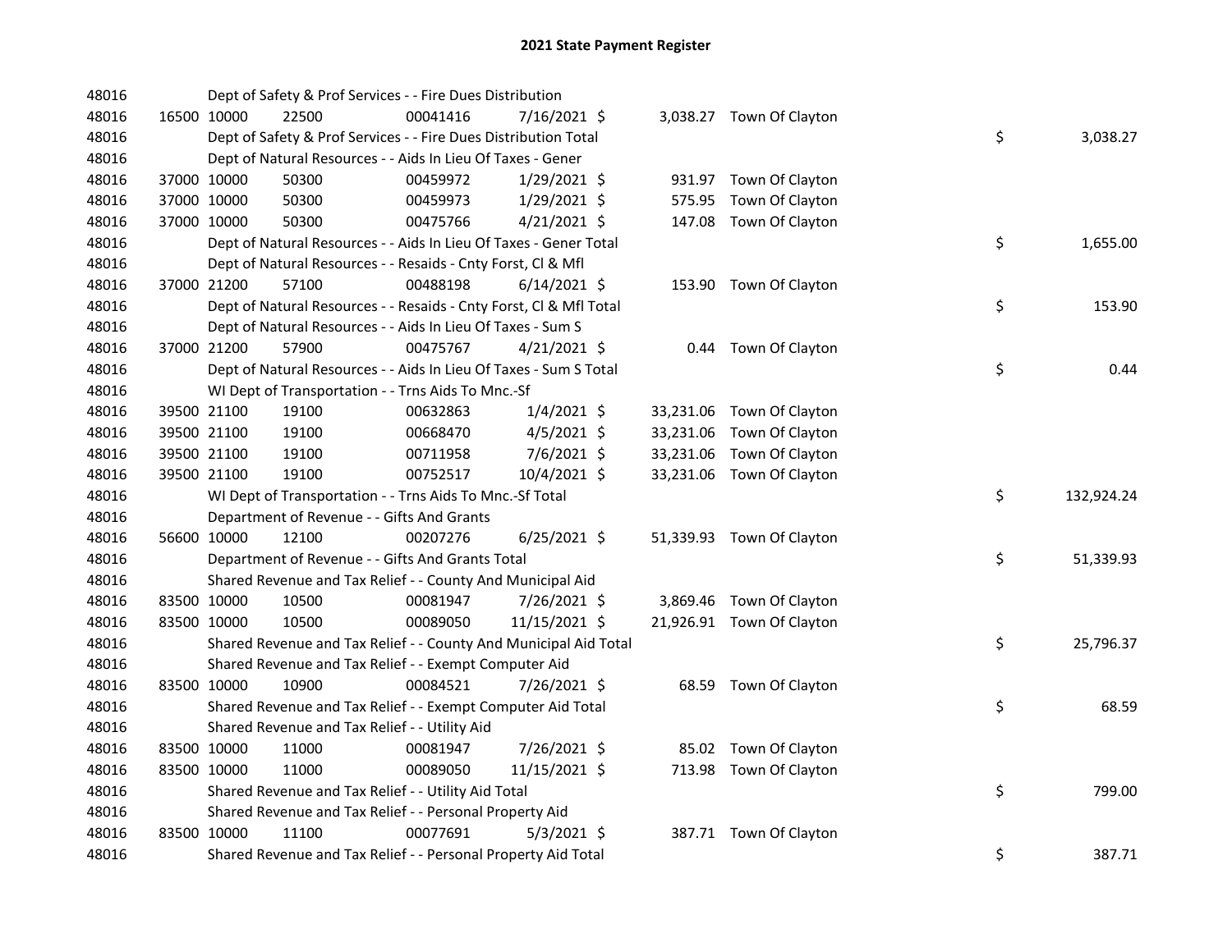## 2021 State Payment Register

| | | | | | | | | | |
|---|---|---|---|---|---|---|---|---|---|
| 48016 | | | Dept of Safety & Prof Services - - Fire Dues Distribution | | | | | | |
| 48016 | 16500 | 10000 | 22500 | 00041416 | 7/16/2021 | $ 3,038.27 | Town Of Clayton | | |
| 48016 | | | Dept of Safety & Prof Services - - Fire Dues Distribution Total | | | | | $ | 3,038.27 |
| 48016 | | | Dept of Natural Resources - - Aids In Lieu Of Taxes - Gener | | | | | | |
| 48016 | 37000 | 10000 | 50300 | 00459972 | 1/29/2021 | $ 931.97 | Town Of Clayton | | |
| 48016 | 37000 | 10000 | 50300 | 00459973 | 1/29/2021 | $ 575.95 | Town Of Clayton | | |
| 48016 | 37000 | 10000 | 50300 | 00475766 | 4/21/2021 | $ 147.08 | Town Of Clayton | | |
| 48016 | | | Dept of Natural Resources - - Aids In Lieu Of Taxes - Gener Total | | | | | $ | 1,655.00 |
| 48016 | | | Dept of Natural Resources - - Resaids - Cnty Forst, Cl & Mfl | | | | | | |
| 48016 | 37000 | 21200 | 57100 | 00488198 | 6/14/2021 | $ 153.90 | Town Of Clayton | | |
| 48016 | | | Dept of Natural Resources - - Resaids - Cnty Forst, Cl & Mfl Total | | | | | $ | 153.90 |
| 48016 | | | Dept of Natural Resources - - Aids In Lieu Of Taxes - Sum S | | | | | | |
| 48016 | 37000 | 21200 | 57900 | 00475767 | 4/21/2021 | $ 0.44 | Town Of Clayton | | |
| 48016 | | | Dept of Natural Resources - - Aids In Lieu Of Taxes - Sum S Total | | | | | $ | 0.44 |
| 48016 | | | WI Dept of Transportation - - Trns Aids To Mnc.-Sf | | | | | | |
| 48016 | 39500 | 21100 | 19100 | 00632863 | 1/4/2021 | $ 33,231.06 | Town Of Clayton | | |
| 48016 | 39500 | 21100 | 19100 | 00668470 | 4/5/2021 | $ 33,231.06 | Town Of Clayton | | |
| 48016 | 39500 | 21100 | 19100 | 00711958 | 7/6/2021 | $ 33,231.06 | Town Of Clayton | | |
| 48016 | 39500 | 21100 | 19100 | 00752517 | 10/4/2021 | $ 33,231.06 | Town Of Clayton | | |
| 48016 | | | WI Dept of Transportation - - Trns Aids To Mnc.-Sf Total | | | | | $ | 132,924.24 |
| 48016 | | | Department of Revenue - - Gifts And Grants | | | | | | |
| 48016 | 56600 | 10000 | 12100 | 00207276 | 6/25/2021 | $ 51,339.93 | Town Of Clayton | | |
| 48016 | | | Department of Revenue - - Gifts And Grants Total | | | | | $ | 51,339.93 |
| 48016 | | | Shared Revenue and Tax Relief - - County And Municipal Aid | | | | | | |
| 48016 | 83500 | 10000 | 10500 | 00081947 | 7/26/2021 | $ 3,869.46 | Town Of Clayton | | |
| 48016 | 83500 | 10000 | 10500 | 00089050 | 11/15/2021 | $ 21,926.91 | Town Of Clayton | | |
| 48016 | | | Shared Revenue and Tax Relief - - County And Municipal Aid Total | | | | | $ | 25,796.37 |
| 48016 | | | Shared Revenue and Tax Relief - - Exempt Computer Aid | | | | | | |
| 48016 | 83500 | 10000 | 10900 | 00084521 | 7/26/2021 | $ 68.59 | Town Of Clayton | | |
| 48016 | | | Shared Revenue and Tax Relief - - Exempt Computer Aid Total | | | | | $ | 68.59 |
| 48016 | | | Shared Revenue and Tax Relief - - Utility Aid | | | | | | |
| 48016 | 83500 | 10000 | 11000 | 00081947 | 7/26/2021 | $ 85.02 | Town Of Clayton | | |
| 48016 | 83500 | 10000 | 11000 | 00089050 | 11/15/2021 | $ 713.98 | Town Of Clayton | | |
| 48016 | | | Shared Revenue and Tax Relief - - Utility Aid Total | | | | | $ | 799.00 |
| 48016 | | | Shared Revenue and Tax Relief - - Personal Property Aid | | | | | | |
| 48016 | 83500 | 10000 | 11100 | 00077691 | 5/3/2021 | $ 387.71 | Town Of Clayton | | |
| 48016 | | | Shared Revenue and Tax Relief - - Personal Property Aid Total | | | | | $ | 387.71 |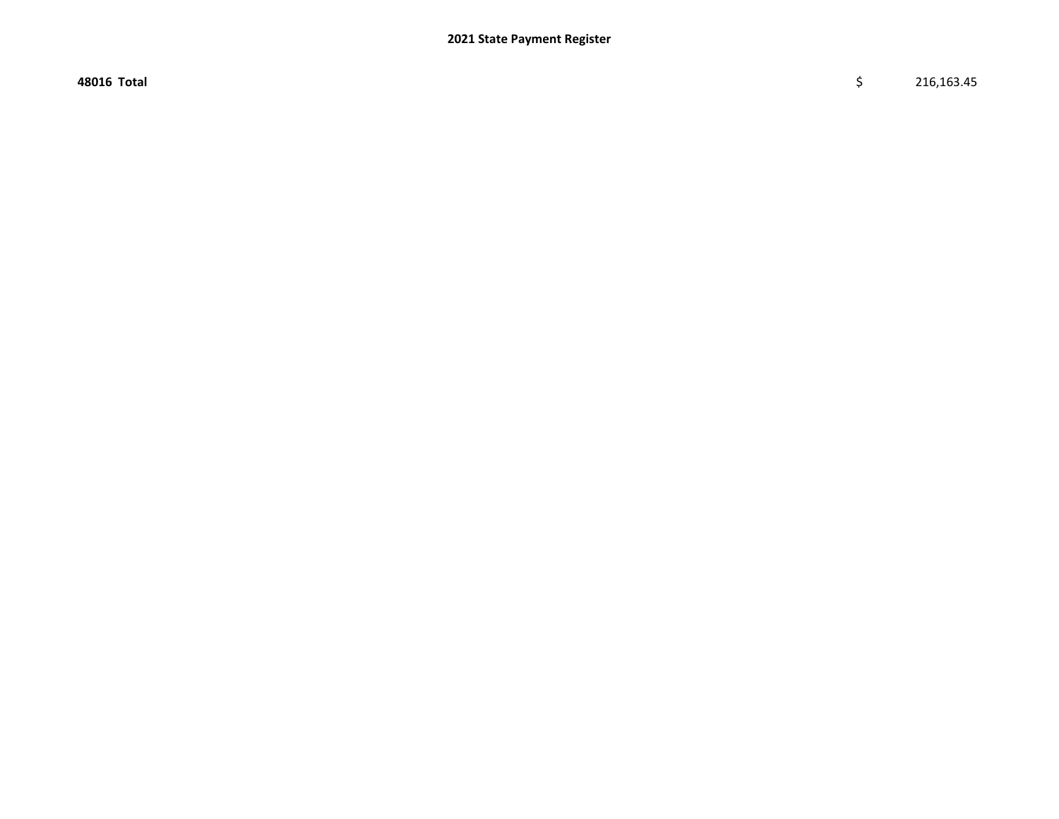| | | |
|---|---|---|
| **48016 Total** | $ | 216,163.45 |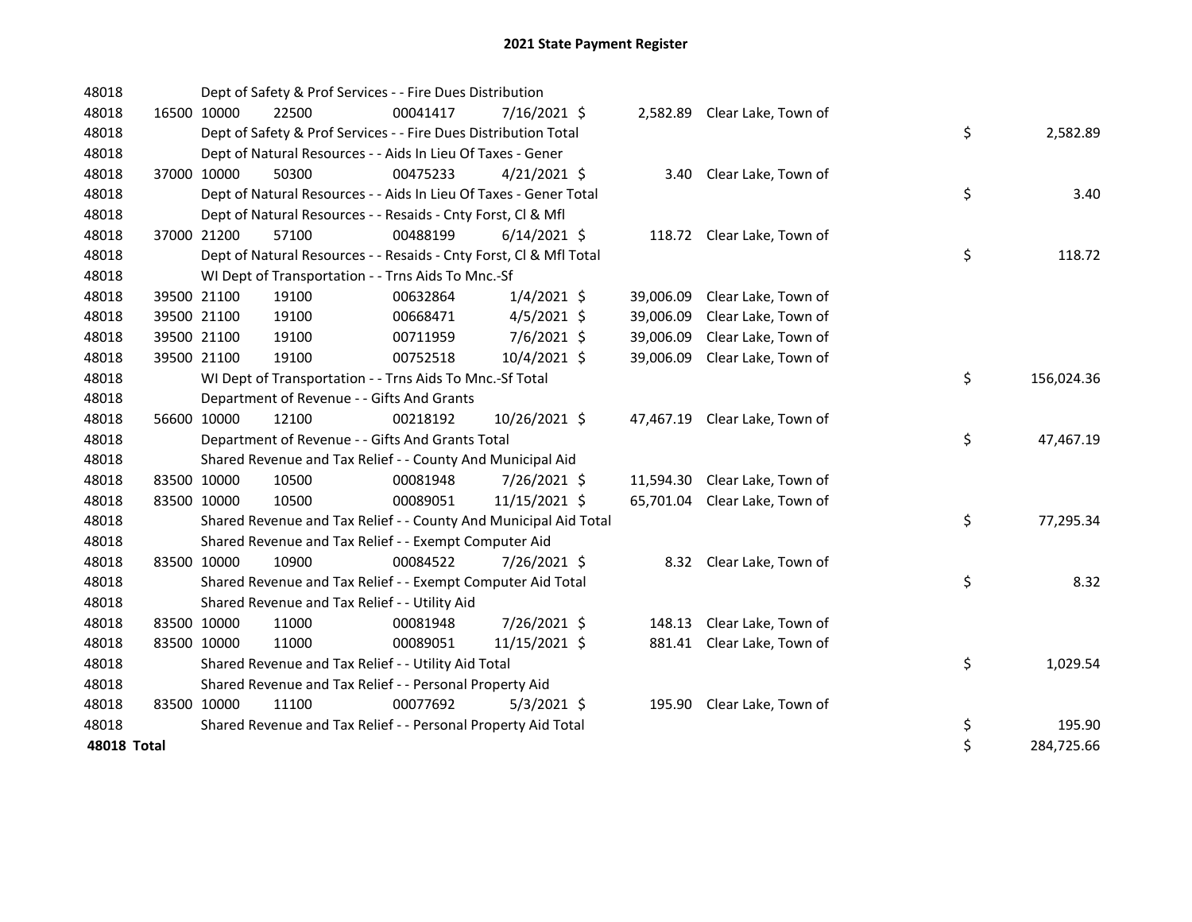# 2021 State Payment Register

| | | | | | | | | | |
|---|---|---|---|---|---|---|---|---|---|
| 48018 | | Dept of Safety & Prof Services - - Fire Dues Distribution | | | | | | | |
| 48018 | 16500 | 10000 | 22500 | 00041417 | 7/16/2021 | $ 2,582.89 | Clear Lake, Town of | | |
| 48018 | | Dept of Safety & Prof Services - - Fire Dues Distribution Total | | | | | | $ | 2,582.89 |
| 48018 | | Dept of Natural Resources - - Aids In Lieu Of Taxes - Gener | | | | | | | |
| 48018 | 37000 | 10000 | 50300 | 00475233 | 4/21/2021 | $ 3.40 | Clear Lake, Town of | | |
| 48018 | | Dept of Natural Resources - - Aids In Lieu Of Taxes - Gener Total | | | | | | $ | 3.40 |
| 48018 | | Dept of Natural Resources - - Resaids - Cnty Forst, Cl & Mfl | | | | | | | |
| 48018 | 37000 | 21200 | 57100 | 00488199 | 6/14/2021 | $ 118.72 | Clear Lake, Town of | | |
| 48018 | | Dept of Natural Resources - - Resaids - Cnty Forst, Cl & Mfl Total | | | | | | $ | 118.72 |
| 48018 | | WI Dept of Transportation - - Trns Aids To Mnc.-Sf | | | | | | | |
| 48018 | 39500 | 21100 | 19100 | 00632864 | 1/4/2021 | $ 39,006.09 | Clear Lake, Town of | | |
| 48018 | 39500 | 21100 | 19100 | 00668471 | 4/5/2021 | $ 39,006.09 | Clear Lake, Town of | | |
| 48018 | 39500 | 21100 | 19100 | 00711959 | 7/6/2021 | $ 39,006.09 | Clear Lake, Town of | | |
| 48018 | 39500 | 21100 | 19100 | 00752518 | 10/4/2021 | $ 39,006.09 | Clear Lake, Town of | | |
| 48018 | | WI Dept of Transportation - - Trns Aids To Mnc.-Sf Total | | | | | | $ | 156,024.36 |
| 48018 | | Department of Revenue - - Gifts And Grants | | | | | | | |
| 48018 | 56600 | 10000 | 12100 | 00218192 | 10/26/2021 | $ 47,467.19 | Clear Lake, Town of | | |
| 48018 | | Department of Revenue - - Gifts And Grants Total | | | | | | $ | 47,467.19 |
| 48018 | | Shared Revenue and Tax Relief - - County And Municipal Aid | | | | | | | |
| 48018 | 83500 | 10000 | 10500 | 00081948 | 7/26/2021 | $ 11,594.30 | Clear Lake, Town of | | |
| 48018 | 83500 | 10000 | 10500 | 00089051 | 11/15/2021 | $ 65,701.04 | Clear Lake, Town of | | |
| 48018 | | Shared Revenue and Tax Relief - - County And Municipal Aid Total | | | | | | $ | 77,295.34 |
| 48018 | | Shared Revenue and Tax Relief - - Exempt Computer Aid | | | | | | | |
| 48018 | 83500 | 10000 | 10900 | 00084522 | 7/26/2021 | $ 8.32 | Clear Lake, Town of | | |
| 48018 | | Shared Revenue and Tax Relief - - Exempt Computer Aid Total | | | | | | $ | 8.32 |
| 48018 | | Shared Revenue and Tax Relief - - Utility Aid | | | | | | | |
| 48018 | 83500 | 10000 | 11000 | 00081948 | 7/26/2021 | $ 148.13 | Clear Lake, Town of | | |
| 48018 | 83500 | 10000 | 11000 | 00089051 | 11/15/2021 | $ 881.41 | Clear Lake, Town of | | |
| 48018 | | Shared Revenue and Tax Relief - - Utility Aid Total | | | | | | $ | 1,029.54 |
| 48018 | | Shared Revenue and Tax Relief - - Personal Property Aid | | | | | | | |
| 48018 | 83500 | 10000 | 11100 | 00077692 | 5/3/2021 | $ 195.90 | Clear Lake, Town of | | |
| 48018 | | Shared Revenue and Tax Relief - - Personal Property Aid Total | | | | | | $ | 195.90 |
| **48018 Total** | | | | | | | | $ | 284,725.66 |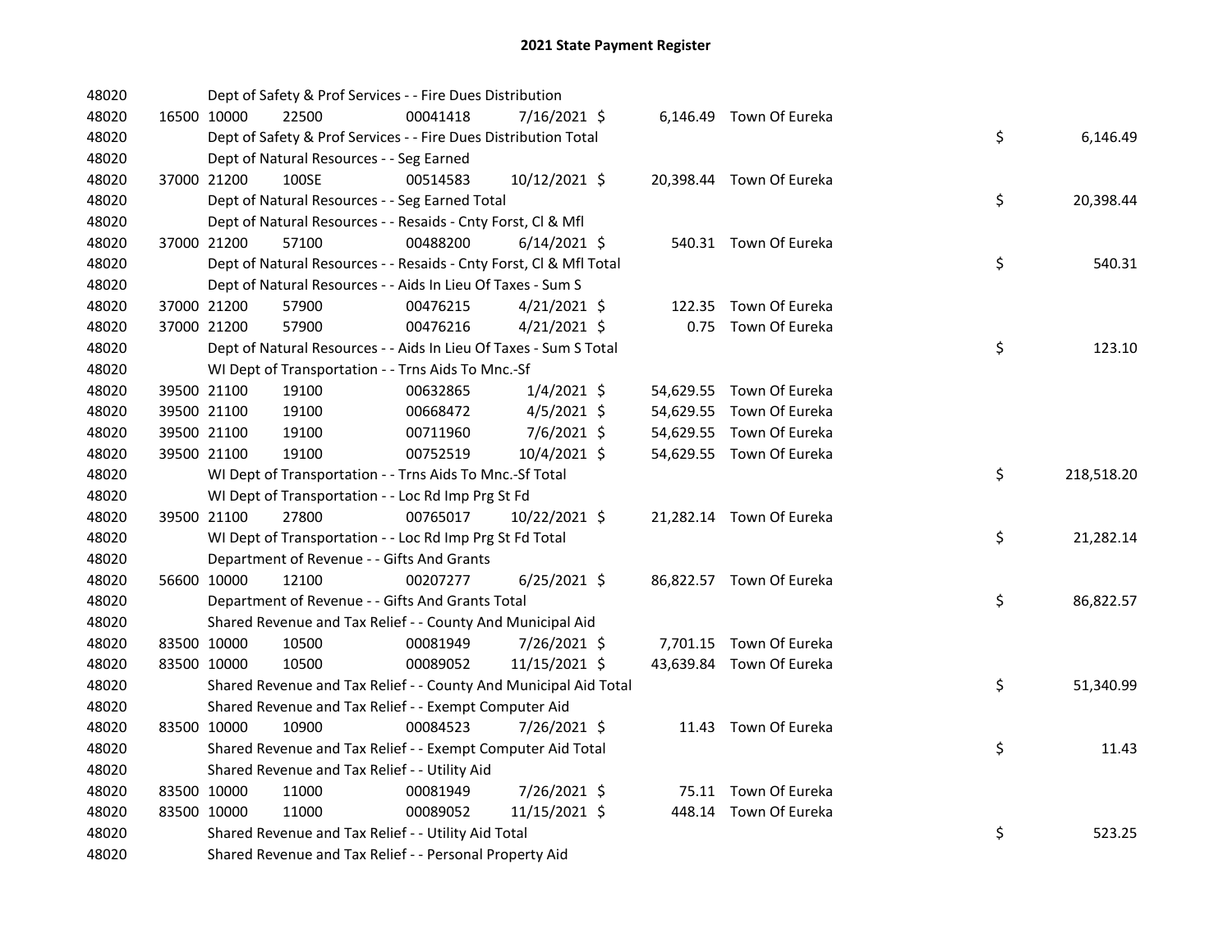# 2021 State Payment Register

| | | | | | | | | | |
|---|---|---|---|---|---|---|---|---|---|
| 48020 | | | Dept of Safety & Prof Services - - Fire Dues Distribution | | | | | | |
| 48020 | 16500 | 10000 | 22500 | 00041418 | 7/16/2021 $ | 6,146.49 | Town Of Eureka | | |
| 48020 | | | Dept of Safety & Prof Services - - Fire Dues Distribution Total | | | | | $ | 6,146.49 |
| 48020 | | | Dept of Natural Resources - - Seg Earned | | | | | | |
| 48020 | 37000 | 21200 | 100SE | 00514583 | 10/12/2021 $ | 20,398.44 | Town Of Eureka | | |
| 48020 | | | Dept of Natural Resources - - Seg Earned Total | | | | | $ | 20,398.44 |
| 48020 | | | Dept of Natural Resources - - Resaids - Cnty Forst, Cl & Mfl | | | | | | |
| 48020 | 37000 | 21200 | 57100 | 00488200 | 6/14/2021 $ | 540.31 | Town Of Eureka | | |
| 48020 | | | Dept of Natural Resources - - Resaids - Cnty Forst, Cl & Mfl Total | | | | | $ | 540.31 |
| 48020 | | | Dept of Natural Resources - - Aids In Lieu Of Taxes - Sum S | | | | | | |
| 48020 | 37000 | 21200 | 57900 | 00476215 | 4/21/2021 $ | 122.35 | Town Of Eureka | | |
| 48020 | 37000 | 21200 | 57900 | 00476216 | 4/21/2021 $ | 0.75 | Town Of Eureka | | |
| 48020 | | | Dept of Natural Resources - - Aids In Lieu Of Taxes - Sum S Total | | | | | $ | 123.10 |
| 48020 | | | WI Dept of Transportation - - Trns Aids To Mnc.-Sf | | | | | | |
| 48020 | 39500 | 21100 | 19100 | 00632865 | 1/4/2021 $ | 54,629.55 | Town Of Eureka | | |
| 48020 | 39500 | 21100 | 19100 | 00668472 | 4/5/2021 $ | 54,629.55 | Town Of Eureka | | |
| 48020 | 39500 | 21100 | 19100 | 00711960 | 7/6/2021 $ | 54,629.55 | Town Of Eureka | | |
| 48020 | 39500 | 21100 | 19100 | 00752519 | 10/4/2021 $ | 54,629.55 | Town Of Eureka | | |
| 48020 | | | WI Dept of Transportation - - Trns Aids To Mnc.-Sf Total | | | | | $ | 218,518.20 |
| 48020 | | | WI Dept of Transportation - - Loc Rd Imp Prg St Fd | | | | | | |
| 48020 | 39500 | 21100 | 27800 | 00765017 | 10/22/2021 $ | 21,282.14 | Town Of Eureka | | |
| 48020 | | | WI Dept of Transportation - - Loc Rd Imp Prg St Fd Total | | | | | $ | 21,282.14 |
| 48020 | | | Department of Revenue - - Gifts And Grants | | | | | | |
| 48020 | 56600 | 10000 | 12100 | 00207277 | 6/25/2021 $ | 86,822.57 | Town Of Eureka | | |
| 48020 | | | Department of Revenue - - Gifts And Grants Total | | | | | $ | 86,822.57 |
| 48020 | | | Shared Revenue and Tax Relief - - County And Municipal Aid | | | | | | |
| 48020 | 83500 | 10000 | 10500 | 00081949 | 7/26/2021 $ | 7,701.15 | Town Of Eureka | | |
| 48020 | 83500 | 10000 | 10500 | 00089052 | 11/15/2021 $ | 43,639.84 | Town Of Eureka | | |
| 48020 | | | Shared Revenue and Tax Relief - - County And Municipal Aid Total | | | | | $ | 51,340.99 |
| 48020 | | | Shared Revenue and Tax Relief - - Exempt Computer Aid | | | | | | |
| 48020 | 83500 | 10000 | 10900 | 00084523 | 7/26/2021 $ | 11.43 | Town Of Eureka | | |
| 48020 | | | Shared Revenue and Tax Relief - - Exempt Computer Aid Total | | | | | $ | 11.43 |
| 48020 | | | Shared Revenue and Tax Relief - - Utility Aid | | | | | | |
| 48020 | 83500 | 10000 | 11000 | 00081949 | 7/26/2021 $ | 75.11 | Town Of Eureka | | |
| 48020 | 83500 | 10000 | 11000 | 00089052 | 11/15/2021 $ | 448.14 | Town Of Eureka | | |
| 48020 | | | Shared Revenue and Tax Relief - - Utility Aid Total | | | | | $ | 523.25 |
| 48020 | | | Shared Revenue and Tax Relief - - Personal Property Aid | | | | | | |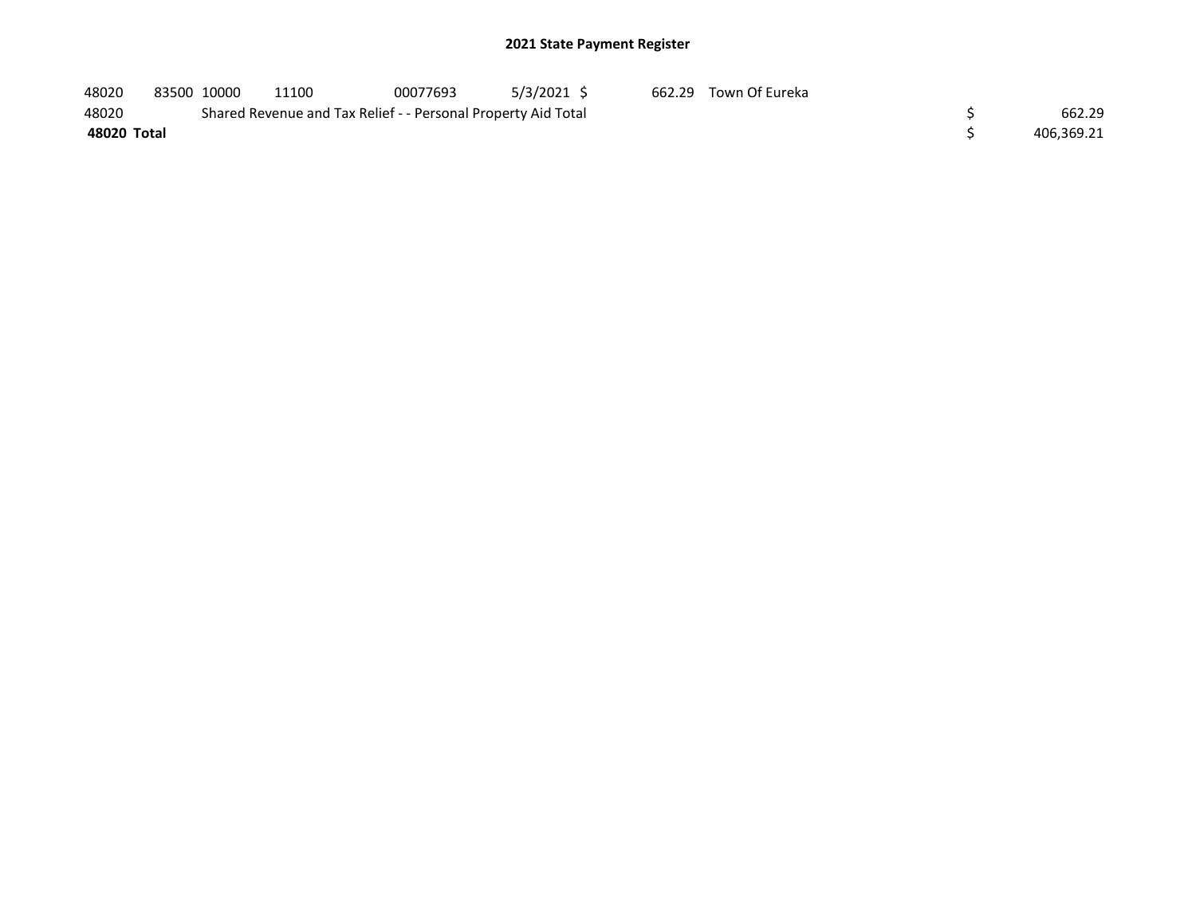## 2021 State Payment Register

| | | | | | | | | | |
|---|---|---|---|---|---|---|---|---|---|
| 48020 | 83500 | 10000 | 11100 | 00077693 | 5/3/2021 | $ 662.29 | Town Of Eureka | | |
| 48020 | | Shared Revenue and Tax Relief - - Personal Property Aid Total | | | | | | $ | 662.29 |
| **48020 Total** | | | | | | | | $ | 406,369.21 |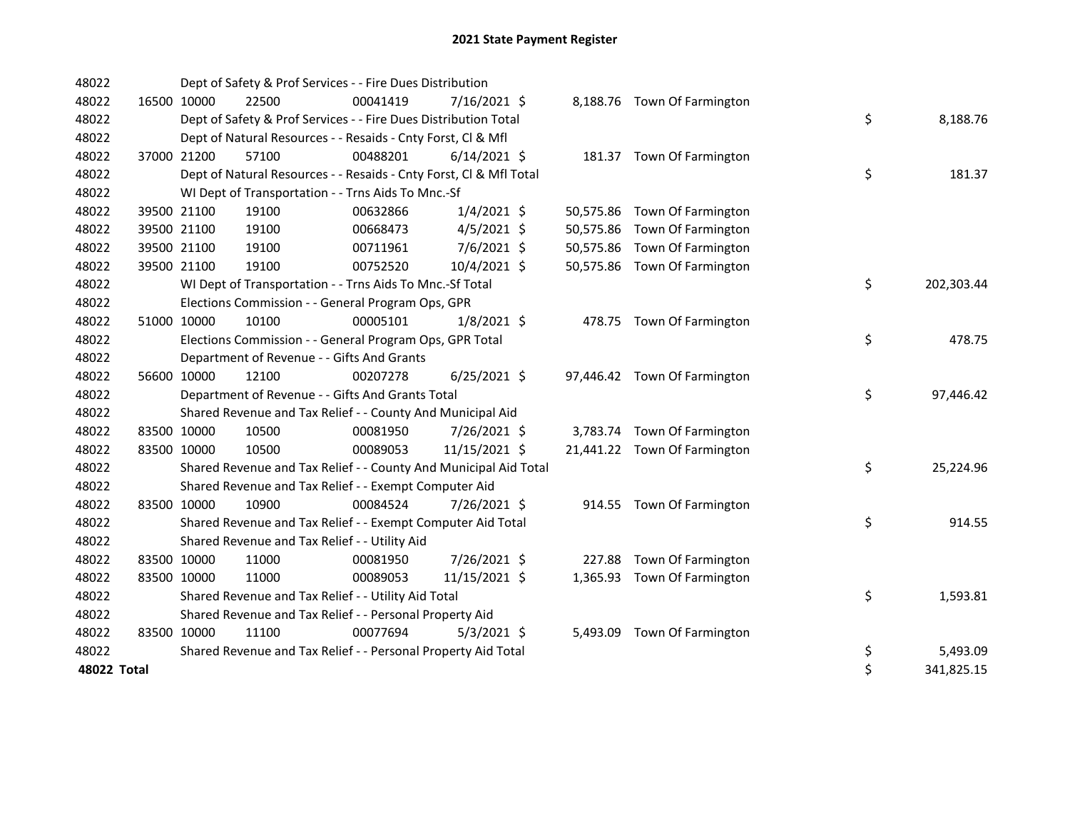# 2021 State Payment Register

| | | | | | | | | | |
|---|---|---|---|---|---|---|---|---|---|
| 48022 | | | Dept of Safety & Prof Services - - Fire Dues Distribution | | | | | | |
| 48022 | 16500 | 10000 | 22500 | 00041419 | 7/16/2021 | $ | 8,188.76 | Town Of Farmington | |
| 48022 | | | Dept of Safety & Prof Services - - Fire Dues Distribution Total | | | | | | $ 8,188.76 |
| 48022 | | | Dept of Natural Resources - - Resaids - Cnty Forst, Cl & Mfl | | | | | | |
| 48022 | 37000 | 21200 | 57100 | 00488201 | 6/14/2021 | $ | 181.37 | Town Of Farmington | |
| 48022 | | | Dept of Natural Resources - - Resaids - Cnty Forst, Cl & Mfl Total | | | | | | $ 181.37 |
| 48022 | | | WI Dept of Transportation - - Trns Aids To Mnc.-Sf | | | | | | |
| 48022 | 39500 | 21100 | 19100 | 00632866 | 1/4/2021 | $ | 50,575.86 | Town Of Farmington | |
| 48022 | 39500 | 21100 | 19100 | 00668473 | 4/5/2021 | $ | 50,575.86 | Town Of Farmington | |
| 48022 | 39500 | 21100 | 19100 | 00711961 | 7/6/2021 | $ | 50,575.86 | Town Of Farmington | |
| 48022 | 39500 | 21100 | 19100 | 00752520 | 10/4/2021 | $ | 50,575.86 | Town Of Farmington | |
| 48022 | | | WI Dept of Transportation - - Trns Aids To Mnc.-Sf Total | | | | | | $ 202,303.44 |
| 48022 | | | Elections Commission - - General Program Ops, GPR | | | | | | |
| 48022 | 51000 | 10000 | 10100 | 00005101 | 1/8/2021 | $ | 478.75 | Town Of Farmington | |
| 48022 | | | Elections Commission - - General Program Ops, GPR Total | | | | | | $ 478.75 |
| 48022 | | | Department of Revenue - - Gifts And Grants | | | | | | |
| 48022 | 56600 | 10000 | 12100 | 00207278 | 6/25/2021 | $ | 97,446.42 | Town Of Farmington | |
| 48022 | | | Department of Revenue - - Gifts And Grants Total | | | | | | $ 97,446.42 |
| 48022 | | | Shared Revenue and Tax Relief - - County And Municipal Aid | | | | | | |
| 48022 | 83500 | 10000 | 10500 | 00081950 | 7/26/2021 | $ | 3,783.74 | Town Of Farmington | |
| 48022 | 83500 | 10000 | 10500 | 00089053 | 11/15/2021 | $ | 21,441.22 | Town Of Farmington | |
| 48022 | | | Shared Revenue and Tax Relief - - County And Municipal Aid Total | | | | | | $ 25,224.96 |
| 48022 | | | Shared Revenue and Tax Relief - - Exempt Computer Aid | | | | | | |
| 48022 | 83500 | 10000 | 10900 | 00084524 | 7/26/2021 | $ | 914.55 | Town Of Farmington | |
| 48022 | | | Shared Revenue and Tax Relief - - Exempt Computer Aid Total | | | | | | $ 914.55 |
| 48022 | | | Shared Revenue and Tax Relief - - Utility Aid | | | | | | |
| 48022 | 83500 | 10000 | 11000 | 00081950 | 7/26/2021 | $ | 227.88 | Town Of Farmington | |
| 48022 | 83500 | 10000 | 11000 | 00089053 | 11/15/2021 | $ | 1,365.93 | Town Of Farmington | |
| 48022 | | | Shared Revenue and Tax Relief - - Utility Aid Total | | | | | | $ 1,593.81 |
| 48022 | | | Shared Revenue and Tax Relief - - Personal Property Aid | | | | | | |
| 48022 | 83500 | 10000 | 11100 | 00077694 | 5/3/2021 | $ | 5,493.09 | Town Of Farmington | |
| 48022 | | | Shared Revenue and Tax Relief - - Personal Property Aid Total | | | | | | $ 5,493.09 |
| **48022 Total** | | | | | | | | | $ 341,825.15 |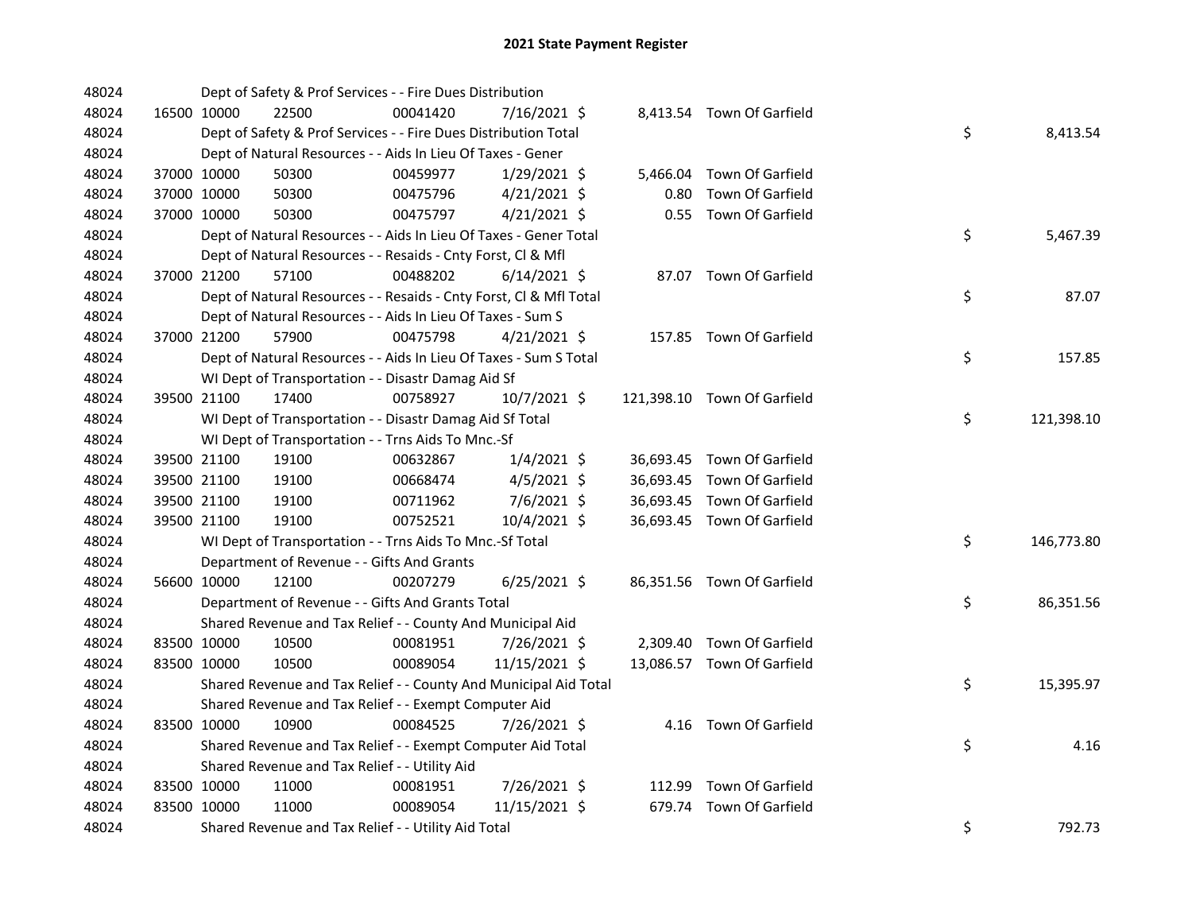# 2021 State Payment Register

| | | | | | | | | |
|---|---|---|---|---|---|---|---|---|
| 48024 | | | Dept of Safety & Prof Services - - Fire Dues Distribution | | | | | |
| 48024 | 16500 | 10000 | 22500 | 00041420 | 7/16/2021 | $ 8,413.54 | Town Of Garfield | |
| 48024 | | | Dept of Safety & Prof Services - - Fire Dues Distribution Total | | | | | $ 8,413.54 |
| 48024 | | | Dept of Natural Resources - - Aids In Lieu Of Taxes - Gener | | | | | |
| 48024 | 37000 | 10000 | 50300 | 00459977 | 1/29/2021 | $ 5,466.04 | Town Of Garfield | |
| 48024 | 37000 | 10000 | 50300 | 00475796 | 4/21/2021 | $ 0.80 | Town Of Garfield | |
| 48024 | 37000 | 10000 | 50300 | 00475797 | 4/21/2021 | $ 0.55 | Town Of Garfield | |
| 48024 | | | Dept of Natural Resources - - Aids In Lieu Of Taxes - Gener Total | | | | | $ 5,467.39 |
| 48024 | | | Dept of Natural Resources - - Resaids - Cnty Forst, Cl & Mfl | | | | | |
| 48024 | 37000 | 21200 | 57100 | 00488202 | 6/14/2021 | $ 87.07 | Town Of Garfield | |
| 48024 | | | Dept of Natural Resources - - Resaids - Cnty Forst, Cl & Mfl Total | | | | | $ 87.07 |
| 48024 | | | Dept of Natural Resources - - Aids In Lieu Of Taxes - Sum S | | | | | |
| 48024 | 37000 | 21200 | 57900 | 00475798 | 4/21/2021 | $ 157.85 | Town Of Garfield | |
| 48024 | | | Dept of Natural Resources - - Aids In Lieu Of Taxes - Sum S Total | | | | | $ 157.85 |
| 48024 | | | WI Dept of Transportation - - Disastr Damag Aid Sf | | | | | |
| 48024 | 39500 | 21100 | 17400 | 00758927 | 10/7/2021 | $ 121,398.10 | Town Of Garfield | |
| 48024 | | | WI Dept of Transportation - - Disastr Damag Aid Sf Total | | | | | $ 121,398.10 |
| 48024 | | | WI Dept of Transportation - - Trns Aids To Mnc.-Sf | | | | | |
| 48024 | 39500 | 21100 | 19100 | 00632867 | 1/4/2021 | $ 36,693.45 | Town Of Garfield | |
| 48024 | 39500 | 21100 | 19100 | 00668474 | 4/5/2021 | $ 36,693.45 | Town Of Garfield | |
| 48024 | 39500 | 21100 | 19100 | 00711962 | 7/6/2021 | $ 36,693.45 | Town Of Garfield | |
| 48024 | 39500 | 21100 | 19100 | 00752521 | 10/4/2021 | $ 36,693.45 | Town Of Garfield | |
| 48024 | | | WI Dept of Transportation - - Trns Aids To Mnc.-Sf Total | | | | | $ 146,773.80 |
| 48024 | | | Department of Revenue - - Gifts And Grants | | | | | |
| 48024 | 56600 | 10000 | 12100 | 00207279 | 6/25/2021 | $ 86,351.56 | Town Of Garfield | |
| 48024 | | | Department of Revenue - - Gifts And Grants Total | | | | | $ 86,351.56 |
| 48024 | | | Shared Revenue and Tax Relief - - County And Municipal Aid | | | | | |
| 48024 | 83500 | 10000 | 10500 | 00081951 | 7/26/2021 | $ 2,309.40 | Town Of Garfield | |
| 48024 | 83500 | 10000 | 10500 | 00089054 | 11/15/2021 | $ 13,086.57 | Town Of Garfield | |
| 48024 | | | Shared Revenue and Tax Relief - - County And Municipal Aid Total | | | | | $ 15,395.97 |
| 48024 | | | Shared Revenue and Tax Relief - - Exempt Computer Aid | | | | | |
| 48024 | 83500 | 10000 | 10900 | 00084525 | 7/26/2021 | $ 4.16 | Town Of Garfield | |
| 48024 | | | Shared Revenue and Tax Relief - - Exempt Computer Aid Total | | | | | $ 4.16 |
| 48024 | | | Shared Revenue and Tax Relief - - Utility Aid | | | | | |
| 48024 | 83500 | 10000 | 11000 | 00081951 | 7/26/2021 | $ 112.99 | Town Of Garfield | |
| 48024 | 83500 | 10000 | 11000 | 00089054 | 11/15/2021 | $ 679.74 | Town Of Garfield | |
| 48024 | | | Shared Revenue and Tax Relief - - Utility Aid Total | | | | | $ 792.73 |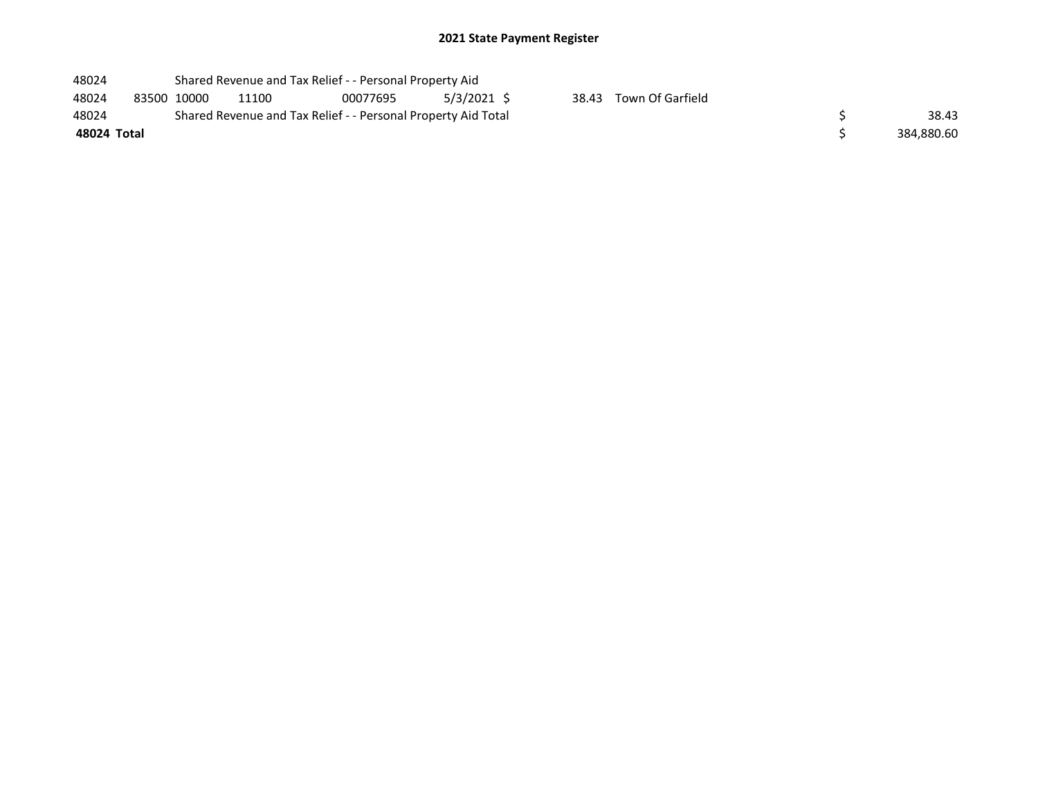## 2021 State Payment Register

| | | | | | | | | | |
|---|---|---|---|---|---|---|---|---|---|
| 48024 | | Shared Revenue and Tax Relief - - Personal Property Aid | | | | | | | |
| 48024 | 83500 | 10000 | 11100 | 00077695 | 5/3/2021 | $ 38.43 | Town Of Garfield | | |
| 48024 | | Shared Revenue and Tax Relief - - Personal Property Aid Total | | | | | | $ | 38.43 |
| **48024** | **Total** | | | | | | | $ | 384,880.60 |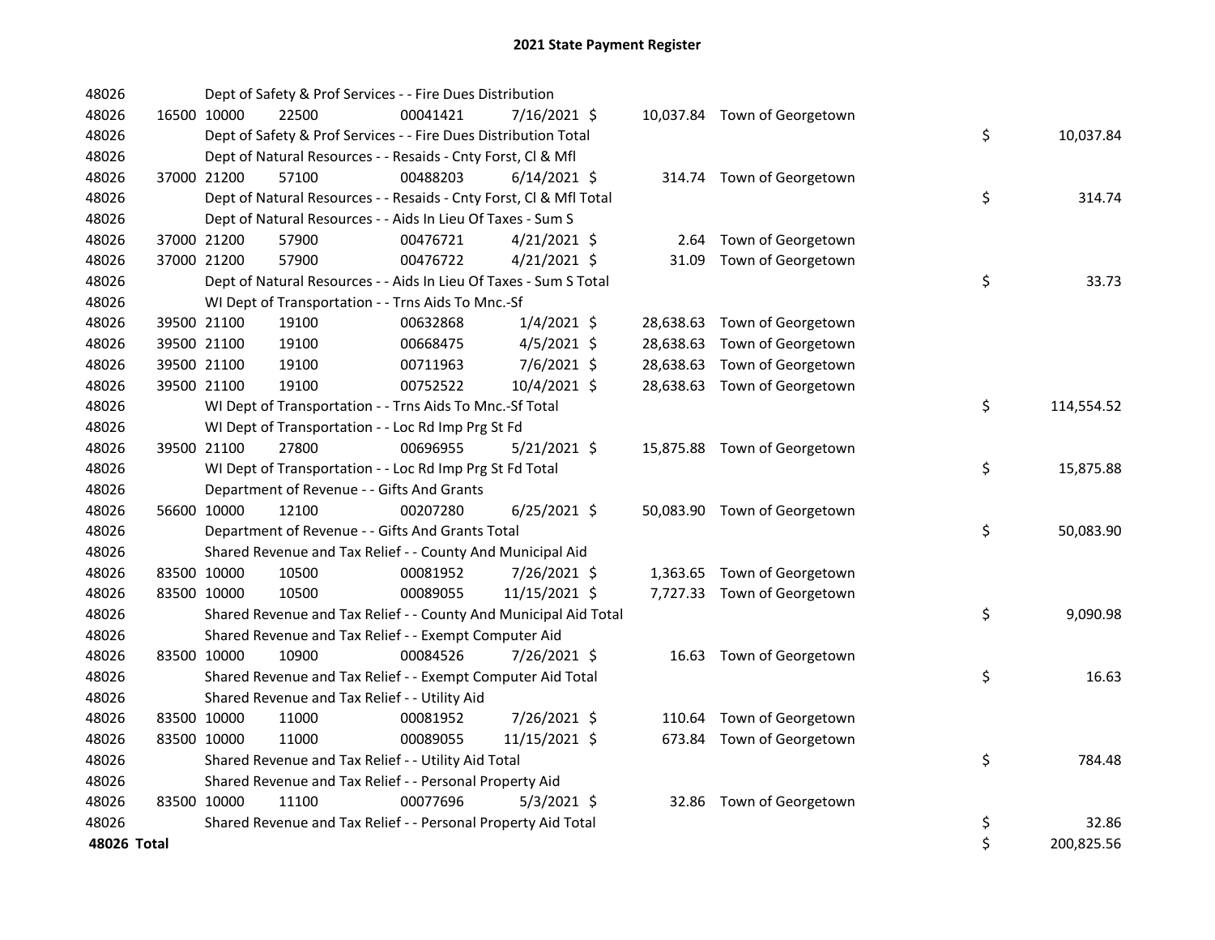# 2021 State Payment Register

| | | | | | | | | | |
|---|---|---|---|---|---|---|---|---|---|
| 48026 | | | Dept of Safety & Prof Services - - Fire Dues Distribution | | | | | | |
| 48026 | 16500 | 10000 | 22500 | 00041421 | 7/16/2021 | $ | 10,037.84 | Town of Georgetown | |
| 48026 | | | Dept of Safety & Prof Services - - Fire Dues Distribution Total | | | | | | $ 10,037.84 |
| 48026 | | | Dept of Natural Resources - - Resaids - Cnty Forst, Cl & Mfl | | | | | | |
| 48026 | 37000 | 21200 | 57100 | 00488203 | 6/14/2021 | $ | 314.74 | Town of Georgetown | |
| 48026 | | | Dept of Natural Resources - - Resaids - Cnty Forst, Cl & Mfl Total | | | | | | $ 314.74 |
| 48026 | | | Dept of Natural Resources - - Aids In Lieu Of Taxes - Sum S | | | | | | |
| 48026 | 37000 | 21200 | 57900 | 00476721 | 4/21/2021 | $ | 2.64 | Town of Georgetown | |
| 48026 | 37000 | 21200 | 57900 | 00476722 | 4/21/2021 | $ | 31.09 | Town of Georgetown | |
| 48026 | | | Dept of Natural Resources - - Aids In Lieu Of Taxes - Sum S Total | | | | | | $ 33.73 |
| 48026 | | | WI Dept of Transportation - - Trns Aids To Mnc.-Sf | | | | | | |
| 48026 | 39500 | 21100 | 19100 | 00632868 | 1/4/2021 | $ | 28,638.63 | Town of Georgetown | |
| 48026 | 39500 | 21100 | 19100 | 00668475 | 4/5/2021 | $ | 28,638.63 | Town of Georgetown | |
| 48026 | 39500 | 21100 | 19100 | 00711963 | 7/6/2021 | $ | 28,638.63 | Town of Georgetown | |
| 48026 | 39500 | 21100 | 19100 | 00752522 | 10/4/2021 | $ | 28,638.63 | Town of Georgetown | |
| 48026 | | | WI Dept of Transportation - - Trns Aids To Mnc.-Sf Total | | | | | | $ 114,554.52 |
| 48026 | | | WI Dept of Transportation - - Loc Rd Imp Prg St Fd | | | | | | |
| 48026 | 39500 | 21100 | 27800 | 00696955 | 5/21/2021 | $ | 15,875.88 | Town of Georgetown | |
| 48026 | | | WI Dept of Transportation - - Loc Rd Imp Prg St Fd Total | | | | | | $ 15,875.88 |
| 48026 | | | Department of Revenue - - Gifts And Grants | | | | | | |
| 48026 | 56600 | 10000 | 12100 | 00207280 | 6/25/2021 | $ | 50,083.90 | Town of Georgetown | |
| 48026 | | | Department of Revenue - - Gifts And Grants Total | | | | | | $ 50,083.90 |
| 48026 | | | Shared Revenue and Tax Relief - - County And Municipal Aid | | | | | | |
| 48026 | 83500 | 10000 | 10500 | 00081952 | 7/26/2021 | $ | 1,363.65 | Town of Georgetown | |
| 48026 | 83500 | 10000 | 10500 | 00089055 | 11/15/2021 | $ | 7,727.33 | Town of Georgetown | |
| 48026 | | | Shared Revenue and Tax Relief - - County And Municipal Aid Total | | | | | | $ 9,090.98 |
| 48026 | | | Shared Revenue and Tax Relief - - Exempt Computer Aid | | | | | | |
| 48026 | 83500 | 10000 | 10900 | 00084526 | 7/26/2021 | $ | 16.63 | Town of Georgetown | |
| 48026 | | | Shared Revenue and Tax Relief - - Exempt Computer Aid Total | | | | | | $ 16.63 |
| 48026 | | | Shared Revenue and Tax Relief - - Utility Aid | | | | | | |
| 48026 | 83500 | 10000 | 11000 | 00081952 | 7/26/2021 | $ | 110.64 | Town of Georgetown | |
| 48026 | 83500 | 10000 | 11000 | 00089055 | 11/15/2021 | $ | 673.84 | Town of Georgetown | |
| 48026 | | | Shared Revenue and Tax Relief - - Utility Aid Total | | | | | | $ 784.48 |
| 48026 | | | Shared Revenue and Tax Relief - - Personal Property Aid | | | | | | |
| 48026 | 83500 | 10000 | 11100 | 00077696 | 5/3/2021 | $ | 32.86 | Town of Georgetown | |
| 48026 | | | Shared Revenue and Tax Relief - - Personal Property Aid Total | | | | | | $ 32.86 |
| **48026 Total** | | | | | | | | | $ 200,825.56 |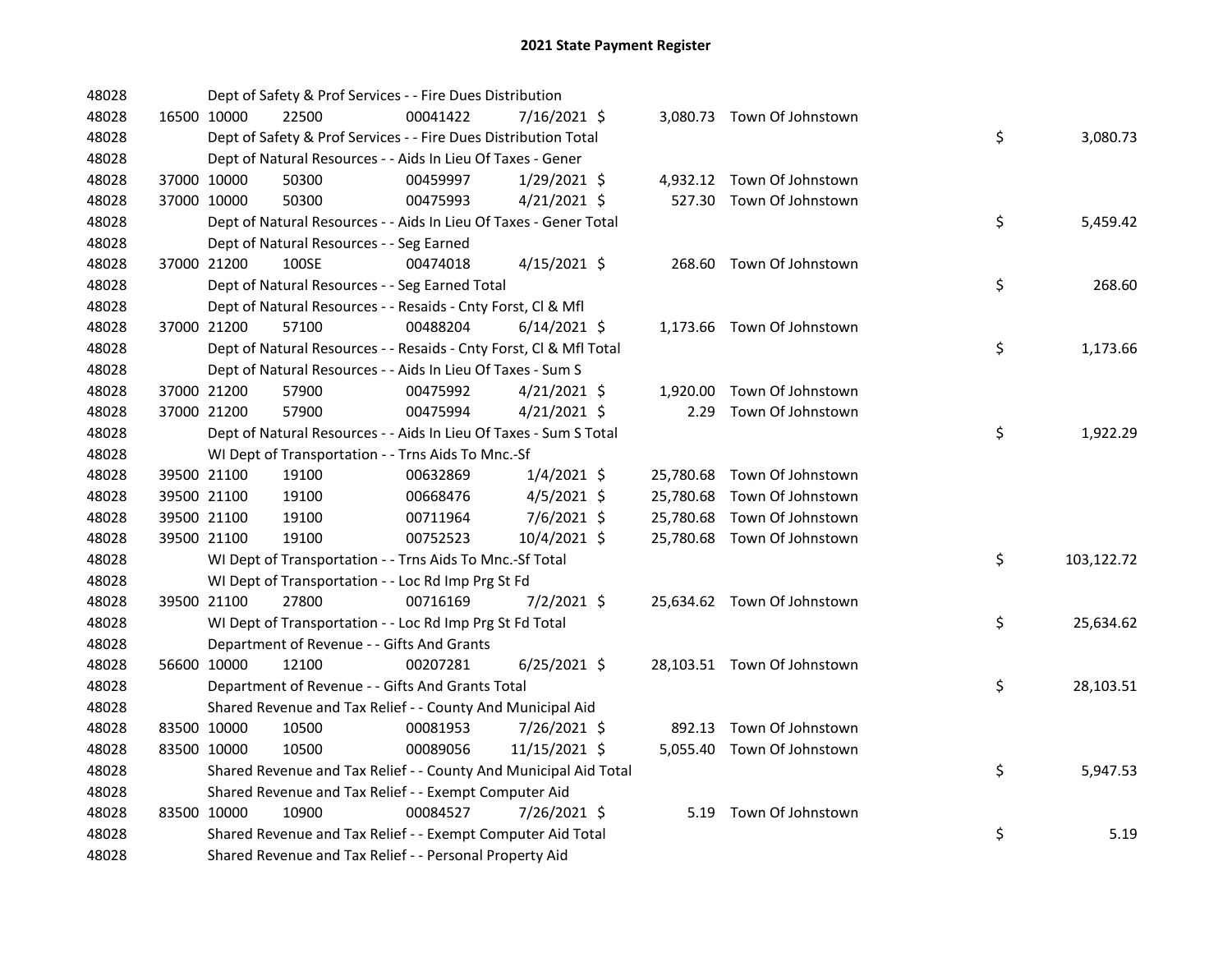# 2021 State Payment Register

| | | | | | | | | |
|---|---|---|---|---|---|---|---|---|
| 48028 | | Dept of Safety & Prof Services - - Fire Dues Distribution | | | | | | |
| 48028 | 16500 10000 | 22500 | 00041422 | 7/16/2021 $ | 3,080.73 | Town Of Johnstown | | |
| 48028 | | Dept of Safety & Prof Services - - Fire Dues Distribution Total | | | | | $ | 3,080.73 |
| 48028 | | Dept of Natural Resources - - Aids In Lieu Of Taxes - Gener | | | | | | |
| 48028 | 37000 10000 | 50300 | 00459997 | 1/29/2021 $ | 4,932.12 | Town Of Johnstown | | |
| 48028 | 37000 10000 | 50300 | 00475993 | 4/21/2021 $ | 527.30 | Town Of Johnstown | | |
| 48028 | | Dept of Natural Resources - - Aids In Lieu Of Taxes - Gener Total | | | | | $ | 5,459.42 |
| 48028 | | Dept of Natural Resources - - Seg Earned | | | | | | |
| 48028 | 37000 21200 | 100SE | 00474018 | 4/15/2021 $ | 268.60 | Town Of Johnstown | | |
| 48028 | | Dept of Natural Resources - - Seg Earned Total | | | | | $ | 268.60 |
| 48028 | | Dept of Natural Resources - - Resaids - Cnty Forst, Cl & Mfl | | | | | | |
| 48028 | 37000 21200 | 57100 | 00488204 | 6/14/2021 $ | 1,173.66 | Town Of Johnstown | | |
| 48028 | | Dept of Natural Resources - - Resaids - Cnty Forst, Cl & Mfl Total | | | | | $ | 1,173.66 |
| 48028 | | Dept of Natural Resources - - Aids In Lieu Of Taxes - Sum S | | | | | | |
| 48028 | 37000 21200 | 57900 | 00475992 | 4/21/2021 $ | 1,920.00 | Town Of Johnstown | | |
| 48028 | 37000 21200 | 57900 | 00475994 | 4/21/2021 $ | 2.29 | Town Of Johnstown | | |
| 48028 | | Dept of Natural Resources - - Aids In Lieu Of Taxes - Sum S Total | | | | | $ | 1,922.29 |
| 48028 | | WI Dept of Transportation - - Trns Aids To Mnc.-Sf | | | | | | |
| 48028 | 39500 21100 | 19100 | 00632869 | 1/4/2021 $ | 25,780.68 | Town Of Johnstown | | |
| 48028 | 39500 21100 | 19100 | 00668476 | 4/5/2021 $ | 25,780.68 | Town Of Johnstown | | |
| 48028 | 39500 21100 | 19100 | 00711964 | 7/6/2021 $ | 25,780.68 | Town Of Johnstown | | |
| 48028 | 39500 21100 | 19100 | 00752523 | 10/4/2021 $ | 25,780.68 | Town Of Johnstown | | |
| 48028 | | WI Dept of Transportation - - Trns Aids To Mnc.-Sf Total | | | | | $ | 103,122.72 |
| 48028 | | WI Dept of Transportation - - Loc Rd Imp Prg St Fd | | | | | | |
| 48028 | 39500 21100 | 27800 | 00716169 | 7/2/2021 $ | 25,634.62 | Town Of Johnstown | | |
| 48028 | | WI Dept of Transportation - - Loc Rd Imp Prg St Fd Total | | | | | $ | 25,634.62 |
| 48028 | | Department of Revenue - - Gifts And Grants | | | | | | |
| 48028 | 56600 10000 | 12100 | 00207281 | 6/25/2021 $ | 28,103.51 | Town Of Johnstown | | |
| 48028 | | Department of Revenue - - Gifts And Grants Total | | | | | $ | 28,103.51 |
| 48028 | | Shared Revenue and Tax Relief - - County And Municipal Aid | | | | | | |
| 48028 | 83500 10000 | 10500 | 00081953 | 7/26/2021 $ | 892.13 | Town Of Johnstown | | |
| 48028 | 83500 10000 | 10500 | 00089056 | 11/15/2021 $ | 5,055.40 | Town Of Johnstown | | |
| 48028 | | Shared Revenue and Tax Relief - - County And Municipal Aid Total | | | | | $ | 5,947.53 |
| 48028 | | Shared Revenue and Tax Relief - - Exempt Computer Aid | | | | | | |
| 48028 | 83500 10000 | 10900 | 00084527 | 7/26/2021 $ | 5.19 | Town Of Johnstown | | |
| 48028 | | Shared Revenue and Tax Relief - - Exempt Computer Aid Total | | | | | $ | 5.19 |
| 48028 | | Shared Revenue and Tax Relief - - Personal Property Aid | | | | | | |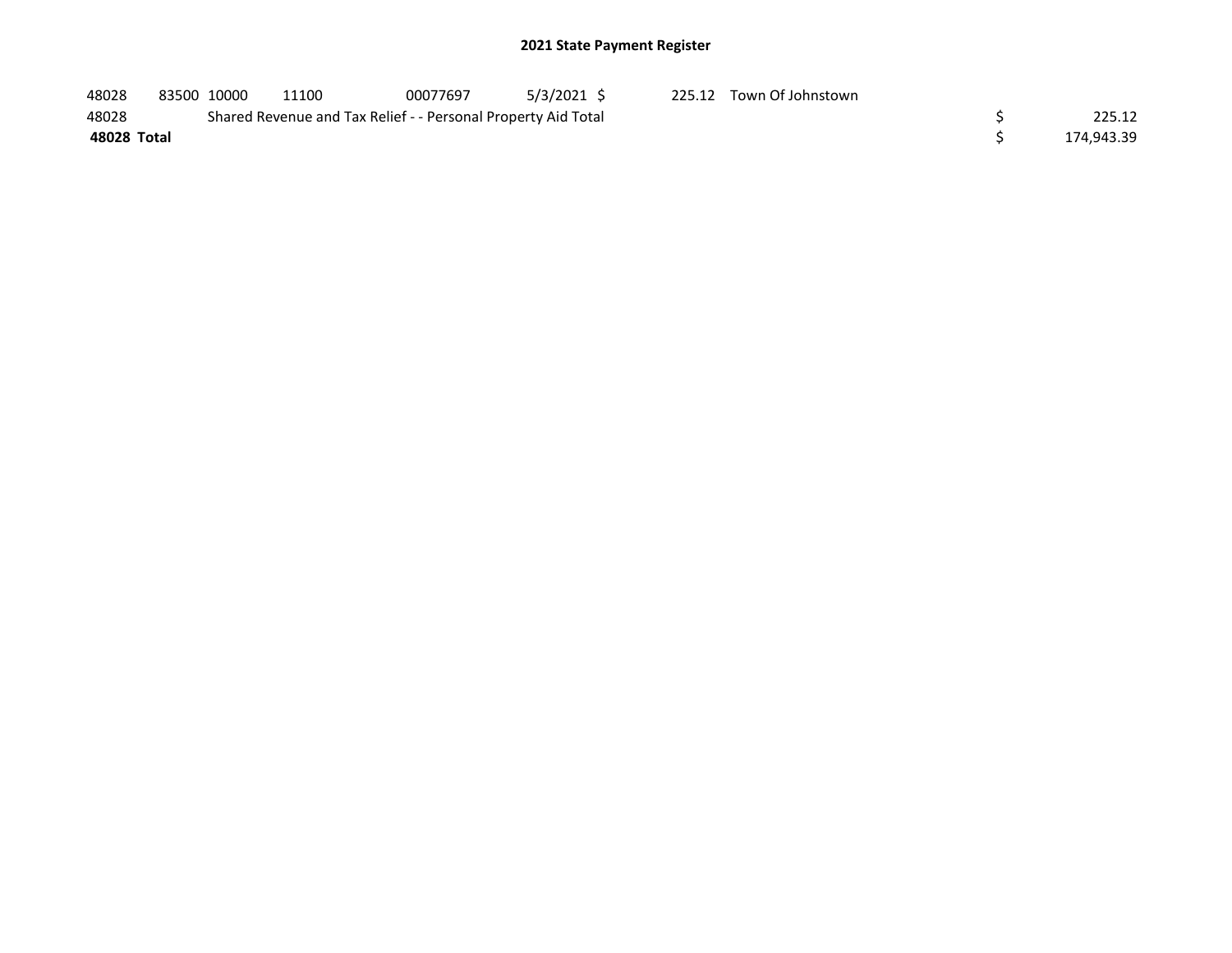## 2021 State Payment Register

| | | | | | | | | |
|---|---|---|---|---|---|---|---|---|
| 48028 | 83500 | 10000 | 11100 | 00077697 | 5/3/2021 | $ 225.12 | Town Of Johnstown | |
| 48028 | | Shared Revenue and Tax Relief - - Personal Property Aid Total | | | | | | $ 225.12 |
| **48028 Total** | | | | | | | | $ 174,943.39 |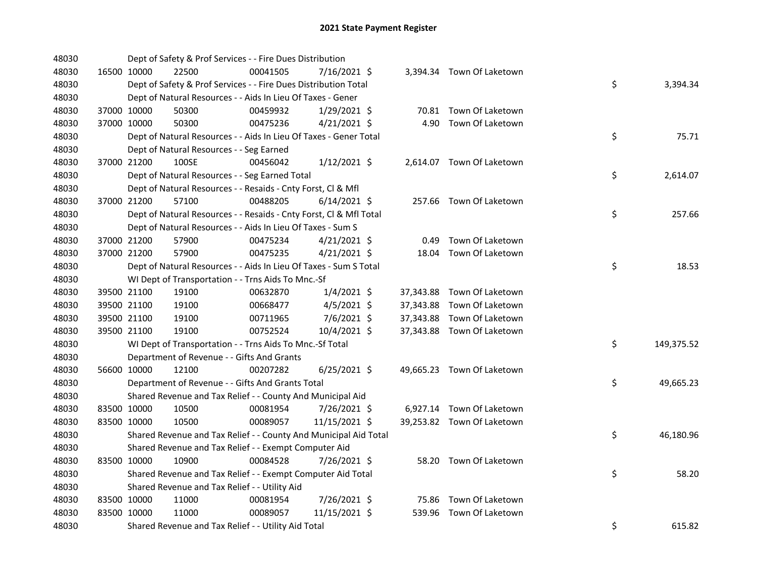# 2021 State Payment Register

| | | | | | | | | | |
|---|---|---|---|---|---|---|---|---|---|
| 48030 | | | Dept of Safety & Prof Services - - Fire Dues Distribution | | | | | | |
| 48030 | 16500 | 10000 | 22500 | 00041505 | 7/16/2021 $ | 3,394.34 | Town Of Laketown | | |
| 48030 | | | Dept of Safety & Prof Services - - Fire Dues Distribution Total | | | | | $ | 3,394.34 |
| 48030 | | | Dept of Natural Resources - - Aids In Lieu Of Taxes - Gener | | | | | | |
| 48030 | 37000 | 10000 | 50300 | 00459932 | 1/29/2021 $ | 70.81 | Town Of Laketown | | |
| 48030 | 37000 | 10000 | 50300 | 00475236 | 4/21/2021 $ | 4.90 | Town Of Laketown | | |
| 48030 | | | Dept of Natural Resources - - Aids In Lieu Of Taxes - Gener Total | | | | | $ | 75.71 |
| 48030 | | | Dept of Natural Resources - - Seg Earned | | | | | | |
| 48030 | 37000 | 21200 | 100SE | 00456042 | 1/12/2021 $ | 2,614.07 | Town Of Laketown | | |
| 48030 | | | Dept of Natural Resources - - Seg Earned Total | | | | | $ | 2,614.07 |
| 48030 | | | Dept of Natural Resources - - Resaids - Cnty Forst, Cl & Mfl | | | | | | |
| 48030 | 37000 | 21200 | 57100 | 00488205 | 6/14/2021 $ | 257.66 | Town Of Laketown | | |
| 48030 | | | Dept of Natural Resources - - Resaids - Cnty Forst, Cl & Mfl Total | | | | | $ | 257.66 |
| 48030 | | | Dept of Natural Resources - - Aids In Lieu Of Taxes - Sum S | | | | | | |
| 48030 | 37000 | 21200 | 57900 | 00475234 | 4/21/2021 $ | 0.49 | Town Of Laketown | | |
| 48030 | 37000 | 21200 | 57900 | 00475235 | 4/21/2021 $ | 18.04 | Town Of Laketown | | |
| 48030 | | | Dept of Natural Resources - - Aids In Lieu Of Taxes - Sum S Total | | | | | $ | 18.53 |
| 48030 | | | WI Dept of Transportation - - Trns Aids To Mnc.-Sf | | | | | | |
| 48030 | 39500 | 21100 | 19100 | 00632870 | 1/4/2021 $ | 37,343.88 | Town Of Laketown | | |
| 48030 | 39500 | 21100 | 19100 | 00668477 | 4/5/2021 $ | 37,343.88 | Town Of Laketown | | |
| 48030 | 39500 | 21100 | 19100 | 00711965 | 7/6/2021 $ | 37,343.88 | Town Of Laketown | | |
| 48030 | 39500 | 21100 | 19100 | 00752524 | 10/4/2021 $ | 37,343.88 | Town Of Laketown | | |
| 48030 | | | WI Dept of Transportation - - Trns Aids To Mnc.-Sf Total | | | | | $ | 149,375.52 |
| 48030 | | | Department of Revenue - - Gifts And Grants | | | | | | |
| 48030 | 56600 | 10000 | 12100 | 00207282 | 6/25/2021 $ | 49,665.23 | Town Of Laketown | | |
| 48030 | | | Department of Revenue - - Gifts And Grants Total | | | | | $ | 49,665.23 |
| 48030 | | | Shared Revenue and Tax Relief - - County And Municipal Aid | | | | | | |
| 48030 | 83500 | 10000 | 10500 | 00081954 | 7/26/2021 $ | 6,927.14 | Town Of Laketown | | |
| 48030 | 83500 | 10000 | 10500 | 00089057 | 11/15/2021 $ | 39,253.82 | Town Of Laketown | | |
| 48030 | | | Shared Revenue and Tax Relief - - County And Municipal Aid Total | | | | | $ | 46,180.96 |
| 48030 | | | Shared Revenue and Tax Relief - - Exempt Computer Aid | | | | | | |
| 48030 | 83500 | 10000 | 10900 | 00084528 | 7/26/2021 $ | 58.20 | Town Of Laketown | | |
| 48030 | | | Shared Revenue and Tax Relief - - Exempt Computer Aid Total | | | | | $ | 58.20 |
| 48030 | | | Shared Revenue and Tax Relief - - Utility Aid | | | | | | |
| 48030 | 83500 | 10000 | 11000 | 00081954 | 7/26/2021 $ | 75.86 | Town Of Laketown | | |
| 48030 | 83500 | 10000 | 11000 | 00089057 | 11/15/2021 $ | 539.96 | Town Of Laketown | | |
| 48030 | | | Shared Revenue and Tax Relief - - Utility Aid Total | | | | | $ | 615.82 |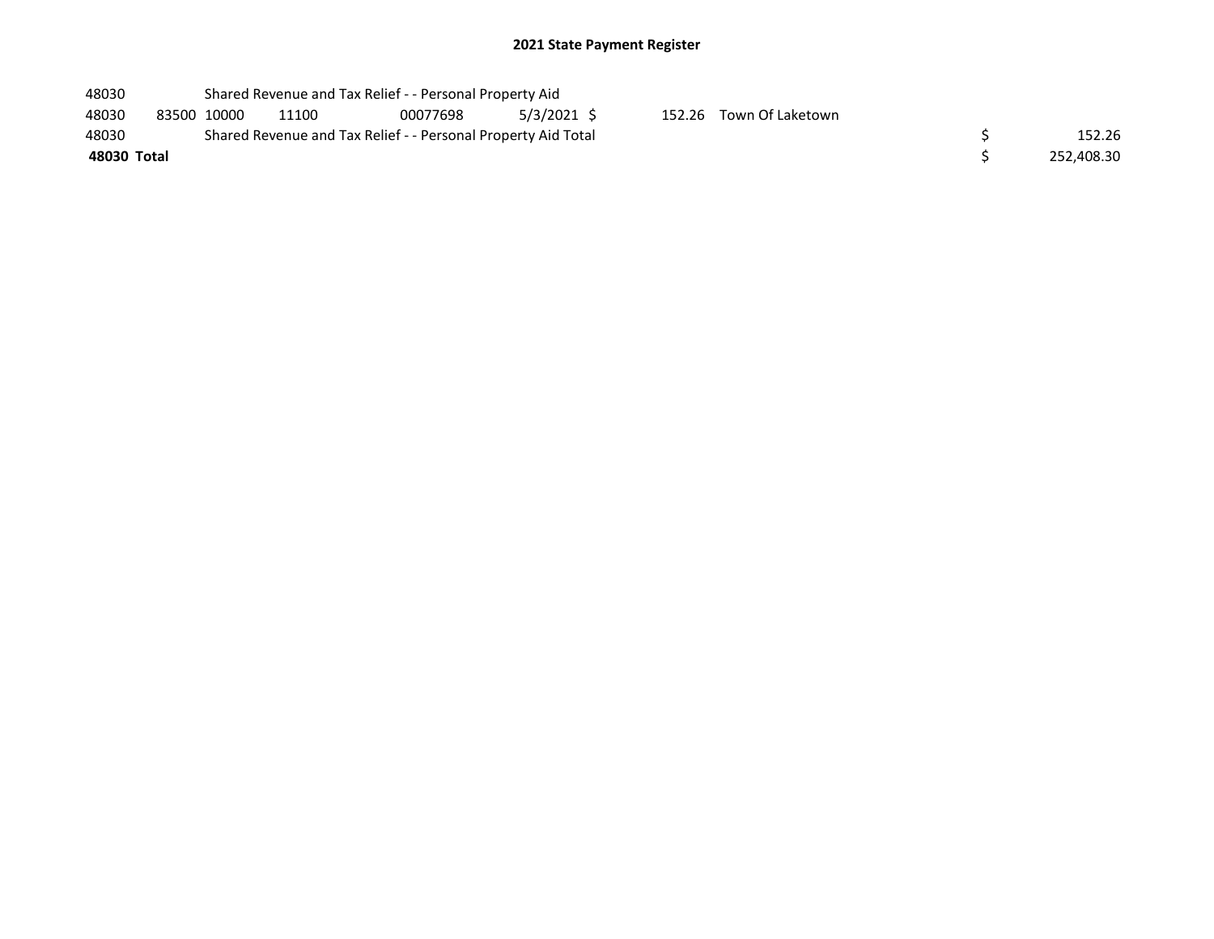## 2021 State Payment Register

| | | | | | | | | | |
|---|---|---|---|---|---|---|---|---|---|
| 48030 | | Shared Revenue and Tax Relief - - Personal Property Aid | | | | | | | |
| 48030 | 83500 | 10000 | 11100 | 00077698 | 5/3/2021 | $ 152.26 | Town Of Laketown | | |
| 48030 | | Shared Revenue and Tax Relief - - Personal Property Aid Total | | | | | | $ | 152.26 |
| **48030 Total** | | | | | | | | $ | 252,408.30 |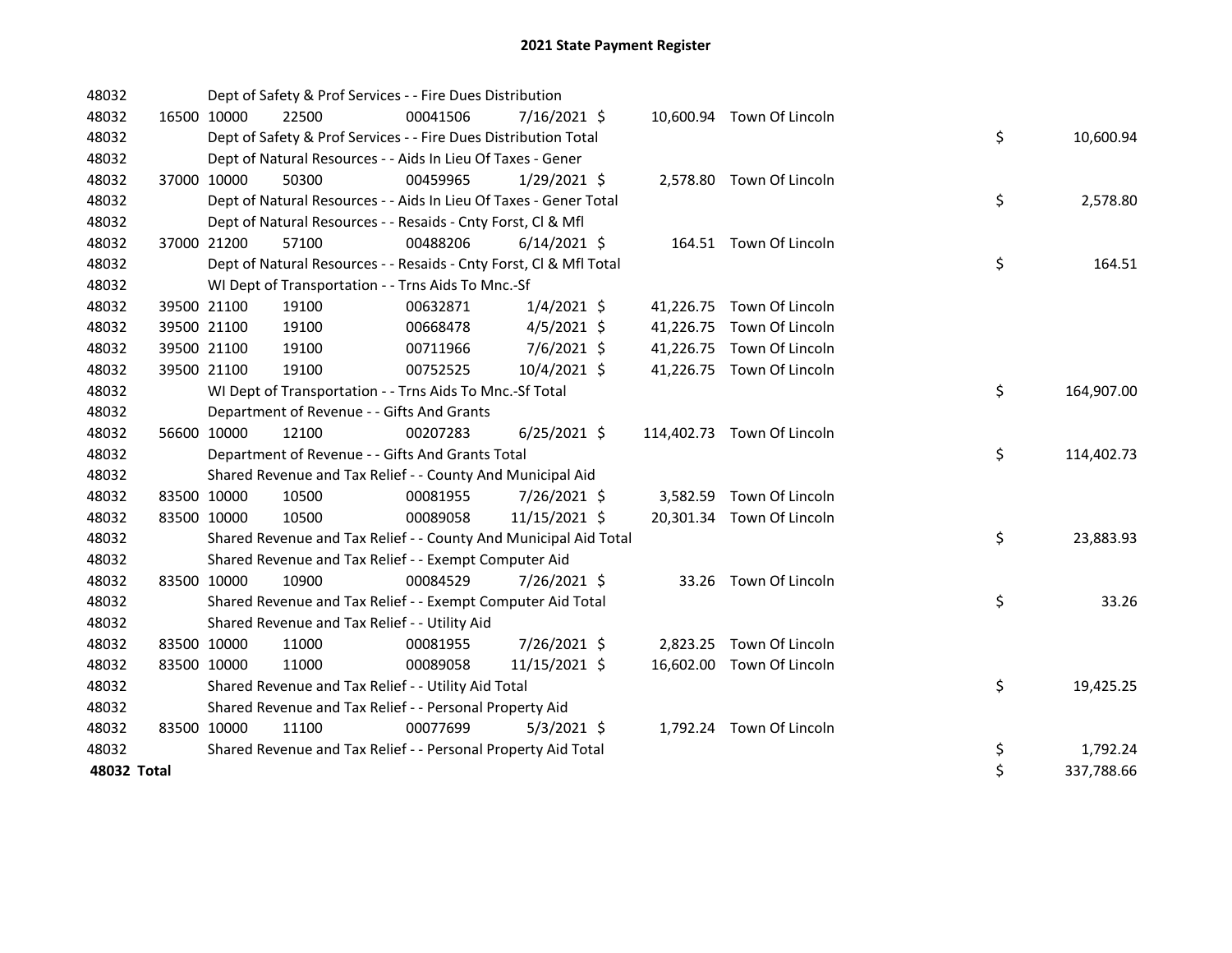# 2021 State Payment Register

| | | | | | | | | | |
|---|---|---|---|---|---|---|---|---|---|
| 48032 | | | Dept of Safety & Prof Services - - Fire Dues Distribution | | | | | | |
| 48032 | 16500 | 10000 | 22500 | 00041506 | 7/16/2021 | $ 10,600.94 | Town Of Lincoln | | |
| 48032 | | | Dept of Safety & Prof Services - - Fire Dues Distribution Total | | | | | $ | 10,600.94 |
| 48032 | | | Dept of Natural Resources - - Aids In Lieu Of Taxes - Gener | | | | | | |
| 48032 | 37000 | 10000 | 50300 | 00459965 | 1/29/2021 | $ 2,578.80 | Town Of Lincoln | | |
| 48032 | | | Dept of Natural Resources - - Aids In Lieu Of Taxes - Gener Total | | | | | $ | 2,578.80 |
| 48032 | | | Dept of Natural Resources - - Resaids - Cnty Forst, Cl & Mfl | | | | | | |
| 48032 | 37000 | 21200 | 57100 | 00488206 | 6/14/2021 | $ 164.51 | Town Of Lincoln | | |
| 48032 | | | Dept of Natural Resources - - Resaids - Cnty Forst, Cl & Mfl Total | | | | | $ | 164.51 |
| 48032 | | | WI Dept of Transportation - - Trns Aids To Mnc.-Sf | | | | | | |
| 48032 | 39500 | 21100 | 19100 | 00632871 | 1/4/2021 | $ 41,226.75 | Town Of Lincoln | | |
| 48032 | 39500 | 21100 | 19100 | 00668478 | 4/5/2021 | $ 41,226.75 | Town Of Lincoln | | |
| 48032 | 39500 | 21100 | 19100 | 00711966 | 7/6/2021 | $ 41,226.75 | Town Of Lincoln | | |
| 48032 | 39500 | 21100 | 19100 | 00752525 | 10/4/2021 | $ 41,226.75 | Town Of Lincoln | | |
| 48032 | | | WI Dept of Transportation - - Trns Aids To Mnc.-Sf Total | | | | | $ | 164,907.00 |
| 48032 | | | Department of Revenue - - Gifts And Grants | | | | | | |
| 48032 | 56600 | 10000 | 12100 | 00207283 | 6/25/2021 | $ 114,402.73 | Town Of Lincoln | | |
| 48032 | | | Department of Revenue - - Gifts And Grants Total | | | | | $ | 114,402.73 |
| 48032 | | | Shared Revenue and Tax Relief - - County And Municipal Aid | | | | | | |
| 48032 | 83500 | 10000 | 10500 | 00081955 | 7/26/2021 | $ 3,582.59 | Town Of Lincoln | | |
| 48032 | 83500 | 10000 | 10500 | 00089058 | 11/15/2021 | $ 20,301.34 | Town Of Lincoln | | |
| 48032 | | | Shared Revenue and Tax Relief - - County And Municipal Aid Total | | | | | $ | 23,883.93 |
| 48032 | | | Shared Revenue and Tax Relief - - Exempt Computer Aid | | | | | | |
| 48032 | 83500 | 10000 | 10900 | 00084529 | 7/26/2021 | $ 33.26 | Town Of Lincoln | | |
| 48032 | | | Shared Revenue and Tax Relief - - Exempt Computer Aid Total | | | | | $ | 33.26 |
| 48032 | | | Shared Revenue and Tax Relief - - Utility Aid | | | | | | |
| 48032 | 83500 | 10000 | 11000 | 00081955 | 7/26/2021 | $ 2,823.25 | Town Of Lincoln | | |
| 48032 | 83500 | 10000 | 11000 | 00089058 | 11/15/2021 | $ 16,602.00 | Town Of Lincoln | | |
| 48032 | | | Shared Revenue and Tax Relief - - Utility Aid Total | | | | | $ | 19,425.25 |
| 48032 | | | Shared Revenue and Tax Relief - - Personal Property Aid | | | | | | |
| 48032 | 83500 | 10000 | 11100 | 00077699 | 5/3/2021 | $ 1,792.24 | Town Of Lincoln | | |
| 48032 | | | Shared Revenue and Tax Relief - - Personal Property Aid Total | | | | | $ | 1,792.24 |
| **48032 Total** | | | | | | | | $ | 337,788.66 |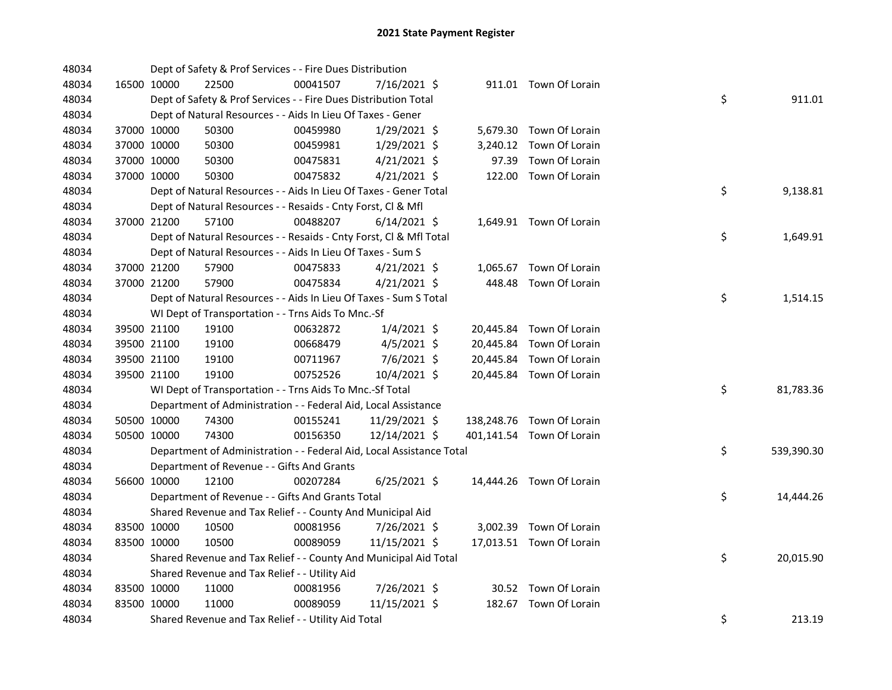# 2021 State Payment Register

| | | | | | | | | |
|---|---|---|---|---|---|---|---|---|
| 48034 | | | Dept of Safety & Prof Services - - Fire Dues Distribution | | | | | |
| 48034 | 16500 | 10000 | 22500 | 00041507 | 7/16/2021 $ | 911.01 | Town Of Lorain | |
| 48034 | | | Dept of Safety & Prof Services - - Fire Dues Distribution Total | | | | | $ 911.01 |
| 48034 | | | Dept of Natural Resources - - Aids In Lieu Of Taxes - Gener | | | | | |
| 48034 | 37000 | 10000 | 50300 | 00459980 | 1/29/2021 $ | 5,679.30 | Town Of Lorain | |
| 48034 | 37000 | 10000 | 50300 | 00459981 | 1/29/2021 $ | 3,240.12 | Town Of Lorain | |
| 48034 | 37000 | 10000 | 50300 | 00475831 | 4/21/2021 $ | 97.39 | Town Of Lorain | |
| 48034 | 37000 | 10000 | 50300 | 00475832 | 4/21/2021 $ | 122.00 | Town Of Lorain | |
| 48034 | | | Dept of Natural Resources - - Aids In Lieu Of Taxes - Gener Total | | | | | $ 9,138.81 |
| 48034 | | | Dept of Natural Resources - - Resaids - Cnty Forst, Cl & Mfl | | | | | |
| 48034 | 37000 | 21200 | 57100 | 00488207 | 6/14/2021 $ | 1,649.91 | Town Of Lorain | |
| 48034 | | | Dept of Natural Resources - - Resaids - Cnty Forst, Cl & Mfl Total | | | | | $ 1,649.91 |
| 48034 | | | Dept of Natural Resources - - Aids In Lieu Of Taxes - Sum S | | | | | |
| 48034 | 37000 | 21200 | 57900 | 00475833 | 4/21/2021 $ | 1,065.67 | Town Of Lorain | |
| 48034 | 37000 | 21200 | 57900 | 00475834 | 4/21/2021 $ | 448.48 | Town Of Lorain | |
| 48034 | | | Dept of Natural Resources - - Aids In Lieu Of Taxes - Sum S Total | | | | | $ 1,514.15 |
| 48034 | | | WI Dept of Transportation - - Trns Aids To Mnc.-Sf | | | | | |
| 48034 | 39500 | 21100 | 19100 | 00632872 | 1/4/2021 $ | 20,445.84 | Town Of Lorain | |
| 48034 | 39500 | 21100 | 19100 | 00668479 | 4/5/2021 $ | 20,445.84 | Town Of Lorain | |
| 48034 | 39500 | 21100 | 19100 | 00711967 | 7/6/2021 $ | 20,445.84 | Town Of Lorain | |
| 48034 | 39500 | 21100 | 19100 | 00752526 | 10/4/2021 $ | 20,445.84 | Town Of Lorain | |
| 48034 | | | WI Dept of Transportation - - Trns Aids To Mnc.-Sf Total | | | | | $ 81,783.36 |
| 48034 | | | Department of Administration - - Federal Aid, Local Assistance | | | | | |
| 48034 | 50500 | 10000 | 74300 | 00155241 | 11/29/2021 $ | 138,248.76 | Town Of Lorain | |
| 48034 | 50500 | 10000 | 74300 | 00156350 | 12/14/2021 $ | 401,141.54 | Town Of Lorain | |
| 48034 | | | Department of Administration - - Federal Aid, Local Assistance Total | | | | | $ 539,390.30 |
| 48034 | | | Department of Revenue - - Gifts And Grants | | | | | |
| 48034 | 56600 | 10000 | 12100 | 00207284 | 6/25/2021 $ | 14,444.26 | Town Of Lorain | |
| 48034 | | | Department of Revenue - - Gifts And Grants Total | | | | | $ 14,444.26 |
| 48034 | | | Shared Revenue and Tax Relief - - County And Municipal Aid | | | | | |
| 48034 | 83500 | 10000 | 10500 | 00081956 | 7/26/2021 $ | 3,002.39 | Town Of Lorain | |
| 48034 | 83500 | 10000 | 10500 | 00089059 | 11/15/2021 $ | 17,013.51 | Town Of Lorain | |
| 48034 | | | Shared Revenue and Tax Relief - - County And Municipal Aid Total | | | | | $ 20,015.90 |
| 48034 | | | Shared Revenue and Tax Relief - - Utility Aid | | | | | |
| 48034 | 83500 | 10000 | 11000 | 00081956 | 7/26/2021 $ | 30.52 | Town Of Lorain | |
| 48034 | 83500 | 10000 | 11000 | 00089059 | 11/15/2021 $ | 182.67 | Town Of Lorain | |
| 48034 | | | Shared Revenue and Tax Relief - - Utility Aid Total | | | | | $ 213.19 |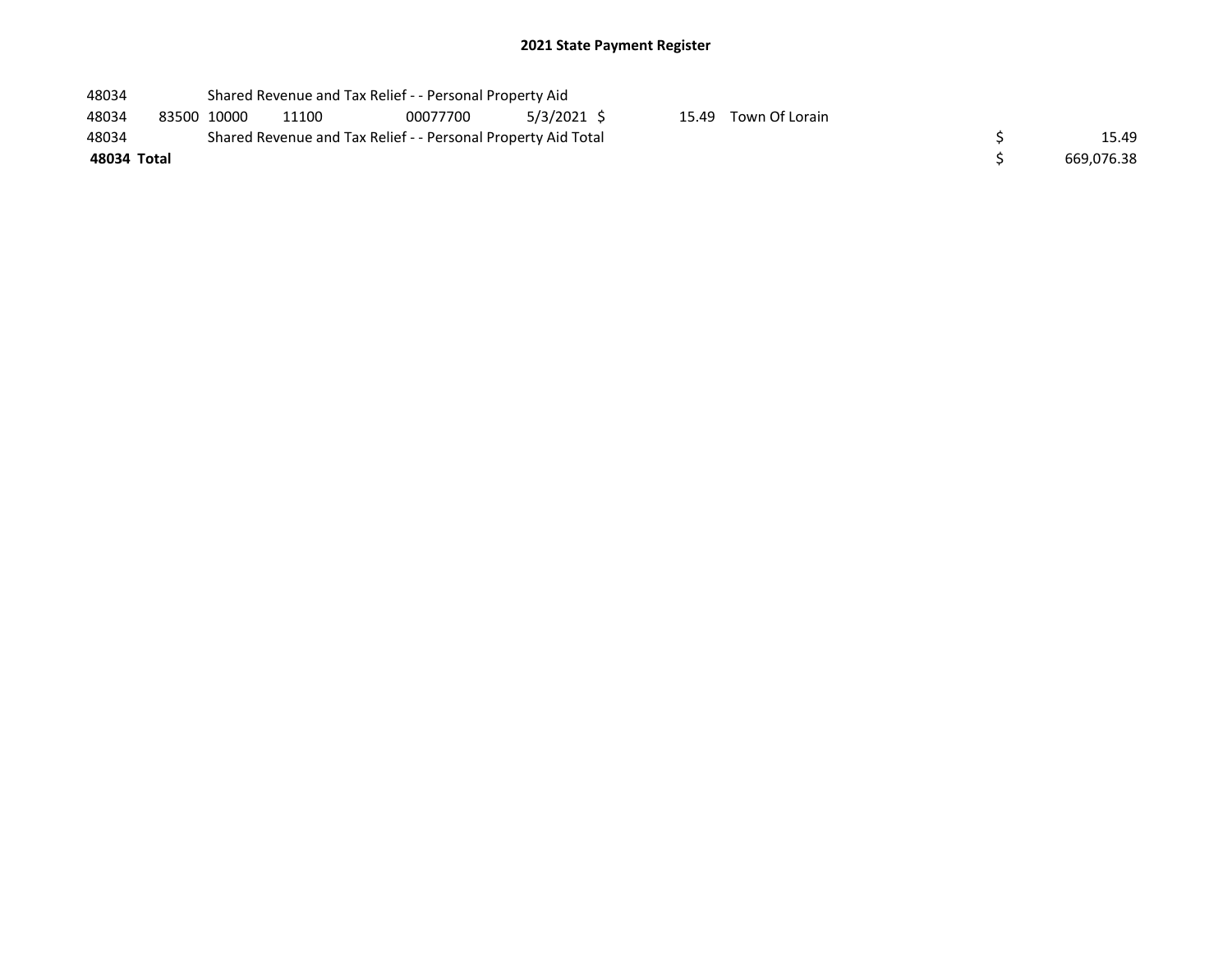# 2021 State Payment Register

| | | | | | | | | | |
|---|---|---|---|---|---|---|---|---|---|
| 48034 | | Shared Revenue and Tax Relief - - Personal Property Aid | | | | | | | |
| 48034 | 83500 | 10000 | 11100 | 00077700 | 5/3/2021 | $ 15.49 | Town Of Lorain | | |
| 48034 | | Shared Revenue and Tax Relief - - Personal Property Aid Total | | | | | | $ | 15.49 |
| **48034 Total** | | | | | | | | $ | 669,076.38 |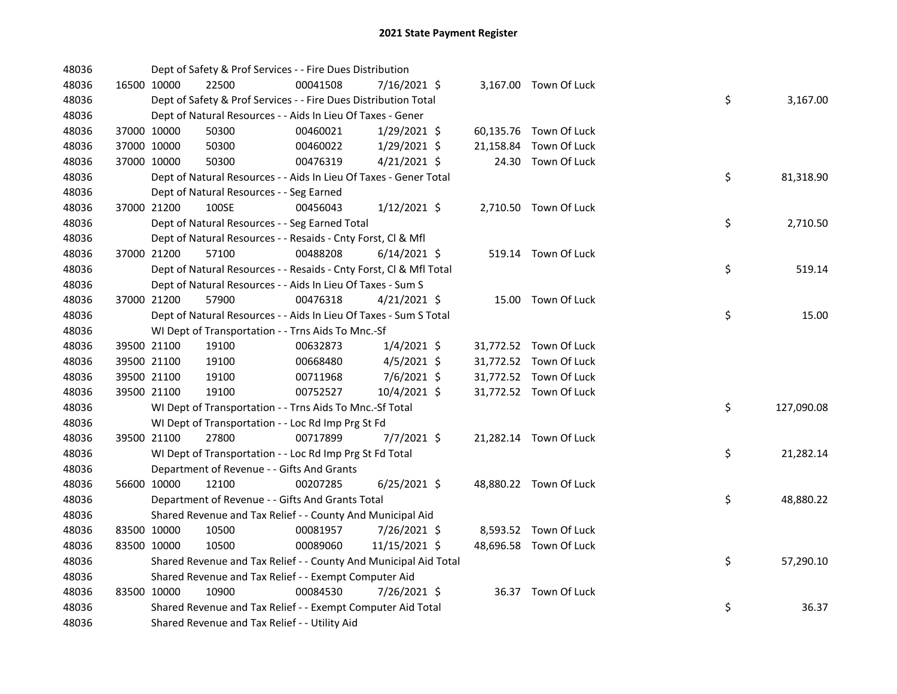# 2021 State Payment Register

| | | | | | | | | | |
|---|---|---|---|---|---|---|---|---|---|
| 48036 | | Dept of Safety & Prof Services - - Fire Dues Distribution | | | | | | | |
| 48036 | 16500 | 10000 | 22500 | 00041508 | 7/16/2021 | $ 3,167.00 | Town Of Luck | | |
| 48036 | | Dept of Safety & Prof Services - - Fire Dues Distribution Total | | | | | | $ | 3,167.00 |
| 48036 | | Dept of Natural Resources - - Aids In Lieu Of Taxes - Gener | | | | | | | |
| 48036 | 37000 | 10000 | 50300 | 00460021 | 1/29/2021 | $ 60,135.76 | Town Of Luck | | |
| 48036 | 37000 | 10000 | 50300 | 00460022 | 1/29/2021 | $ 21,158.84 | Town Of Luck | | |
| 48036 | 37000 | 10000 | 50300 | 00476319 | 4/21/2021 | $ 24.30 | Town Of Luck | | |
| 48036 | | Dept of Natural Resources - - Aids In Lieu Of Taxes - Gener Total | | | | | | $ | 81,318.90 |
| 48036 | | Dept of Natural Resources - - Seg Earned | | | | | | | |
| 48036 | 37000 | 21200 | 100SE | 00456043 | 1/12/2021 | $ 2,710.50 | Town Of Luck | | |
| 48036 | | Dept of Natural Resources - - Seg Earned Total | | | | | | $ | 2,710.50 |
| 48036 | | Dept of Natural Resources - - Resaids - Cnty Forst, Cl & Mfl | | | | | | | |
| 48036 | 37000 | 21200 | 57100 | 00488208 | 6/14/2021 | $ 519.14 | Town Of Luck | | |
| 48036 | | Dept of Natural Resources - - Resaids - Cnty Forst, Cl & Mfl Total | | | | | | $ | 519.14 |
| 48036 | | Dept of Natural Resources - - Aids In Lieu Of Taxes - Sum S | | | | | | | |
| 48036 | 37000 | 21200 | 57900 | 00476318 | 4/21/2021 | $ 15.00 | Town Of Luck | | |
| 48036 | | Dept of Natural Resources - - Aids In Lieu Of Taxes - Sum S Total | | | | | | $ | 15.00 |
| 48036 | | WI Dept of Transportation - - Trns Aids To Mnc.-Sf | | | | | | | |
| 48036 | 39500 | 21100 | 19100 | 00632873 | 1/4/2021 | $ 31,772.52 | Town Of Luck | | |
| 48036 | 39500 | 21100 | 19100 | 00668480 | 4/5/2021 | $ 31,772.52 | Town Of Luck | | |
| 48036 | 39500 | 21100 | 19100 | 00711968 | 7/6/2021 | $ 31,772.52 | Town Of Luck | | |
| 48036 | 39500 | 21100 | 19100 | 00752527 | 10/4/2021 | $ 31,772.52 | Town Of Luck | | |
| 48036 | | WI Dept of Transportation - - Trns Aids To Mnc.-Sf Total | | | | | | $ | 127,090.08 |
| 48036 | | WI Dept of Transportation - - Loc Rd Imp Prg St Fd | | | | | | | |
| 48036 | 39500 | 21100 | 27800 | 00717899 | 7/7/2021 | $ 21,282.14 | Town Of Luck | | |
| 48036 | | WI Dept of Transportation - - Loc Rd Imp Prg St Fd Total | | | | | | $ | 21,282.14 |
| 48036 | | Department of Revenue - - Gifts And Grants | | | | | | | |
| 48036 | 56600 | 10000 | 12100 | 00207285 | 6/25/2021 | $ 48,880.22 | Town Of Luck | | |
| 48036 | | Department of Revenue - - Gifts And Grants Total | | | | | | $ | 48,880.22 |
| 48036 | | Shared Revenue and Tax Relief - - County And Municipal Aid | | | | | | | |
| 48036 | 83500 | 10000 | 10500 | 00081957 | 7/26/2021 | $ 8,593.52 | Town Of Luck | | |
| 48036 | 83500 | 10000 | 10500 | 00089060 | 11/15/2021 | $ 48,696.58 | Town Of Luck | | |
| 48036 | | Shared Revenue and Tax Relief - - County And Municipal Aid Total | | | | | | $ | 57,290.10 |
| 48036 | | Shared Revenue and Tax Relief - - Exempt Computer Aid | | | | | | | |
| 48036 | 83500 | 10000 | 10900 | 00084530 | 7/26/2021 | $ 36.37 | Town Of Luck | | |
| 48036 | | Shared Revenue and Tax Relief - - Exempt Computer Aid Total | | | | | | $ | 36.37 |
| 48036 | | Shared Revenue and Tax Relief - - Utility Aid | | | | | | | |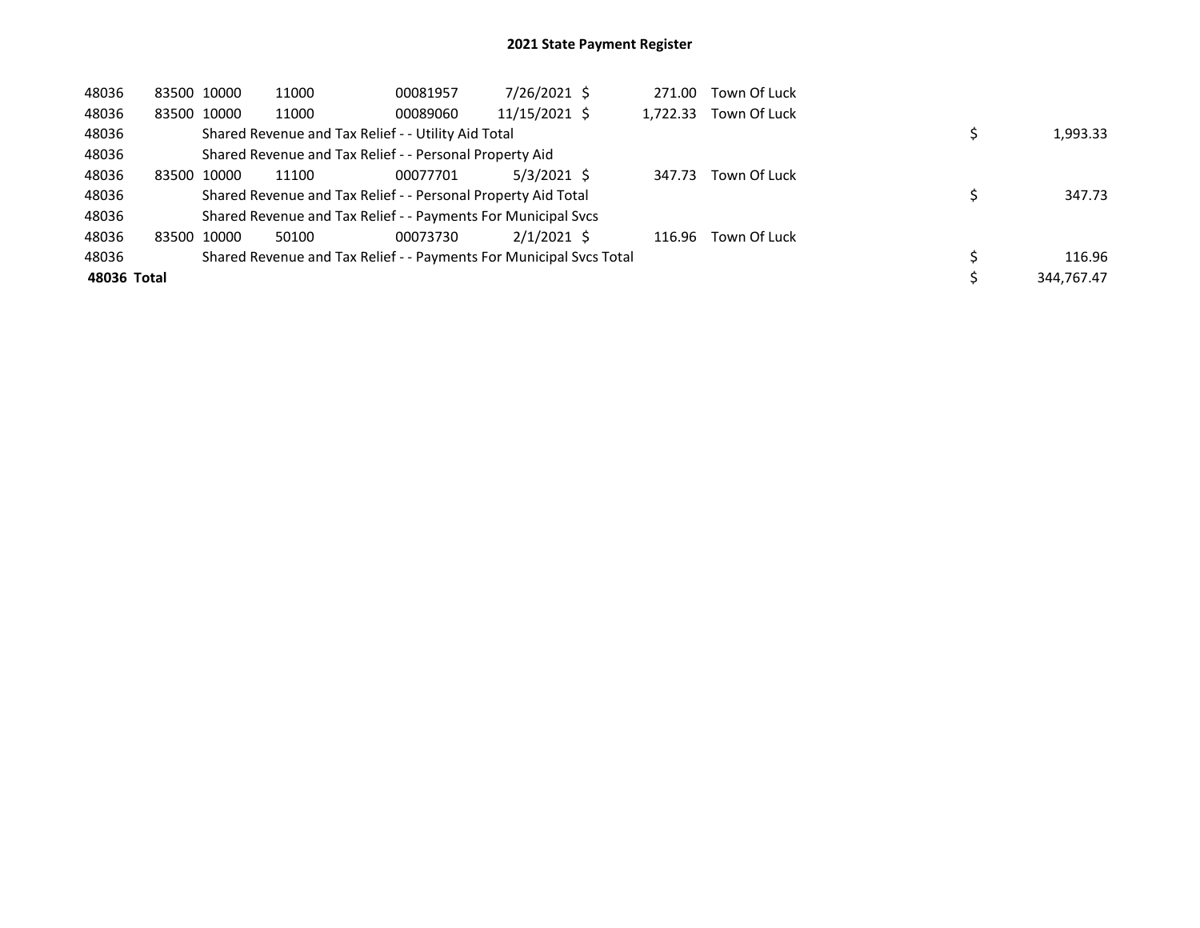# 2021 State Payment Register

| | | | | | | | | | |
|---|---|---|---|---|---|---|---|---|---|
| 48036 | 83500 | 10000 | 11000 | 00081957 | 7/26/2021 | $ 271.00 | Town Of Luck | | |
| 48036 | 83500 | 10000 | 11000 | 00089060 | 11/15/2021 | $ 1,722.33 | Town Of Luck | | |
| 48036 | | Shared Revenue and Tax Relief - - Utility Aid Total | | | | | | $ | 1,993.33 |
| 48036 | | Shared Revenue and Tax Relief - - Personal Property Aid | | | | | | | |
| 48036 | 83500 | 10000 | 11100 | 00077701 | 5/3/2021 | $ 347.73 | Town Of Luck | | |
| 48036 | | Shared Revenue and Tax Relief - - Personal Property Aid Total | | | | | | $ | 347.73 |
| 48036 | | Shared Revenue and Tax Relief - - Payments For Municipal Svcs | | | | | | | |
| 48036 | 83500 | 10000 | 50100 | 00073730 | 2/1/2021 | $ 116.96 | Town Of Luck | | |
| 48036 | | Shared Revenue and Tax Relief - - Payments For Municipal Svcs Total | | | | | | $ | 116.96 |
| **48036 Total** | | | | | | | | $ | 344,767.47 |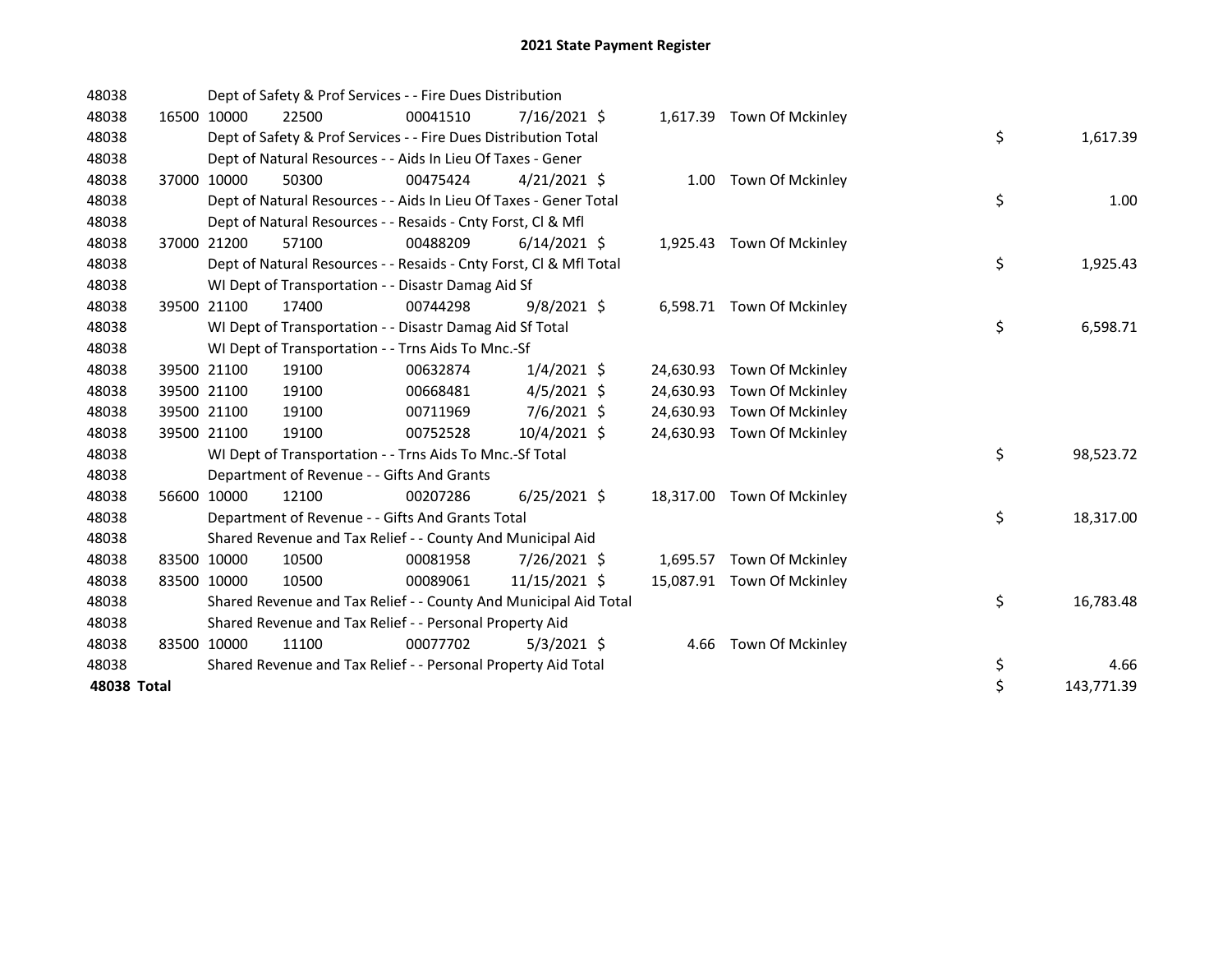# 2021 State Payment Register

| | | | | | | | | | |
|---|---|---|---|---|---|---|---|---|---|
| 48038 | | | Dept of Safety & Prof Services - - Fire Dues Distribution | | | | | | |
| 48038 | 16500 | 10000 | 22500 | 00041510 | 7/16/2021 | $ 1,617.39 | Town Of Mckinley | | |
| 48038 | | | Dept of Safety & Prof Services - - Fire Dues Distribution Total | | | | | $ | 1,617.39 |
| 48038 | | | Dept of Natural Resources - - Aids In Lieu Of Taxes - Gener | | | | | | |
| 48038 | 37000 | 10000 | 50300 | 00475424 | 4/21/2021 | $ 1.00 | Town Of Mckinley | | |
| 48038 | | | Dept of Natural Resources - - Aids In Lieu Of Taxes - Gener Total | | | | | $ | 1.00 |
| 48038 | | | Dept of Natural Resources - - Resaids - Cnty Forst, Cl & Mfl | | | | | | |
| 48038 | 37000 | 21200 | 57100 | 00488209 | 6/14/2021 | $ 1,925.43 | Town Of Mckinley | | |
| 48038 | | | Dept of Natural Resources - - Resaids - Cnty Forst, Cl & Mfl Total | | | | | $ | 1,925.43 |
| 48038 | | | WI Dept of Transportation - - Disastr Damag Aid Sf | | | | | | |
| 48038 | 39500 | 21100 | 17400 | 00744298 | 9/8/2021 | $ 6,598.71 | Town Of Mckinley | | |
| 48038 | | | WI Dept of Transportation - - Disastr Damag Aid Sf Total | | | | | $ | 6,598.71 |
| 48038 | | | WI Dept of Transportation - - Trns Aids To Mnc.-Sf | | | | | | |
| 48038 | 39500 | 21100 | 19100 | 00632874 | 1/4/2021 | $ 24,630.93 | Town Of Mckinley | | |
| 48038 | 39500 | 21100 | 19100 | 00668481 | 4/5/2021 | $ 24,630.93 | Town Of Mckinley | | |
| 48038 | 39500 | 21100 | 19100 | 00711969 | 7/6/2021 | $ 24,630.93 | Town Of Mckinley | | |
| 48038 | 39500 | 21100 | 19100 | 00752528 | 10/4/2021 | $ 24,630.93 | Town Of Mckinley | | |
| 48038 | | | WI Dept of Transportation - - Trns Aids To Mnc.-Sf Total | | | | | $ | 98,523.72 |
| 48038 | | | Department of Revenue - - Gifts And Grants | | | | | | |
| 48038 | 56600 | 10000 | 12100 | 00207286 | 6/25/2021 | $ 18,317.00 | Town Of Mckinley | | |
| 48038 | | | Department of Revenue - - Gifts And Grants Total | | | | | $ | 18,317.00 |
| 48038 | | | Shared Revenue and Tax Relief - - County And Municipal Aid | | | | | | |
| 48038 | 83500 | 10000 | 10500 | 00081958 | 7/26/2021 | $ 1,695.57 | Town Of Mckinley | | |
| 48038 | 83500 | 10000 | 10500 | 00089061 | 11/15/2021 | $ 15,087.91 | Town Of Mckinley | | |
| 48038 | | | Shared Revenue and Tax Relief - - County And Municipal Aid Total | | | | | $ | 16,783.48 |
| 48038 | | | Shared Revenue and Tax Relief - - Personal Property Aid | | | | | | |
| 48038 | 83500 | 10000 | 11100 | 00077702 | 5/3/2021 | $ 4.66 | Town Of Mckinley | | |
| 48038 | | | Shared Revenue and Tax Relief - - Personal Property Aid Total | | | | | $ | 4.66 |
| **48038 Total** | | | | | | | | $ | 143,771.39 |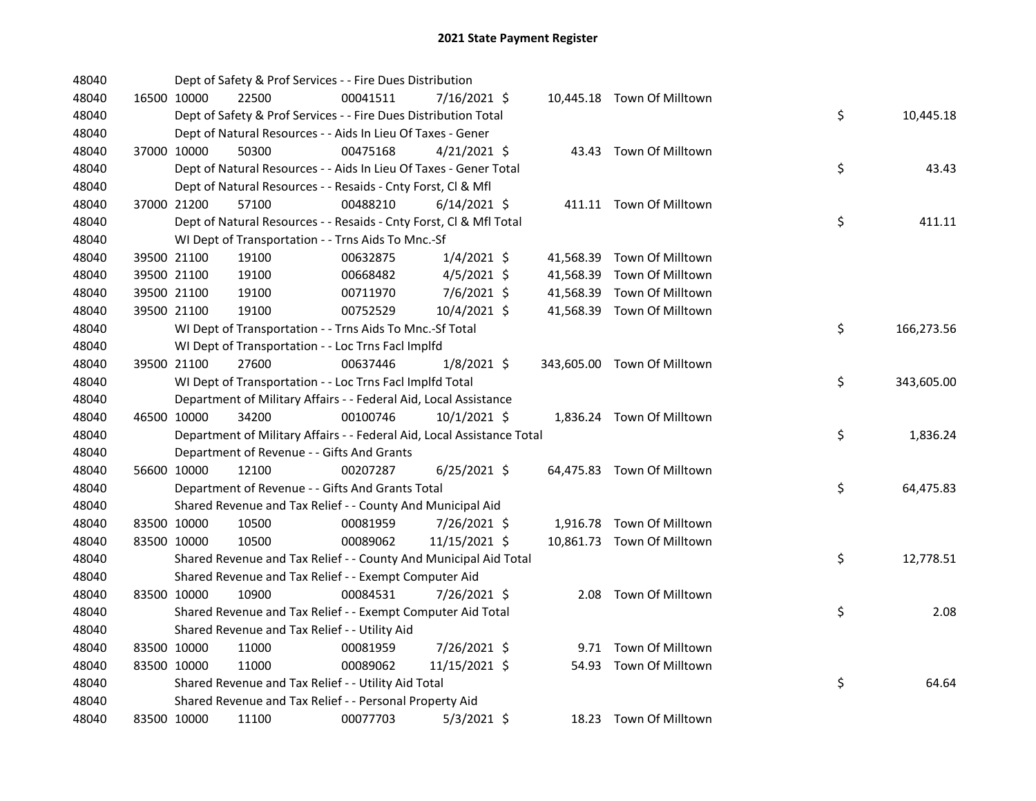# 2021 State Payment Register

| | | | | | | | | | |
|---|---|---|---|---|---|---|---|---|---|
| 48040 | | | Dept of Safety & Prof Services - - Fire Dues Distribution | | | | | | |
| 48040 | 16500 | 10000 | 22500 | 00041511 | 7/16/2021 | $ 10,445.18 | Town Of Milltown | | |
| 48040 | | | Dept of Safety & Prof Services - - Fire Dues Distribution Total | | | | | $ | 10,445.18 |
| 48040 | | | Dept of Natural Resources - - Aids In Lieu Of Taxes - Gener | | | | | | |
| 48040 | 37000 | 10000 | 50300 | 00475168 | 4/21/2021 | $ 43.43 | Town Of Milltown | | |
| 48040 | | | Dept of Natural Resources - - Aids In Lieu Of Taxes - Gener Total | | | | | $ | 43.43 |
| 48040 | | | Dept of Natural Resources - - Resaids - Cnty Forst, Cl & Mfl | | | | | | |
| 48040 | 37000 | 21200 | 57100 | 00488210 | 6/14/2021 | $ 411.11 | Town Of Milltown | | |
| 48040 | | | Dept of Natural Resources - - Resaids - Cnty Forst, Cl & Mfl Total | | | | | $ | 411.11 |
| 48040 | | | WI Dept of Transportation - - Trns Aids To Mnc.-Sf | | | | | | |
| 48040 | 39500 | 21100 | 19100 | 00632875 | 1/4/2021 | $ 41,568.39 | Town Of Milltown | | |
| 48040 | 39500 | 21100 | 19100 | 00668482 | 4/5/2021 | $ 41,568.39 | Town Of Milltown | | |
| 48040 | 39500 | 21100 | 19100 | 00711970 | 7/6/2021 | $ 41,568.39 | Town Of Milltown | | |
| 48040 | 39500 | 21100 | 19100 | 00752529 | 10/4/2021 | $ 41,568.39 | Town Of Milltown | | |
| 48040 | | | WI Dept of Transportation - - Trns Aids To Mnc.-Sf Total | | | | | $ | 166,273.56 |
| 48040 | | | WI Dept of Transportation - - Loc Trns Facl Implfd | | | | | | |
| 48040 | 39500 | 21100 | 27600 | 00637446 | 1/8/2021 | $ 343,605.00 | Town Of Milltown | | |
| 48040 | | | WI Dept of Transportation - - Loc Trns Facl Implfd Total | | | | | $ | 343,605.00 |
| 48040 | | | Department of Military Affairs - - Federal Aid, Local Assistance | | | | | | |
| 48040 | 46500 | 10000 | 34200 | 00100746 | 10/1/2021 | $ 1,836.24 | Town Of Milltown | | |
| 48040 | | | Department of Military Affairs - - Federal Aid, Local Assistance Total | | | | | $ | 1,836.24 |
| 48040 | | | Department of Revenue - - Gifts And Grants | | | | | | |
| 48040 | 56600 | 10000 | 12100 | 00207287 | 6/25/2021 | $ 64,475.83 | Town Of Milltown | | |
| 48040 | | | Department of Revenue - - Gifts And Grants Total | | | | | $ | 64,475.83 |
| 48040 | | | Shared Revenue and Tax Relief - - County And Municipal Aid | | | | | | |
| 48040 | 83500 | 10000 | 10500 | 00081959 | 7/26/2021 | $ 1,916.78 | Town Of Milltown | | |
| 48040 | 83500 | 10000 | 10500 | 00089062 | 11/15/2021 | $ 10,861.73 | Town Of Milltown | | |
| 48040 | | | Shared Revenue and Tax Relief - - County And Municipal Aid Total | | | | | $ | 12,778.51 |
| 48040 | | | Shared Revenue and Tax Relief - - Exempt Computer Aid | | | | | | |
| 48040 | 83500 | 10000 | 10900 | 00084531 | 7/26/2021 | $ 2.08 | Town Of Milltown | | |
| 48040 | | | Shared Revenue and Tax Relief - - Exempt Computer Aid Total | | | | | $ | 2.08 |
| 48040 | | | Shared Revenue and Tax Relief - - Utility Aid | | | | | | |
| 48040 | 83500 | 10000 | 11000 | 00081959 | 7/26/2021 | $ 9.71 | Town Of Milltown | | |
| 48040 | 83500 | 10000 | 11000 | 00089062 | 11/15/2021 | $ 54.93 | Town Of Milltown | | |
| 48040 | | | Shared Revenue and Tax Relief - - Utility Aid Total | | | | | $ | 64.64 |
| 48040 | | | Shared Revenue and Tax Relief - - Personal Property Aid | | | | | | |
| 48040 | 83500 | 10000 | 11100 | 00077703 | 5/3/2021 | $ 18.23 | Town Of Milltown | | |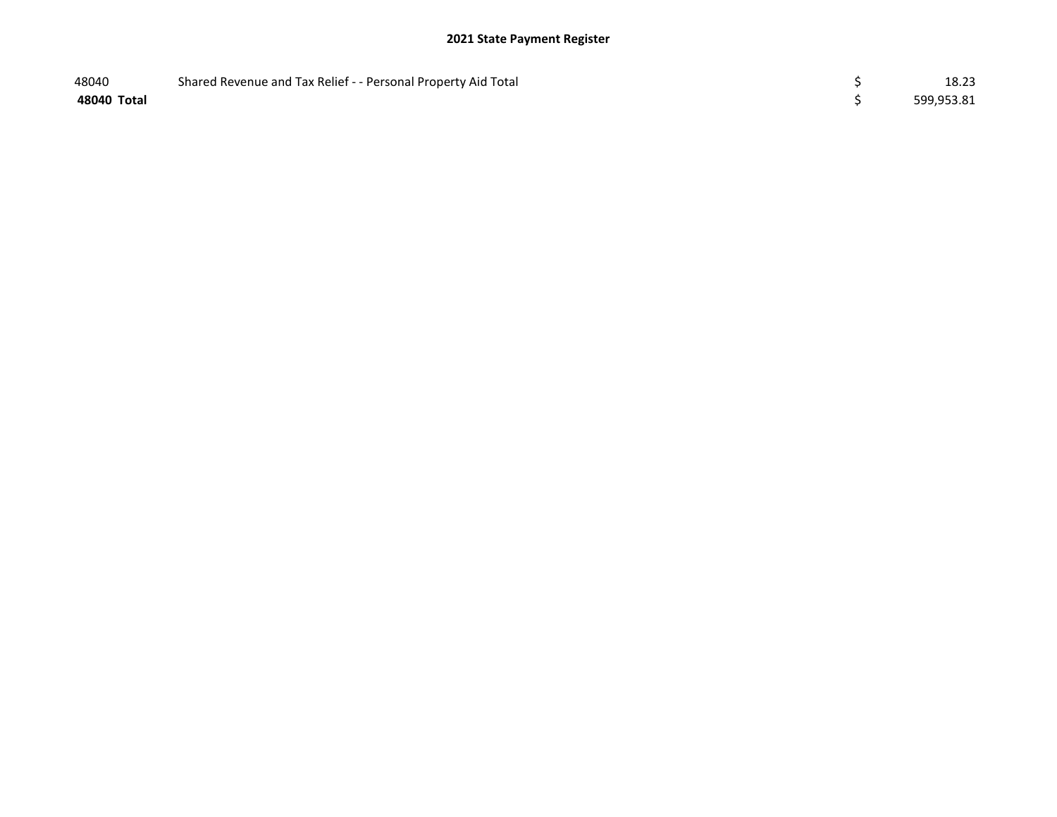## 2021 State Payment Register

| | | | |
|---|---|---|---|
| 48040 | Shared Revenue and Tax Relief - - Personal Property Aid Total | $ | 18.23 |
| **48040 Total** | | $ | 599,953.81 |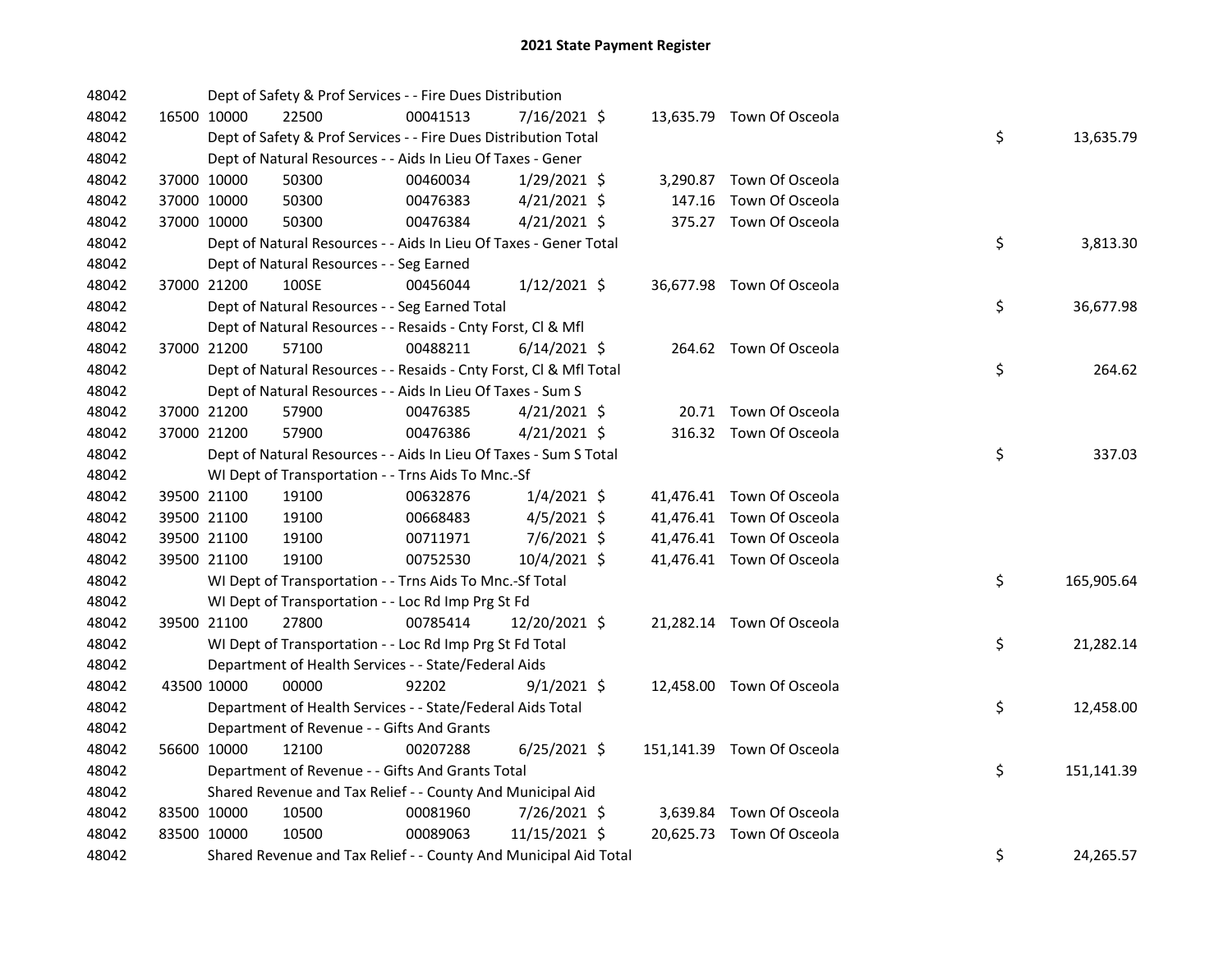# 2021 State Payment Register

| | | | | | | | | | |
|---|---|---|---|---|---|---|---|---|---|
| 48042 | | | Dept of Safety & Prof Services - - Fire Dues Distribution | | | | | | |
| 48042 | 16500 | 10000 | 22500 | 00041513 | 7/16/2021 | $ | 13,635.79 | Town Of Osceola | |
| 48042 | | | Dept of Safety & Prof Services - - Fire Dues Distribution Total | | | | | | $ 13,635.79 |
| 48042 | | | Dept of Natural Resources - - Aids In Lieu Of Taxes - Gener | | | | | | |
| 48042 | 37000 | 10000 | 50300 | 00460034 | 1/29/2021 | $ | 3,290.87 | Town Of Osceola | |
| 48042 | 37000 | 10000 | 50300 | 00476383 | 4/21/2021 | $ | 147.16 | Town Of Osceola | |
| 48042 | 37000 | 10000 | 50300 | 00476384 | 4/21/2021 | $ | 375.27 | Town Of Osceola | |
| 48042 | | | Dept of Natural Resources - - Aids In Lieu Of Taxes - Gener Total | | | | | | $ 3,813.30 |
| 48042 | | | Dept of Natural Resources - - Seg Earned | | | | | | |
| 48042 | 37000 | 21200 | 100SE | 00456044 | 1/12/2021 | $ | 36,677.98 | Town Of Osceola | |
| 48042 | | | Dept of Natural Resources - - Seg Earned Total | | | | | | $ 36,677.98 |
| 48042 | | | Dept of Natural Resources - - Resaids - Cnty Forst, Cl & Mfl | | | | | | |
| 48042 | 37000 | 21200 | 57100 | 00488211 | 6/14/2021 | $ | 264.62 | Town Of Osceola | |
| 48042 | | | Dept of Natural Resources - - Resaids - Cnty Forst, Cl & Mfl Total | | | | | | $ 264.62 |
| 48042 | | | Dept of Natural Resources - - Aids In Lieu Of Taxes - Sum S | | | | | | |
| 48042 | 37000 | 21200 | 57900 | 00476385 | 4/21/2021 | $ | 20.71 | Town Of Osceola | |
| 48042 | 37000 | 21200 | 57900 | 00476386 | 4/21/2021 | $ | 316.32 | Town Of Osceola | |
| 48042 | | | Dept of Natural Resources - - Aids In Lieu Of Taxes - Sum S Total | | | | | | $ 337.03 |
| 48042 | | | WI Dept of Transportation - - Trns Aids To Mnc.-Sf | | | | | | |
| 48042 | 39500 | 21100 | 19100 | 00632876 | 1/4/2021 | $ | 41,476.41 | Town Of Osceola | |
| 48042 | 39500 | 21100 | 19100 | 00668483 | 4/5/2021 | $ | 41,476.41 | Town Of Osceola | |
| 48042 | 39500 | 21100 | 19100 | 00711971 | 7/6/2021 | $ | 41,476.41 | Town Of Osceola | |
| 48042 | 39500 | 21100 | 19100 | 00752530 | 10/4/2021 | $ | 41,476.41 | Town Of Osceola | |
| 48042 | | | WI Dept of Transportation - - Trns Aids To Mnc.-Sf Total | | | | | | $ 165,905.64 |
| 48042 | | | WI Dept of Transportation - - Loc Rd Imp Prg St Fd | | | | | | |
| 48042 | 39500 | 21100 | 27800 | 00785414 | 12/20/2021 | $ | 21,282.14 | Town Of Osceola | |
| 48042 | | | WI Dept of Transportation - - Loc Rd Imp Prg St Fd Total | | | | | | $ 21,282.14 |
| 48042 | | | Department of Health Services - - State/Federal Aids | | | | | | |
| 48042 | 43500 | 10000 | 00000 | 92202 | 9/1/2021 | $ | 12,458.00 | Town Of Osceola | |
| 48042 | | | Department of Health Services - - State/Federal Aids Total | | | | | | $ 12,458.00 |
| 48042 | | | Department of Revenue - - Gifts And Grants | | | | | | |
| 48042 | 56600 | 10000 | 12100 | 00207288 | 6/25/2021 | $ | 151,141.39 | Town Of Osceola | |
| 48042 | | | Department of Revenue - - Gifts And Grants Total | | | | | | $ 151,141.39 |
| 48042 | | | Shared Revenue and Tax Relief - - County And Municipal Aid | | | | | | |
| 48042 | 83500 | 10000 | 10500 | 00081960 | 7/26/2021 | $ | 3,639.84 | Town Of Osceola | |
| 48042 | 83500 | 10000 | 10500 | 00089063 | 11/15/2021 | $ | 20,625.73 | Town Of Osceola | |
| 48042 | | | Shared Revenue and Tax Relief - - County And Municipal Aid Total | | | | | | $ 24,265.57 |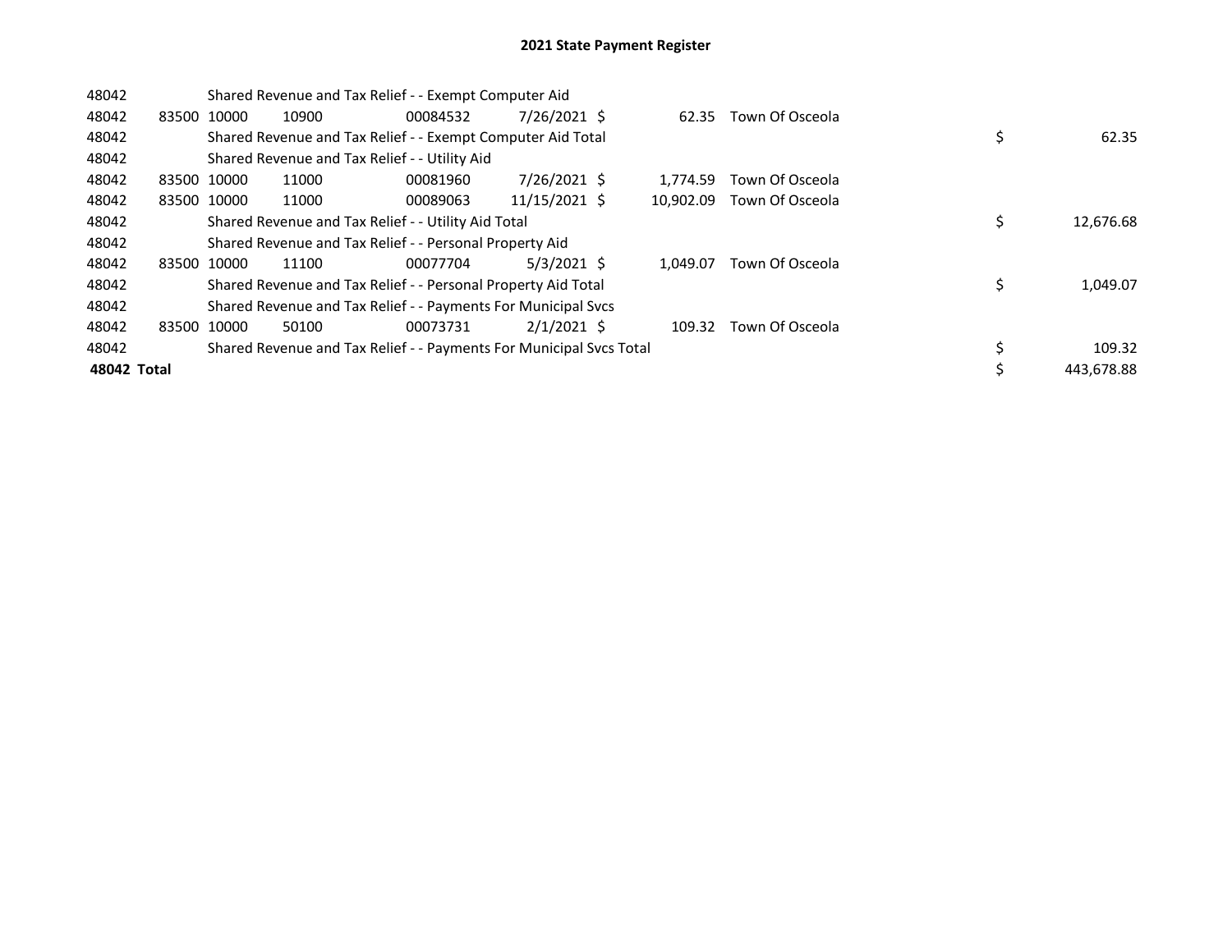# 2021 State Payment Register

| | | | | | | | | | |
|---|---|---|---|---|---|---|---|---|---|
| 48042 | | | Shared Revenue and Tax Relief - - Exempt Computer Aid | | | | | | |
| 48042 | 83500 | 10000 | 10900 | 00084532 | 7/26/2021 | $ | 62.35 | Town Of Osceola | |
| 48042 | | | Shared Revenue and Tax Relief - - Exempt Computer Aid Total | | | | | | $ 62.35 |
| 48042 | | | Shared Revenue and Tax Relief - - Utility Aid | | | | | | |
| 48042 | 83500 | 10000 | 11000 | 00081960 | 7/26/2021 | $ | 1,774.59 | Town Of Osceola | |
| 48042 | 83500 | 10000 | 11000 | 00089063 | 11/15/2021 | $ | 10,902.09 | Town Of Osceola | |
| 48042 | | | Shared Revenue and Tax Relief - - Utility Aid Total | | | | | | $ 12,676.68 |
| 48042 | | | Shared Revenue and Tax Relief - - Personal Property Aid | | | | | | |
| 48042 | 83500 | 10000 | 11100 | 00077704 | 5/3/2021 | $ | 1,049.07 | Town Of Osceola | |
| 48042 | | | Shared Revenue and Tax Relief - - Personal Property Aid Total | | | | | | $ 1,049.07 |
| 48042 | | | Shared Revenue and Tax Relief - - Payments For Municipal Svcs | | | | | | |
| 48042 | 83500 | 10000 | 50100 | 00073731 | 2/1/2021 | $ | 109.32 | Town Of Osceola | |
| 48042 | | | Shared Revenue and Tax Relief - - Payments For Municipal Svcs Total | | | | | | $ 109.32 |
| **48042 Total** | | | | | | | | | $ 443,678.88 |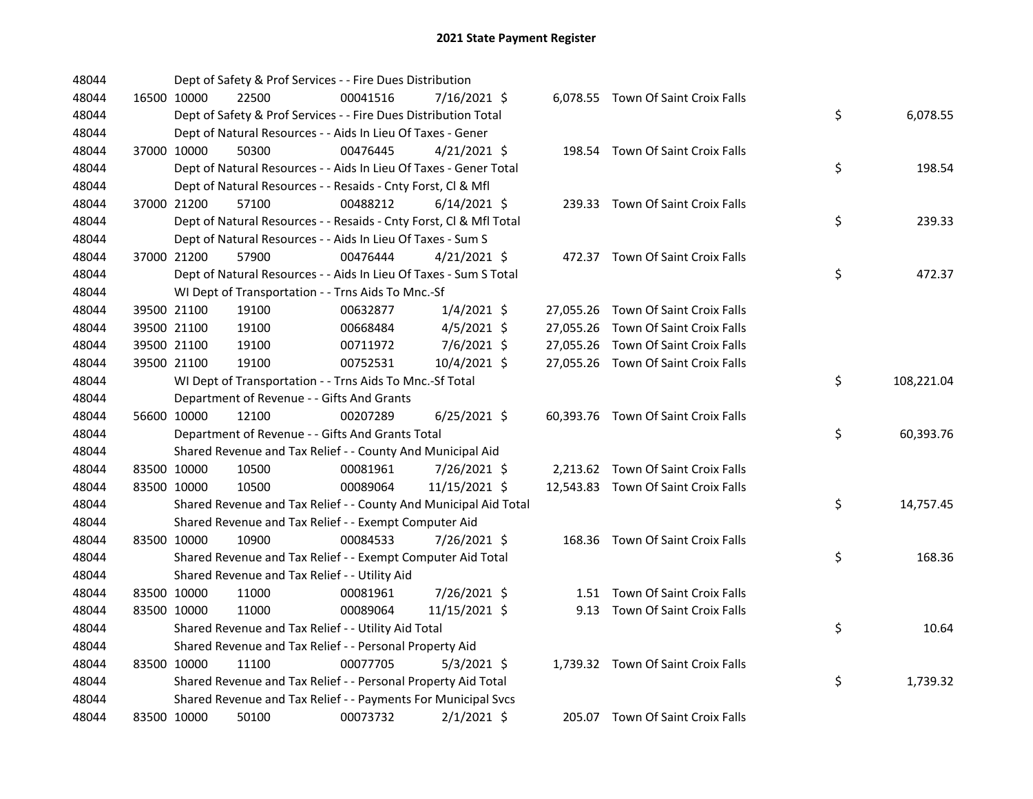# 2021 State Payment Register

| | | | | | | | | | |
|---|---|---|---|---|---|---|---|---|---|
| 48044 | | | Dept of Safety & Prof Services - - Fire Dues Distribution | | | | | | |
| 48044 | 16500 | 10000 | 22500 | 00041516 | 7/16/2021 | $ | 6,078.55 | Town Of Saint Croix Falls | |
| 48044 | | | Dept of Safety & Prof Services - - Fire Dues Distribution Total | | | | | | $ 6,078.55 |
| 48044 | | | Dept of Natural Resources - - Aids In Lieu Of Taxes - Gener | | | | | | |
| 48044 | 37000 | 10000 | 50300 | 00476445 | 4/21/2021 | $ | 198.54 | Town Of Saint Croix Falls | |
| 48044 | | | Dept of Natural Resources - - Aids In Lieu Of Taxes - Gener Total | | | | | | $ 198.54 |
| 48044 | | | Dept of Natural Resources - - Resaids - Cnty Forst, Cl & Mfl | | | | | | |
| 48044 | 37000 | 21200 | 57100 | 00488212 | 6/14/2021 | $ | 239.33 | Town Of Saint Croix Falls | |
| 48044 | | | Dept of Natural Resources - - Resaids - Cnty Forst, Cl & Mfl Total | | | | | | $ 239.33 |
| 48044 | | | Dept of Natural Resources - - Aids In Lieu Of Taxes - Sum S | | | | | | |
| 48044 | 37000 | 21200 | 57900 | 00476444 | 4/21/2021 | $ | 472.37 | Town Of Saint Croix Falls | |
| 48044 | | | Dept of Natural Resources - - Aids In Lieu Of Taxes - Sum S Total | | | | | | $ 472.37 |
| 48044 | | | WI Dept of Transportation - - Trns Aids To Mnc.-Sf | | | | | | |
| 48044 | 39500 | 21100 | 19100 | 00632877 | 1/4/2021 | $ | 27,055.26 | Town Of Saint Croix Falls | |
| 48044 | 39500 | 21100 | 19100 | 00668484 | 4/5/2021 | $ | 27,055.26 | Town Of Saint Croix Falls | |
| 48044 | 39500 | 21100 | 19100 | 00711972 | 7/6/2021 | $ | 27,055.26 | Town Of Saint Croix Falls | |
| 48044 | 39500 | 21100 | 19100 | 00752531 | 10/4/2021 | $ | 27,055.26 | Town Of Saint Croix Falls | |
| 48044 | | | WI Dept of Transportation - - Trns Aids To Mnc.-Sf Total | | | | | | $ 108,221.04 |
| 48044 | | | Department of Revenue - - Gifts And Grants | | | | | | |
| 48044 | 56600 | 10000 | 12100 | 00207289 | 6/25/2021 | $ | 60,393.76 | Town Of Saint Croix Falls | |
| 48044 | | | Department of Revenue - - Gifts And Grants Total | | | | | | $ 60,393.76 |
| 48044 | | | Shared Revenue and Tax Relief - - County And Municipal Aid | | | | | | |
| 48044 | 83500 | 10000 | 10500 | 00081961 | 7/26/2021 | $ | 2,213.62 | Town Of Saint Croix Falls | |
| 48044 | 83500 | 10000 | 10500 | 00089064 | 11/15/2021 | $ | 12,543.83 | Town Of Saint Croix Falls | |
| 48044 | | | Shared Revenue and Tax Relief - - County And Municipal Aid Total | | | | | | $ 14,757.45 |
| 48044 | | | Shared Revenue and Tax Relief - - Exempt Computer Aid | | | | | | |
| 48044 | 83500 | 10000 | 10900 | 00084533 | 7/26/2021 | $ | 168.36 | Town Of Saint Croix Falls | |
| 48044 | | | Shared Revenue and Tax Relief - - Exempt Computer Aid Total | | | | | | $ 168.36 |
| 48044 | | | Shared Revenue and Tax Relief - - Utility Aid | | | | | | |
| 48044 | 83500 | 10000 | 11000 | 00081961 | 7/26/2021 | $ | 1.51 | Town Of Saint Croix Falls | |
| 48044 | 83500 | 10000 | 11000 | 00089064 | 11/15/2021 | $ | 9.13 | Town Of Saint Croix Falls | |
| 48044 | | | Shared Revenue and Tax Relief - - Utility Aid Total | | | | | | $ 10.64 |
| 48044 | | | Shared Revenue and Tax Relief - - Personal Property Aid | | | | | | |
| 48044 | 83500 | 10000 | 11100 | 00077705 | 5/3/2021 | $ | 1,739.32 | Town Of Saint Croix Falls | |
| 48044 | | | Shared Revenue and Tax Relief - - Personal Property Aid Total | | | | | | $ 1,739.32 |
| 48044 | | | Shared Revenue and Tax Relief - - Payments For Municipal Svcs | | | | | | |
| 48044 | 83500 | 10000 | 50100 | 00073732 | 2/1/2021 | $ | 205.07 | Town Of Saint Croix Falls | |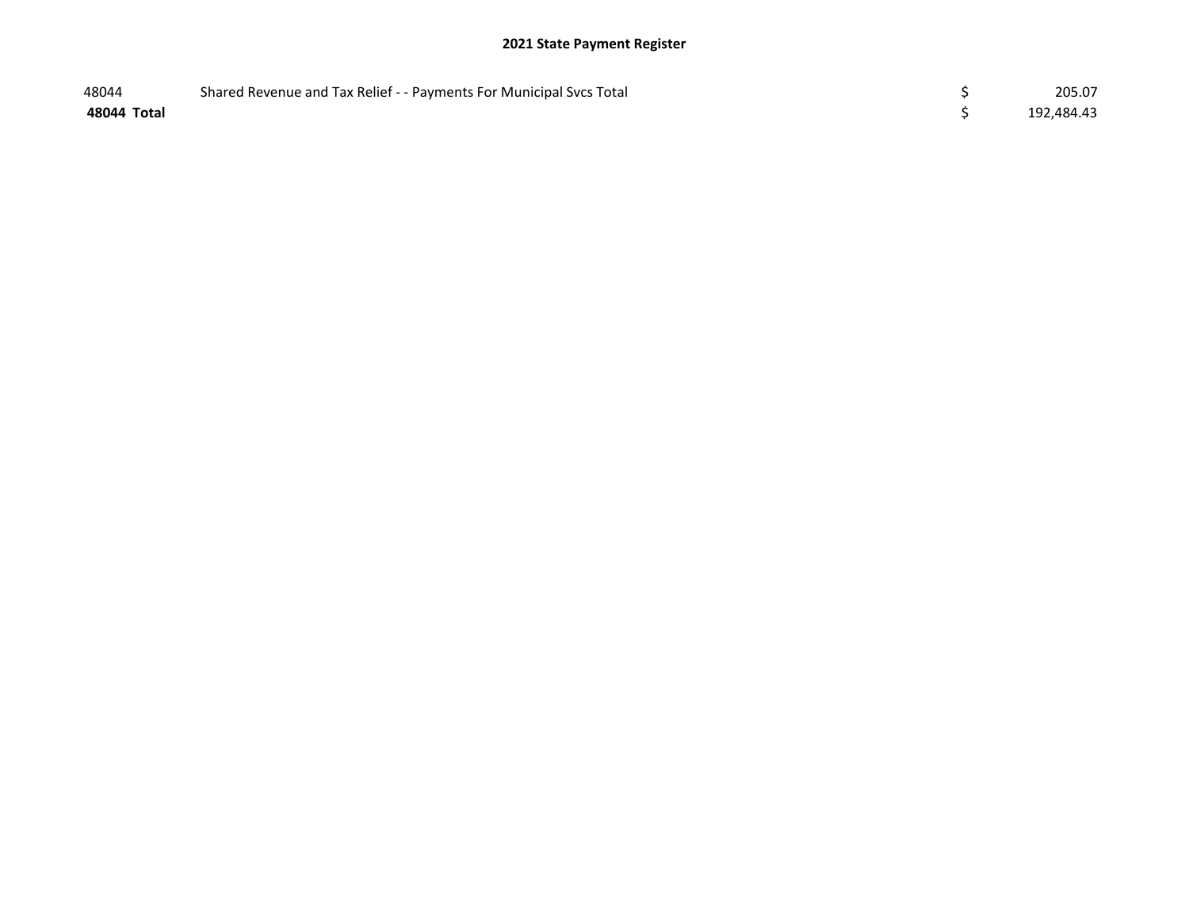# 2021 State Payment Register

| | | | |
|---|---|---|---|
| 48044 | Shared Revenue and Tax Relief - - Payments For Municipal Svcs Total | $ | 205.07 |
| **48044 Total** | | $ | 192,484.43 |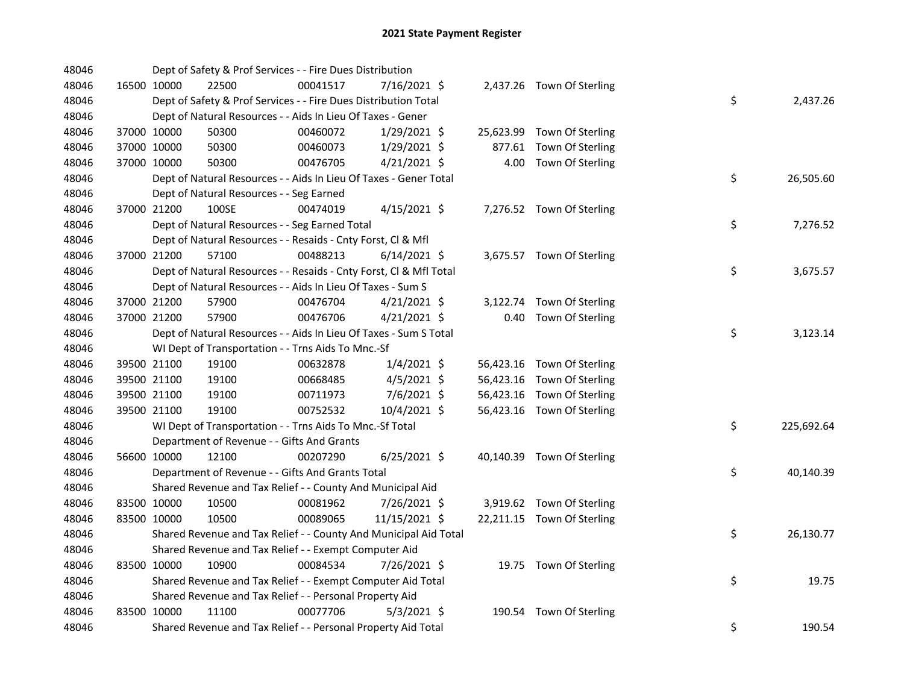# 2021 State Payment Register

| | | | | | | | | | |
|---|---|---|---|---|---|---|---|---|---|
| 48046 | | | Dept of Safety & Prof Services - - Fire Dues Distribution | | | | | | |
| 48046 | 16500 | 10000 | 22500 | 00041517 | 7/16/2021 | $ 2,437.26 | Town Of Sterling | | |
| 48046 | | | Dept of Safety & Prof Services - - Fire Dues Distribution Total | | | | | $ | 2,437.26 |
| 48046 | | | Dept of Natural Resources - - Aids In Lieu Of Taxes - Gener | | | | | | |
| 48046 | 37000 | 10000 | 50300 | 00460072 | 1/29/2021 | $ 25,623.99 | Town Of Sterling | | |
| 48046 | 37000 | 10000 | 50300 | 00460073 | 1/29/2021 | $ 877.61 | Town Of Sterling | | |
| 48046 | 37000 | 10000 | 50300 | 00476705 | 4/21/2021 | $ 4.00 | Town Of Sterling | | |
| 48046 | | | Dept of Natural Resources - - Aids In Lieu Of Taxes - Gener Total | | | | | $ | 26,505.60 |
| 48046 | | | Dept of Natural Resources - - Seg Earned | | | | | | |
| 48046 | 37000 | 21200 | 100SE | 00474019 | 4/15/2021 | $ 7,276.52 | Town Of Sterling | | |
| 48046 | | | Dept of Natural Resources - - Seg Earned Total | | | | | $ | 7,276.52 |
| 48046 | | | Dept of Natural Resources - - Resaids - Cnty Forst, Cl & Mfl | | | | | | |
| 48046 | 37000 | 21200 | 57100 | 00488213 | 6/14/2021 | $ 3,675.57 | Town Of Sterling | | |
| 48046 | | | Dept of Natural Resources - - Resaids - Cnty Forst, Cl & Mfl Total | | | | | $ | 3,675.57 |
| 48046 | | | Dept of Natural Resources - - Aids In Lieu Of Taxes - Sum S | | | | | | |
| 48046 | 37000 | 21200 | 57900 | 00476704 | 4/21/2021 | $ 3,122.74 | Town Of Sterling | | |
| 48046 | 37000 | 21200 | 57900 | 00476706 | 4/21/2021 | $ 0.40 | Town Of Sterling | | |
| 48046 | | | Dept of Natural Resources - - Aids In Lieu Of Taxes - Sum S Total | | | | | $ | 3,123.14 |
| 48046 | | | WI Dept of Transportation - - Trns Aids To Mnc.-Sf | | | | | | |
| 48046 | 39500 | 21100 | 19100 | 00632878 | 1/4/2021 | $ 56,423.16 | Town Of Sterling | | |
| 48046 | 39500 | 21100 | 19100 | 00668485 | 4/5/2021 | $ 56,423.16 | Town Of Sterling | | |
| 48046 | 39500 | 21100 | 19100 | 00711973 | 7/6/2021 | $ 56,423.16 | Town Of Sterling | | |
| 48046 | 39500 | 21100 | 19100 | 00752532 | 10/4/2021 | $ 56,423.16 | Town Of Sterling | | |
| 48046 | | | WI Dept of Transportation - - Trns Aids To Mnc.-Sf Total | | | | | $ | 225,692.64 |
| 48046 | | | Department of Revenue - - Gifts And Grants | | | | | | |
| 48046 | 56600 | 10000 | 12100 | 00207290 | 6/25/2021 | $ 40,140.39 | Town Of Sterling | | |
| 48046 | | | Department of Revenue - - Gifts And Grants Total | | | | | $ | 40,140.39 |
| 48046 | | | Shared Revenue and Tax Relief - - County And Municipal Aid | | | | | | |
| 48046 | 83500 | 10000 | 10500 | 00081962 | 7/26/2021 | $ 3,919.62 | Town Of Sterling | | |
| 48046 | 83500 | 10000 | 10500 | 00089065 | 11/15/2021 | $ 22,211.15 | Town Of Sterling | | |
| 48046 | | | Shared Revenue and Tax Relief - - County And Municipal Aid Total | | | | | $ | 26,130.77 |
| 48046 | | | Shared Revenue and Tax Relief - - Exempt Computer Aid | | | | | | |
| 48046 | 83500 | 10000 | 10900 | 00084534 | 7/26/2021 | $ 19.75 | Town Of Sterling | | |
| 48046 | | | Shared Revenue and Tax Relief - - Exempt Computer Aid Total | | | | | $ | 19.75 |
| 48046 | | | Shared Revenue and Tax Relief - - Personal Property Aid | | | | | | |
| 48046 | 83500 | 10000 | 11100 | 00077706 | 5/3/2021 | $ 190.54 | Town Of Sterling | | |
| 48046 | | | Shared Revenue and Tax Relief - - Personal Property Aid Total | | | | | $ | 190.54 |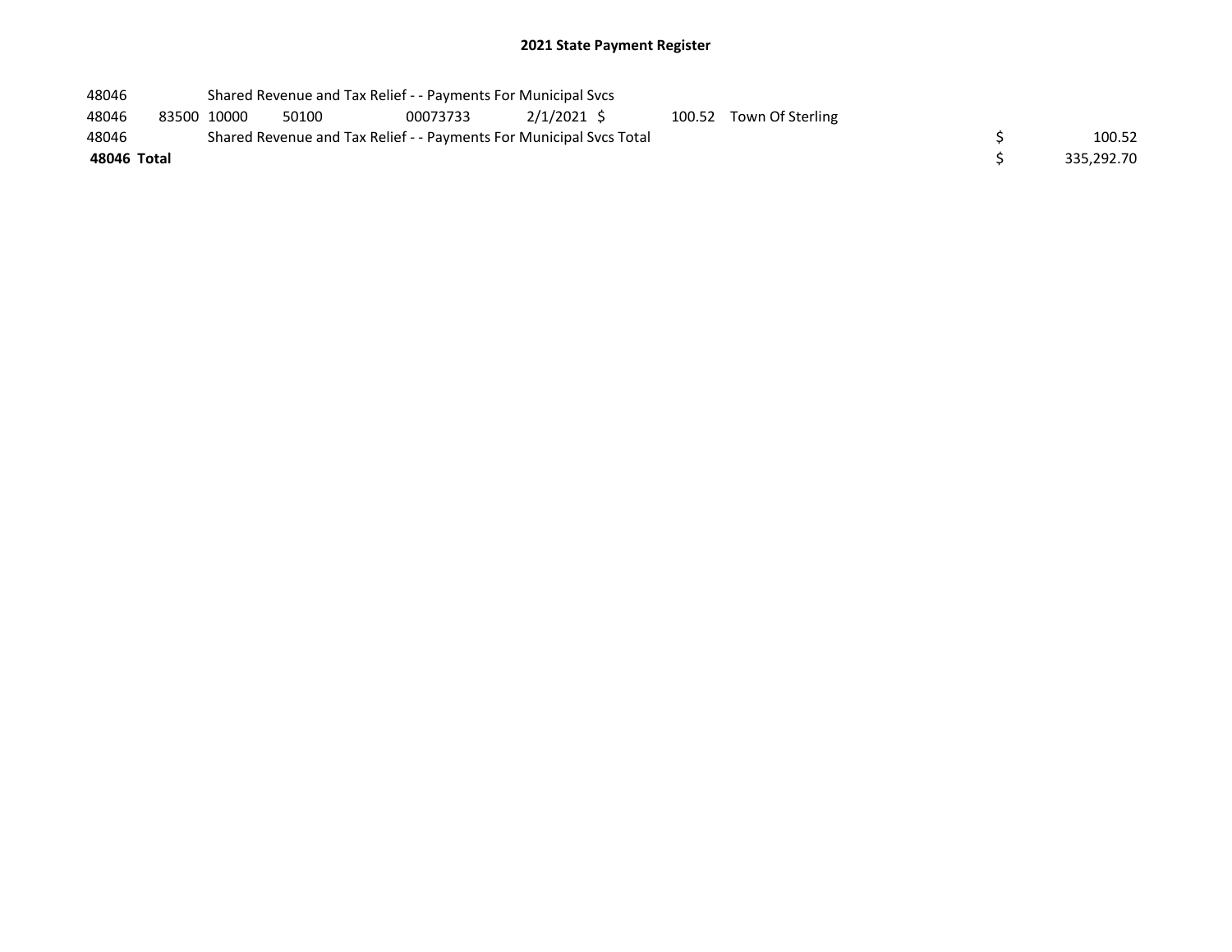# 2021 State Payment Register

| | | | | | | | | | | |
|---|---|---|---|---|---|---|---|---|---|---|
| 48046 | | Shared Revenue and Tax Relief - - Payments For Municipal Svcs | | | | | | | | |
| 48046 | 83500 | 10000 | 50100 | 00073733 | 2/1/2021 | $ | 100.52 | Town Of Sterling | | |
| 48046 | | Shared Revenue and Tax Relief - - Payments For Municipal Svcs Total | | | | | | | $ | 100.52 |
| **48046** | **Total** | | | | | | | | $ | 335,292.70 |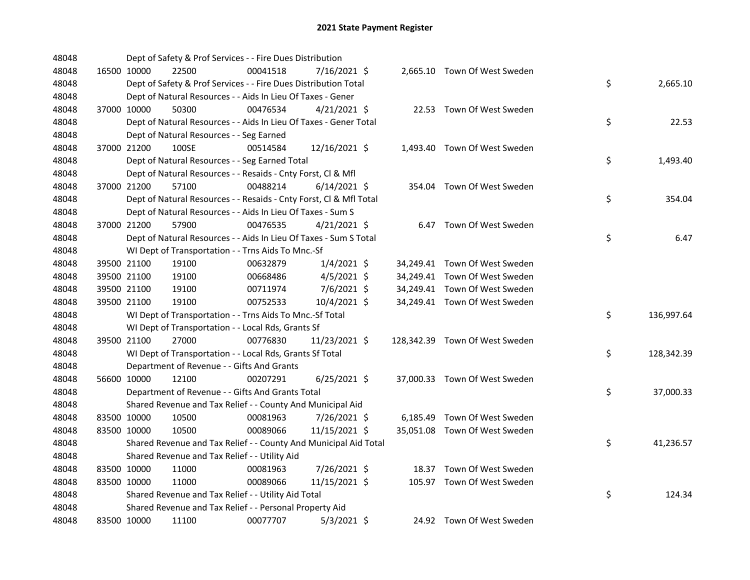# 2021 State Payment Register

| | | | | | | | | |
|---|---|---|---|---|---|---|---|---|
| 48048 | | | Dept of Safety & Prof Services - - Fire Dues Distribution | | | | | |
| 48048 | 16500 10000 | 22500 | 00041518 | 7/16/2021 $ | 2,665.10 | Town Of West Sweden | | |
| 48048 | | | Dept of Safety & Prof Services - - Fire Dues Distribution Total | | | | $ | 2,665.10 |
| 48048 | | | Dept of Natural Resources - - Aids In Lieu Of Taxes - Gener | | | | | |
| 48048 | 37000 10000 | 50300 | 00476534 | 4/21/2021 $ | 22.53 | Town Of West Sweden | | |
| 48048 | | | Dept of Natural Resources - - Aids In Lieu Of Taxes - Gener Total | | | | $ | 22.53 |
| 48048 | | | Dept of Natural Resources - - Seg Earned | | | | | |
| 48048 | 37000 21200 | 100SE | 00514584 | 12/16/2021 $ | 1,493.40 | Town Of West Sweden | | |
| 48048 | | | Dept of Natural Resources - - Seg Earned Total | | | | $ | 1,493.40 |
| 48048 | | | Dept of Natural Resources - - Resaids - Cnty Forst, Cl & Mfl | | | | | |
| 48048 | 37000 21200 | 57100 | 00488214 | 6/14/2021 $ | 354.04 | Town Of West Sweden | | |
| 48048 | | | Dept of Natural Resources - - Resaids - Cnty Forst, Cl & Mfl Total | | | | $ | 354.04 |
| 48048 | | | Dept of Natural Resources - - Aids In Lieu Of Taxes - Sum S | | | | | |
| 48048 | 37000 21200 | 57900 | 00476535 | 4/21/2021 $ | 6.47 | Town Of West Sweden | | |
| 48048 | | | Dept of Natural Resources - - Aids In Lieu Of Taxes - Sum S Total | | | | $ | 6.47 |
| 48048 | | | WI Dept of Transportation - - Trns Aids To Mnc.-Sf | | | | | |
| 48048 | 39500 21100 | 19100 | 00632879 | 1/4/2021 $ | 34,249.41 | Town Of West Sweden | | |
| 48048 | 39500 21100 | 19100 | 00668486 | 4/5/2021 $ | 34,249.41 | Town Of West Sweden | | |
| 48048 | 39500 21100 | 19100 | 00711974 | 7/6/2021 $ | 34,249.41 | Town Of West Sweden | | |
| 48048 | 39500 21100 | 19100 | 00752533 | 10/4/2021 $ | 34,249.41 | Town Of West Sweden | | |
| 48048 | | | WI Dept of Transportation - - Trns Aids To Mnc.-Sf Total | | | | $ | 136,997.64 |
| 48048 | | | WI Dept of Transportation - - Local Rds, Grants Sf | | | | | |
| 48048 | 39500 21100 | 27000 | 00776830 | 11/23/2021 $ | 128,342.39 | Town Of West Sweden | | |
| 48048 | | | WI Dept of Transportation - - Local Rds, Grants Sf Total | | | | $ | 128,342.39 |
| 48048 | | | Department of Revenue - - Gifts And Grants | | | | | |
| 48048 | 56600 10000 | 12100 | 00207291 | 6/25/2021 $ | 37,000.33 | Town Of West Sweden | | |
| 48048 | | | Department of Revenue - - Gifts And Grants Total | | | | $ | 37,000.33 |
| 48048 | | | Shared Revenue and Tax Relief - - County And Municipal Aid | | | | | |
| 48048 | 83500 10000 | 10500 | 00081963 | 7/26/2021 $ | 6,185.49 | Town Of West Sweden | | |
| 48048 | 83500 10000 | 10500 | 00089066 | 11/15/2021 $ | 35,051.08 | Town Of West Sweden | | |
| 48048 | | | Shared Revenue and Tax Relief - - County And Municipal Aid Total | | | | $ | 41,236.57 |
| 48048 | | | Shared Revenue and Tax Relief - - Utility Aid | | | | | |
| 48048 | 83500 10000 | 11000 | 00081963 | 7/26/2021 $ | 18.37 | Town Of West Sweden | | |
| 48048 | 83500 10000 | 11000 | 00089066 | 11/15/2021 $ | 105.97 | Town Of West Sweden | | |
| 48048 | | | Shared Revenue and Tax Relief - - Utility Aid Total | | | | $ | 124.34 |
| 48048 | | | Shared Revenue and Tax Relief - - Personal Property Aid | | | | | |
| 48048 | 83500 10000 | 11100 | 00077707 | 5/3/2021 $ | 24.92 | Town Of West Sweden | | |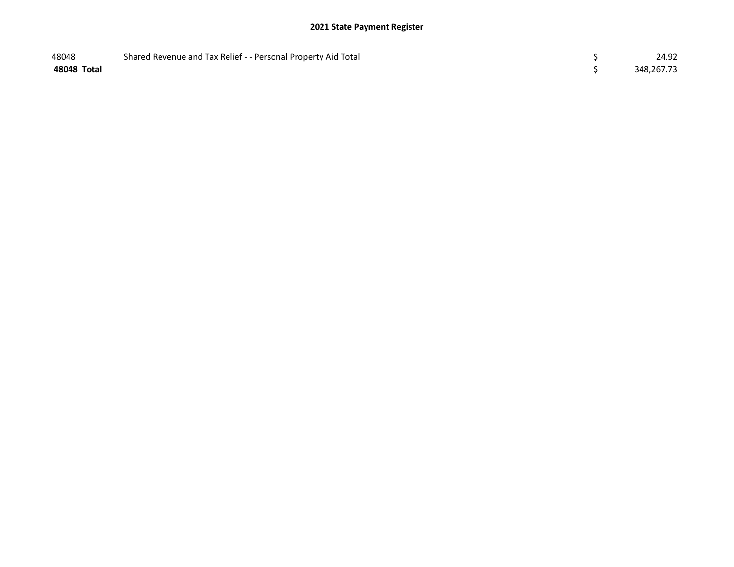| | | | |
|---|---|---|---|
| 48048 | Shared Revenue and Tax Relief - - Personal Property Aid Total | $ | 24.92 |
| **48048 Total** | | $ | 348,267.73 |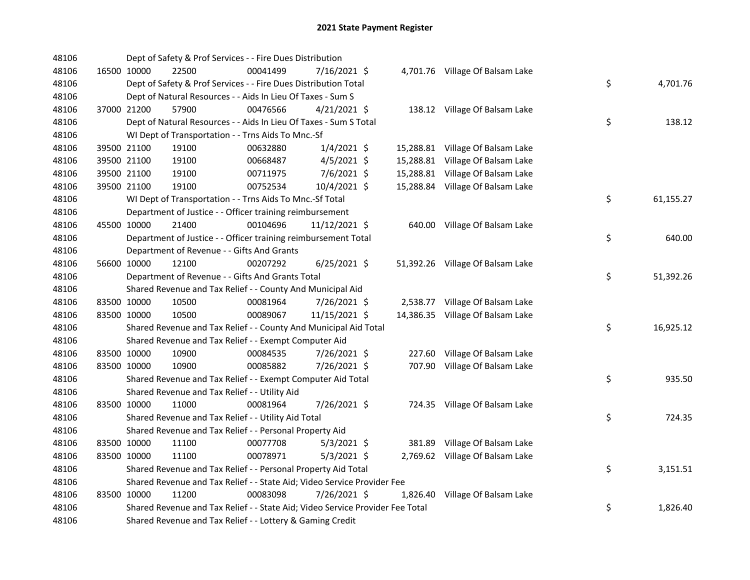# 2021 State Payment Register

| | | | | | | | | | |
|---|---|---|---|---|---|---|---|---|---|
| 48106 | | | Dept of Safety & Prof Services - - Fire Dues Distribution | | | | | | |
| 48106 | 16500 | 10000 | 22500 | 00041499 | 7/16/2021 | $ | 4,701.76 | Village Of Balsam Lake | |
| 48106 | | | Dept of Safety & Prof Services - - Fire Dues Distribution Total | | | | | | $ 4,701.76 |
| 48106 | | | Dept of Natural Resources - - Aids In Lieu Of Taxes - Sum S | | | | | | |
| 48106 | 37000 | 21200 | 57900 | 00476566 | 4/21/2021 | $ | 138.12 | Village Of Balsam Lake | |
| 48106 | | | Dept of Natural Resources - - Aids In Lieu Of Taxes - Sum S Total | | | | | | $ 138.12 |
| 48106 | | | WI Dept of Transportation - - Trns Aids To Mnc.-Sf | | | | | | |
| 48106 | 39500 | 21100 | 19100 | 00632880 | 1/4/2021 | $ | 15,288.81 | Village Of Balsam Lake | |
| 48106 | 39500 | 21100 | 19100 | 00668487 | 4/5/2021 | $ | 15,288.81 | Village Of Balsam Lake | |
| 48106 | 39500 | 21100 | 19100 | 00711975 | 7/6/2021 | $ | 15,288.81 | Village Of Balsam Lake | |
| 48106 | 39500 | 21100 | 19100 | 00752534 | 10/4/2021 | $ | 15,288.84 | Village Of Balsam Lake | |
| 48106 | | | WI Dept of Transportation - - Trns Aids To Mnc.-Sf Total | | | | | | $ 61,155.27 |
| 48106 | | | Department of Justice - - Officer training reimbursement | | | | | | |
| 48106 | 45500 | 10000 | 21400 | 00104696 | 11/12/2021 | $ | 640.00 | Village Of Balsam Lake | |
| 48106 | | | Department of Justice - - Officer training reimbursement Total | | | | | | $ 640.00 |
| 48106 | | | Department of Revenue - - Gifts And Grants | | | | | | |
| 48106 | 56600 | 10000 | 12100 | 00207292 | 6/25/2021 | $ | 51,392.26 | Village Of Balsam Lake | |
| 48106 | | | Department of Revenue - - Gifts And Grants Total | | | | | | $ 51,392.26 |
| 48106 | | | Shared Revenue and Tax Relief - - County And Municipal Aid | | | | | | |
| 48106 | 83500 | 10000 | 10500 | 00081964 | 7/26/2021 | $ | 2,538.77 | Village Of Balsam Lake | |
| 48106 | 83500 | 10000 | 10500 | 00089067 | 11/15/2021 | $ | 14,386.35 | Village Of Balsam Lake | |
| 48106 | | | Shared Revenue and Tax Relief - - County And Municipal Aid Total | | | | | | $ 16,925.12 |
| 48106 | | | Shared Revenue and Tax Relief - - Exempt Computer Aid | | | | | | |
| 48106 | 83500 | 10000 | 10900 | 00084535 | 7/26/2021 | $ | 227.60 | Village Of Balsam Lake | |
| 48106 | 83500 | 10000 | 10900 | 00085882 | 7/26/2021 | $ | 707.90 | Village Of Balsam Lake | |
| 48106 | | | Shared Revenue and Tax Relief - - Exempt Computer Aid Total | | | | | | $ 935.50 |
| 48106 | | | Shared Revenue and Tax Relief - - Utility Aid | | | | | | |
| 48106 | 83500 | 10000 | 11000 | 00081964 | 7/26/2021 | $ | 724.35 | Village Of Balsam Lake | |
| 48106 | | | Shared Revenue and Tax Relief - - Utility Aid Total | | | | | | $ 724.35 |
| 48106 | | | Shared Revenue and Tax Relief - - Personal Property Aid | | | | | | |
| 48106 | 83500 | 10000 | 11100 | 00077708 | 5/3/2021 | $ | 381.89 | Village Of Balsam Lake | |
| 48106 | 83500 | 10000 | 11100 | 00078971 | 5/3/2021 | $ | 2,769.62 | Village Of Balsam Lake | |
| 48106 | | | Shared Revenue and Tax Relief - - Personal Property Aid Total | | | | | | $ 3,151.51 |
| 48106 | | | Shared Revenue and Tax Relief - - State Aid; Video Service Provider Fee | | | | | | |
| 48106 | 83500 | 10000 | 11200 | 00083098 | 7/26/2021 | $ | 1,826.40 | Village Of Balsam Lake | |
| 48106 | | | Shared Revenue and Tax Relief - - State Aid; Video Service Provider Fee Total | | | | | | $ 1,826.40 |
| 48106 | | | Shared Revenue and Tax Relief - - Lottery & Gaming Credit | | | | | | |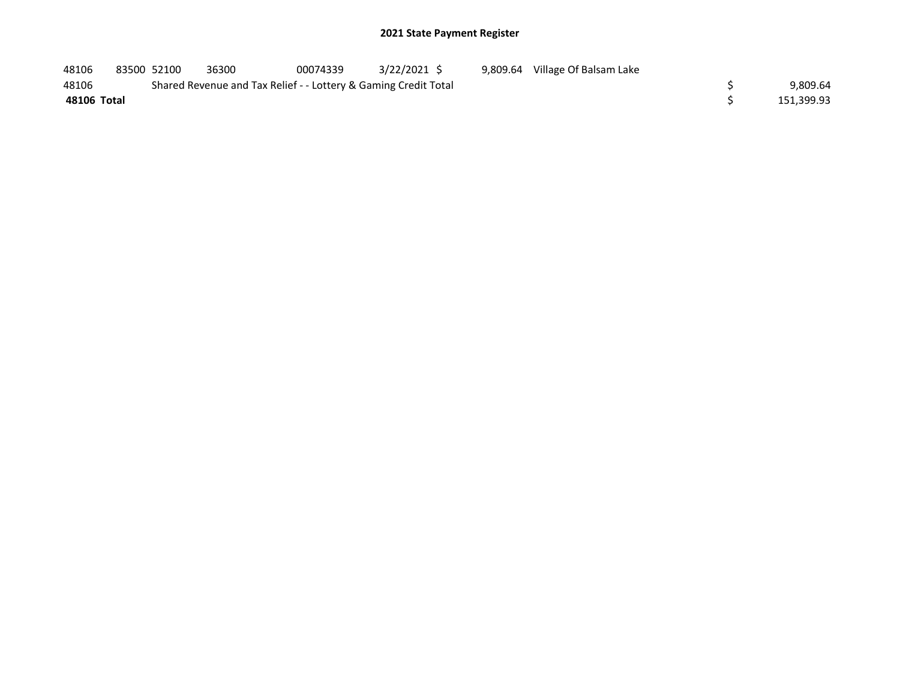## 2021 State Payment Register

| | | | | | | | | | |
|---|---|---|---|---|---|---|---|---|---|
| 48106 | 83500 | 52100 | 36300 | 00074339 | 3/22/2021 | $ 9,809.64 | Village Of Balsam Lake | | |
| 48106 | | Shared Revenue and Tax Relief - - Lottery & Gaming Credit Total | | | | | | $ | 9,809.64 |
| **48106 Total** | | | | | | | | $ | 151,399.93 |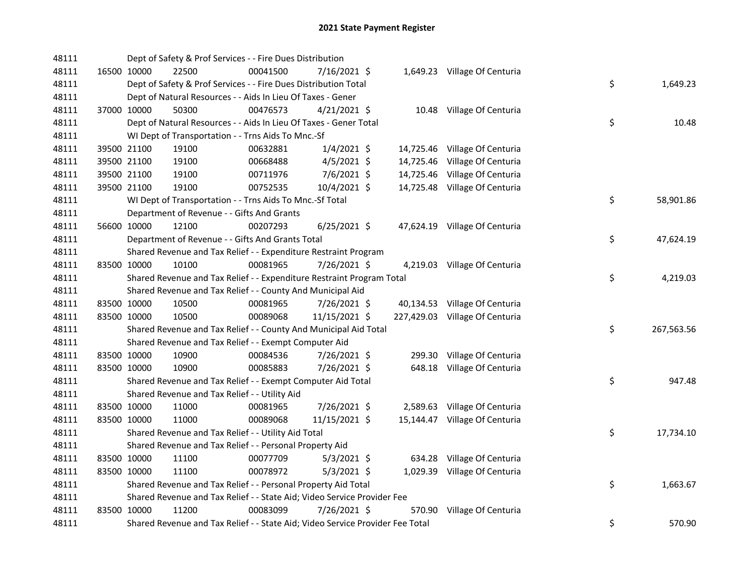# 2021 State Payment Register

| | | | | | | | | | |
|---|---|---|---|---|---|---|---|---|---|
| 48111 | | | Dept of Safety & Prof Services - - Fire Dues Distribution | | | | | | |
| 48111 | 16500 | 10000 | 22500 | 00041500 | 7/16/2021 | $ | 1,649.23 | Village Of Centuria | |
| 48111 | | | Dept of Safety & Prof Services - - Fire Dues Distribution Total | | | | | | $ 1,649.23 |
| 48111 | | | Dept of Natural Resources - - Aids In Lieu Of Taxes - Gener | | | | | | |
| 48111 | 37000 | 10000 | 50300 | 00476573 | 4/21/2021 | $ | 10.48 | Village Of Centuria | |
| 48111 | | | Dept of Natural Resources - - Aids In Lieu Of Taxes - Gener Total | | | | | | $ 10.48 |
| 48111 | | | WI Dept of Transportation - - Trns Aids To Mnc.-Sf | | | | | | |
| 48111 | 39500 | 21100 | 19100 | 00632881 | 1/4/2021 | $ | 14,725.46 | Village Of Centuria | |
| 48111 | 39500 | 21100 | 19100 | 00668488 | 4/5/2021 | $ | 14,725.46 | Village Of Centuria | |
| 48111 | 39500 | 21100 | 19100 | 00711976 | 7/6/2021 | $ | 14,725.46 | Village Of Centuria | |
| 48111 | 39500 | 21100 | 19100 | 00752535 | 10/4/2021 | $ | 14,725.48 | Village Of Centuria | |
| 48111 | | | WI Dept of Transportation - - Trns Aids To Mnc.-Sf Total | | | | | | $ 58,901.86 |
| 48111 | | | Department of Revenue - - Gifts And Grants | | | | | | |
| 48111 | 56600 | 10000 | 12100 | 00207293 | 6/25/2021 | $ | 47,624.19 | Village Of Centuria | |
| 48111 | | | Department of Revenue - - Gifts And Grants Total | | | | | | $ 47,624.19 |
| 48111 | | | Shared Revenue and Tax Relief - - Expenditure Restraint Program | | | | | | |
| 48111 | 83500 | 10000 | 10100 | 00081965 | 7/26/2021 | $ | 4,219.03 | Village Of Centuria | |
| 48111 | | | Shared Revenue and Tax Relief - - Expenditure Restraint Program Total | | | | | | $ 4,219.03 |
| 48111 | | | Shared Revenue and Tax Relief - - County And Municipal Aid | | | | | | |
| 48111 | 83500 | 10000 | 10500 | 00081965 | 7/26/2021 | $ | 40,134.53 | Village Of Centuria | |
| 48111 | 83500 | 10000 | 10500 | 00089068 | 11/15/2021 | $ | 227,429.03 | Village Of Centuria | |
| 48111 | | | Shared Revenue and Tax Relief - - County And Municipal Aid Total | | | | | | $ 267,563.56 |
| 48111 | | | Shared Revenue and Tax Relief - - Exempt Computer Aid | | | | | | |
| 48111 | 83500 | 10000 | 10900 | 00084536 | 7/26/2021 | $ | 299.30 | Village Of Centuria | |
| 48111 | 83500 | 10000 | 10900 | 00085883 | 7/26/2021 | $ | 648.18 | Village Of Centuria | |
| 48111 | | | Shared Revenue and Tax Relief - - Exempt Computer Aid Total | | | | | | $ 947.48 |
| 48111 | | | Shared Revenue and Tax Relief - - Utility Aid | | | | | | |
| 48111 | 83500 | 10000 | 11000 | 00081965 | 7/26/2021 | $ | 2,589.63 | Village Of Centuria | |
| 48111 | 83500 | 10000 | 11000 | 00089068 | 11/15/2021 | $ | 15,144.47 | Village Of Centuria | |
| 48111 | | | Shared Revenue and Tax Relief - - Utility Aid Total | | | | | | $ 17,734.10 |
| 48111 | | | Shared Revenue and Tax Relief - - Personal Property Aid | | | | | | |
| 48111 | 83500 | 10000 | 11100 | 00077709 | 5/3/2021 | $ | 634.28 | Village Of Centuria | |
| 48111 | 83500 | 10000 | 11100 | 00078972 | 5/3/2021 | $ | 1,029.39 | Village Of Centuria | |
| 48111 | | | Shared Revenue and Tax Relief - - Personal Property Aid Total | | | | | | $ 1,663.67 |
| 48111 | | | Shared Revenue and Tax Relief - - State Aid; Video Service Provider Fee | | | | | | |
| 48111 | 83500 | 10000 | 11200 | 00083099 | 7/26/2021 | $ | 570.90 | Village Of Centuria | |
| 48111 | | | Shared Revenue and Tax Relief - - State Aid; Video Service Provider Fee Total | | | | | | $ 570.90 |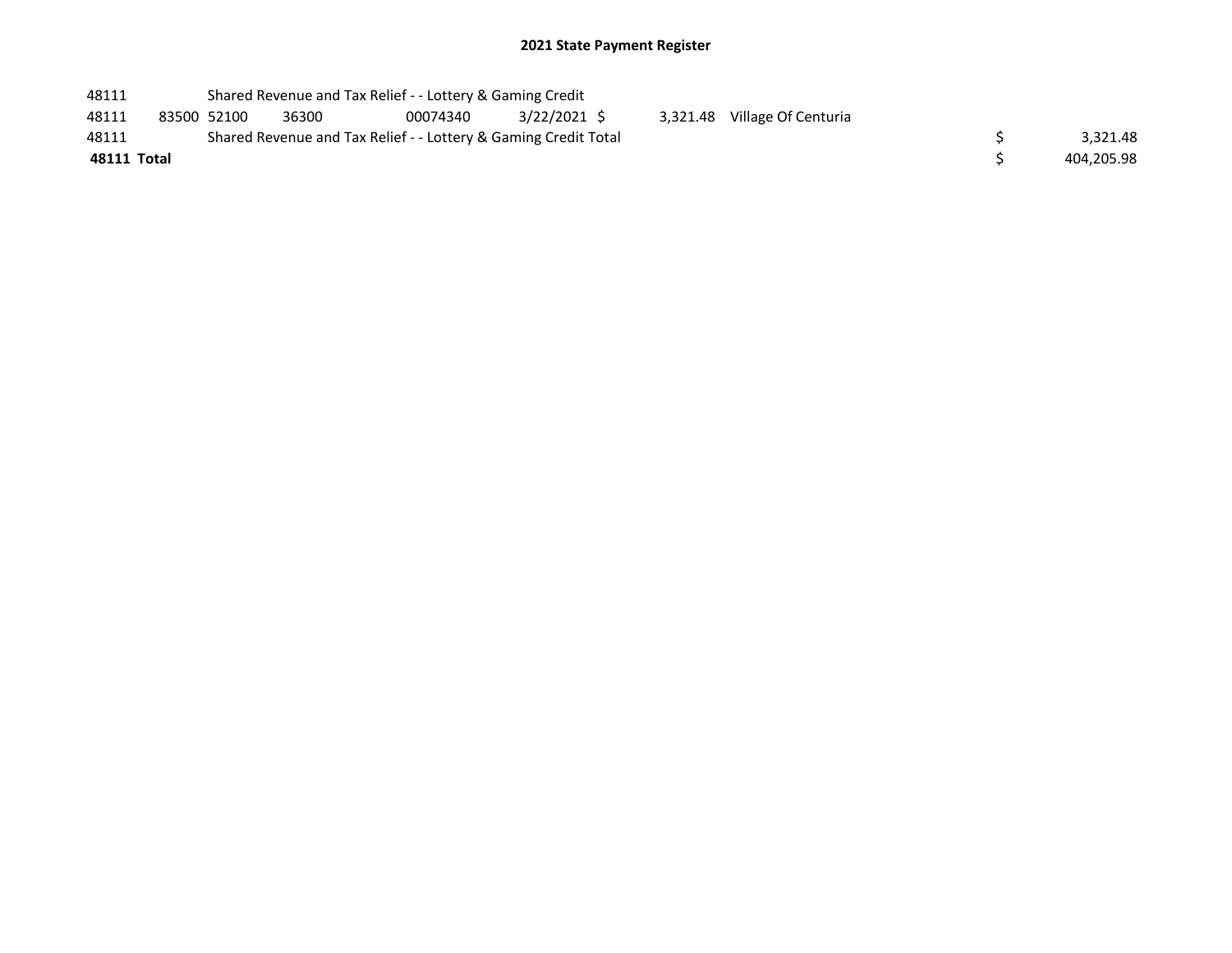| | | | | | | | | | |
|---|---|---|---|---|---|---|---|---|---|
| 48111 | | Shared Revenue and Tax Relief - - Lottery & Gaming Credit | | | | | | | |
| 48111 | 83500 | 52100 | 36300 | 00074340 | 3/22/2021 | $ 3,321.48 | Village Of Centuria | | |
| 48111 | | Shared Revenue and Tax Relief - - Lottery & Gaming Credit Total | | | | | | $ | 3,321.48 |
| **48111 Total** | | | | | | | | $ | 404,205.98 |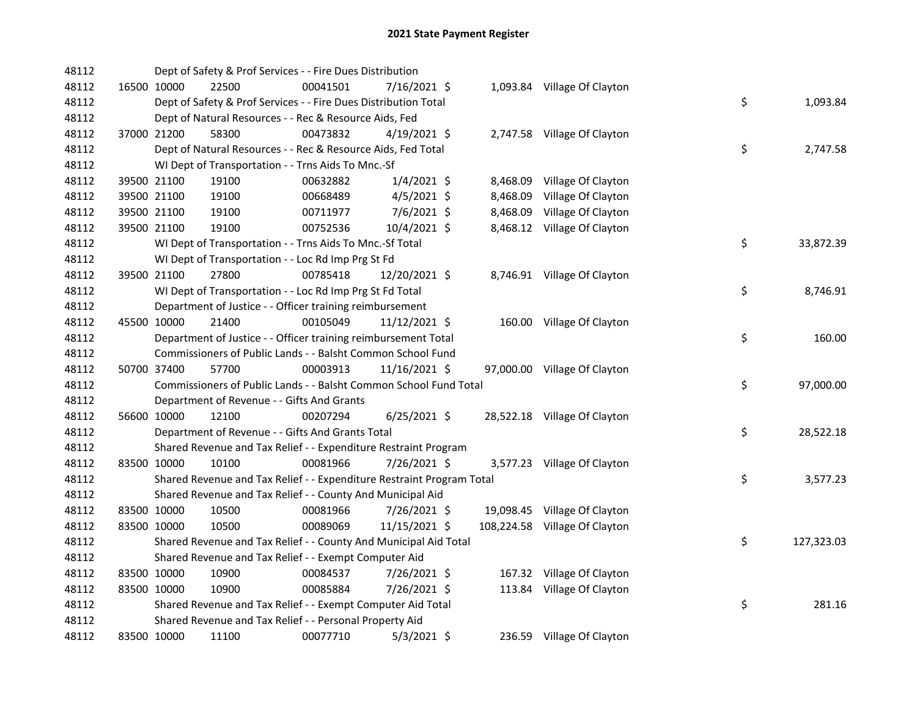# 2021 State Payment Register

| | | | | | | | | | |
|---|---|---|---|---|---|---|---|---|---|
| 48112 | | | Dept of Safety & Prof Services - - Fire Dues Distribution | | | | | | |
| 48112 | 16500 | 10000 | 22500 | 00041501 | 7/16/2021 $ | 1,093.84 | Village Of Clayton | | |
| 48112 | | | Dept of Safety & Prof Services - - Fire Dues Distribution Total | | | | | $ | 1,093.84 |
| 48112 | | | Dept of Natural Resources - - Rec & Resource Aids, Fed | | | | | | |
| 48112 | 37000 | 21200 | 58300 | 00473832 | 4/19/2021 $ | 2,747.58 | Village Of Clayton | | |
| 48112 | | | Dept of Natural Resources - - Rec & Resource Aids, Fed Total | | | | | $ | 2,747.58 |
| 48112 | | | WI Dept of Transportation - - Trns Aids To Mnc.-Sf | | | | | | |
| 48112 | 39500 | 21100 | 19100 | 00632882 | 1/4/2021 $ | 8,468.09 | Village Of Clayton | | |
| 48112 | 39500 | 21100 | 19100 | 00668489 | 4/5/2021 $ | 8,468.09 | Village Of Clayton | | |
| 48112 | 39500 | 21100 | 19100 | 00711977 | 7/6/2021 $ | 8,468.09 | Village Of Clayton | | |
| 48112 | 39500 | 21100 | 19100 | 00752536 | 10/4/2021 $ | 8,468.12 | Village Of Clayton | | |
| 48112 | | | WI Dept of Transportation - - Trns Aids To Mnc.-Sf Total | | | | | $ | 33,872.39 |
| 48112 | | | WI Dept of Transportation - - Loc Rd Imp Prg St Fd | | | | | | |
| 48112 | 39500 | 21100 | 27800 | 00785418 | 12/20/2021 $ | 8,746.91 | Village Of Clayton | | |
| 48112 | | | WI Dept of Transportation - - Loc Rd Imp Prg St Fd Total | | | | | $ | 8,746.91 |
| 48112 | | | Department of Justice - - Officer training reimbursement | | | | | | |
| 48112 | 45500 | 10000 | 21400 | 00105049 | 11/12/2021 $ | 160.00 | Village Of Clayton | | |
| 48112 | | | Department of Justice - - Officer training reimbursement Total | | | | | $ | 160.00 |
| 48112 | | | Commissioners of Public Lands - - Balsht Common School Fund | | | | | | |
| 48112 | 50700 | 37400 | 57700 | 00003913 | 11/16/2021 $ | 97,000.00 | Village Of Clayton | | |
| 48112 | | | Commissioners of Public Lands - - Balsht Common School Fund Total | | | | | $ | 97,000.00 |
| 48112 | | | Department of Revenue - - Gifts And Grants | | | | | | |
| 48112 | 56600 | 10000 | 12100 | 00207294 | 6/25/2021 $ | 28,522.18 | Village Of Clayton | | |
| 48112 | | | Department of Revenue - - Gifts And Grants Total | | | | | $ | 28,522.18 |
| 48112 | | | Shared Revenue and Tax Relief - - Expenditure Restraint Program | | | | | | |
| 48112 | 83500 | 10000 | 10100 | 00081966 | 7/26/2021 $ | 3,577.23 | Village Of Clayton | | |
| 48112 | | | Shared Revenue and Tax Relief - - Expenditure Restraint Program Total | | | | | $ | 3,577.23 |
| 48112 | | | Shared Revenue and Tax Relief - - County And Municipal Aid | | | | | | |
| 48112 | 83500 | 10000 | 10500 | 00081966 | 7/26/2021 $ | 19,098.45 | Village Of Clayton | | |
| 48112 | 83500 | 10000 | 10500 | 00089069 | 11/15/2021 $ | 108,224.58 | Village Of Clayton | | |
| 48112 | | | Shared Revenue and Tax Relief - - County And Municipal Aid Total | | | | | $ | 127,323.03 |
| 48112 | | | Shared Revenue and Tax Relief - - Exempt Computer Aid | | | | | | |
| 48112 | 83500 | 10000 | 10900 | 00084537 | 7/26/2021 $ | 167.32 | Village Of Clayton | | |
| 48112 | 83500 | 10000 | 10900 | 00085884 | 7/26/2021 $ | 113.84 | Village Of Clayton | | |
| 48112 | | | Shared Revenue and Tax Relief - - Exempt Computer Aid Total | | | | | $ | 281.16 |
| 48112 | | | Shared Revenue and Tax Relief - - Personal Property Aid | | | | | | |
| 48112 | 83500 | 10000 | 11100 | 00077710 | 5/3/2021 $ | 236.59 | Village Of Clayton | | |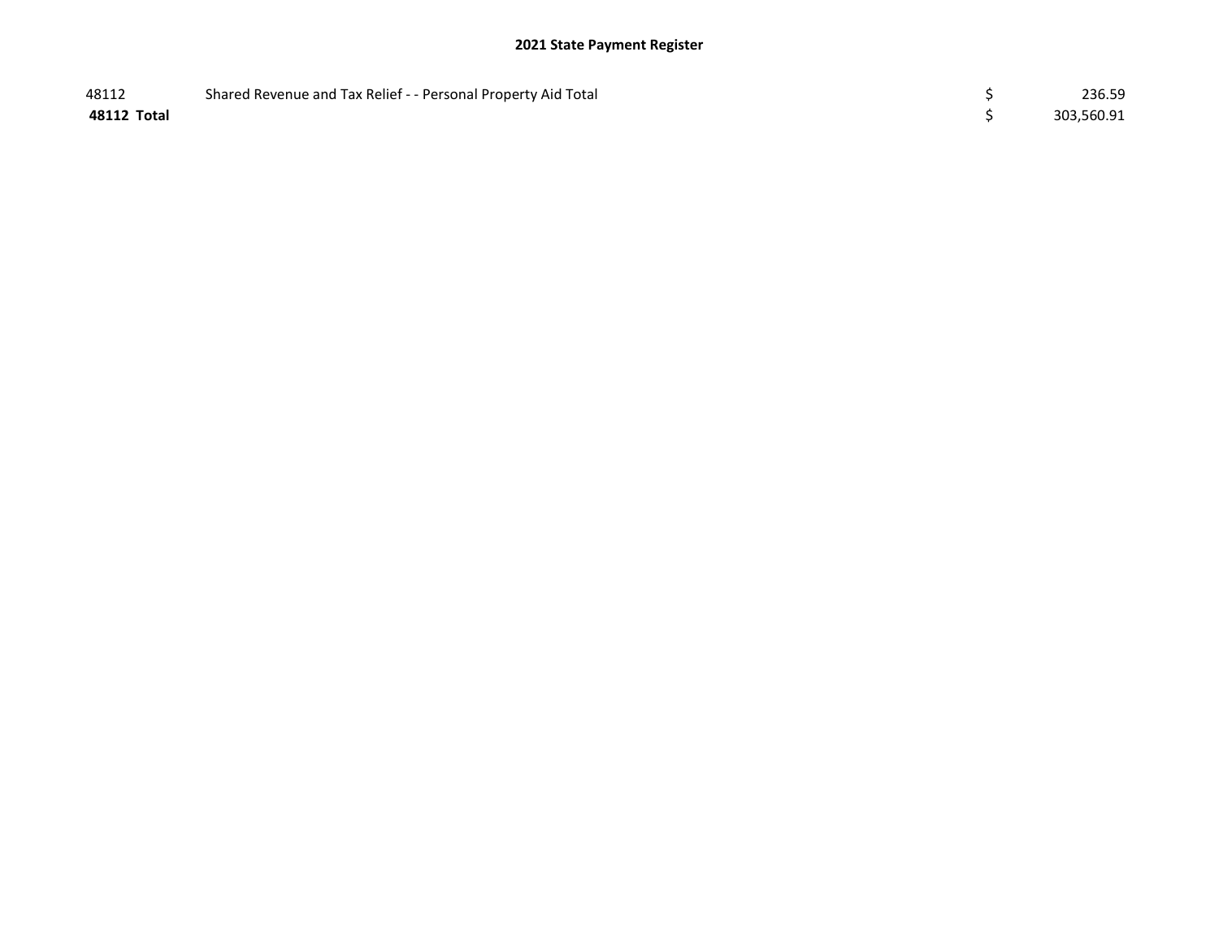## 2021 State Payment Register

| | | | |
|---|---|---|---|
| 48112 | Shared Revenue and Tax Relief - - Personal Property Aid Total | $ | 236.59 |
| **48112 Total** | | $ | 303,560.91 |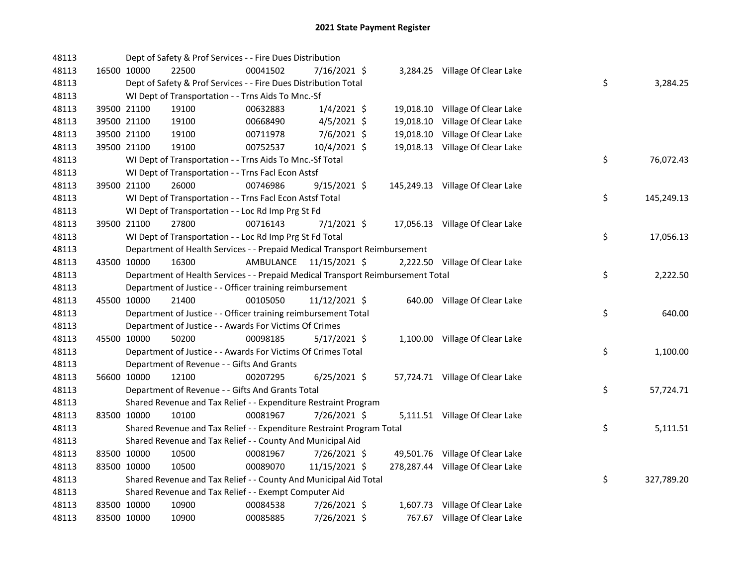# 2021 State Payment Register

| | | | | | | | | | |
|---|---|---|---|---|---|---|---|---|---|
| 48113 | | | Dept of Safety & Prof Services - - Fire Dues Distribution | | | | | | |
| 48113 | 16500 | 10000 | 22500 | 00041502 | 7/16/2021 | $ 3,284.25 | Village Of Clear Lake | | |
| 48113 | | | Dept of Safety & Prof Services - - Fire Dues Distribution Total | | | | | $ | 3,284.25 |
| 48113 | | | WI Dept of Transportation - - Trns Aids To Mnc.-Sf | | | | | | |
| 48113 | 39500 | 21100 | 19100 | 00632883 | 1/4/2021 | $ 19,018.10 | Village Of Clear Lake | | |
| 48113 | 39500 | 21100 | 19100 | 00668490 | 4/5/2021 | $ 19,018.10 | Village Of Clear Lake | | |
| 48113 | 39500 | 21100 | 19100 | 00711978 | 7/6/2021 | $ 19,018.10 | Village Of Clear Lake | | |
| 48113 | 39500 | 21100 | 19100 | 00752537 | 10/4/2021 | $ 19,018.13 | Village Of Clear Lake | | |
| 48113 | | | WI Dept of Transportation - - Trns Aids To Mnc.-Sf Total | | | | | $ | 76,072.43 |
| 48113 | | | WI Dept of Transportation - - Trns Facl Econ Astsf | | | | | | |
| 48113 | 39500 | 21100 | 26000 | 00746986 | 9/15/2021 | $ 145,249.13 | Village Of Clear Lake | | |
| 48113 | | | WI Dept of Transportation - - Trns Facl Econ Astsf Total | | | | | $ | 145,249.13 |
| 48113 | | | WI Dept of Transportation - - Loc Rd Imp Prg St Fd | | | | | | |
| 48113 | 39500 | 21100 | 27800 | 00716143 | 7/1/2021 | $ 17,056.13 | Village Of Clear Lake | | |
| 48113 | | | WI Dept of Transportation - - Loc Rd Imp Prg St Fd Total | | | | | $ | 17,056.13 |
| 48113 | | | Department of Health Services - - Prepaid Medical Transport Reimbursement | | | | | | |
| 48113 | 43500 | 10000 | 16300 | AMBULANCE | 11/15/2021 | $ 2,222.50 | Village Of Clear Lake | | |
| 48113 | | | Department of Health Services - - Prepaid Medical Transport Reimbursement Total | | | | | $ | 2,222.50 |
| 48113 | | | Department of Justice - - Officer training reimbursement | | | | | | |
| 48113 | 45500 | 10000 | 21400 | 00105050 | 11/12/2021 | $ 640.00 | Village Of Clear Lake | | |
| 48113 | | | Department of Justice - - Officer training reimbursement Total | | | | | $ | 640.00 |
| 48113 | | | Department of Justice - - Awards For Victims Of Crimes | | | | | | |
| 48113 | 45500 | 10000 | 50200 | 00098185 | 5/17/2021 | $ 1,100.00 | Village Of Clear Lake | | |
| 48113 | | | Department of Justice - - Awards For Victims Of Crimes Total | | | | | $ | 1,100.00 |
| 48113 | | | Department of Revenue - - Gifts And Grants | | | | | | |
| 48113 | 56600 | 10000 | 12100 | 00207295 | 6/25/2021 | $ 57,724.71 | Village Of Clear Lake | | |
| 48113 | | | Department of Revenue - - Gifts And Grants Total | | | | | $ | 57,724.71 |
| 48113 | | | Shared Revenue and Tax Relief - - Expenditure Restraint Program | | | | | | |
| 48113 | 83500 | 10000 | 10100 | 00081967 | 7/26/2021 | $ 5,111.51 | Village Of Clear Lake | | |
| 48113 | | | Shared Revenue and Tax Relief - - Expenditure Restraint Program Total | | | | | $ | 5,111.51 |
| 48113 | | | Shared Revenue and Tax Relief - - County And Municipal Aid | | | | | | |
| 48113 | 83500 | 10000 | 10500 | 00081967 | 7/26/2021 | $ 49,501.76 | Village Of Clear Lake | | |
| 48113 | 83500 | 10000 | 10500 | 00089070 | 11/15/2021 | $ 278,287.44 | Village Of Clear Lake | | |
| 48113 | | | Shared Revenue and Tax Relief - - County And Municipal Aid Total | | | | | $ | 327,789.20 |
| 48113 | | | Shared Revenue and Tax Relief - - Exempt Computer Aid | | | | | | |
| 48113 | 83500 | 10000 | 10900 | 00084538 | 7/26/2021 | $ 1,607.73 | Village Of Clear Lake | | |
| 48113 | 83500 | 10000 | 10900 | 00085885 | 7/26/2021 | $ 767.67 | Village Of Clear Lake | | |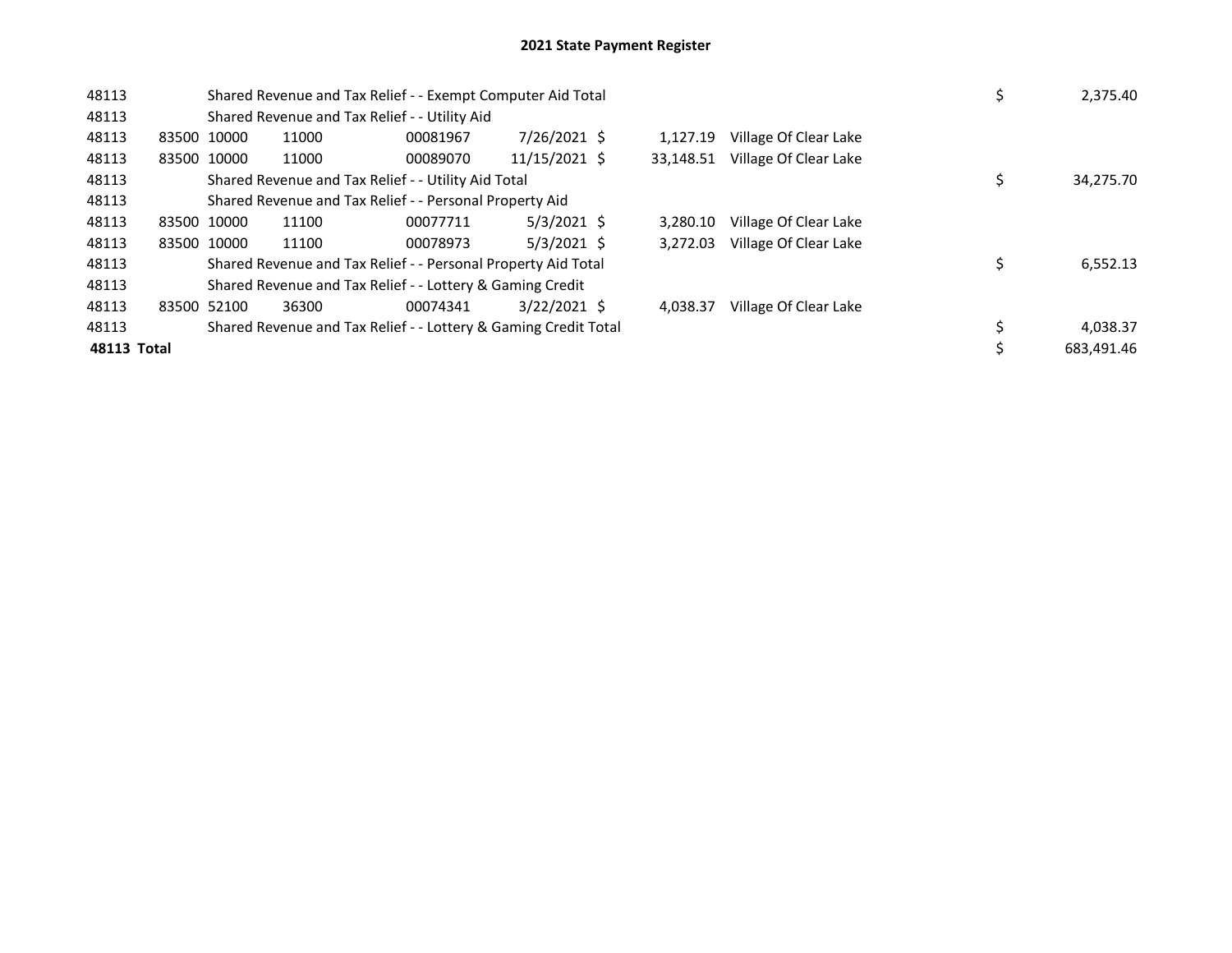# 2021 State Payment Register

| | | | | | | | | | | |
|---|---|---|---|---|---|---|---|---|---|---|
| 48113 | | | Shared Revenue and Tax Relief - - Exempt Computer Aid Total | | | | | | $ | 2,375.40 |
| 48113 | | | Shared Revenue and Tax Relief - - Utility Aid | | | | | | | |
| 48113 | 83500 | 10000 | 11000 | 00081967 | 7/26/2021 | $ | 1,127.19 | Village Of Clear Lake | | |
| 48113 | 83500 | 10000 | 11000 | 00089070 | 11/15/2021 | $ | 33,148.51 | Village Of Clear Lake | | |
| 48113 | | | Shared Revenue and Tax Relief - - Utility Aid Total | | | | | | $ | 34,275.70 |
| 48113 | | | Shared Revenue and Tax Relief - - Personal Property Aid | | | | | | | |
| 48113 | 83500 | 10000 | 11100 | 00077711 | 5/3/2021 | $ | 3,280.10 | Village Of Clear Lake | | |
| 48113 | 83500 | 10000 | 11100 | 00078973 | 5/3/2021 | $ | 3,272.03 | Village Of Clear Lake | | |
| 48113 | | | Shared Revenue and Tax Relief - - Personal Property Aid Total | | | | | | $ | 6,552.13 |
| 48113 | | | Shared Revenue and Tax Relief - - Lottery & Gaming Credit | | | | | | | |
| 48113 | 83500 | 52100 | 36300 | 00074341 | 3/22/2021 | $ | 4,038.37 | Village Of Clear Lake | | |
| 48113 | | | Shared Revenue and Tax Relief - - Lottery & Gaming Credit Total | | | | | | $ | 4,038.37 |
| **48113 Total** | | | | | | | | | $ | 683,491.46 |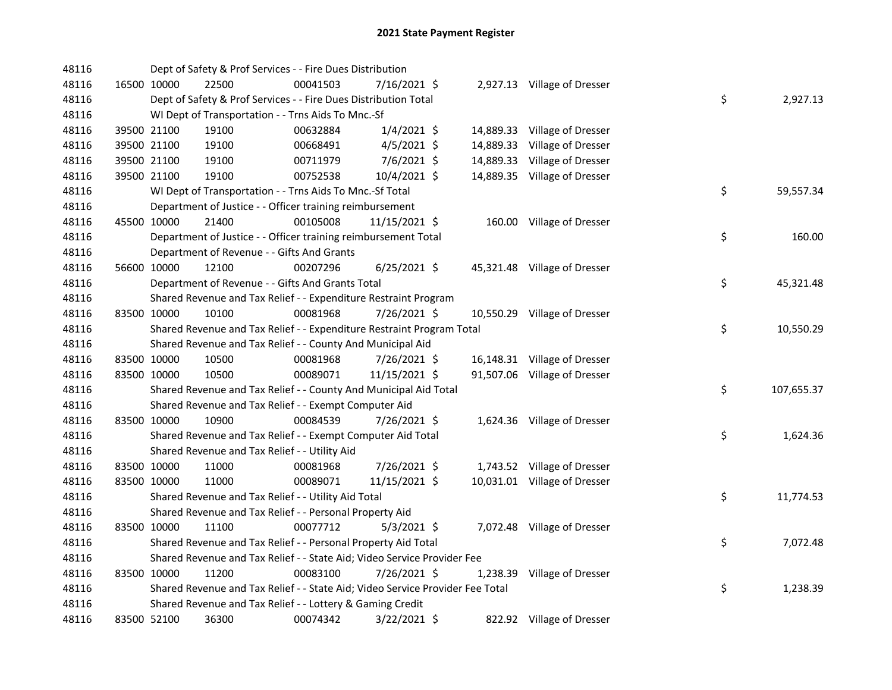# 2021 State Payment Register

| | | | | | | | | | |
|---|---|---|---|---|---|---|---|---|---|
| 48116 | | | Dept of Safety & Prof Services - - Fire Dues Distribution | | | | | | |
| 48116 | 16500 | 10000 | 22500 | 00041503 | 7/16/2021 | $ 2,927.13 | Village of Dresser | | |
| 48116 | | | Dept of Safety & Prof Services - - Fire Dues Distribution Total | | | | | $ | 2,927.13 |
| 48116 | | | WI Dept of Transportation - - Trns Aids To Mnc.-Sf | | | | | | |
| 48116 | 39500 | 21100 | 19100 | 00632884 | 1/4/2021 | $ 14,889.33 | Village of Dresser | | |
| 48116 | 39500 | 21100 | 19100 | 00668491 | 4/5/2021 | $ 14,889.33 | Village of Dresser | | |
| 48116 | 39500 | 21100 | 19100 | 00711979 | 7/6/2021 | $ 14,889.33 | Village of Dresser | | |
| 48116 | 39500 | 21100 | 19100 | 00752538 | 10/4/2021 | $ 14,889.35 | Village of Dresser | | |
| 48116 | | | WI Dept of Transportation - - Trns Aids To Mnc.-Sf Total | | | | | $ | 59,557.34 |
| 48116 | | | Department of Justice - - Officer training reimbursement | | | | | | |
| 48116 | 45500 | 10000 | 21400 | 00105008 | 11/15/2021 | $ 160.00 | Village of Dresser | | |
| 48116 | | | Department of Justice - - Officer training reimbursement Total | | | | | $ | 160.00 |
| 48116 | | | Department of Revenue - - Gifts And Grants | | | | | | |
| 48116 | 56600 | 10000 | 12100 | 00207296 | 6/25/2021 | $ 45,321.48 | Village of Dresser | | |
| 48116 | | | Department of Revenue - - Gifts And Grants Total | | | | | $ | 45,321.48 |
| 48116 | | | Shared Revenue and Tax Relief - - Expenditure Restraint Program | | | | | | |
| 48116 | 83500 | 10000 | 10100 | 00081968 | 7/26/2021 | $ 10,550.29 | Village of Dresser | | |
| 48116 | | | Shared Revenue and Tax Relief - - Expenditure Restraint Program Total | | | | | $ | 10,550.29 |
| 48116 | | | Shared Revenue and Tax Relief - - County And Municipal Aid | | | | | | |
| 48116 | 83500 | 10000 | 10500 | 00081968 | 7/26/2021 | $ 16,148.31 | Village of Dresser | | |
| 48116 | 83500 | 10000 | 10500 | 00089071 | 11/15/2021 | $ 91,507.06 | Village of Dresser | | |
| 48116 | | | Shared Revenue and Tax Relief - - County And Municipal Aid Total | | | | | $ | 107,655.37 |
| 48116 | | | Shared Revenue and Tax Relief - - Exempt Computer Aid | | | | | | |
| 48116 | 83500 | 10000 | 10900 | 00084539 | 7/26/2021 | $ 1,624.36 | Village of Dresser | | |
| 48116 | | | Shared Revenue and Tax Relief - - Exempt Computer Aid Total | | | | | $ | 1,624.36 |
| 48116 | | | Shared Revenue and Tax Relief - - Utility Aid | | | | | | |
| 48116 | 83500 | 10000 | 11000 | 00081968 | 7/26/2021 | $ 1,743.52 | Village of Dresser | | |
| 48116 | 83500 | 10000 | 11000 | 00089071 | 11/15/2021 | $ 10,031.01 | Village of Dresser | | |
| 48116 | | | Shared Revenue and Tax Relief - - Utility Aid Total | | | | | $ | 11,774.53 |
| 48116 | | | Shared Revenue and Tax Relief - - Personal Property Aid | | | | | | |
| 48116 | 83500 | 10000 | 11100 | 00077712 | 5/3/2021 | $ 7,072.48 | Village of Dresser | | |
| 48116 | | | Shared Revenue and Tax Relief - - Personal Property Aid Total | | | | | $ | 7,072.48 |
| 48116 | | | Shared Revenue and Tax Relief - - State Aid; Video Service Provider Fee | | | | | | |
| 48116 | 83500 | 10000 | 11200 | 00083100 | 7/26/2021 | $ 1,238.39 | Village of Dresser | | |
| 48116 | | | Shared Revenue and Tax Relief - - State Aid; Video Service Provider Fee Total | | | | | $ | 1,238.39 |
| 48116 | | | Shared Revenue and Tax Relief - - Lottery & Gaming Credit | | | | | | |
| 48116 | 83500 | 52100 | 36300 | 00074342 | 3/22/2021 | $ 822.92 | Village of Dresser | | |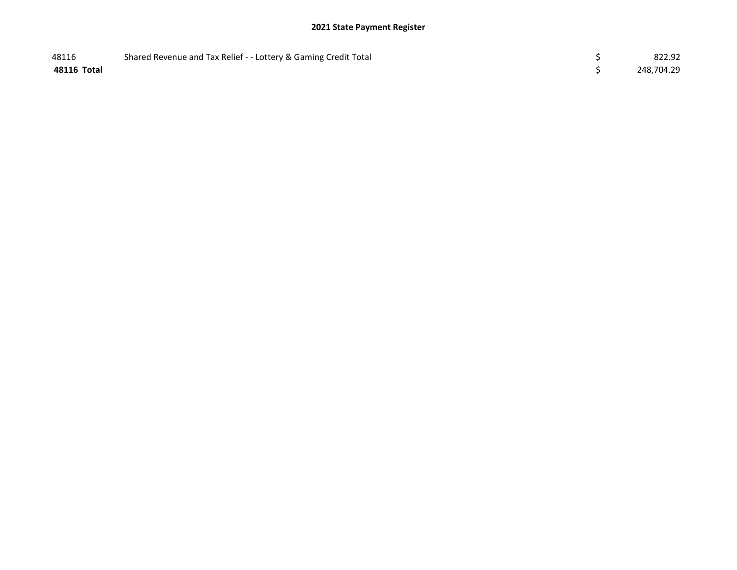## 2021 State Payment Register

| | | | |
|---|---|---|---|
| 48116 | Shared Revenue and Tax Relief - - Lottery & Gaming Credit Total | $ | 822.92 |
| **48116 Total** | | $ | 248,704.29 |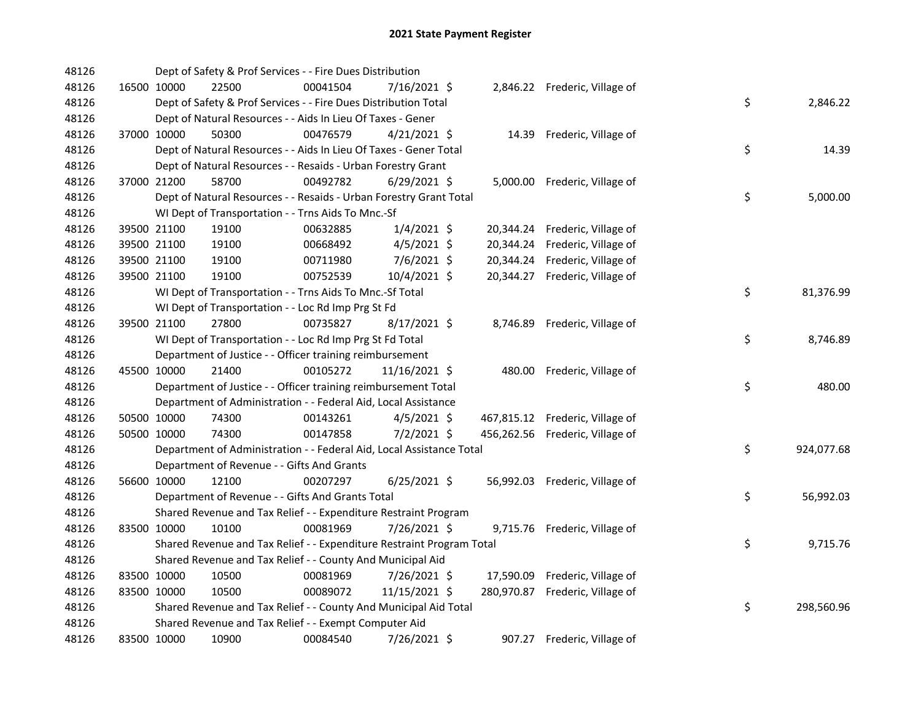## 2021 State Payment Register

| | | | | | | | | | |
|---|---|---|---|---|---|---|---|---|---|
| 48126 | | Dept of Safety & Prof Services - - Fire Dues Distribution | | | | | | | |
| 48126 | 16500 | 10000 | 22500 | 00041504 | 7/16/2021 | $ 2,846.22 | Frederic, Village of | | |
| 48126 | | Dept of Safety & Prof Services - - Fire Dues Distribution Total | | | | | | $ | 2,846.22 |
| 48126 | | Dept of Natural Resources - - Aids In Lieu Of Taxes - Gener | | | | | | | |
| 48126 | 37000 | 10000 | 50300 | 00476579 | 4/21/2021 | $ 14.39 | Frederic, Village of | | |
| 48126 | | Dept of Natural Resources - - Aids In Lieu Of Taxes - Gener Total | | | | | | $ | 14.39 |
| 48126 | | Dept of Natural Resources - - Resaids - Urban Forestry Grant | | | | | | | |
| 48126 | 37000 | 21200 | 58700 | 00492782 | 6/29/2021 | $ 5,000.00 | Frederic, Village of | | |
| 48126 | | Dept of Natural Resources - - Resaids - Urban Forestry Grant Total | | | | | | $ | 5,000.00 |
| 48126 | | WI Dept of Transportation - - Trns Aids To Mnc.-Sf | | | | | | | |
| 48126 | 39500 | 21100 | 19100 | 00632885 | 1/4/2021 | $ 20,344.24 | Frederic, Village of | | |
| 48126 | 39500 | 21100 | 19100 | 00668492 | 4/5/2021 | $ 20,344.24 | Frederic, Village of | | |
| 48126 | 39500 | 21100 | 19100 | 00711980 | 7/6/2021 | $ 20,344.24 | Frederic, Village of | | |
| 48126 | 39500 | 21100 | 19100 | 00752539 | 10/4/2021 | $ 20,344.27 | Frederic, Village of | | |
| 48126 | | WI Dept of Transportation - - Trns Aids To Mnc.-Sf Total | | | | | | $ | 81,376.99 |
| 48126 | | WI Dept of Transportation - - Loc Rd Imp Prg St Fd | | | | | | | |
| 48126 | 39500 | 21100 | 27800 | 00735827 | 8/17/2021 | $ 8,746.89 | Frederic, Village of | | |
| 48126 | | WI Dept of Transportation - - Loc Rd Imp Prg St Fd Total | | | | | | $ | 8,746.89 |
| 48126 | | Department of Justice - - Officer training reimbursement | | | | | | | |
| 48126 | 45500 | 10000 | 21400 | 00105272 | 11/16/2021 | $ 480.00 | Frederic, Village of | | |
| 48126 | | Department of Justice - - Officer training reimbursement Total | | | | | | $ | 480.00 |
| 48126 | | Department of Administration - - Federal Aid, Local Assistance | | | | | | | |
| 48126 | 50500 | 10000 | 74300 | 00143261 | 4/5/2021 | $ 467,815.12 | Frederic, Village of | | |
| 48126 | 50500 | 10000 | 74300 | 00147858 | 7/2/2021 | $ 456,262.56 | Frederic, Village of | | |
| 48126 | | Department of Administration - - Federal Aid, Local Assistance Total | | | | | | $ | 924,077.68 |
| 48126 | | Department of Revenue - - Gifts And Grants | | | | | | | |
| 48126 | 56600 | 10000 | 12100 | 00207297 | 6/25/2021 | $ 56,992.03 | Frederic, Village of | | |
| 48126 | | Department of Revenue - - Gifts And Grants Total | | | | | | $ | 56,992.03 |
| 48126 | | Shared Revenue and Tax Relief - - Expenditure Restraint Program | | | | | | | |
| 48126 | 83500 | 10000 | 10100 | 00081969 | 7/26/2021 | $ 9,715.76 | Frederic, Village of | | |
| 48126 | | Shared Revenue and Tax Relief - - Expenditure Restraint Program Total | | | | | | $ | 9,715.76 |
| 48126 | | Shared Revenue and Tax Relief - - County And Municipal Aid | | | | | | | |
| 48126 | 83500 | 10000 | 10500 | 00081969 | 7/26/2021 | $ 17,590.09 | Frederic, Village of | | |
| 48126 | 83500 | 10000 | 10500 | 00089072 | 11/15/2021 | $ 280,970.87 | Frederic, Village of | | |
| 48126 | | Shared Revenue and Tax Relief - - County And Municipal Aid Total | | | | | | $ | 298,560.96 |
| 48126 | | Shared Revenue and Tax Relief - - Exempt Computer Aid | | | | | | | |
| 48126 | 83500 | 10000 | 10900 | 00084540 | 7/26/2021 | $ 907.27 | Frederic, Village of | | |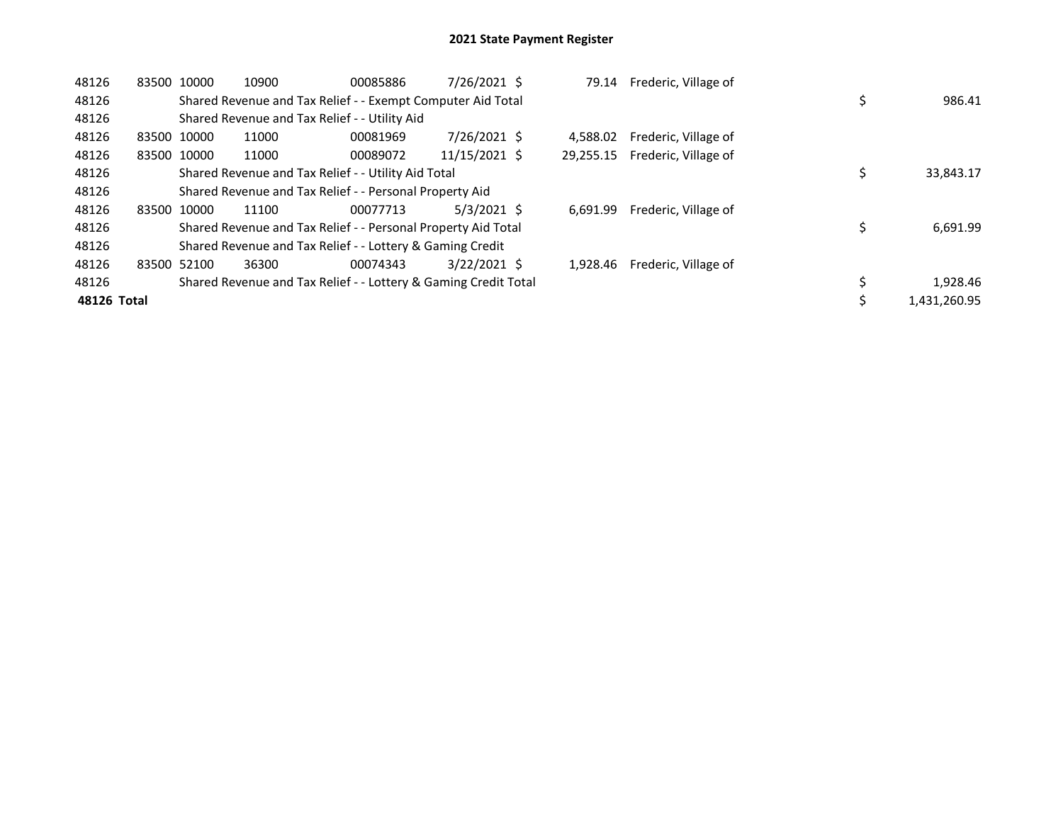# 2021 State Payment Register

| | | | | | | | | | | |
|---|---|---|---|---|---|---|---|---|---|---|
| 48126 | 83500 | 10000 | 10900 | 00085886 | 7/26/2021 | $ | 79.14 | Frederic, Village of | | |
| 48126 | | Shared Revenue and Tax Relief - - Exempt Computer Aid Total | | | | | | | $ | 986.41 |
| 48126 | | Shared Revenue and Tax Relief - - Utility Aid | | | | | | | | |
| 48126 | 83500 | 10000 | 11000 | 00081969 | 7/26/2021 | $ | 4,588.02 | Frederic, Village of | | |
| 48126 | 83500 | 10000 | 11000 | 00089072 | 11/15/2021 | $ | 29,255.15 | Frederic, Village of | | |
| 48126 | | Shared Revenue and Tax Relief - - Utility Aid Total | | | | | | | $ | 33,843.17 |
| 48126 | | Shared Revenue and Tax Relief - - Personal Property Aid | | | | | | | | |
| 48126 | 83500 | 10000 | 11100 | 00077713 | 5/3/2021 | $ | 6,691.99 | Frederic, Village of | | |
| 48126 | | Shared Revenue and Tax Relief - - Personal Property Aid Total | | | | | | | $ | 6,691.99 |
| 48126 | | Shared Revenue and Tax Relief - - Lottery & Gaming Credit | | | | | | | | |
| 48126 | 83500 | 52100 | 36300 | 00074343 | 3/22/2021 | $ | 1,928.46 | Frederic, Village of | | |
| 48126 | | Shared Revenue and Tax Relief - - Lottery & Gaming Credit Total | | | | | | | $ | 1,928.46 |
| **48126 Total** | | | | | | | | | $ | 1,431,260.95 |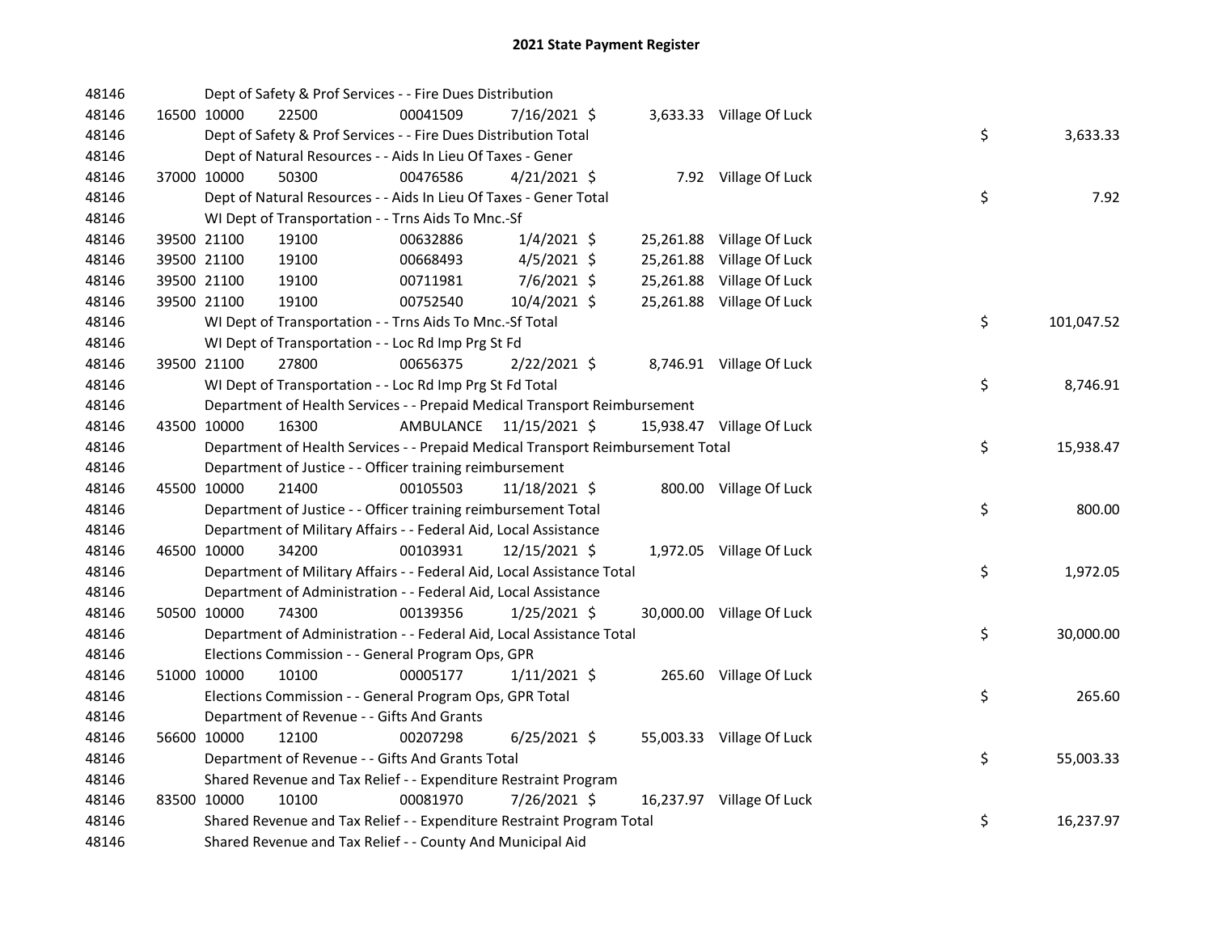# 2021 State Payment Register

| | | | | | | | | | |
|---|---|---|---|---|---|---|---|---|---|
| 48146 | | | Dept of Safety & Prof Services - - Fire Dues Distribution | | | | | | |
| 48146 | 16500 | 10000 | 22500 | 00041509 | 7/16/2021 | $ 3,633.33 | Village Of Luck | | |
| 48146 | | | Dept of Safety & Prof Services - - Fire Dues Distribution Total | | | | | $ | 3,633.33 |
| 48146 | | | Dept of Natural Resources - - Aids In Lieu Of Taxes - Gener | | | | | | |
| 48146 | 37000 | 10000 | 50300 | 00476586 | 4/21/2021 | $ 7.92 | Village Of Luck | | |
| 48146 | | | Dept of Natural Resources - - Aids In Lieu Of Taxes - Gener Total | | | | | $ | 7.92 |
| 48146 | | | WI Dept of Transportation - - Trns Aids To Mnc.-Sf | | | | | | |
| 48146 | 39500 | 21100 | 19100 | 00632886 | 1/4/2021 | $ 25,261.88 | Village Of Luck | | |
| 48146 | 39500 | 21100 | 19100 | 00668493 | 4/5/2021 | $ 25,261.88 | Village Of Luck | | |
| 48146 | 39500 | 21100 | 19100 | 00711981 | 7/6/2021 | $ 25,261.88 | Village Of Luck | | |
| 48146 | 39500 | 21100 | 19100 | 00752540 | 10/4/2021 | $ 25,261.88 | Village Of Luck | | |
| 48146 | | | WI Dept of Transportation - - Trns Aids To Mnc.-Sf Total | | | | | $ | 101,047.52 |
| 48146 | | | WI Dept of Transportation - - Loc Rd Imp Prg St Fd | | | | | | |
| 48146 | 39500 | 21100 | 27800 | 00656375 | 2/22/2021 | $ 8,746.91 | Village Of Luck | | |
| 48146 | | | WI Dept of Transportation - - Loc Rd Imp Prg St Fd Total | | | | | $ | 8,746.91 |
| 48146 | | | Department of Health Services - - Prepaid Medical Transport Reimbursement | | | | | | |
| 48146 | 43500 | 10000 | 16300 | AMBULANCE | 11/15/2021 | $ 15,938.47 | Village Of Luck | | |
| 48146 | | | Department of Health Services - - Prepaid Medical Transport Reimbursement Total | | | | | $ | 15,938.47 |
| 48146 | | | Department of Justice - - Officer training reimbursement | | | | | | |
| 48146 | 45500 | 10000 | 21400 | 00105503 | 11/18/2021 | $ 800.00 | Village Of Luck | | |
| 48146 | | | Department of Justice - - Officer training reimbursement Total | | | | | $ | 800.00 |
| 48146 | | | Department of Military Affairs - - Federal Aid, Local Assistance | | | | | | |
| 48146 | 46500 | 10000 | 34200 | 00103931 | 12/15/2021 | $ 1,972.05 | Village Of Luck | | |
| 48146 | | | Department of Military Affairs - - Federal Aid, Local Assistance Total | | | | | $ | 1,972.05 |
| 48146 | | | Department of Administration - - Federal Aid, Local Assistance | | | | | | |
| 48146 | 50500 | 10000 | 74300 | 00139356 | 1/25/2021 | $ 30,000.00 | Village Of Luck | | |
| 48146 | | | Department of Administration - - Federal Aid, Local Assistance Total | | | | | $ | 30,000.00 |
| 48146 | | | Elections Commission - - General Program Ops, GPR | | | | | | |
| 48146 | 51000 | 10000 | 10100 | 00005177 | 1/11/2021 | $ 265.60 | Village Of Luck | | |
| 48146 | | | Elections Commission - - General Program Ops, GPR Total | | | | | $ | 265.60 |
| 48146 | | | Department of Revenue - - Gifts And Grants | | | | | | |
| 48146 | 56600 | 10000 | 12100 | 00207298 | 6/25/2021 | $ 55,003.33 | Village Of Luck | | |
| 48146 | | | Department of Revenue - - Gifts And Grants Total | | | | | $ | 55,003.33 |
| 48146 | | | Shared Revenue and Tax Relief - - Expenditure Restraint Program | | | | | | |
| 48146 | 83500 | 10000 | 10100 | 00081970 | 7/26/2021 | $ 16,237.97 | Village Of Luck | | |
| 48146 | | | Shared Revenue and Tax Relief - - Expenditure Restraint Program Total | | | | | $ | 16,237.97 |
| 48146 | | | Shared Revenue and Tax Relief - - County And Municipal Aid | | | | | | |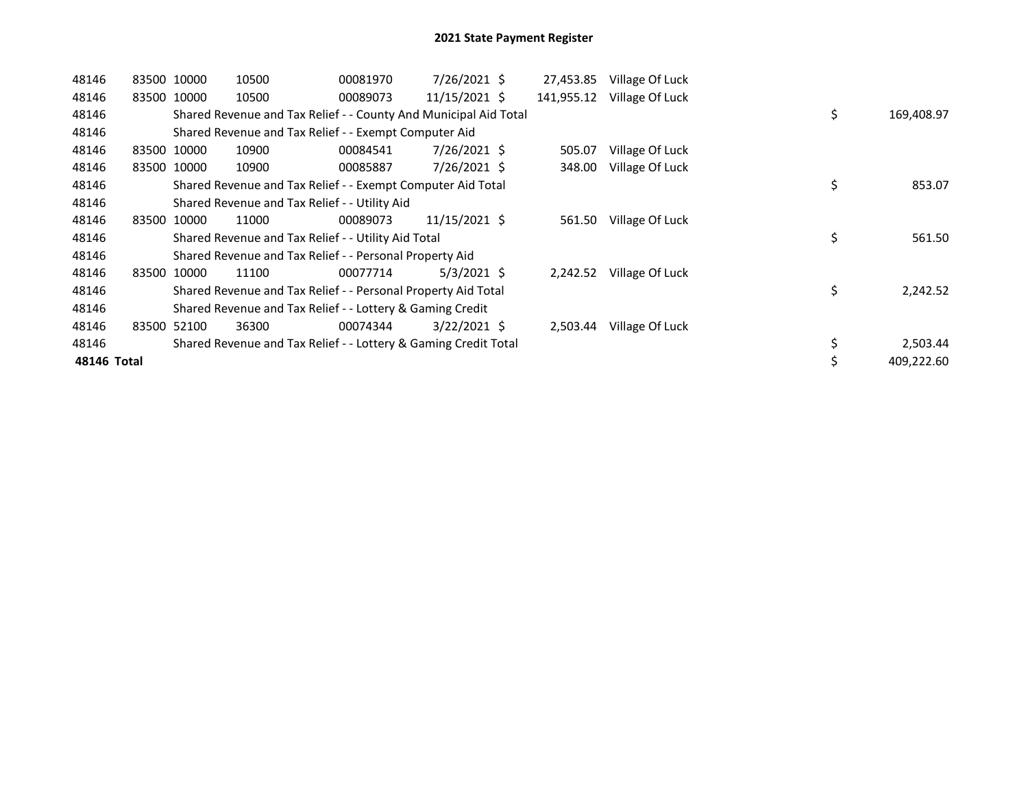# 2021 State Payment Register

| | | | | | | | | | |
|---|---|---|---|---|---|---|---|---|---|
| 48146 | 83500 | 10000 | 10500 | 00081970 | 7/26/2021 | $ 27,453.85 | Village Of Luck | | |
| 48146 | 83500 | 10000 | 10500 | 00089073 | 11/15/2021 | $ 141,955.12 | Village Of Luck | | |
| 48146 | | Shared Revenue and Tax Relief - - County And Municipal Aid Total | | | | | | $ | 169,408.97 |
| 48146 | | Shared Revenue and Tax Relief - - Exempt Computer Aid | | | | | | | |
| 48146 | 83500 | 10000 | 10900 | 00084541 | 7/26/2021 | $ 505.07 | Village Of Luck | | |
| 48146 | 83500 | 10000 | 10900 | 00085887 | 7/26/2021 | $ 348.00 | Village Of Luck | | |
| 48146 | | Shared Revenue and Tax Relief - - Exempt Computer Aid Total | | | | | | $ | 853.07 |
| 48146 | | Shared Revenue and Tax Relief - - Utility Aid | | | | | | | |
| 48146 | 83500 | 10000 | 11000 | 00089073 | 11/15/2021 | $ 561.50 | Village Of Luck | | |
| 48146 | | Shared Revenue and Tax Relief - - Utility Aid Total | | | | | | $ | 561.50 |
| 48146 | | Shared Revenue and Tax Relief - - Personal Property Aid | | | | | | | |
| 48146 | 83500 | 10000 | 11100 | 00077714 | 5/3/2021 | $ 2,242.52 | Village Of Luck | | |
| 48146 | | Shared Revenue and Tax Relief - - Personal Property Aid Total | | | | | | $ | 2,242.52 |
| 48146 | | Shared Revenue and Tax Relief - - Lottery & Gaming Credit | | | | | | | |
| 48146 | 83500 | 52100 | 36300 | 00074344 | 3/22/2021 | $ 2,503.44 | Village Of Luck | | |
| 48146 | | Shared Revenue and Tax Relief - - Lottery & Gaming Credit Total | | | | | | $ | 2,503.44 |
| **48146 Total** | | | | | | | | $ | 409,222.60 |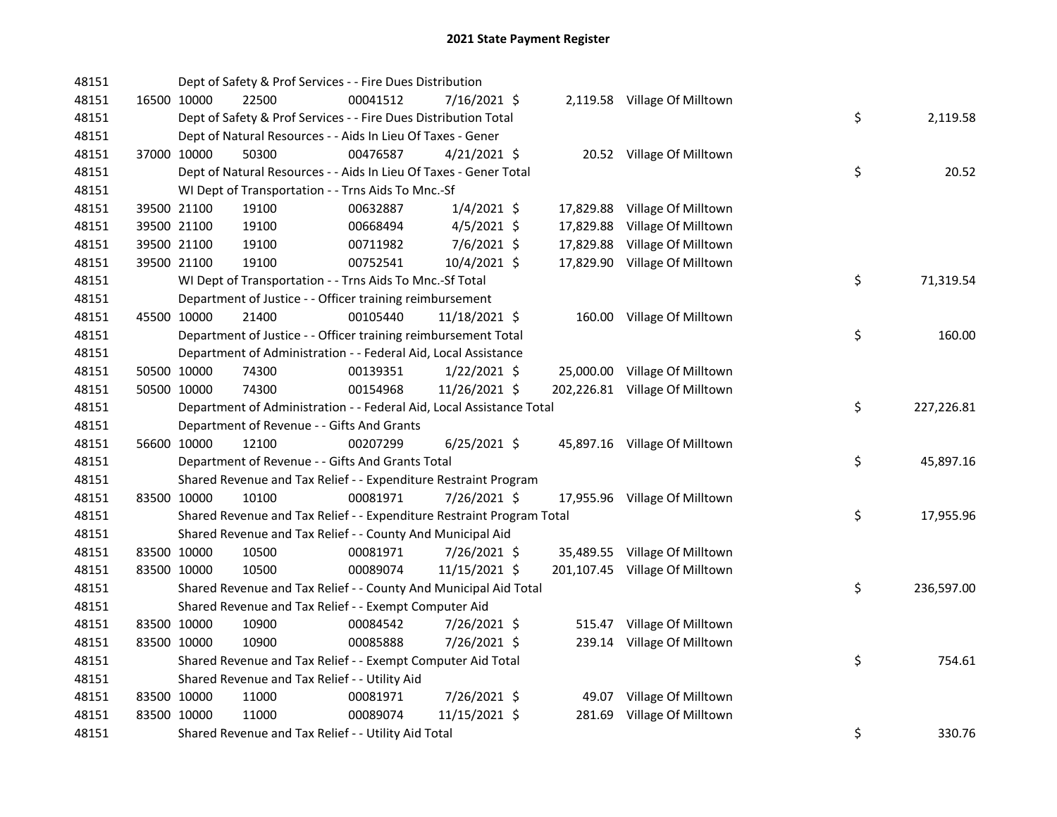# 2021 State Payment Register

| | | | | | | | | | |
|---|---|---|---|---|---|---|---|---|---|
| 48151 | | | Dept of Safety & Prof Services - - Fire Dues Distribution | | | | | | |
| 48151 | 16500 | 10000 | 22500 | 00041512 | 7/16/2021 | $ | 2,119.58 | Village Of Milltown | |
| 48151 | | | Dept of Safety & Prof Services - - Fire Dues Distribution Total | | | | | | $ 2,119.58 |
| 48151 | | | Dept of Natural Resources - - Aids In Lieu Of Taxes - Gener | | | | | | |
| 48151 | 37000 | 10000 | 50300 | 00476587 | 4/21/2021 | $ | 20.52 | Village Of Milltown | |
| 48151 | | | Dept of Natural Resources - - Aids In Lieu Of Taxes - Gener Total | | | | | | $ 20.52 |
| 48151 | | | WI Dept of Transportation - - Trns Aids To Mnc.-Sf | | | | | | |
| 48151 | 39500 | 21100 | 19100 | 00632887 | 1/4/2021 | $ | 17,829.88 | Village Of Milltown | |
| 48151 | 39500 | 21100 | 19100 | 00668494 | 4/5/2021 | $ | 17,829.88 | Village Of Milltown | |
| 48151 | 39500 | 21100 | 19100 | 00711982 | 7/6/2021 | $ | 17,829.88 | Village Of Milltown | |
| 48151 | 39500 | 21100 | 19100 | 00752541 | 10/4/2021 | $ | 17,829.90 | Village Of Milltown | |
| 48151 | | | WI Dept of Transportation - - Trns Aids To Mnc.-Sf Total | | | | | | $ 71,319.54 |
| 48151 | | | Department of Justice - - Officer training reimbursement | | | | | | |
| 48151 | 45500 | 10000 | 21400 | 00105440 | 11/18/2021 | $ | 160.00 | Village Of Milltown | |
| 48151 | | | Department of Justice - - Officer training reimbursement Total | | | | | | $ 160.00 |
| 48151 | | | Department of Administration - - Federal Aid, Local Assistance | | | | | | |
| 48151 | 50500 | 10000 | 74300 | 00139351 | 1/22/2021 | $ | 25,000.00 | Village Of Milltown | |
| 48151 | 50500 | 10000 | 74300 | 00154968 | 11/26/2021 | $ | 202,226.81 | Village Of Milltown | |
| 48151 | | | Department of Administration - - Federal Aid, Local Assistance Total | | | | | | $ 227,226.81 |
| 48151 | | | Department of Revenue - - Gifts And Grants | | | | | | |
| 48151 | 56600 | 10000 | 12100 | 00207299 | 6/25/2021 | $ | 45,897.16 | Village Of Milltown | |
| 48151 | | | Department of Revenue - - Gifts And Grants Total | | | | | | $ 45,897.16 |
| 48151 | | | Shared Revenue and Tax Relief - - Expenditure Restraint Program | | | | | | |
| 48151 | 83500 | 10000 | 10100 | 00081971 | 7/26/2021 | $ | 17,955.96 | Village Of Milltown | |
| 48151 | | | Shared Revenue and Tax Relief - - Expenditure Restraint Program Total | | | | | | $ 17,955.96 |
| 48151 | | | Shared Revenue and Tax Relief - - County And Municipal Aid | | | | | | |
| 48151 | 83500 | 10000 | 10500 | 00081971 | 7/26/2021 | $ | 35,489.55 | Village Of Milltown | |
| 48151 | 83500 | 10000 | 10500 | 00089074 | 11/15/2021 | $ | 201,107.45 | Village Of Milltown | |
| 48151 | | | Shared Revenue and Tax Relief - - County And Municipal Aid Total | | | | | | $ 236,597.00 |
| 48151 | | | Shared Revenue and Tax Relief - - Exempt Computer Aid | | | | | | |
| 48151 | 83500 | 10000 | 10900 | 00084542 | 7/26/2021 | $ | 515.47 | Village Of Milltown | |
| 48151 | 83500 | 10000 | 10900 | 00085888 | 7/26/2021 | $ | 239.14 | Village Of Milltown | |
| 48151 | | | Shared Revenue and Tax Relief - - Exempt Computer Aid Total | | | | | | $ 754.61 |
| 48151 | | | Shared Revenue and Tax Relief - - Utility Aid | | | | | | |
| 48151 | 83500 | 10000 | 11000 | 00081971 | 7/26/2021 | $ | 49.07 | Village Of Milltown | |
| 48151 | 83500 | 10000 | 11000 | 00089074 | 11/15/2021 | $ | 281.69 | Village Of Milltown | |
| 48151 | | | Shared Revenue and Tax Relief - - Utility Aid Total | | | | | | $ 330.76 |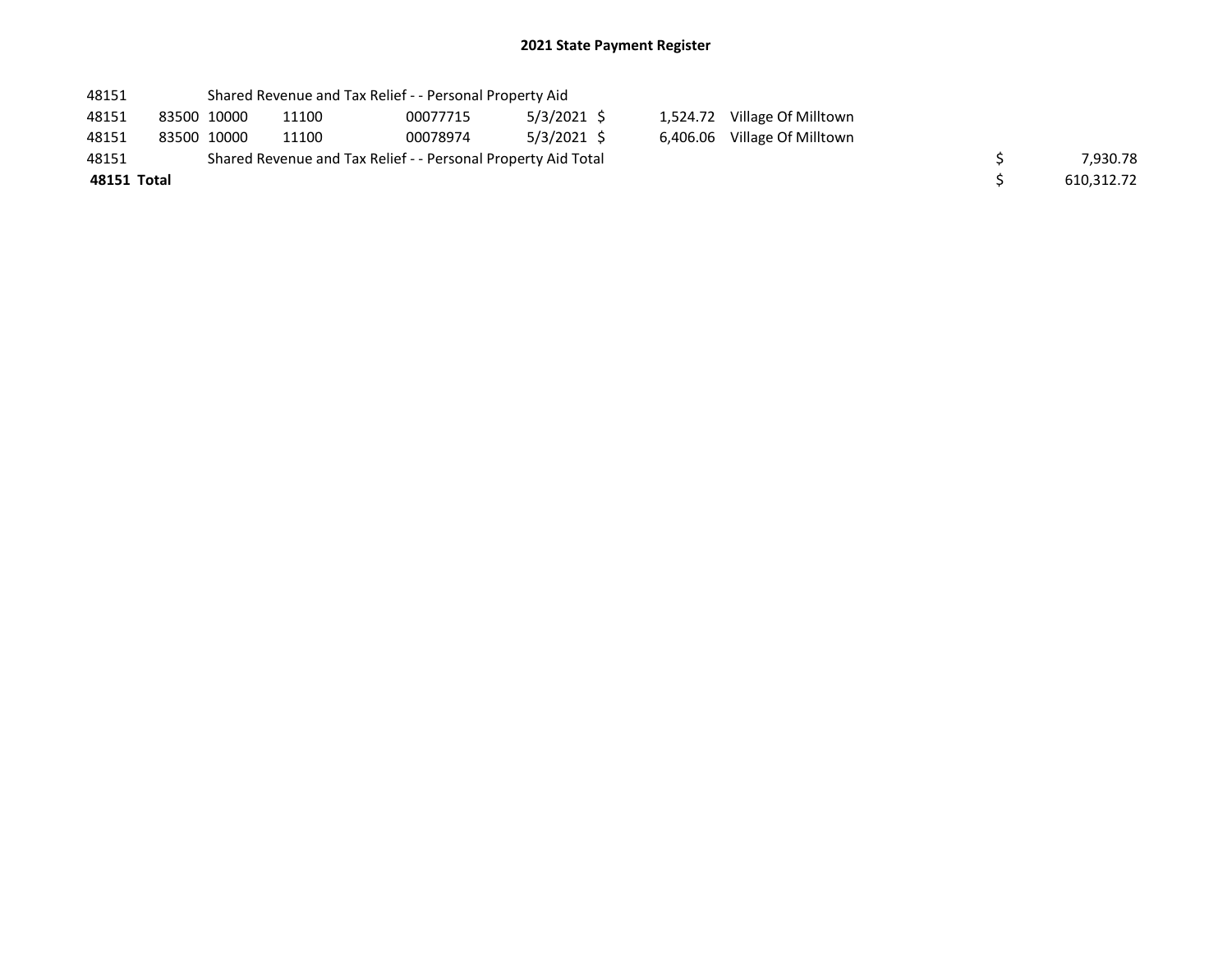## 2021 State Payment Register

| | | | | | | | | | |
|---|---|---|---|---|---|---|---|---|---|
| 48151 | | Shared Revenue and Tax Relief - - Personal Property Aid | | | | | | | |
| 48151 | 83500 | 10000 | 11100 | 00077715 | 5/3/2021 | $ 1,524.72 | Village Of Milltown | | |
| 48151 | 83500 | 10000 | 11100 | 00078974 | 5/3/2021 | $ 6,406.06 | Village Of Milltown | | |
| 48151 | | Shared Revenue and Tax Relief - - Personal Property Aid Total | | | | | | $ | 7,930.78 |
| **48151 Total** | | | | | | | | $ | 610,312.72 |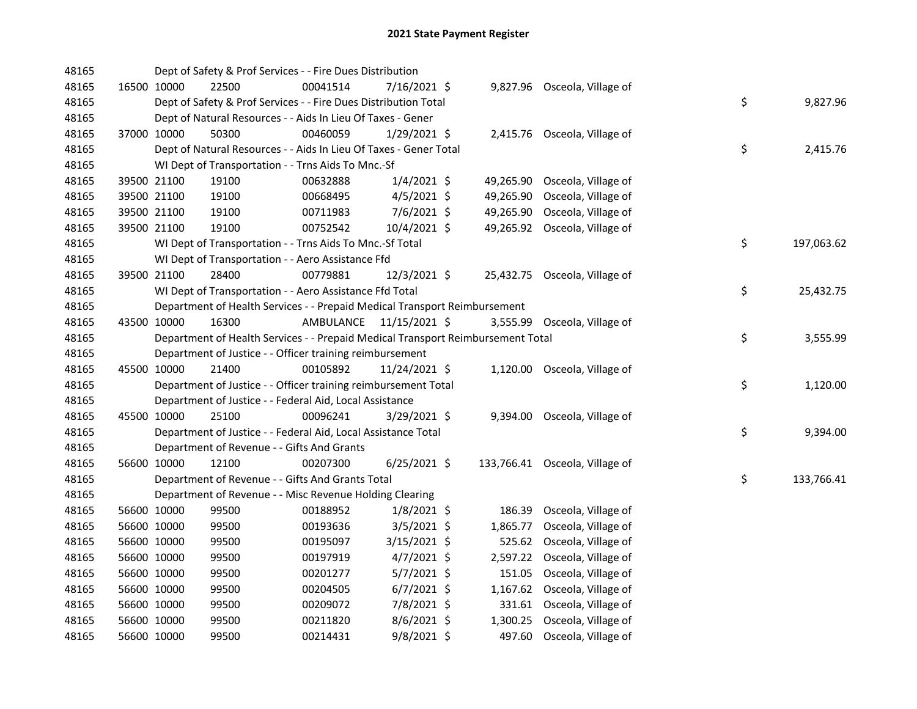## 2021 State Payment Register

| | | | | | | | | | |
|---|---|---|---|---|---|---|---|---|---|
| 48165 | | | Dept of Safety & Prof Services - - Fire Dues Distribution | | | | | | |
| 48165 | 16500 | 10000 | 22500 | 00041514 | 7/16/2021 | $ 9,827.96 | Osceola, Village of | | |
| 48165 | | | Dept of Safety & Prof Services - - Fire Dues Distribution Total | | | | | $ | 9,827.96 |
| 48165 | | | Dept of Natural Resources - - Aids In Lieu Of Taxes - Gener | | | | | | |
| 48165 | 37000 | 10000 | 50300 | 00460059 | 1/29/2021 | $ 2,415.76 | Osceola, Village of | | |
| 48165 | | | Dept of Natural Resources - - Aids In Lieu Of Taxes - Gener Total | | | | | $ | 2,415.76 |
| 48165 | | | WI Dept of Transportation - - Trns Aids To Mnc.-Sf | | | | | | |
| 48165 | 39500 | 21100 | 19100 | 00632888 | 1/4/2021 | $ 49,265.90 | Osceola, Village of | | |
| 48165 | 39500 | 21100 | 19100 | 00668495 | 4/5/2021 | $ 49,265.90 | Osceola, Village of | | |
| 48165 | 39500 | 21100 | 19100 | 00711983 | 7/6/2021 | $ 49,265.90 | Osceola, Village of | | |
| 48165 | 39500 | 21100 | 19100 | 00752542 | 10/4/2021 | $ 49,265.92 | Osceola, Village of | | |
| 48165 | | | WI Dept of Transportation - - Trns Aids To Mnc.-Sf Total | | | | | $ | 197,063.62 |
| 48165 | | | WI Dept of Transportation - - Aero Assistance Ffd | | | | | | |
| 48165 | 39500 | 21100 | 28400 | 00779881 | 12/3/2021 | $ 25,432.75 | Osceola, Village of | | |
| 48165 | | | WI Dept of Transportation - - Aero Assistance Ffd Total | | | | | $ | 25,432.75 |
| 48165 | | | Department of Health Services - - Prepaid Medical Transport Reimbursement | | | | | | |
| 48165 | 43500 | 10000 | 16300 | AMBULANCE | 11/15/2021 | $ 3,555.99 | Osceola, Village of | | |
| 48165 | | | Department of Health Services - - Prepaid Medical Transport Reimbursement Total | | | | | $ | 3,555.99 |
| 48165 | | | Department of Justice - - Officer training reimbursement | | | | | | |
| 48165 | 45500 | 10000 | 21400 | 00105892 | 11/24/2021 | $ 1,120.00 | Osceola, Village of | | |
| 48165 | | | Department of Justice - - Officer training reimbursement Total | | | | | $ | 1,120.00 |
| 48165 | | | Department of Justice - - Federal Aid, Local Assistance | | | | | | |
| 48165 | 45500 | 10000 | 25100 | 00096241 | 3/29/2021 | $ 9,394.00 | Osceola, Village of | | |
| 48165 | | | Department of Justice - - Federal Aid, Local Assistance Total | | | | | $ | 9,394.00 |
| 48165 | | | Department of Revenue - - Gifts And Grants | | | | | | |
| 48165 | 56600 | 10000 | 12100 | 00207300 | 6/25/2021 | $ 133,766.41 | Osceola, Village of | | |
| 48165 | | | Department of Revenue - - Gifts And Grants Total | | | | | $ | 133,766.41 |
| 48165 | | | Department of Revenue - - Misc Revenue Holding Clearing | | | | | | |
| 48165 | 56600 | 10000 | 99500 | 00188952 | 1/8/2021 | $ 186.39 | Osceola, Village of | | |
| 48165 | 56600 | 10000 | 99500 | 00193636 | 3/5/2021 | $ 1,865.77 | Osceola, Village of | | |
| 48165 | 56600 | 10000 | 99500 | 00195097 | 3/15/2021 | $ 525.62 | Osceola, Village of | | |
| 48165 | 56600 | 10000 | 99500 | 00197919 | 4/7/2021 | $ 2,597.22 | Osceola, Village of | | |
| 48165 | 56600 | 10000 | 99500 | 00201277 | 5/7/2021 | $ 151.05 | Osceola, Village of | | |
| 48165 | 56600 | 10000 | 99500 | 00204505 | 6/7/2021 | $ 1,167.62 | Osceola, Village of | | |
| 48165 | 56600 | 10000 | 99500 | 00209072 | 7/8/2021 | $ 331.61 | Osceola, Village of | | |
| 48165 | 56600 | 10000 | 99500 | 00211820 | 8/6/2021 | $ 1,300.25 | Osceola, Village of | | |
| 48165 | 56600 | 10000 | 99500 | 00214431 | 9/8/2021 | $ 497.60 | Osceola, Village of | | |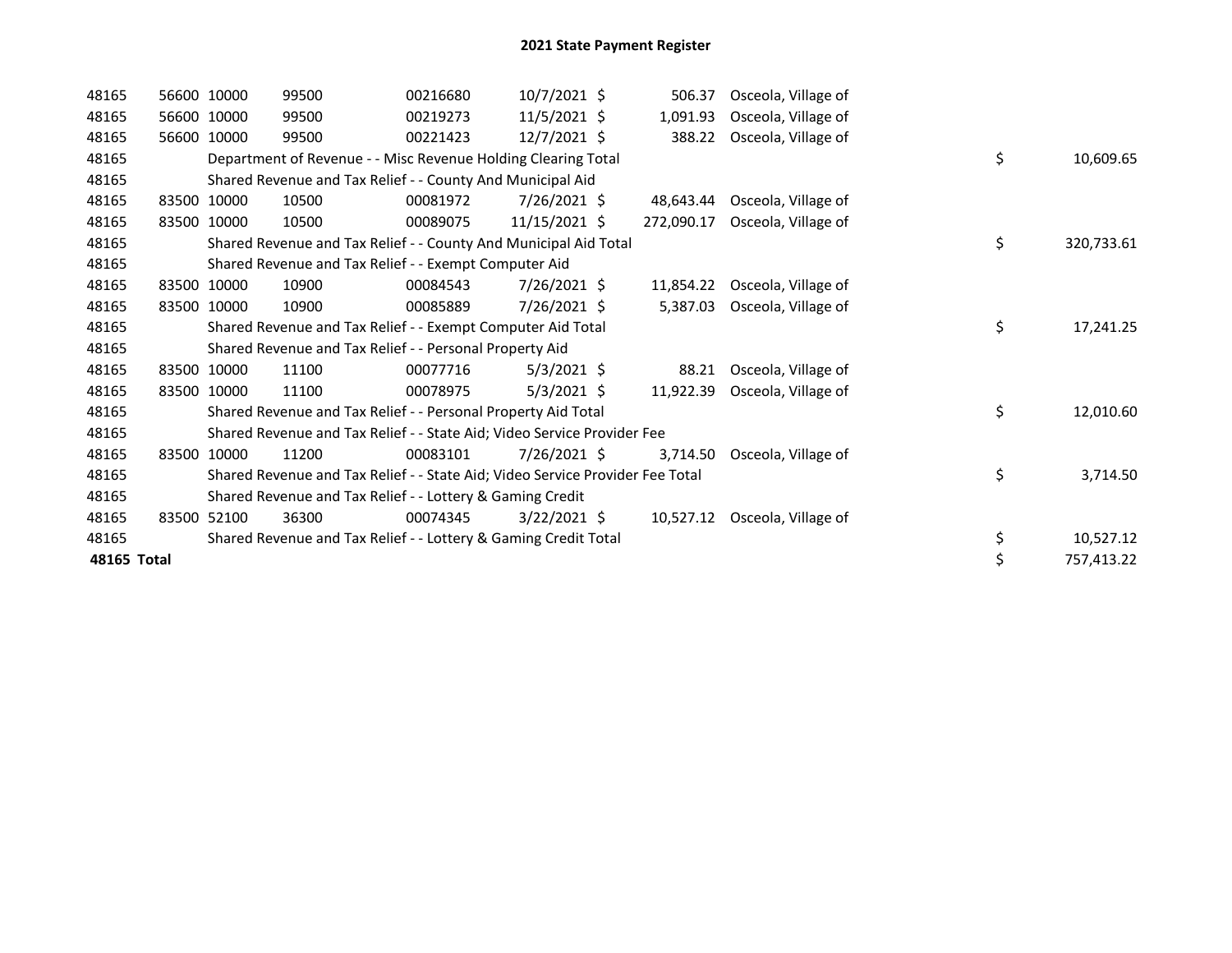# 2021 State Payment Register

| | | | | | | | | | |
|---|---|---|---|---|---|---|---|---|---|
| 48165 | 56600 | 10000 | 99500 | 00216680 | 10/7/2021 | $ 506.37 | Osceola, Village of | | |
| 48165 | 56600 | 10000 | 99500 | 00219273 | 11/5/2021 | $ 1,091.93 | Osceola, Village of | | |
| 48165 | 56600 | 10000 | 99500 | 00221423 | 12/7/2021 | $ 388.22 | Osceola, Village of | | |
| 48165 | | Department of Revenue - - Misc Revenue Holding Clearing Total | | | | | | $ | 10,609.65 |
| 48165 | | Shared Revenue and Tax Relief - - County And Municipal Aid | | | | | | | |
| 48165 | 83500 | 10000 | 10500 | 00081972 | 7/26/2021 | $ 48,643.44 | Osceola, Village of | | |
| 48165 | 83500 | 10000 | 10500 | 00089075 | 11/15/2021 | $ 272,090.17 | Osceola, Village of | | |
| 48165 | | Shared Revenue and Tax Relief - - County And Municipal Aid Total | | | | | | $ | 320,733.61 |
| 48165 | | Shared Revenue and Tax Relief - - Exempt Computer Aid | | | | | | | |
| 48165 | 83500 | 10000 | 10900 | 00084543 | 7/26/2021 | $ 11,854.22 | Osceola, Village of | | |
| 48165 | 83500 | 10000 | 10900 | 00085889 | 7/26/2021 | $ 5,387.03 | Osceola, Village of | | |
| 48165 | | Shared Revenue and Tax Relief - - Exempt Computer Aid Total | | | | | | $ | 17,241.25 |
| 48165 | | Shared Revenue and Tax Relief - - Personal Property Aid | | | | | | | |
| 48165 | 83500 | 10000 | 11100 | 00077716 | 5/3/2021 | $ 88.21 | Osceola, Village of | | |
| 48165 | 83500 | 10000 | 11100 | 00078975 | 5/3/2021 | $ 11,922.39 | Osceola, Village of | | |
| 48165 | | Shared Revenue and Tax Relief - - Personal Property Aid Total | | | | | | $ | 12,010.60 |
| 48165 | | Shared Revenue and Tax Relief - - State Aid; Video Service Provider Fee | | | | | | | |
| 48165 | 83500 | 10000 | 11200 | 00083101 | 7/26/2021 | $ 3,714.50 | Osceola, Village of | | |
| 48165 | | Shared Revenue and Tax Relief - - State Aid; Video Service Provider Fee Total | | | | | | $ | 3,714.50 |
| 48165 | | Shared Revenue and Tax Relief - - Lottery & Gaming Credit | | | | | | | |
| 48165 | 83500 | 52100 | 36300 | 00074345 | 3/22/2021 | $ 10,527.12 | Osceola, Village of | | |
| 48165 | | Shared Revenue and Tax Relief - - Lottery & Gaming Credit Total | | | | | | $ | 10,527.12 |
| **48165 Total** | | | | | | | | $ | 757,413.22 |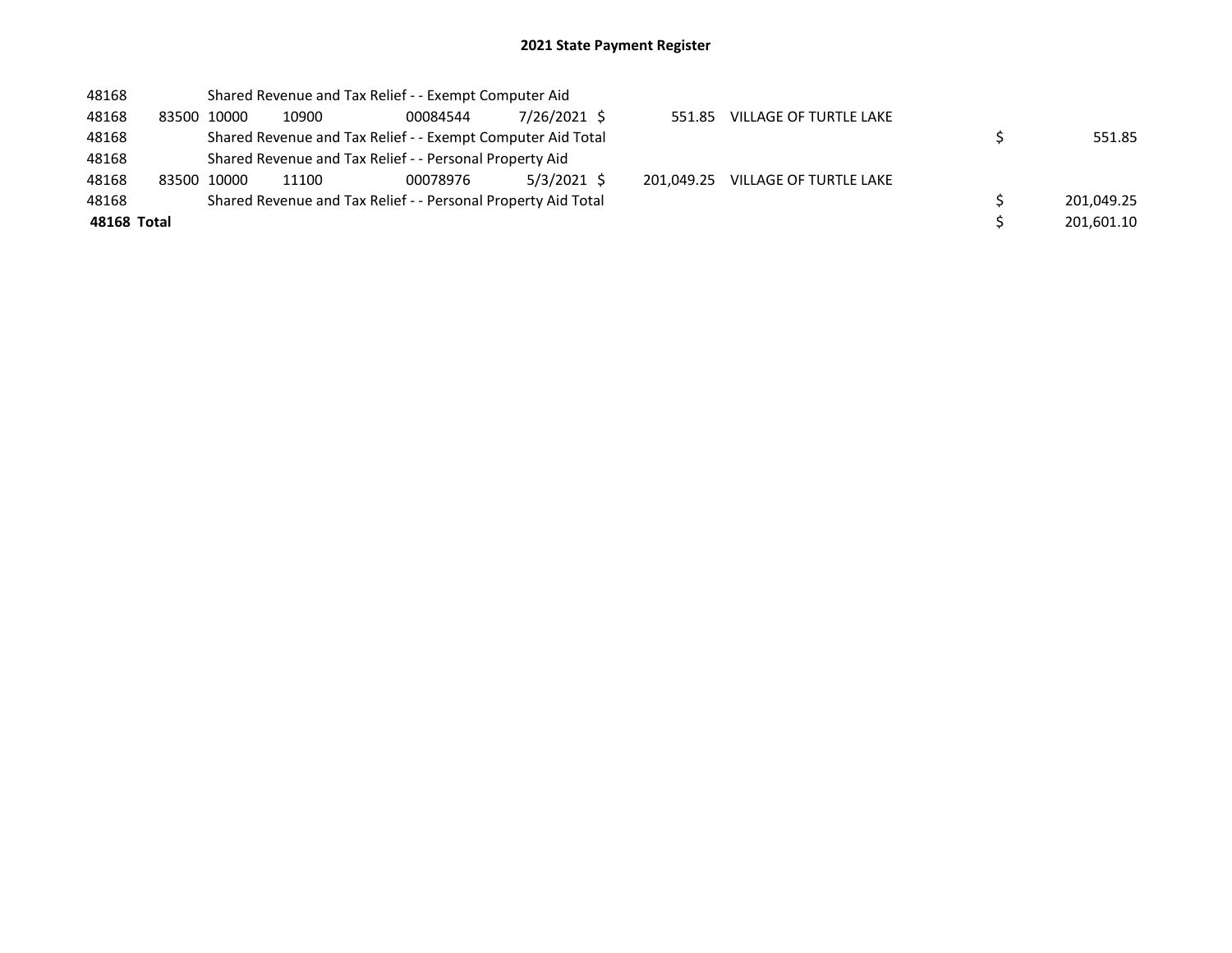# 2021 State Payment Register

| | | | | | | | | | |
|---|---|---|---|---|---|---|---|---|---|
| 48168 | | | Shared Revenue and Tax Relief - - Exempt Computer Aid | | | | | | |
| 48168 | 83500 | 10000 | 10900 | 00084544 | 7/26/2021 | $ 551.85 | VILLAGE OF TURTLE LAKE | | |
| 48168 | | | Shared Revenue and Tax Relief - - Exempt Computer Aid Total | | | | | $ | 551.85 |
| 48168 | | | Shared Revenue and Tax Relief - - Personal Property Aid | | | | | | |
| 48168 | 83500 | 10000 | 11100 | 00078976 | 5/3/2021 | $ 201,049.25 | VILLAGE OF TURTLE LAKE | | |
| 48168 | | | Shared Revenue and Tax Relief - - Personal Property Aid Total | | | | | $ | 201,049.25 |
| **48168 Total** | | | | | | | | $ | 201,601.10 |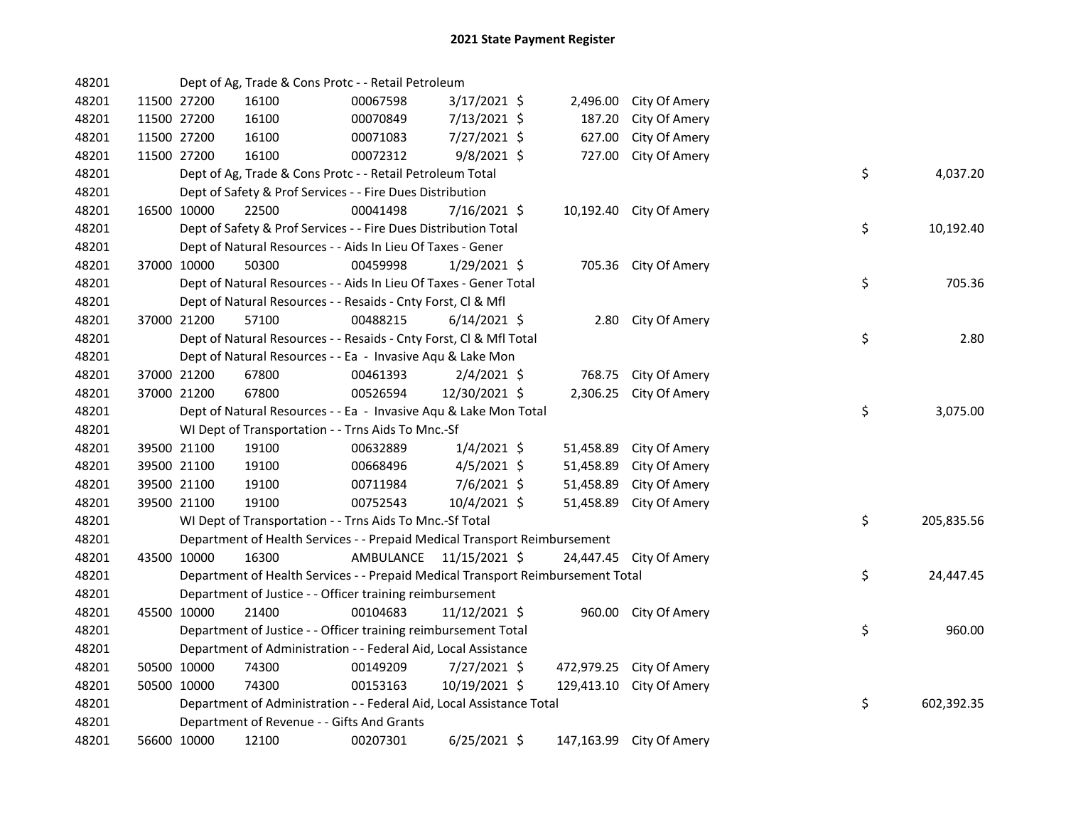# 2021 State Payment Register

| | | | | | | | | | |
|---|---|---|---|---|---|---|---|---|---|
| 48201 | | Dept of Ag, Trade & Cons Protc - - Retail Petroleum | | | | | | | |
| 48201 | 11500 | 27200 | 16100 | 00067598 | 3/17/2021 | $ 2,496.00 | City Of Amery | | |
| 48201 | 11500 | 27200 | 16100 | 00070849 | 7/13/2021 | $ 187.20 | City Of Amery | | |
| 48201 | 11500 | 27200 | 16100 | 00071083 | 7/27/2021 | $ 627.00 | City Of Amery | | |
| 48201 | 11500 | 27200 | 16100 | 00072312 | 9/8/2021 | $ 727.00 | City Of Amery | | |
| 48201 | | Dept of Ag, Trade & Cons Protc - - Retail Petroleum Total | | | | | | $ | 4,037.20 |
| 48201 | | Dept of Safety & Prof Services - - Fire Dues Distribution | | | | | | | |
| 48201 | 16500 | 10000 | 22500 | 00041498 | 7/16/2021 | $ 10,192.40 | City Of Amery | | |
| 48201 | | Dept of Safety & Prof Services - - Fire Dues Distribution Total | | | | | | $ | 10,192.40 |
| 48201 | | Dept of Natural Resources - - Aids In Lieu Of Taxes - Gener | | | | | | | |
| 48201 | 37000 | 10000 | 50300 | 00459998 | 1/29/2021 | $ 705.36 | City Of Amery | | |
| 48201 | | Dept of Natural Resources - - Aids In Lieu Of Taxes - Gener Total | | | | | | $ | 705.36 |
| 48201 | | Dept of Natural Resources - - Resaids - Cnty Forst, Cl & Mfl | | | | | | | |
| 48201 | 37000 | 21200 | 57100 | 00488215 | 6/14/2021 | $ 2.80 | City Of Amery | | |
| 48201 | | Dept of Natural Resources - - Resaids - Cnty Forst, Cl & Mfl Total | | | | | | $ | 2.80 |
| 48201 | | Dept of Natural Resources - - Ea - Invasive Aqu & Lake Mon | | | | | | | |
| 48201 | 37000 | 21200 | 67800 | 00461393 | 2/4/2021 | $ 768.75 | City Of Amery | | |
| 48201 | 37000 | 21200 | 67800 | 00526594 | 12/30/2021 | $ 2,306.25 | City Of Amery | | |
| 48201 | | Dept of Natural Resources - - Ea - Invasive Aqu & Lake Mon Total | | | | | | $ | 3,075.00 |
| 48201 | | WI Dept of Transportation - - Trns Aids To Mnc.-Sf | | | | | | | |
| 48201 | 39500 | 21100 | 19100 | 00632889 | 1/4/2021 | $ 51,458.89 | City Of Amery | | |
| 48201 | 39500 | 21100 | 19100 | 00668496 | 4/5/2021 | $ 51,458.89 | City Of Amery | | |
| 48201 | 39500 | 21100 | 19100 | 00711984 | 7/6/2021 | $ 51,458.89 | City Of Amery | | |
| 48201 | 39500 | 21100 | 19100 | 00752543 | 10/4/2021 | $ 51,458.89 | City Of Amery | | |
| 48201 | | WI Dept of Transportation - - Trns Aids To Mnc.-Sf Total | | | | | | $ | 205,835.56 |
| 48201 | | Department of Health Services - - Prepaid Medical Transport Reimbursement | | | | | | | |
| 48201 | 43500 | 10000 | 16300 | AMBULANCE | 11/15/2021 | $ 24,447.45 | City Of Amery | | |
| 48201 | | Department of Health Services - - Prepaid Medical Transport Reimbursement Total | | | | | | $ | 24,447.45 |
| 48201 | | Department of Justice - - Officer training reimbursement | | | | | | | |
| 48201 | 45500 | 10000 | 21400 | 00104683 | 11/12/2021 | $ 960.00 | City Of Amery | | |
| 48201 | | Department of Justice - - Officer training reimbursement Total | | | | | | $ | 960.00 |
| 48201 | | Department of Administration - - Federal Aid, Local Assistance | | | | | | | |
| 48201 | 50500 | 10000 | 74300 | 00149209 | 7/27/2021 | $ 472,979.25 | City Of Amery | | |
| 48201 | 50500 | 10000 | 74300 | 00153163 | 10/19/2021 | $ 129,413.10 | City Of Amery | | |
| 48201 | | Department of Administration - - Federal Aid, Local Assistance Total | | | | | | $ | 602,392.35 |
| 48201 | | Department of Revenue - - Gifts And Grants | | | | | | | |
| 48201 | 56600 | 10000 | 12100 | 00207301 | 6/25/2021 | $ 147,163.99 | City Of Amery | | |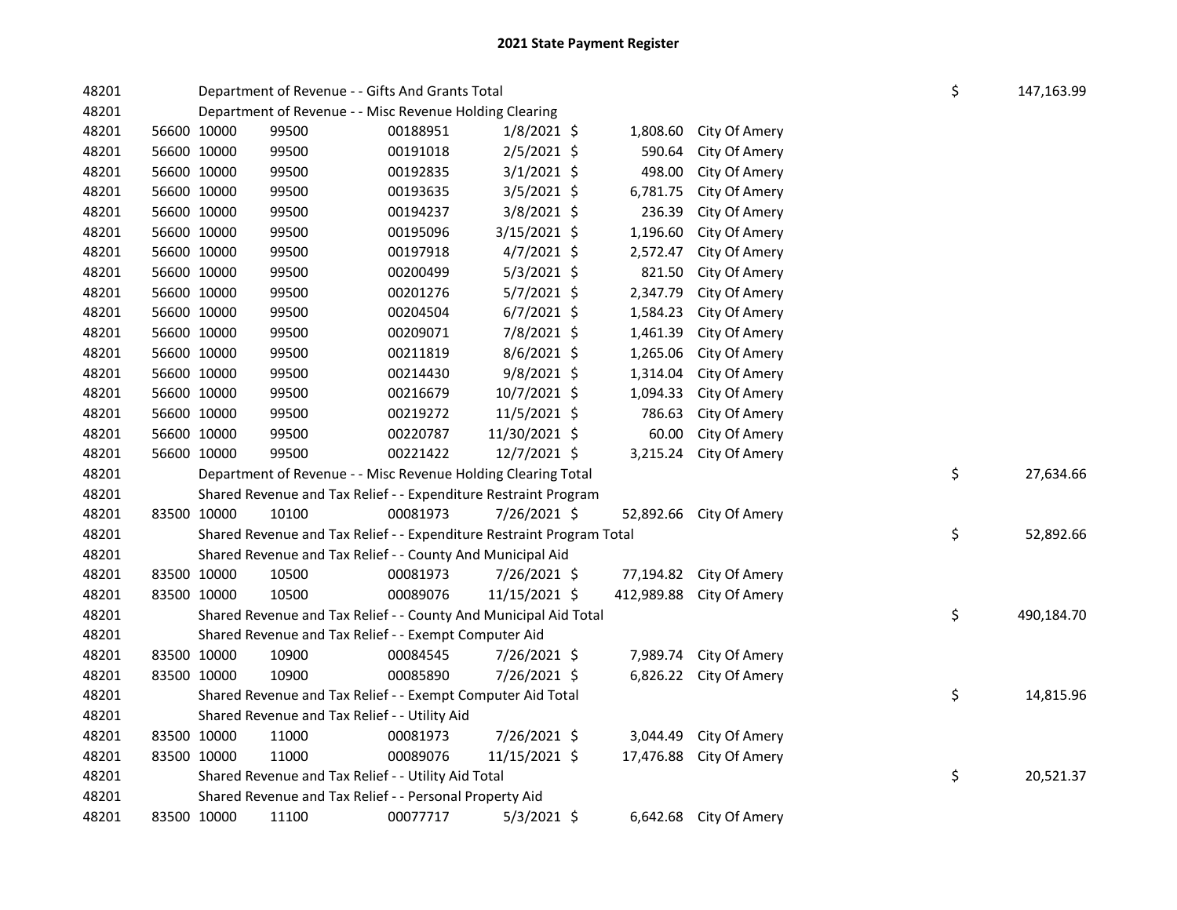# 2021 State Payment Register

| | | | | | | | | | |
|---|---|---|---|---|---|---|---|---|---|
| 48201 | | | Department of Revenue - - Gifts And Grants Total | | | | | $ | 147,163.99 |
| 48201 | | | Department of Revenue - - Misc Revenue Holding Clearing | | | | | | |
| 48201 | 56600 | 10000 | 99500 | 00188951 | 1/8/2021 $ | 1,808.60 | City Of Amery | | |
| 48201 | 56600 | 10000 | 99500 | 00191018 | 2/5/2021 $ | 590.64 | City Of Amery | | |
| 48201 | 56600 | 10000 | 99500 | 00192835 | 3/1/2021 $ | 498.00 | City Of Amery | | |
| 48201 | 56600 | 10000 | 99500 | 00193635 | 3/5/2021 $ | 6,781.75 | City Of Amery | | |
| 48201 | 56600 | 10000 | 99500 | 00194237 | 3/8/2021 $ | 236.39 | City Of Amery | | |
| 48201 | 56600 | 10000 | 99500 | 00195096 | 3/15/2021 $ | 1,196.60 | City Of Amery | | |
| 48201 | 56600 | 10000 | 99500 | 00197918 | 4/7/2021 $ | 2,572.47 | City Of Amery | | |
| 48201 | 56600 | 10000 | 99500 | 00200499 | 5/3/2021 $ | 821.50 | City Of Amery | | |
| 48201 | 56600 | 10000 | 99500 | 00201276 | 5/7/2021 $ | 2,347.79 | City Of Amery | | |
| 48201 | 56600 | 10000 | 99500 | 00204504 | 6/7/2021 $ | 1,584.23 | City Of Amery | | |
| 48201 | 56600 | 10000 | 99500 | 00209071 | 7/8/2021 $ | 1,461.39 | City Of Amery | | |
| 48201 | 56600 | 10000 | 99500 | 00211819 | 8/6/2021 $ | 1,265.06 | City Of Amery | | |
| 48201 | 56600 | 10000 | 99500 | 00214430 | 9/8/2021 $ | 1,314.04 | City Of Amery | | |
| 48201 | 56600 | 10000 | 99500 | 00216679 | 10/7/2021 $ | 1,094.33 | City Of Amery | | |
| 48201 | 56600 | 10000 | 99500 | 00219272 | 11/5/2021 $ | 786.63 | City Of Amery | | |
| 48201 | 56600 | 10000 | 99500 | 00220787 | 11/30/2021 $ | 60.00 | City Of Amery | | |
| 48201 | 56600 | 10000 | 99500 | 00221422 | 12/7/2021 $ | 3,215.24 | City Of Amery | | |
| 48201 | | | Department of Revenue - - Misc Revenue Holding Clearing Total | | | | | $ | 27,634.66 |
| 48201 | | | Shared Revenue and Tax Relief - - Expenditure Restraint Program | | | | | | |
| 48201 | 83500 | 10000 | 10100 | 00081973 | 7/26/2021 $ | 52,892.66 | City Of Amery | | |
| 48201 | | | Shared Revenue and Tax Relief - - Expenditure Restraint Program Total | | | | | $ | 52,892.66 |
| 48201 | | | Shared Revenue and Tax Relief - - County And Municipal Aid | | | | | | |
| 48201 | 83500 | 10000 | 10500 | 00081973 | 7/26/2021 $ | 77,194.82 | City Of Amery | | |
| 48201 | 83500 | 10000 | 10500 | 00089076 | 11/15/2021 $ | 412,989.88 | City Of Amery | | |
| 48201 | | | Shared Revenue and Tax Relief - - County And Municipal Aid Total | | | | | $ | 490,184.70 |
| 48201 | | | Shared Revenue and Tax Relief - - Exempt Computer Aid | | | | | | |
| 48201 | 83500 | 10000 | 10900 | 00084545 | 7/26/2021 $ | 7,989.74 | City Of Amery | | |
| 48201 | 83500 | 10000 | 10900 | 00085890 | 7/26/2021 $ | 6,826.22 | City Of Amery | | |
| 48201 | | | Shared Revenue and Tax Relief - - Exempt Computer Aid Total | | | | | $ | 14,815.96 |
| 48201 | | | Shared Revenue and Tax Relief - - Utility Aid | | | | | | |
| 48201 | 83500 | 10000 | 11000 | 00081973 | 7/26/2021 $ | 3,044.49 | City Of Amery | | |
| 48201 | 83500 | 10000 | 11000 | 00089076 | 11/15/2021 $ | 17,476.88 | City Of Amery | | |
| 48201 | | | Shared Revenue and Tax Relief - - Utility Aid Total | | | | | $ | 20,521.37 |
| 48201 | | | Shared Revenue and Tax Relief - - Personal Property Aid | | | | | | |
| 48201 | 83500 | 10000 | 11100 | 00077717 | 5/3/2021 $ | 6,642.68 | City Of Amery | | |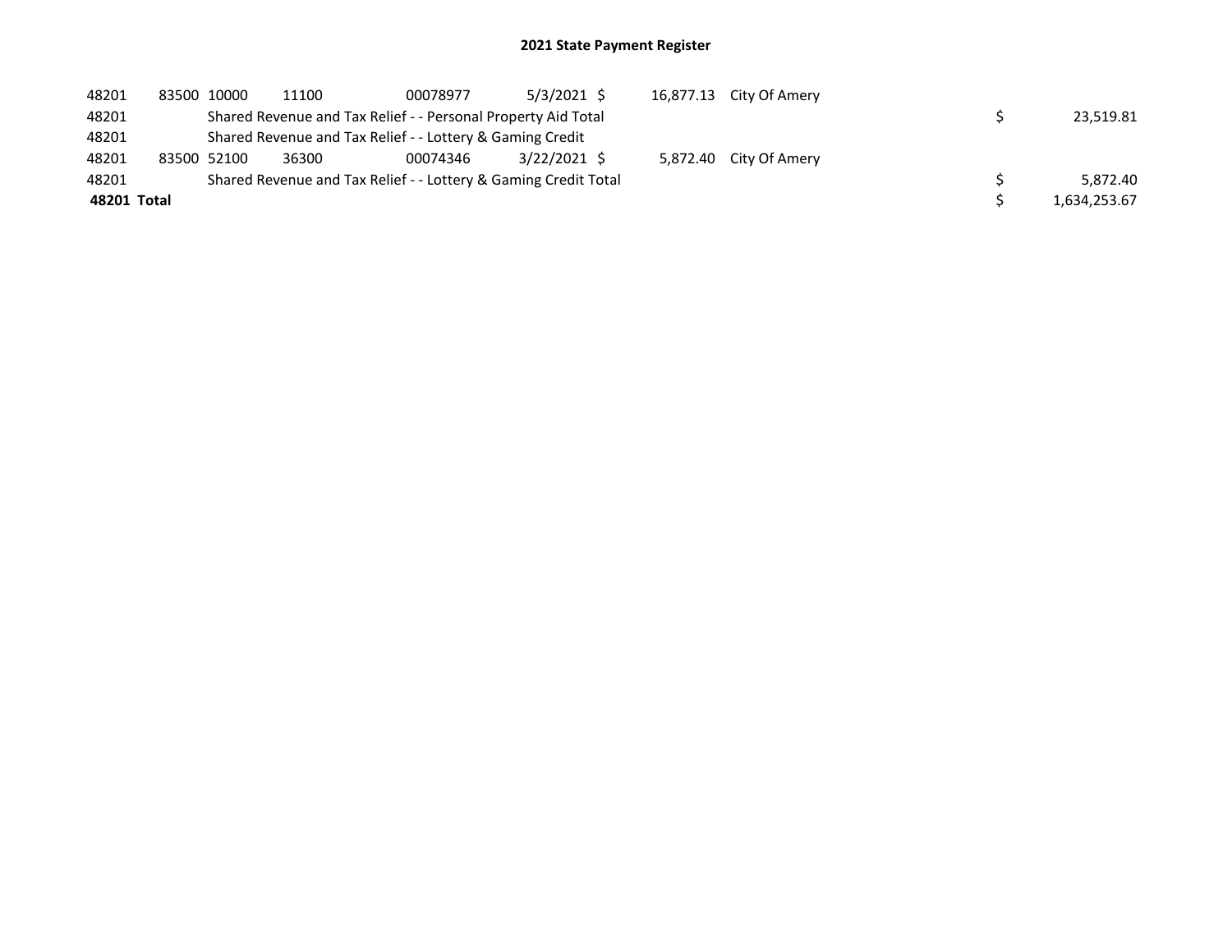# 2021 State Payment Register

| | | | | | | | | | |
|---|---|---|---|---|---|---|---|---|---|
| 48201 | 83500 | 10000 | 11100 | 00078977 | 5/3/2021 | $ 16,877.13 | City Of Amery | | |
| 48201 | | Shared Revenue and Tax Relief - - Personal Property Aid Total | | | | | | $ | 23,519.81 |
| 48201 | | Shared Revenue and Tax Relief - - Lottery & Gaming Credit | | | | | | | |
| 48201 | 83500 | 52100 | 36300 | 00074346 | 3/22/2021 | $ 5,872.40 | City Of Amery | | |
| 48201 | | Shared Revenue and Tax Relief - - Lottery & Gaming Credit Total | | | | | | $ | 5,872.40 |
| **48201 Total** | | | | | | | | $ | 1,634,253.67 |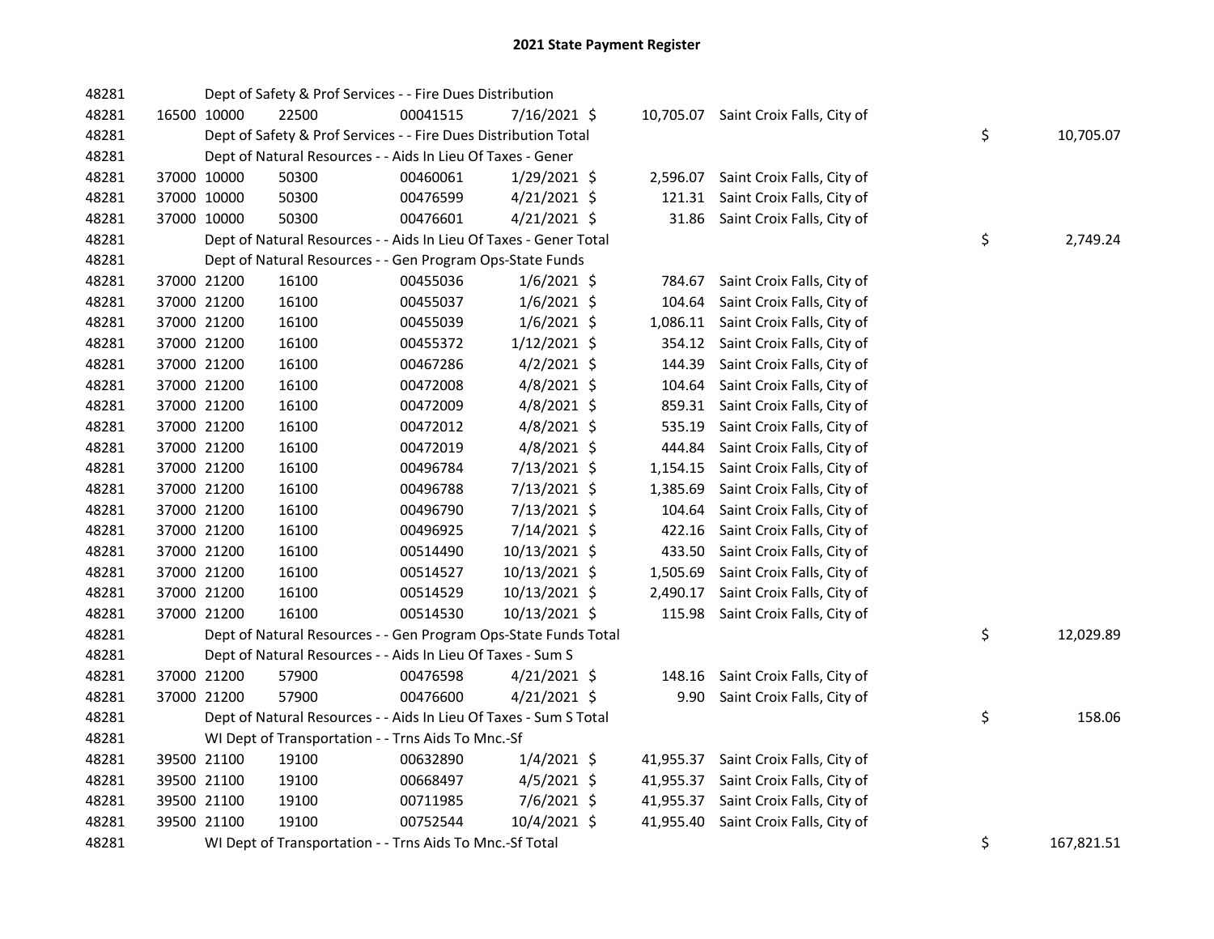# 2021 State Payment Register

| | | | | | | | | | |
|---|---|---|---|---|---|---|---|---|---|
| 48281 | | | Dept of Safety & Prof Services - - Fire Dues Distribution | | | | | | |
| 48281 | 16500 | 10000 | 22500 | 00041515 | 7/16/2021 | $ 10,705.07 | Saint Croix Falls, City of | | |
| 48281 | | | Dept of Safety & Prof Services - - Fire Dues Distribution Total | | | | | $ | 10,705.07 |
| 48281 | | | Dept of Natural Resources - - Aids In Lieu Of Taxes - Gener | | | | | | |
| 48281 | 37000 | 10000 | 50300 | 00460061 | 1/29/2021 | $ 2,596.07 | Saint Croix Falls, City of | | |
| 48281 | 37000 | 10000 | 50300 | 00476599 | 4/21/2021 | $ 121.31 | Saint Croix Falls, City of | | |
| 48281 | 37000 | 10000 | 50300 | 00476601 | 4/21/2021 | $ 31.86 | Saint Croix Falls, City of | | |
| 48281 | | | Dept of Natural Resources - - Aids In Lieu Of Taxes - Gener Total | | | | | $ | 2,749.24 |
| 48281 | | | Dept of Natural Resources - - Gen Program Ops-State Funds | | | | | | |
| 48281 | 37000 | 21200 | 16100 | 00455036 | 1/6/2021 | $ 784.67 | Saint Croix Falls, City of | | |
| 48281 | 37000 | 21200 | 16100 | 00455037 | 1/6/2021 | $ 104.64 | Saint Croix Falls, City of | | |
| 48281 | 37000 | 21200 | 16100 | 00455039 | 1/6/2021 | $ 1,086.11 | Saint Croix Falls, City of | | |
| 48281 | 37000 | 21200 | 16100 | 00455372 | 1/12/2021 | $ 354.12 | Saint Croix Falls, City of | | |
| 48281 | 37000 | 21200 | 16100 | 00467286 | 4/2/2021 | $ 144.39 | Saint Croix Falls, City of | | |
| 48281 | 37000 | 21200 | 16100 | 00472008 | 4/8/2021 | $ 104.64 | Saint Croix Falls, City of | | |
| 48281 | 37000 | 21200 | 16100 | 00472009 | 4/8/2021 | $ 859.31 | Saint Croix Falls, City of | | |
| 48281 | 37000 | 21200 | 16100 | 00472012 | 4/8/2021 | $ 535.19 | Saint Croix Falls, City of | | |
| 48281 | 37000 | 21200 | 16100 | 00472019 | 4/8/2021 | $ 444.84 | Saint Croix Falls, City of | | |
| 48281 | 37000 | 21200 | 16100 | 00496784 | 7/13/2021 | $ 1,154.15 | Saint Croix Falls, City of | | |
| 48281 | 37000 | 21200 | 16100 | 00496788 | 7/13/2021 | $ 1,385.69 | Saint Croix Falls, City of | | |
| 48281 | 37000 | 21200 | 16100 | 00496790 | 7/13/2021 | $ 104.64 | Saint Croix Falls, City of | | |
| 48281 | 37000 | 21200 | 16100 | 00496925 | 7/14/2021 | $ 422.16 | Saint Croix Falls, City of | | |
| 48281 | 37000 | 21200 | 16100 | 00514490 | 10/13/2021 | $ 433.50 | Saint Croix Falls, City of | | |
| 48281 | 37000 | 21200 | 16100 | 00514527 | 10/13/2021 | $ 1,505.69 | Saint Croix Falls, City of | | |
| 48281 | 37000 | 21200 | 16100 | 00514529 | 10/13/2021 | $ 2,490.17 | Saint Croix Falls, City of | | |
| 48281 | 37000 | 21200 | 16100 | 00514530 | 10/13/2021 | $ 115.98 | Saint Croix Falls, City of | | |
| 48281 | | | Dept of Natural Resources - - Gen Program Ops-State Funds Total | | | | | $ | 12,029.89 |
| 48281 | | | Dept of Natural Resources - - Aids In Lieu Of Taxes - Sum S | | | | | | |
| 48281 | 37000 | 21200 | 57900 | 00476598 | 4/21/2021 | $ 148.16 | Saint Croix Falls, City of | | |
| 48281 | 37000 | 21200 | 57900 | 00476600 | 4/21/2021 | $ 9.90 | Saint Croix Falls, City of | | |
| 48281 | | | Dept of Natural Resources - - Aids In Lieu Of Taxes - Sum S Total | | | | | $ | 158.06 |
| 48281 | | | WI Dept of Transportation - - Trns Aids To Mnc.-Sf | | | | | | |
| 48281 | 39500 | 21100 | 19100 | 00632890 | 1/4/2021 | $ 41,955.37 | Saint Croix Falls, City of | | |
| 48281 | 39500 | 21100 | 19100 | 00668497 | 4/5/2021 | $ 41,955.37 | Saint Croix Falls, City of | | |
| 48281 | 39500 | 21100 | 19100 | 00711985 | 7/6/2021 | $ 41,955.37 | Saint Croix Falls, City of | | |
| 48281 | 39500 | 21100 | 19100 | 00752544 | 10/4/2021 | $ 41,955.40 | Saint Croix Falls, City of | | |
| 48281 | | | WI Dept of Transportation - - Trns Aids To Mnc.-Sf Total | | | | | $ | 167,821.51 |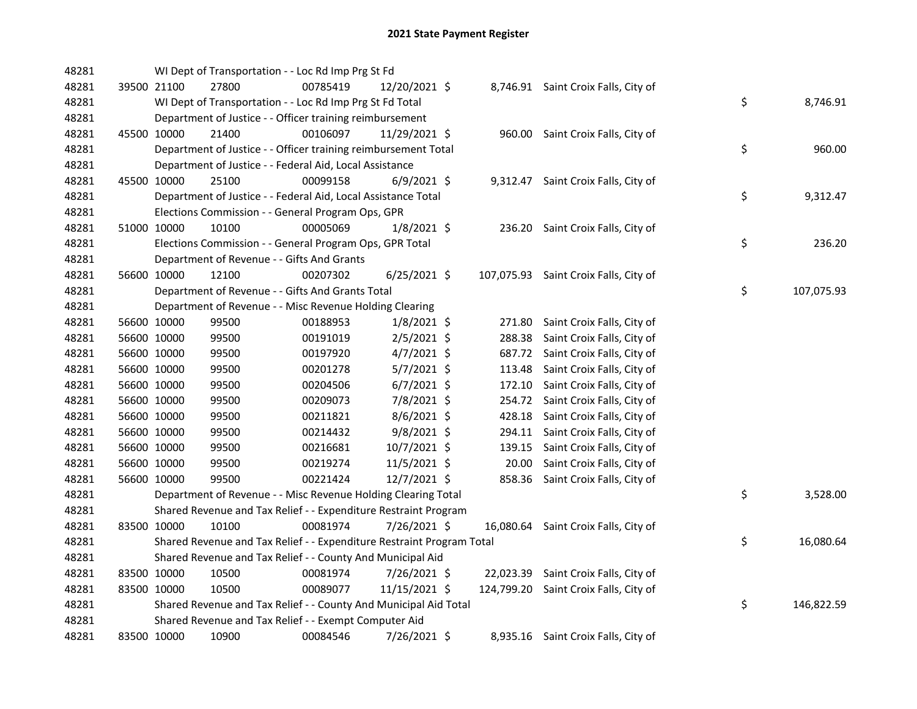# 2021 State Payment Register

| | | | | | | | | | |
|---|---|---|---|---|---|---|---|---|---|
| 48281 | | | WI Dept of Transportation - - Loc Rd Imp Prg St Fd | | | | | | |
| 48281 | 39500 | 21100 | 27800 | 00785419 | 12/20/2021 | $ 8,746.91 | Saint Croix Falls, City of | | |
| 48281 | | | WI Dept of Transportation - - Loc Rd Imp Prg St Fd Total | | | | | $ | 8,746.91 |
| 48281 | | | Department of Justice - - Officer training reimbursement | | | | | | |
| 48281 | 45500 | 10000 | 21400 | 00106097 | 11/29/2021 | $ 960.00 | Saint Croix Falls, City of | | |
| 48281 | | | Department of Justice - - Officer training reimbursement Total | | | | | $ | 960.00 |
| 48281 | | | Department of Justice - - Federal Aid, Local Assistance | | | | | | |
| 48281 | 45500 | 10000 | 25100 | 00099158 | 6/9/2021 | $ 9,312.47 | Saint Croix Falls, City of | | |
| 48281 | | | Department of Justice - - Federal Aid, Local Assistance Total | | | | | $ | 9,312.47 |
| 48281 | | | Elections Commission - - General Program Ops, GPR | | | | | | |
| 48281 | 51000 | 10000 | 10100 | 00005069 | 1/8/2021 | $ 236.20 | Saint Croix Falls, City of | | |
| 48281 | | | Elections Commission - - General Program Ops, GPR Total | | | | | $ | 236.20 |
| 48281 | | | Department of Revenue - - Gifts And Grants | | | | | | |
| 48281 | 56600 | 10000 | 12100 | 00207302 | 6/25/2021 | $ 107,075.93 | Saint Croix Falls, City of | | |
| 48281 | | | Department of Revenue - - Gifts And Grants Total | | | | | $ | 107,075.93 |
| 48281 | | | Department of Revenue - - Misc Revenue Holding Clearing | | | | | | |
| 48281 | 56600 | 10000 | 99500 | 00188953 | 1/8/2021 | $ 271.80 | Saint Croix Falls, City of | | |
| 48281 | 56600 | 10000 | 99500 | 00191019 | 2/5/2021 | $ 288.38 | Saint Croix Falls, City of | | |
| 48281 | 56600 | 10000 | 99500 | 00197920 | 4/7/2021 | $ 687.72 | Saint Croix Falls, City of | | |
| 48281 | 56600 | 10000 | 99500 | 00201278 | 5/7/2021 | $ 113.48 | Saint Croix Falls, City of | | |
| 48281 | 56600 | 10000 | 99500 | 00204506 | 6/7/2021 | $ 172.10 | Saint Croix Falls, City of | | |
| 48281 | 56600 | 10000 | 99500 | 00209073 | 7/8/2021 | $ 254.72 | Saint Croix Falls, City of | | |
| 48281 | 56600 | 10000 | 99500 | 00211821 | 8/6/2021 | $ 428.18 | Saint Croix Falls, City of | | |
| 48281 | 56600 | 10000 | 99500 | 00214432 | 9/8/2021 | $ 294.11 | Saint Croix Falls, City of | | |
| 48281 | 56600 | 10000 | 99500 | 00216681 | 10/7/2021 | $ 139.15 | Saint Croix Falls, City of | | |
| 48281 | 56600 | 10000 | 99500 | 00219274 | 11/5/2021 | $ 20.00 | Saint Croix Falls, City of | | |
| 48281 | 56600 | 10000 | 99500 | 00221424 | 12/7/2021 | $ 858.36 | Saint Croix Falls, City of | | |
| 48281 | | | Department of Revenue - - Misc Revenue Holding Clearing Total | | | | | $ | 3,528.00 |
| 48281 | | | Shared Revenue and Tax Relief - - Expenditure Restraint Program | | | | | | |
| 48281 | 83500 | 10000 | 10100 | 00081974 | 7/26/2021 | $ 16,080.64 | Saint Croix Falls, City of | | |
| 48281 | | | Shared Revenue and Tax Relief - - Expenditure Restraint Program Total | | | | | $ | 16,080.64 |
| 48281 | | | Shared Revenue and Tax Relief - - County And Municipal Aid | | | | | | |
| 48281 | 83500 | 10000 | 10500 | 00081974 | 7/26/2021 | $ 22,023.39 | Saint Croix Falls, City of | | |
| 48281 | 83500 | 10000 | 10500 | 00089077 | 11/15/2021 | $ 124,799.20 | Saint Croix Falls, City of | | |
| 48281 | | | Shared Revenue and Tax Relief - - County And Municipal Aid Total | | | | | $ | 146,822.59 |
| 48281 | | | Shared Revenue and Tax Relief - - Exempt Computer Aid | | | | | | |
| 48281 | 83500 | 10000 | 10900 | 00084546 | 7/26/2021 | $ 8,935.16 | Saint Croix Falls, City of | | |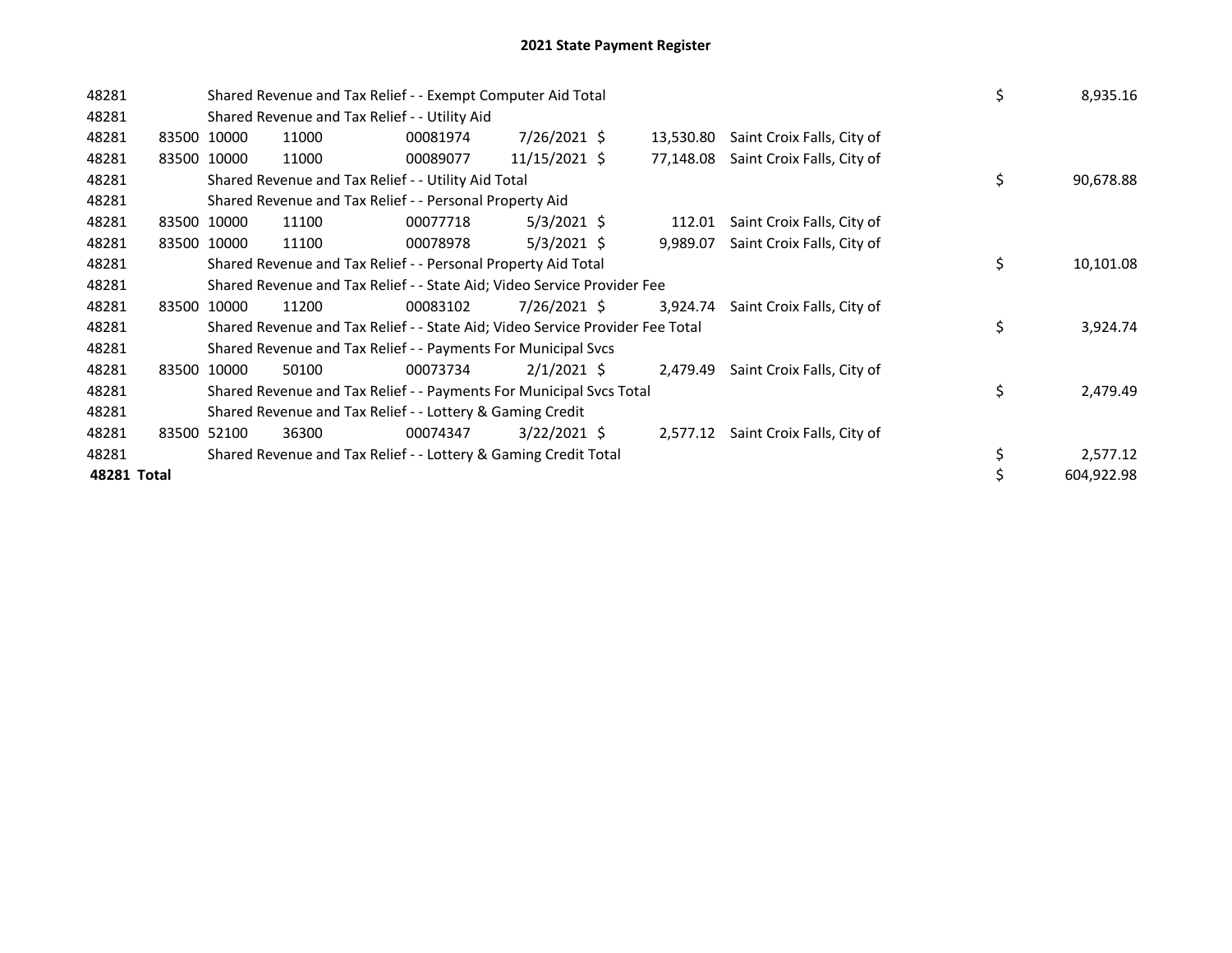# 2021 State Payment Register

| | | | | | | | | | |
|---|---|---|---|---|---|---|---|---|---|
| 48281 | | Shared Revenue and Tax Relief - - Exempt Computer Aid Total | | | | | | $ | 8,935.16 |
| 48281 | | Shared Revenue and Tax Relief - - Utility Aid | | | | | | | |
| 48281 | 83500 | 10000 | 11000 | 00081974 | 7/26/2021 | $ 13,530.80 | Saint Croix Falls, City of | | |
| 48281 | 83500 | 10000 | 11000 | 00089077 | 11/15/2021 | $ 77,148.08 | Saint Croix Falls, City of | | |
| 48281 | | Shared Revenue and Tax Relief - - Utility Aid Total | | | | | | $ | 90,678.88 |
| 48281 | | Shared Revenue and Tax Relief - - Personal Property Aid | | | | | | | |
| 48281 | 83500 | 10000 | 11100 | 00077718 | 5/3/2021 | $ 112.01 | Saint Croix Falls, City of | | |
| 48281 | 83500 | 10000 | 11100 | 00078978 | 5/3/2021 | $ 9,989.07 | Saint Croix Falls, City of | | |
| 48281 | | Shared Revenue and Tax Relief - - Personal Property Aid Total | | | | | | $ | 10,101.08 |
| 48281 | | Shared Revenue and Tax Relief - - State Aid; Video Service Provider Fee | | | | | | | |
| 48281 | 83500 | 10000 | 11200 | 00083102 | 7/26/2021 | $ 3,924.74 | Saint Croix Falls, City of | | |
| 48281 | | Shared Revenue and Tax Relief - - State Aid; Video Service Provider Fee Total | | | | | | $ | 3,924.74 |
| 48281 | | Shared Revenue and Tax Relief - - Payments For Municipal Svcs | | | | | | | |
| 48281 | 83500 | 10000 | 50100 | 00073734 | 2/1/2021 | $ 2,479.49 | Saint Croix Falls, City of | | |
| 48281 | | Shared Revenue and Tax Relief - - Payments For Municipal Svcs Total | | | | | | $ | 2,479.49 |
| 48281 | | Shared Revenue and Tax Relief - - Lottery & Gaming Credit | | | | | | | |
| 48281 | 83500 | 52100 | 36300 | 00074347 | 3/22/2021 | $ 2,577.12 | Saint Croix Falls, City of | | |
| 48281 | | Shared Revenue and Tax Relief - - Lottery & Gaming Credit Total | | | | | | $ | 2,577.12 |
| **48281 Total** | | | | | | | | $ | 604,922.98 |